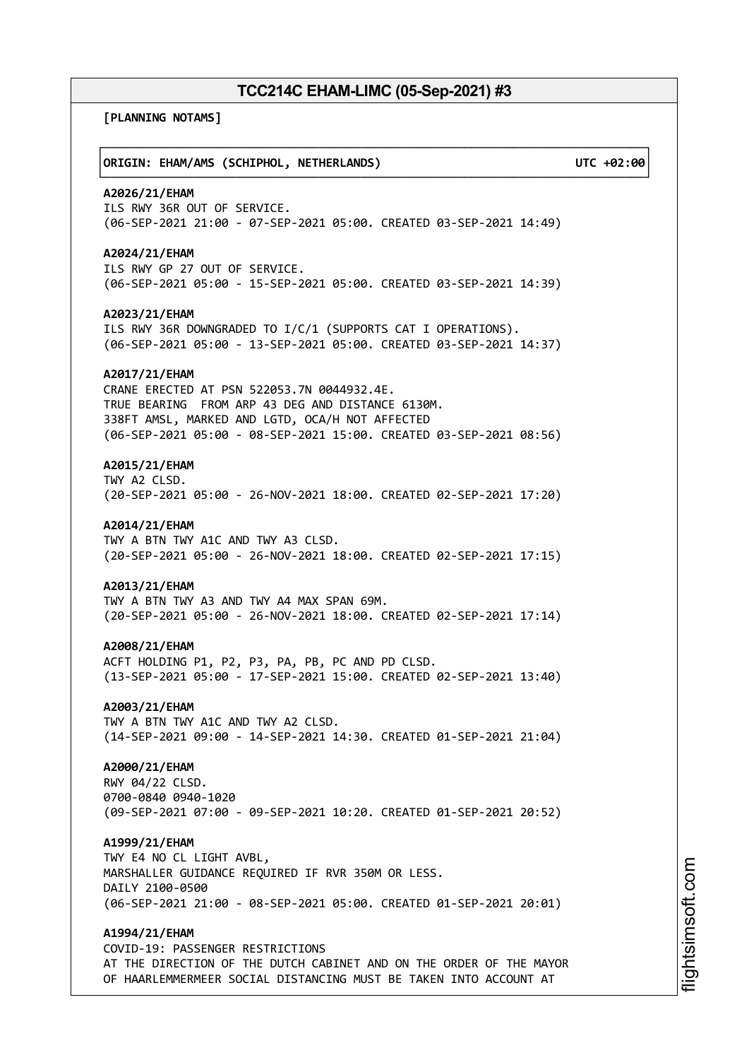# TCC214C EHAM-LIMC (05-Sep-2021) #3

**[PLANNING NOTAMS]**

**ORIGIN: EHAM/AMS (SCHIPHOL, NETHERLANDS) UTC +02:00**

**A2026/21/EHAM**
ILS RWY 36R OUT OF SERVICE.
(06-SEP-2021 21:00 - 07-SEP-2021 05:00. CREATED 03-SEP-2021 14:49)

**A2024/21/EHAM**
ILS RWY GP 27 OUT OF SERVICE.
(06-SEP-2021 05:00 - 15-SEP-2021 05:00. CREATED 03-SEP-2021 14:39)

**A2023/21/EHAM**
ILS RWY 36R DOWNGRADED TO I/C/1 (SUPPORTS CAT I OPERATIONS).
(06-SEP-2021 05:00 - 13-SEP-2021 05:00. CREATED 03-SEP-2021 14:37)

**A2017/21/EHAM**
CRANE ERECTED AT PSN 522053.7N 0044932.4E.
TRUE BEARING FROM ARP 43 DEG AND DISTANCE 6130M.
338FT AMSL, MARKED AND LGTD, OCA/H NOT AFFECTED
(06-SEP-2021 05:00 - 08-SEP-2021 15:00. CREATED 03-SEP-2021 08:56)

**A2015/21/EHAM**
TWY A2 CLSD.
(20-SEP-2021 05:00 - 26-NOV-2021 18:00. CREATED 02-SEP-2021 17:20)

**A2014/21/EHAM**
TWY A BTN TWY A1C AND TWY A3 CLSD.
(20-SEP-2021 05:00 - 26-NOV-2021 18:00. CREATED 02-SEP-2021 17:15)

**A2013/21/EHAM**
TWY A BTN TWY A3 AND TWY A4 MAX SPAN 69M.
(20-SEP-2021 05:00 - 26-NOV-2021 18:00. CREATED 02-SEP-2021 17:14)

**A2008/21/EHAM**
ACFT HOLDING P1, P2, P3, PA, PB, PC AND PD CLSD.
(13-SEP-2021 05:00 - 17-SEP-2021 15:00. CREATED 02-SEP-2021 13:40)

**A2003/21/EHAM**
TWY A BTN TWY A1C AND TWY A2 CLSD.
(14-SEP-2021 09:00 - 14-SEP-2021 14:30. CREATED 01-SEP-2021 21:04)

**A2000/21/EHAM**
RWY 04/22 CLSD.
0700-0840 0940-1020
(09-SEP-2021 07:00 - 09-SEP-2021 10:20. CREATED 01-SEP-2021 20:52)

**A1999/21/EHAM**
TWY E4 NO CL LIGHT AVBL,
MARSHALLER GUIDANCE REQUIRED IF RVR 350M OR LESS.
DAILY 2100-0500
(06-SEP-2021 21:00 - 08-SEP-2021 05:00. CREATED 01-SEP-2021 20:01)

**A1994/21/EHAM**
COVID-19: PASSENGER RESTRICTIONS
AT THE DIRECTION OF THE DUTCH CABINET AND ON THE ORDER OF THE MAYOR
OF HAARLEMMERMEER SOCIAL DISTANCING MUST BE TAKEN INTO ACCOUNT AT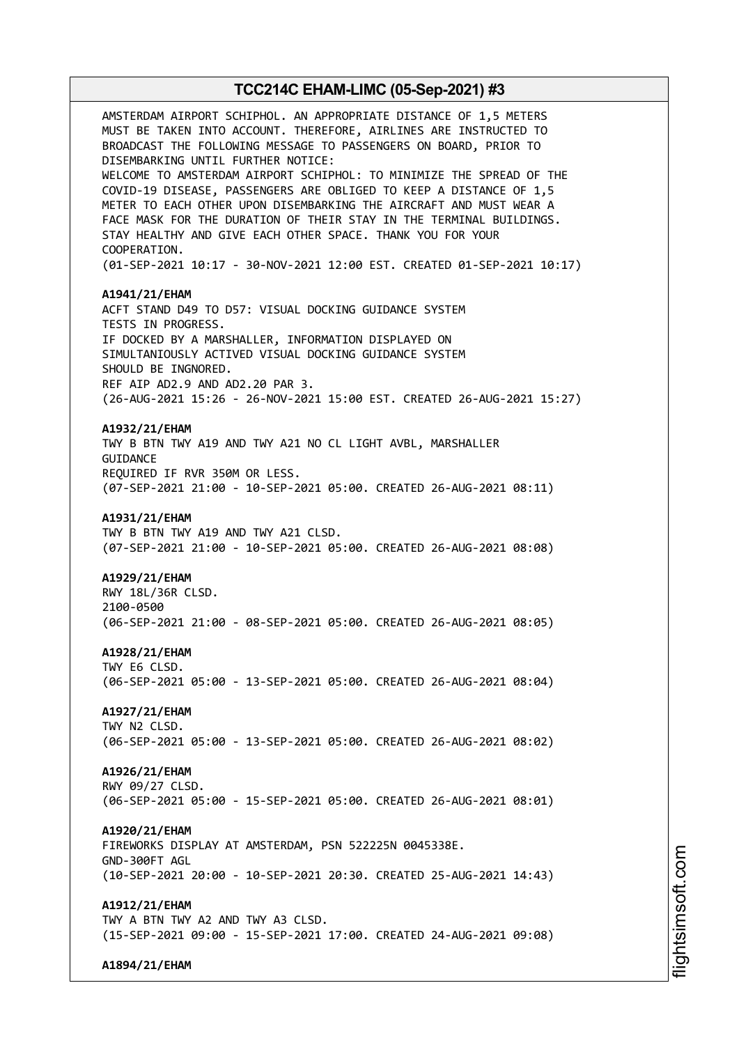AMSTERDAM AIRPORT SCHIPHOL. AN APPROPRIATE DISTANCE OF 1,5 METERS MUST BE TAKEN INTO ACCOUNT. THEREFORE, AIRLINES ARE INSTRUCTED TO BROADCAST THE FOLLOWING MESSAGE TO PASSENGERS ON BOARD, PRIOR TO DISEMBARKING UNTIL FURTHER NOTICE:
WELCOME TO AMSTERDAM AIRPORT SCHIPHOL: TO MINIMIZE THE SPREAD OF THE COVID-19 DISEASE, PASSENGERS ARE OBLIGED TO KEEP A DISTANCE OF 1,5 METER TO EACH OTHER UPON DISEMBARKING THE AIRCRAFT AND MUST WEAR A FACE MASK FOR THE DURATION OF THEIR STAY IN THE TERMINAL BUILDINGS. STAY HEALTHY AND GIVE EACH OTHER SPACE. THANK YOU FOR YOUR COOPERATION.
(01-SEP-2021 10:17 - 30-NOV-2021 12:00 EST. CREATED 01-SEP-2021 10:17)

**A1941/21/EHAM**
ACFT STAND D49 TO D57: VISUAL DOCKING GUIDANCE SYSTEM TESTS IN PROGRESS.
IF DOCKED BY A MARSHALLER, INFORMATION DISPLAYED ON SIMULTANIOUSLY ACTIVED VISUAL DOCKING GUIDANCE SYSTEM SHOULD BE INGNORED.
REF AIP AD2.9 AND AD2.20 PAR 3.
(26-AUG-2021 15:26 - 26-NOV-2021 15:00 EST. CREATED 26-AUG-2021 15:27)

**A1932/21/EHAM**
TWY B BTN TWY A19 AND TWY A21 NO CL LIGHT AVBL, MARSHALLER GUIDANCE
REQUIRED IF RVR 350M OR LESS.
(07-SEP-2021 21:00 - 10-SEP-2021 05:00. CREATED 26-AUG-2021 08:11)

**A1931/21/EHAM**
TWY B BTN TWY A19 AND TWY A21 CLSD.
(07-SEP-2021 21:00 - 10-SEP-2021 05:00. CREATED 26-AUG-2021 08:08)

**A1929/21/EHAM**
RWY 18L/36R CLSD.
2100-0500
(06-SEP-2021 21:00 - 08-SEP-2021 05:00. CREATED 26-AUG-2021 08:05)

**A1928/21/EHAM**
TWY E6 CLSD.
(06-SEP-2021 05:00 - 13-SEP-2021 05:00. CREATED 26-AUG-2021 08:04)

**A1927/21/EHAM**
TWY N2 CLSD.
(06-SEP-2021 05:00 - 13-SEP-2021 05:00. CREATED 26-AUG-2021 08:02)

**A1926/21/EHAM**
RWY 09/27 CLSD.
(06-SEP-2021 05:00 - 15-SEP-2021 05:00. CREATED 26-AUG-2021 08:01)

**A1920/21/EHAM**
FIREWORKS DISPLAY AT AMSTERDAM, PSN 522225N 0045338E.
GND-300FT AGL
(10-SEP-2021 20:00 - 10-SEP-2021 20:30. CREATED 25-AUG-2021 14:43)

**A1912/21/EHAM**
TWY A BTN TWY A2 AND TWY A3 CLSD.
(15-SEP-2021 09:00 - 15-SEP-2021 17:00. CREATED 24-AUG-2021 09:08)

**A1894/21/EHAM**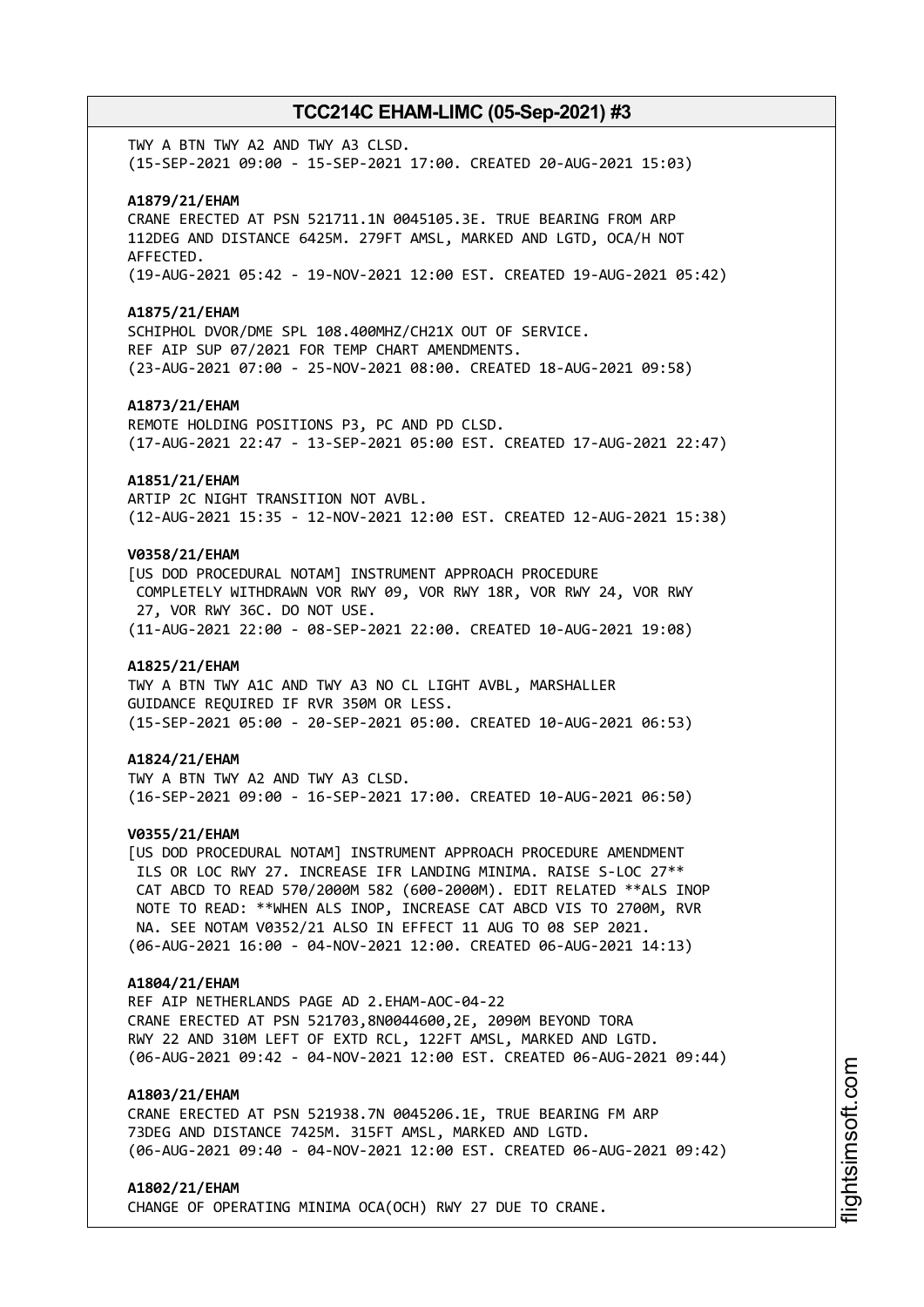TWY A BTN TWY A2 AND TWY A3 CLSD.
(15-SEP-2021 09:00 - 15-SEP-2021 17:00. CREATED 20-AUG-2021 15:03)

**A1879/21/EHAM**
CRANE ERECTED AT PSN 521711.1N 0045105.3E. TRUE BEARING FROM ARP 112DEG AND DISTANCE 6425M. 279FT AMSL, MARKED AND LGTD, OCA/H NOT AFFECTED.
(19-AUG-2021 05:42 - 19-NOV-2021 12:00 EST. CREATED 19-AUG-2021 05:42)

**A1875/21/EHAM**
SCHIPHOL DVOR/DME SPL 108.400MHZ/CH21X OUT OF SERVICE.
REF AIP SUP 07/2021 FOR TEMP CHART AMENDMENTS.
(23-AUG-2021 07:00 - 25-NOV-2021 08:00. CREATED 18-AUG-2021 09:58)

**A1873/21/EHAM**
REMOTE HOLDING POSITIONS P3, PC AND PD CLSD.
(17-AUG-2021 22:47 - 13-SEP-2021 05:00 EST. CREATED 17-AUG-2021 22:47)

**A1851/21/EHAM**
ARTIP 2C NIGHT TRANSITION NOT AVBL.
(12-AUG-2021 15:35 - 12-NOV-2021 12:00 EST. CREATED 12-AUG-2021 15:38)

**V0358/21/EHAM**
[US DOD PROCEDURAL NOTAM] INSTRUMENT APPROACH PROCEDURE COMPLETELY WITHDRAWN VOR RWY 09, VOR RWY 18R, VOR RWY 24, VOR RWY 27, VOR RWY 36C. DO NOT USE.
(11-AUG-2021 22:00 - 08-SEP-2021 22:00. CREATED 10-AUG-2021 19:08)

**A1825/21/EHAM**
TWY A BTN TWY A1C AND TWY A3 NO CL LIGHT AVBL, MARSHALLER GUIDANCE REQUIRED IF RVR 350M OR LESS.
(15-SEP-2021 05:00 - 20-SEP-2021 05:00. CREATED 10-AUG-2021 06:53)

**A1824/21/EHAM**
TWY A BTN TWY A2 AND TWY A3 CLSD.
(16-SEP-2021 09:00 - 16-SEP-2021 17:00. CREATED 10-AUG-2021 06:50)

**V0355/21/EHAM**
[US DOD PROCEDURAL NOTAM] INSTRUMENT APPROACH PROCEDURE AMENDMENT ILS OR LOC RWY 27. INCREASE IFR LANDING MINIMA. RAISE S-LOC 27** CAT ABCD TO READ 570/2000M 582 (600-2000M). EDIT RELATED **ALS INOP NOTE TO READ: **WHEN ALS INOP, INCREASE CAT ABCD VIS TO 2700M, RVR NA. SEE NOTAM V0352/21 ALSO IN EFFECT 11 AUG TO 08 SEP 2021.
(06-AUG-2021 16:00 - 04-NOV-2021 12:00. CREATED 06-AUG-2021 14:13)

**A1804/21/EHAM**
REF AIP NETHERLANDS PAGE AD 2.EHAM-AOC-04-22
CRANE ERECTED AT PSN 521703,8N0044600,2E, 2090M BEYOND TORA RWY 22 AND 310M LEFT OF EXTD RCL, 122FT AMSL, MARKED AND LGTD.
(06-AUG-2021 09:42 - 04-NOV-2021 12:00 EST. CREATED 06-AUG-2021 09:44)

**A1803/21/EHAM**
CRANE ERECTED AT PSN 521938.7N 0045206.1E, TRUE BEARING FM ARP 73DEG AND DISTANCE 7425M. 315FT AMSL, MARKED AND LGTD.
(06-AUG-2021 09:40 - 04-NOV-2021 12:00 EST. CREATED 06-AUG-2021 09:42)

**A1802/21/EHAM**
CHANGE OF OPERATING MINIMA OCA(OCH) RWY 27 DUE TO CRANE.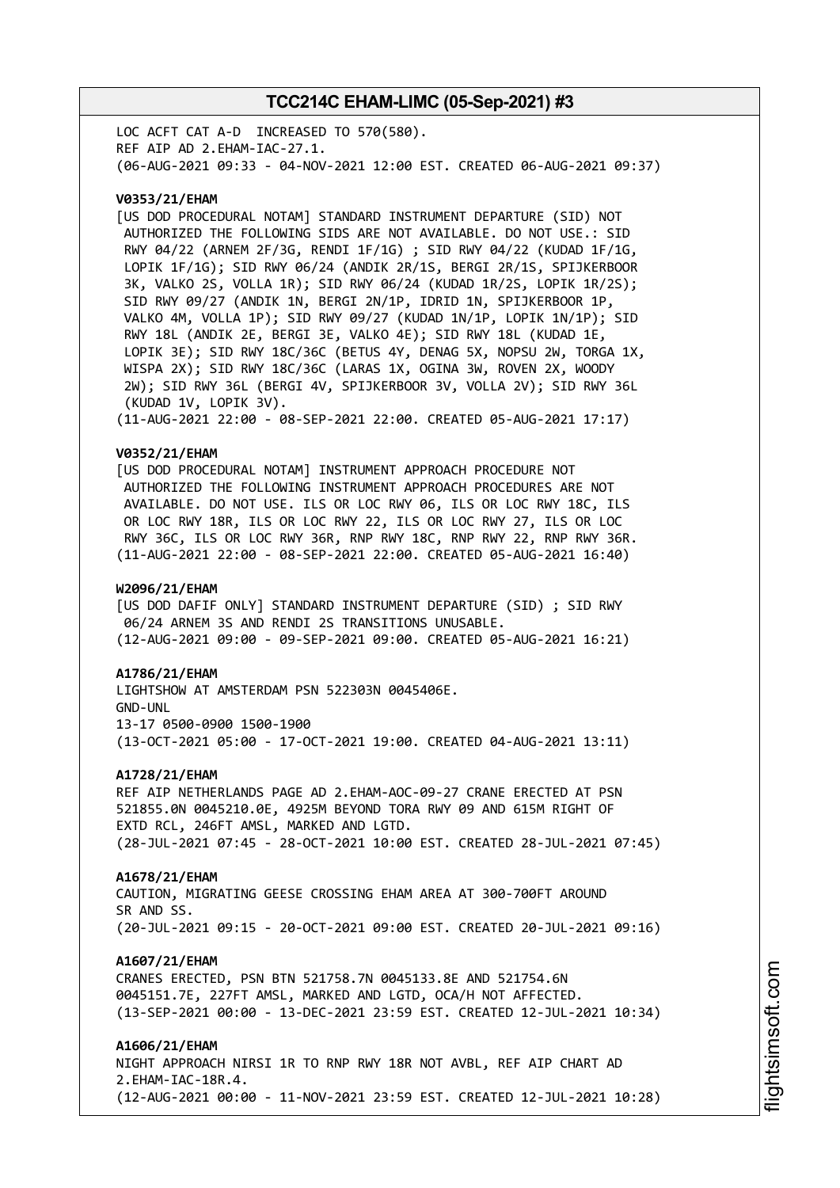LOC ACFT CAT A-D INCREASED TO 570(580).
REF AIP AD 2.EHAM-IAC-27.1.
(06-AUG-2021 09:33 - 04-NOV-2021 12:00 EST. CREATED 06-AUG-2021 09:37)

**V0353/21/EHAM**
[US DOD PROCEDURAL NOTAM] STANDARD INSTRUMENT DEPARTURE (SID) NOT AUTHORIZED THE FOLLOWING SIDS ARE NOT AVAILABLE. DO NOT USE.: SID RWY 04/22 (ARNEM 2F/3G, RENDI 1F/1G) ; SID RWY 04/22 (KUDAD 1F/1G, LOPIK 1F/1G); SID RWY 06/24 (ANDIK 2R/1S, BERGI 2R/1S, SPIJKERBOOR 3K, VALKO 2S, VOLLA 1R); SID RWY 06/24 (KUDAD 1R/2S, LOPIK 1R/2S); SID RWY 09/27 (ANDIK 1N, BERGI 2N/1P, IDRID 1N, SPIJKERBOOR 1P, VALKO 4M, VOLLA 1P); SID RWY 09/27 (KUDAD 1N/1P, LOPIK 1N/1P); SID RWY 18L (ANDIK 2E, BERGI 3E, VALKO 4E); SID RWY 18L (KUDAD 1E, LOPIK 3E); SID RWY 18C/36C (BETUS 4Y, DENAG 5X, NOPSU 2W, TORGA 1X, WISPA 2X); SID RWY 18C/36C (LARAS 1X, OGINA 3W, ROVEN 2X, WOODY 2W); SID RWY 36L (BERGI 4V, SPIJKERBOOR 3V, VOLLA 2V); SID RWY 36L (KUDAD 1V, LOPIK 3V).
(11-AUG-2021 22:00 - 08-SEP-2021 22:00. CREATED 05-AUG-2021 17:17)

**V0352/21/EHAM**
[US DOD PROCEDURAL NOTAM] INSTRUMENT APPROACH PROCEDURE NOT AUTHORIZED THE FOLLOWING INSTRUMENT APPROACH PROCEDURES ARE NOT AVAILABLE. DO NOT USE. ILS OR LOC RWY 06, ILS OR LOC RWY 18C, ILS OR LOC RWY 18R, ILS OR LOC RWY 22, ILS OR LOC RWY 27, ILS OR LOC RWY 36C, ILS OR LOC RWY 36R, RNP RWY 18C, RNP RWY 22, RNP RWY 36R.
(11-AUG-2021 22:00 - 08-SEP-2021 22:00. CREATED 05-AUG-2021 16:40)

**W2096/21/EHAM**
[US DOD DAFIF ONLY] STANDARD INSTRUMENT DEPARTURE (SID) ; SID RWY 06/24 ARNEM 3S AND RENDI 2S TRANSITIONS UNUSABLE.
(12-AUG-2021 09:00 - 09-SEP-2021 09:00. CREATED 05-AUG-2021 16:21)

**A1786/21/EHAM**
LIGHTSHOW AT AMSTERDAM PSN 522303N 0045406E.
GND-UNL
13-17 0500-0900 1500-1900
(13-OCT-2021 05:00 - 17-OCT-2021 19:00. CREATED 04-AUG-2021 13:11)

**A1728/21/EHAM**
REF AIP NETHERLANDS PAGE AD 2.EHAM-AOC-09-27 CRANE ERECTED AT PSN 521855.0N 0045210.0E, 4925M BEYOND TORA RWY 09 AND 615M RIGHT OF EXTD RCL, 246FT AMSL, MARKED AND LGTD.
(28-JUL-2021 07:45 - 28-OCT-2021 10:00 EST. CREATED 28-JUL-2021 07:45)

**A1678/21/EHAM**
CAUTION, MIGRATING GEESE CROSSING EHAM AREA AT 300-700FT AROUND SR AND SS.
(20-JUL-2021 09:15 - 20-OCT-2021 09:00 EST. CREATED 20-JUL-2021 09:16)

**A1607/21/EHAM**
CRANES ERECTED, PSN BTN 521758.7N 0045133.8E AND 521754.6N 0045151.7E, 227FT AMSL, MARKED AND LGTD, OCA/H NOT AFFECTED.
(13-SEP-2021 00:00 - 13-DEC-2021 23:59 EST. CREATED 12-JUL-2021 10:34)

**A1606/21/EHAM**
NIGHT APPROACH NIRSI 1R TO RNP RWY 18R NOT AVBL, REF AIP CHART AD 2.EHAM-IAC-18R.4.
(12-AUG-2021 00:00 - 11-NOV-2021 23:59 EST. CREATED 12-JUL-2021 10:28)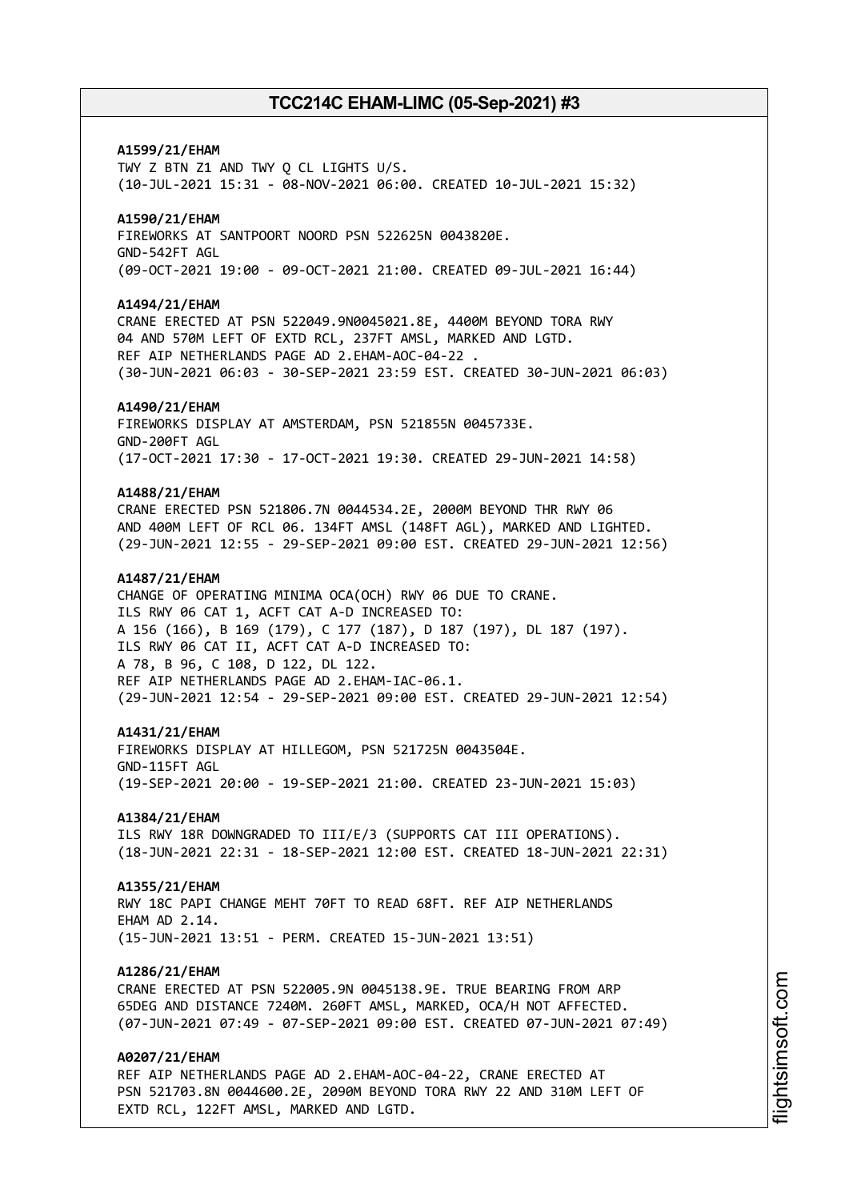**A1599/21/EHAM**
TWY Z BTN Z1 AND TWY Q CL LIGHTS U/S.
(10-JUL-2021 15:31 - 08-NOV-2021 06:00. CREATED 10-JUL-2021 15:32)

**A1590/21/EHAM**
FIREWORKS AT SANTPOORT NOORD PSN 522625N 0043820E.
GND-542FT AGL
(09-OCT-2021 19:00 - 09-OCT-2021 21:00. CREATED 09-JUL-2021 16:44)

**A1494/21/EHAM**
CRANE ERECTED AT PSN 522049.9N0045021.8E, 4400M BEYOND TORA RWY 04 AND 570M LEFT OF EXTD RCL, 237FT AMSL, MARKED AND LGTD.
REF AIP NETHERLANDS PAGE AD 2.EHAM-AOC-04-22 .
(30-JUN-2021 06:03 - 30-SEP-2021 23:59 EST. CREATED 30-JUN-2021 06:03)

**A1490/21/EHAM**
FIREWORKS DISPLAY AT AMSTERDAM, PSN 521855N 0045733E.
GND-200FT AGL
(17-OCT-2021 17:30 - 17-OCT-2021 19:30. CREATED 29-JUN-2021 14:58)

**A1488/21/EHAM**
CRANE ERECTED PSN 521806.7N 0044534.2E, 2000M BEYOND THR RWY 06 AND 400M LEFT OF RCL 06. 134FT AMSL (148FT AGL), MARKED AND LIGHTED.
(29-JUN-2021 12:55 - 29-SEP-2021 09:00 EST. CREATED 29-JUN-2021 12:56)

**A1487/21/EHAM**
CHANGE OF OPERATING MINIMA OCA(OCH) RWY 06 DUE TO CRANE.
ILS RWY 06 CAT 1, ACFT CAT A-D INCREASED TO:
A 156 (166), B 169 (179), C 177 (187), D 187 (197), DL 187 (197).
ILS RWY 06 CAT II, ACFT CAT A-D INCREASED TO:
A 78, B 96, C 108, D 122, DL 122.
REF AIP NETHERLANDS PAGE AD 2.EHAM-IAC-06.1.
(29-JUN-2021 12:54 - 29-SEP-2021 09:00 EST. CREATED 29-JUN-2021 12:54)

**A1431/21/EHAM**
FIREWORKS DISPLAY AT HILLEGOM, PSN 521725N 0043504E.
GND-115FT AGL
(19-SEP-2021 20:00 - 19-SEP-2021 21:00. CREATED 23-JUN-2021 15:03)

**A1384/21/EHAM**
ILS RWY 18R DOWNGRADED TO III/E/3 (SUPPORTS CAT III OPERATIONS).
(18-JUN-2021 22:31 - 18-SEP-2021 12:00 EST. CREATED 18-JUN-2021 22:31)

**A1355/21/EHAM**
RWY 18C PAPI CHANGE MEHT 70FT TO READ 68FT. REF AIP NETHERLANDS EHAM AD 2.14.
(15-JUN-2021 13:51 - PERM. CREATED 15-JUN-2021 13:51)

**A1286/21/EHAM**
CRANE ERECTED AT PSN 522005.9N 0045138.9E. TRUE BEARING FROM ARP 65DEG AND DISTANCE 7240M. 260FT AMSL, MARKED, OCA/H NOT AFFECTED.
(07-JUN-2021 07:49 - 07-SEP-2021 09:00 EST. CREATED 07-JUN-2021 07:49)

**A0207/21/EHAM**
REF AIP NETHERLANDS PAGE AD 2.EHAM-AOC-04-22, CRANE ERECTED AT PSN 521703.8N 0044600.2E, 2090M BEYOND TORA RWY 22 AND 310M LEFT OF EXTD RCL, 122FT AMSL, MARKED AND LGTD.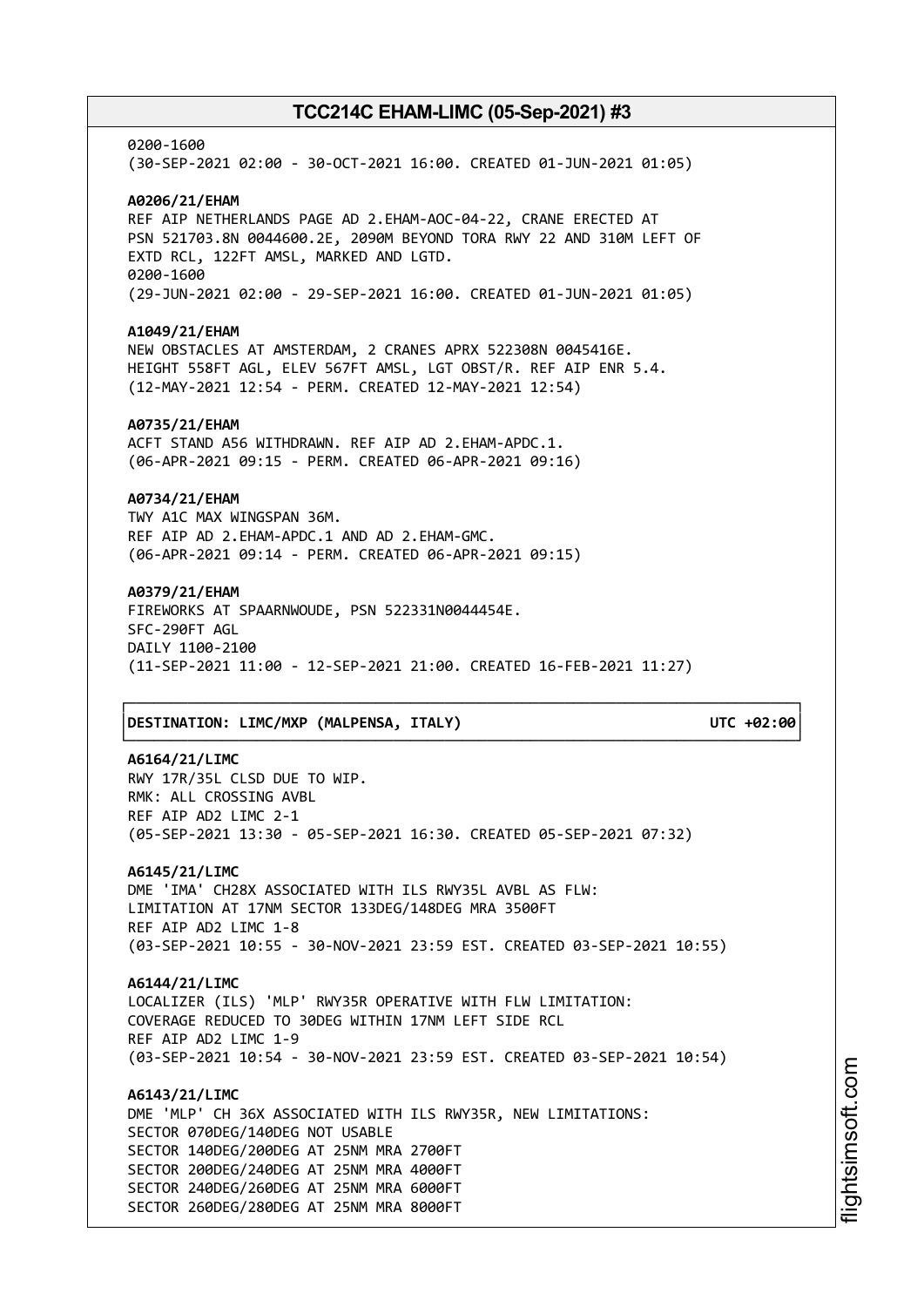0200-1600
(30-SEP-2021 02:00 - 30-OCT-2021 16:00. CREATED 01-JUN-2021 01:05)

**A0206/21/EHAM**
REF AIP NETHERLANDS PAGE AD 2.EHAM-AOC-04-22, CRANE ERECTED AT PSN 521703.8N 0044600.2E, 2090M BEYOND TORA RWY 22 AND 310M LEFT OF EXTD RCL, 122FT AMSL, MARKED AND LGTD.
0200-1600
(29-JUN-2021 02:00 - 29-SEP-2021 16:00. CREATED 01-JUN-2021 01:05)

**A1049/21/EHAM**
NEW OBSTACLES AT AMSTERDAM, 2 CRANES APRX 522308N 0045416E.
HEIGHT 558FT AGL, ELEV 567FT AMSL, LGT OBST/R. REF AIP ENR 5.4.
(12-MAY-2021 12:54 - PERM. CREATED 12-MAY-2021 12:54)

**A0735/21/EHAM**
ACFT STAND A56 WITHDRAWN. REF AIP AD 2.EHAM-APDC.1.
(06-APR-2021 09:15 - PERM. CREATED 06-APR-2021 09:16)

**A0734/21/EHAM**
TWY A1C MAX WINGSPAN 36M.
REF AIP AD 2.EHAM-APDC.1 AND AD 2.EHAM-GMC.
(06-APR-2021 09:14 - PERM. CREATED 06-APR-2021 09:15)

**A0379/21/EHAM**
FIREWORKS AT SPAARNWOUDE, PSN 522331N0044454E.
SFC-290FT AGL
DAILY 1100-2100
(11-SEP-2021 11:00 - 12-SEP-2021 21:00. CREATED 16-FEB-2021 11:27)

**DESTINATION: LIMC/MXP (MALPENSA, ITALY) UTC +02:00**

**A6164/21/LIMC**
RWY 17R/35L CLSD DUE TO WIP.
RMK: ALL CROSSING AVBL
REF AIP AD2 LIMC 2-1
(05-SEP-2021 13:30 - 05-SEP-2021 16:30. CREATED 05-SEP-2021 07:32)

**A6145/21/LIMC**
DME 'IMA' CH28X ASSOCIATED WITH ILS RWY35L AVBL AS FLW:
LIMITATION AT 17NM SECTOR 133DEG/148DEG MRA 3500FT
REF AIP AD2 LIMC 1-8
(03-SEP-2021 10:55 - 30-NOV-2021 23:59 EST. CREATED 03-SEP-2021 10:55)

**A6144/21/LIMC**
LOCALIZER (ILS) 'MLP' RWY35R OPERATIVE WITH FLW LIMITATION:
COVERAGE REDUCED TO 30DEG WITHIN 17NM LEFT SIDE RCL
REF AIP AD2 LIMC 1-9
(03-SEP-2021 10:54 - 30-NOV-2021 23:59 EST. CREATED 03-SEP-2021 10:54)

**A6143/21/LIMC**
DME 'MLP' CH 36X ASSOCIATED WITH ILS RWY35R, NEW LIMITATIONS:
SECTOR 070DEG/140DEG NOT USABLE
SECTOR 140DEG/200DEG AT 25NM MRA 2700FT
SECTOR 200DEG/240DEG AT 25NM MRA 4000FT
SECTOR 240DEG/260DEG AT 25NM MRA 6000FT
SECTOR 260DEG/280DEG AT 25NM MRA 8000FT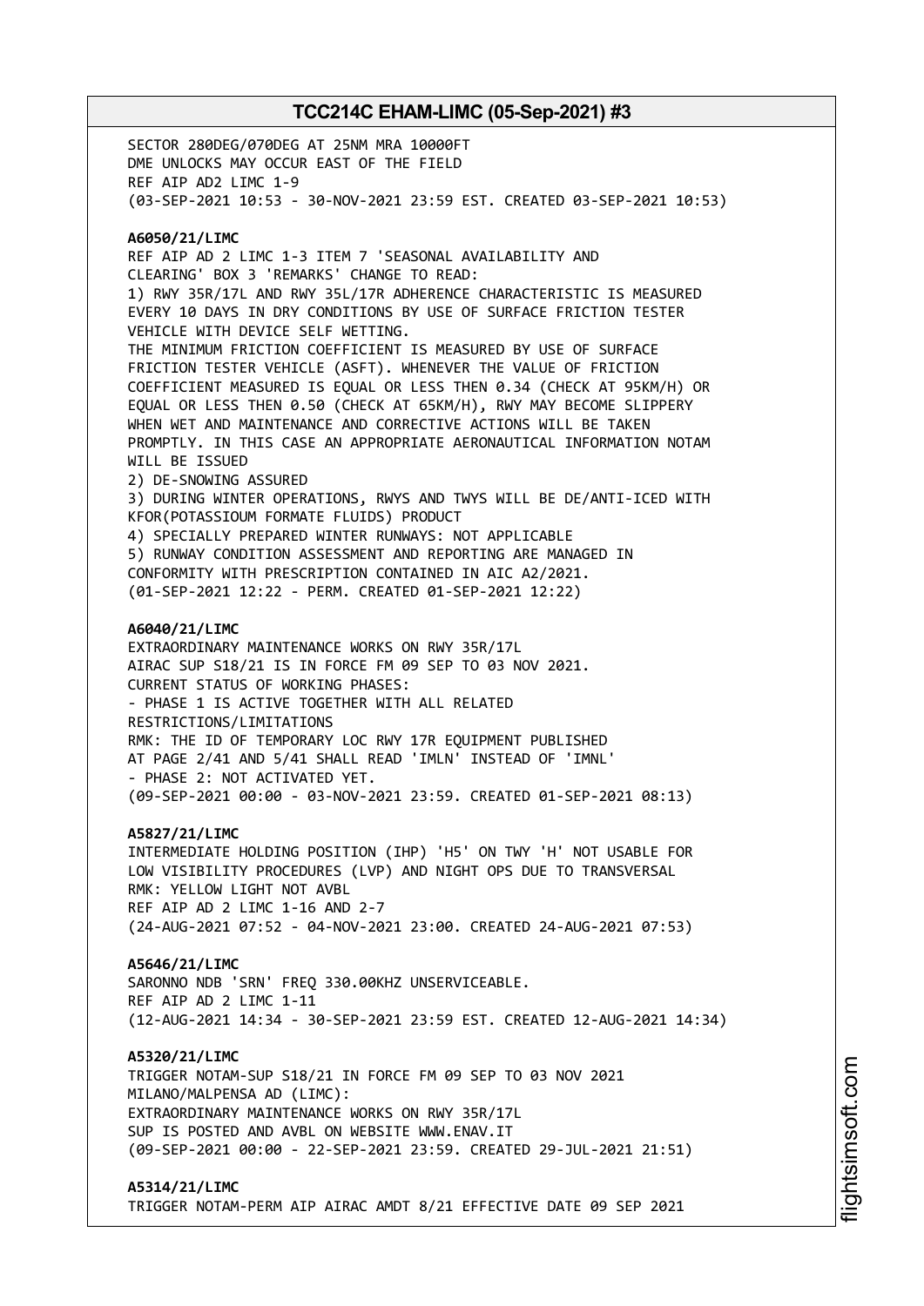SECTOR 280DEG/070DEG AT 25NM MRA 10000FT
DME UNLOCKS MAY OCCUR EAST OF THE FIELD
REF AIP AD2 LIMC 1-9
(03-SEP-2021 10:53 - 30-NOV-2021 23:59 EST. CREATED 03-SEP-2021 10:53)

**A6050/21/LIMC**
REF AIP AD 2 LIMC 1-3 ITEM 7 'SEASONAL AVAILABILITY AND CLEARING' BOX 3 'REMARKS' CHANGE TO READ:
1) RWY 35R/17L AND RWY 35L/17R ADHERENCE CHARACTERISTIC IS MEASURED EVERY 10 DAYS IN DRY CONDITIONS BY USE OF SURFACE FRICTION TESTER VEHICLE WITH DEVICE SELF WETTING.
THE MINIMUM FRICTION COEFFICIENT IS MEASURED BY USE OF SURFACE FRICTION TESTER VEHICLE (ASFT). WHENEVER THE VALUE OF FRICTION COEFFICIENT MEASURED IS EQUAL OR LESS THEN 0.34 (CHECK AT 95KM/H) OR EQUAL OR LESS THEN 0.50 (CHECK AT 65KM/H), RWY MAY BECOME SLIPPERY WHEN WET AND MAINTENANCE AND CORRECTIVE ACTIONS WILL BE TAKEN PROMPTLY. IN THIS CASE AN APPROPRIATE AERONAUTICAL INFORMATION NOTAM WILL BE ISSUED
2) DE-SNOWING ASSURED
3) DURING WINTER OPERATIONS, RWYS AND TWYS WILL BE DE/ANTI-ICED WITH KFOR(POTASSIOUM FORMATE FLUIDS) PRODUCT
4) SPECIALLY PREPARED WINTER RUNWAYS: NOT APPLICABLE
5) RUNWAY CONDITION ASSESSMENT AND REPORTING ARE MANAGED IN CONFORMITY WITH PRESCRIPTION CONTAINED IN AIC A2/2021.
(01-SEP-2021 12:22 - PERM. CREATED 01-SEP-2021 12:22)

**A6040/21/LIMC**
EXTRAORDINARY MAINTENANCE WORKS ON RWY 35R/17L
AIRAC SUP S18/21 IS IN FORCE FM 09 SEP TO 03 NOV 2021.
CURRENT STATUS OF WORKING PHASES:
- PHASE 1 IS ACTIVE TOGETHER WITH ALL RELATED RESTRICTIONS/LIMITATIONS
RMK: THE ID OF TEMPORARY LOC RWY 17R EQUIPMENT PUBLISHED AT PAGE 2/41 AND 5/41 SHALL READ 'IMLN' INSTEAD OF 'IMNL'
- PHASE 2: NOT ACTIVATED YET.
(09-SEP-2021 00:00 - 03-NOV-2021 23:59. CREATED 01-SEP-2021 08:13)

**A5827/21/LIMC**
INTERMEDIATE HOLDING POSITION (IHP) 'H5' ON TWY 'H' NOT USABLE FOR LOW VISIBILITY PROCEDURES (LVP) AND NIGHT OPS DUE TO TRANSVERSAL
RMK: YELLOW LIGHT NOT AVBL
REF AIP AD 2 LIMC 1-16 AND 2-7
(24-AUG-2021 07:52 - 04-NOV-2021 23:00. CREATED 24-AUG-2021 07:53)

**A5646/21/LIMC**
SARONNO NDB 'SRN' FREQ 330.00KHZ UNSERVICEABLE.
REF AIP AD 2 LIMC 1-11
(12-AUG-2021 14:34 - 30-SEP-2021 23:59 EST. CREATED 12-AUG-2021 14:34)

**A5320/21/LIMC**
TRIGGER NOTAM-SUP S18/21 IN FORCE FM 09 SEP TO 03 NOV 2021
MILANO/MALPENSA AD (LIMC):
EXTRAORDINARY MAINTENANCE WORKS ON RWY 35R/17L
SUP IS POSTED AND AVBL ON WEBSITE WWW.ENAV.IT
(09-SEP-2021 00:00 - 22-SEP-2021 23:59. CREATED 29-JUL-2021 21:51)

**A5314/21/LIMC**
TRIGGER NOTAM-PERM AIP AIRAC AMDT 8/21 EFFECTIVE DATE 09 SEP 2021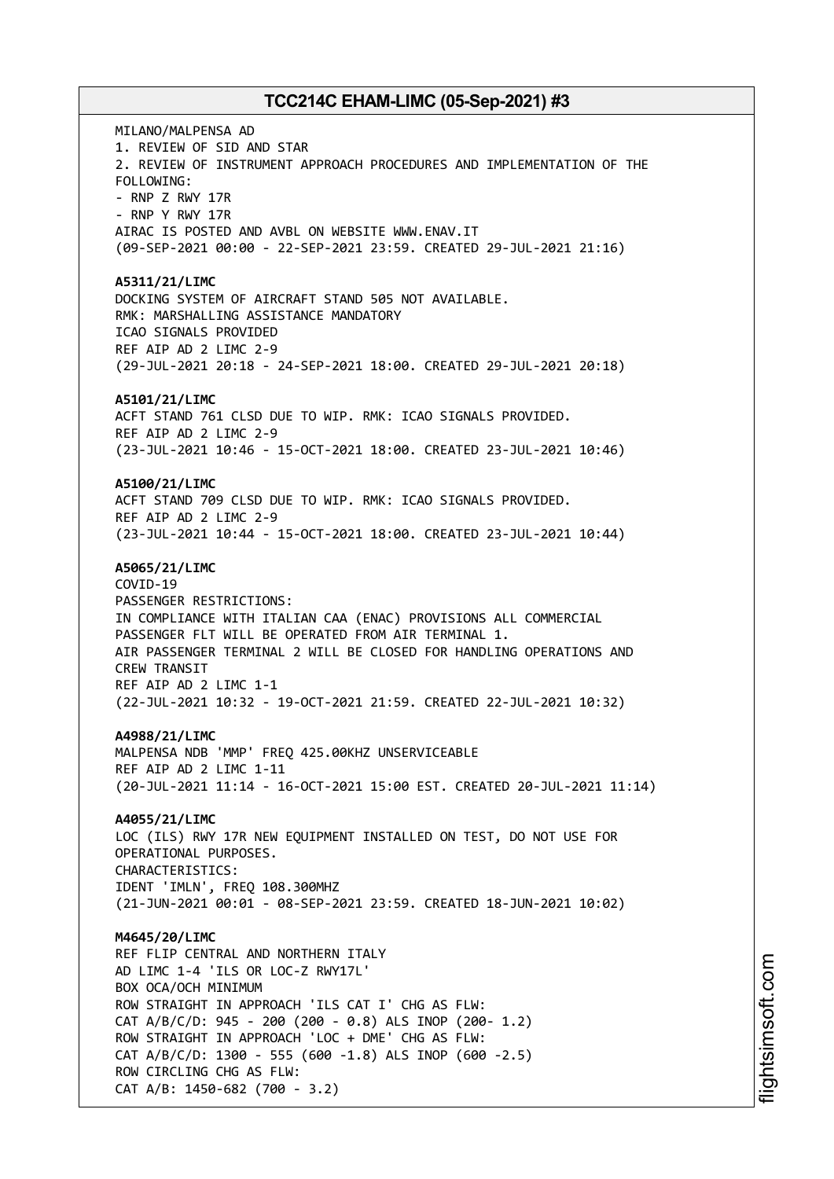MILANO/MALPENSA AD
1. REVIEW OF SID AND STAR
2. REVIEW OF INSTRUMENT APPROACH PROCEDURES AND IMPLEMENTATION OF THE FOLLOWING:
- RNP Z RWY 17R
- RNP Y RWY 17R
AIRAC IS POSTED AND AVBL ON WEBSITE WWW.ENAV.IT
(09-SEP-2021 00:00 - 22-SEP-2021 23:59. CREATED 29-JUL-2021 21:16)

**A5311/21/LIMC**
DOCKING SYSTEM OF AIRCRAFT STAND 505 NOT AVAILABLE.
RMK: MARSHALLING ASSISTANCE MANDATORY
ICAO SIGNALS PROVIDED
REF AIP AD 2 LIMC 2-9
(29-JUL-2021 20:18 - 24-SEP-2021 18:00. CREATED 29-JUL-2021 20:18)

**A5101/21/LIMC**
ACFT STAND 761 CLSD DUE TO WIP. RMK: ICAO SIGNALS PROVIDED.
REF AIP AD 2 LIMC 2-9
(23-JUL-2021 10:46 - 15-OCT-2021 18:00. CREATED 23-JUL-2021 10:46)

**A5100/21/LIMC**
ACFT STAND 709 CLSD DUE TO WIP. RMK: ICAO SIGNALS PROVIDED.
REF AIP AD 2 LIMC 2-9
(23-JUL-2021 10:44 - 15-OCT-2021 18:00. CREATED 23-JUL-2021 10:44)

**A5065/21/LIMC**
COVID-19
PASSENGER RESTRICTIONS:
IN COMPLIANCE WITH ITALIAN CAA (ENAC) PROVISIONS ALL COMMERCIAL PASSENGER FLT WILL BE OPERATED FROM AIR TERMINAL 1.
AIR PASSENGER TERMINAL 2 WILL BE CLOSED FOR HANDLING OPERATIONS AND CREW TRANSIT
REF AIP AD 2 LIMC 1-1
(22-JUL-2021 10:32 - 19-OCT-2021 21:59. CREATED 22-JUL-2021 10:32)

**A4988/21/LIMC**
MALPENSA NDB 'MMP' FREQ 425.00KHZ UNSERVICEABLE
REF AIP AD 2 LIMC 1-11
(20-JUL-2021 11:14 - 16-OCT-2021 15:00 EST. CREATED 20-JUL-2021 11:14)

**A4055/21/LIMC**
LOC (ILS) RWY 17R NEW EQUIPMENT INSTALLED ON TEST, DO NOT USE FOR OPERATIONAL PURPOSES.
CHARACTERISTICS:
IDENT 'IMLN', FREQ 108.300MHZ
(21-JUN-2021 00:01 - 08-SEP-2021 23:59. CREATED 18-JUN-2021 10:02)

**M4645/20/LIMC**
REF FLIP CENTRAL AND NORTHERN ITALY
AD LIMC 1-4 'ILS OR LOC-Z RWY17L'
BOX OCA/OCH MINIMUM
ROW STRAIGHT IN APPROACH 'ILS CAT I' CHG AS FLW:
CAT A/B/C/D: 945 - 200 (200 - 0.8) ALS INOP (200- 1.2)
ROW STRAIGHT IN APPROACH 'LOC + DME' CHG AS FLW:
CAT A/B/C/D: 1300 - 555 (600 -1.8) ALS INOP (600 -2.5)
ROW CIRCLING CHG AS FLW:
CAT A/B: 1450-682 (700 - 3.2)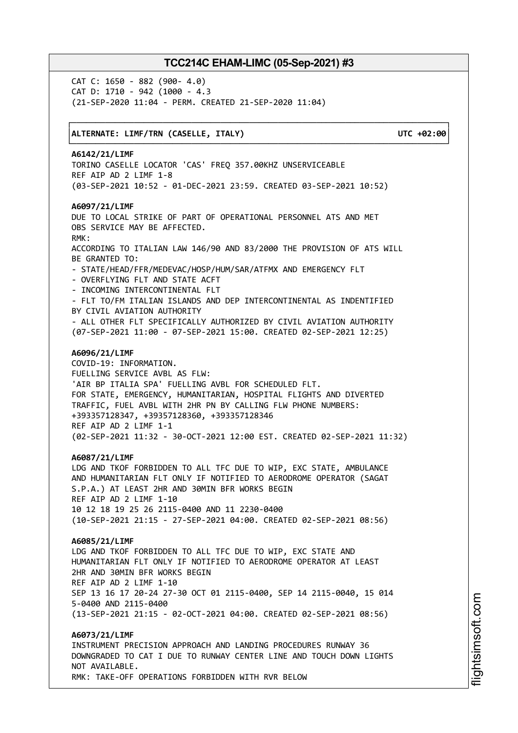CAT C: 1650 - 882 (900- 4.0)
CAT D: 1710 - 942 (1000 - 4.3
(21-SEP-2020 11:04 - PERM. CREATED 21-SEP-2020 11:04)

**ALTERNATE: LIMF/TRN (CASELLE, ITALY)** **UTC +02:00**

**A6142/21/LIMF**
TORINO CASELLE LOCATOR 'CAS' FREQ 357.00KHZ UNSERVICEABLE
REF AIP AD 2 LIMF 1-8
(03-SEP-2021 10:52 - 01-DEC-2021 23:59. CREATED 03-SEP-2021 10:52)

**A6097/21/LIMF**
DUE TO LOCAL STRIKE OF PART OF OPERATIONAL PERSONNEL ATS AND MET
OBS SERVICE MAY BE AFFECTED.
RMK:
ACCORDING TO ITALIAN LAW 146/90 AND 83/2000 THE PROVISION OF ATS WILL
BE GRANTED TO:
- STATE/HEAD/FFR/MEDEVAC/HOSP/HUM/SAR/ATFMX AND EMERGENCY FLT
- OVERFLYING FLT AND STATE ACFT
- INCOMING INTERCONTINENTAL FLT
- FLT TO/FM ITALIAN ISLANDS AND DEP INTERCONTINENTAL AS INDENTIFIED
BY CIVIL AVIATION AUTHORITY
- ALL OTHER FLT SPECIFICALLY AUTHORIZED BY CIVIL AVIATION AUTHORITY
(07-SEP-2021 11:00 - 07-SEP-2021 15:00. CREATED 02-SEP-2021 12:25)

**A6096/21/LIMF**
COVID-19: INFORMATION.
FUELLING SERVICE AVBL AS FLW:
'AIR BP ITALIA SPA' FUELLING AVBL FOR SCHEDULED FLT.
FOR STATE, EMERGENCY, HUMANITARIAN, HOSPITAL FLIGHTS AND DIVERTED
TRAFFIC, FUEL AVBL WITH 2HR PN BY CALLING FLW PHONE NUMBERS:
+393357128347, +39357128360, +393357128346
REF AIP AD 2 LIMF 1-1
(02-SEP-2021 11:32 - 30-OCT-2021 12:00 EST. CREATED 02-SEP-2021 11:32)

**A6087/21/LIMF**
LDG AND TKOF FORBIDDEN TO ALL TFC DUE TO WIP, EXC STATE, AMBULANCE
AND HUMANITARIAN FLT ONLY IF NOTIFIED TO AERODROME OPERATOR (SAGAT
S.P.A.) AT LEAST 2HR AND 30MIN BFR WORKS BEGIN
REF AIP AD 2 LIMF 1-10
10 12 18 19 25 26 2115-0400 AND 11 2230-0400
(10-SEP-2021 21:15 - 27-SEP-2021 04:00. CREATED 02-SEP-2021 08:56)

**A6085/21/LIMF**
LDG AND TKOF FORBIDDEN TO ALL TFC DUE TO WIP, EXC STATE AND
HUMANITARIAN FLT ONLY IF NOTIFIED TO AERODROME OPERATOR AT LEAST
2HR AND 30MIN BFR WORKS BEGIN
REF AIP AD 2 LIMF 1-10
SEP 13 16 17 20-24 27-30 OCT 01 2115-0400, SEP 14 2115-0040, 15 014
5-0400 AND 2115-0400
(13-SEP-2021 21:15 - 02-OCT-2021 04:00. CREATED 02-SEP-2021 08:56)

**A6073/21/LIMF**
INSTRUMENT PRECISION APPROACH AND LANDING PROCEDURES RUNWAY 36
DOWNGRADED TO CAT I DUE TO RUNWAY CENTER LINE AND TOUCH DOWN LIGHTS
NOT AVAILABLE.
RMK: TAKE-OFF OPERATIONS FORBIDDEN WITH RVR BELOW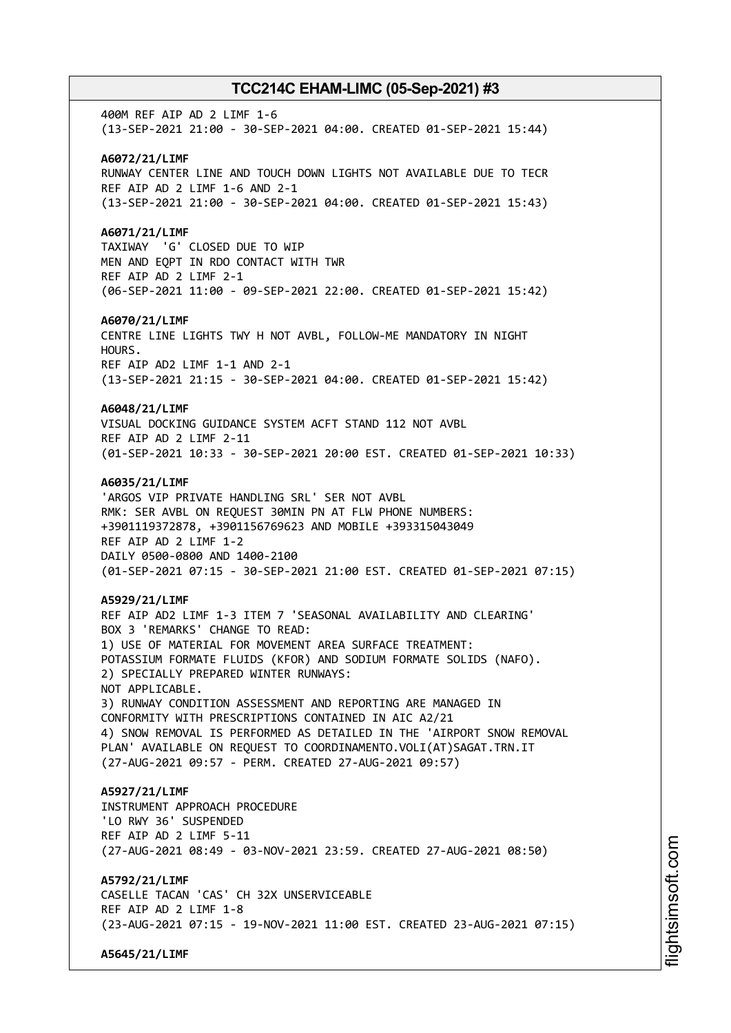400M REF AIP AD 2 LIMF 1-6
(13-SEP-2021 21:00 - 30-SEP-2021 04:00. CREATED 01-SEP-2021 15:44)

**A6072/21/LIMF**
RUNWAY CENTER LINE AND TOUCH DOWN LIGHTS NOT AVAILABLE DUE TO TECR
REF AIP AD 2 LIMF 1-6 AND 2-1
(13-SEP-2021 21:00 - 30-SEP-2021 04:00. CREATED 01-SEP-2021 15:43)

**A6071/21/LIMF**
TAXIWAY 'G' CLOSED DUE TO WIP
MEN AND EQPT IN RDO CONTACT WITH TWR
REF AIP AD 2 LIMF 2-1
(06-SEP-2021 11:00 - 09-SEP-2021 22:00. CREATED 01-SEP-2021 15:42)

**A6070/21/LIMF**
CENTRE LINE LIGHTS TWY H NOT AVBL, FOLLOW-ME MANDATORY IN NIGHT HOURS.
REF AIP AD2 LIMF 1-1 AND 2-1
(13-SEP-2021 21:15 - 30-SEP-2021 04:00. CREATED 01-SEP-2021 15:42)

**A6048/21/LIMF**
VISUAL DOCKING GUIDANCE SYSTEM ACFT STAND 112 NOT AVBL
REF AIP AD 2 LIMF 2-11
(01-SEP-2021 10:33 - 30-SEP-2021 20:00 EST. CREATED 01-SEP-2021 10:33)

**A6035/21/LIMF**
'ARGOS VIP PRIVATE HANDLING SRL' SER NOT AVBL
RMK: SER AVBL ON REQUEST 30MIN PN AT FLW PHONE NUMBERS:
+3901119372878, +3901156769623 AND MOBILE +393315043049
REF AIP AD 2 LIMF 1-2
DAILY 0500-0800 AND 1400-2100
(01-SEP-2021 07:15 - 30-SEP-2021 21:00 EST. CREATED 01-SEP-2021 07:15)

**A5929/21/LIMF**
REF AIP AD2 LIMF 1-3 ITEM 7 'SEASONAL AVAILABILITY AND CLEARING'
BOX 3 'REMARKS' CHANGE TO READ:
1) USE OF MATERIAL FOR MOVEMENT AREA SURFACE TREATMENT:
POTASSIUM FORMATE FLUIDS (KFOR) AND SODIUM FORMATE SOLIDS (NAFO).
2) SPECIALLY PREPARED WINTER RUNWAYS:
NOT APPLICABLE.
3) RUNWAY CONDITION ASSESSMENT AND REPORTING ARE MANAGED IN CONFORMITY WITH PRESCRIPTIONS CONTAINED IN AIC A2/21
4) SNOW REMOVAL IS PERFORMED AS DETAILED IN THE 'AIRPORT SNOW REMOVAL PLAN' AVAILABLE ON REQUEST TO COORDINAMENTO.VOLI(AT)SAGAT.TRN.IT
(27-AUG-2021 09:57 - PERM. CREATED 27-AUG-2021 09:57)

**A5927/21/LIMF**
INSTRUMENT APPROACH PROCEDURE
'LO RWY 36' SUSPENDED
REF AIP AD 2 LIMF 5-11
(27-AUG-2021 08:49 - 03-NOV-2021 23:59. CREATED 27-AUG-2021 08:50)

**A5792/21/LIMF**
CASELLE TACAN 'CAS' CH 32X UNSERVICEABLE
REF AIP AD 2 LIMF 1-8
(23-AUG-2021 07:15 - 19-NOV-2021 11:00 EST. CREATED 23-AUG-2021 07:15)

**A5645/21/LIMF**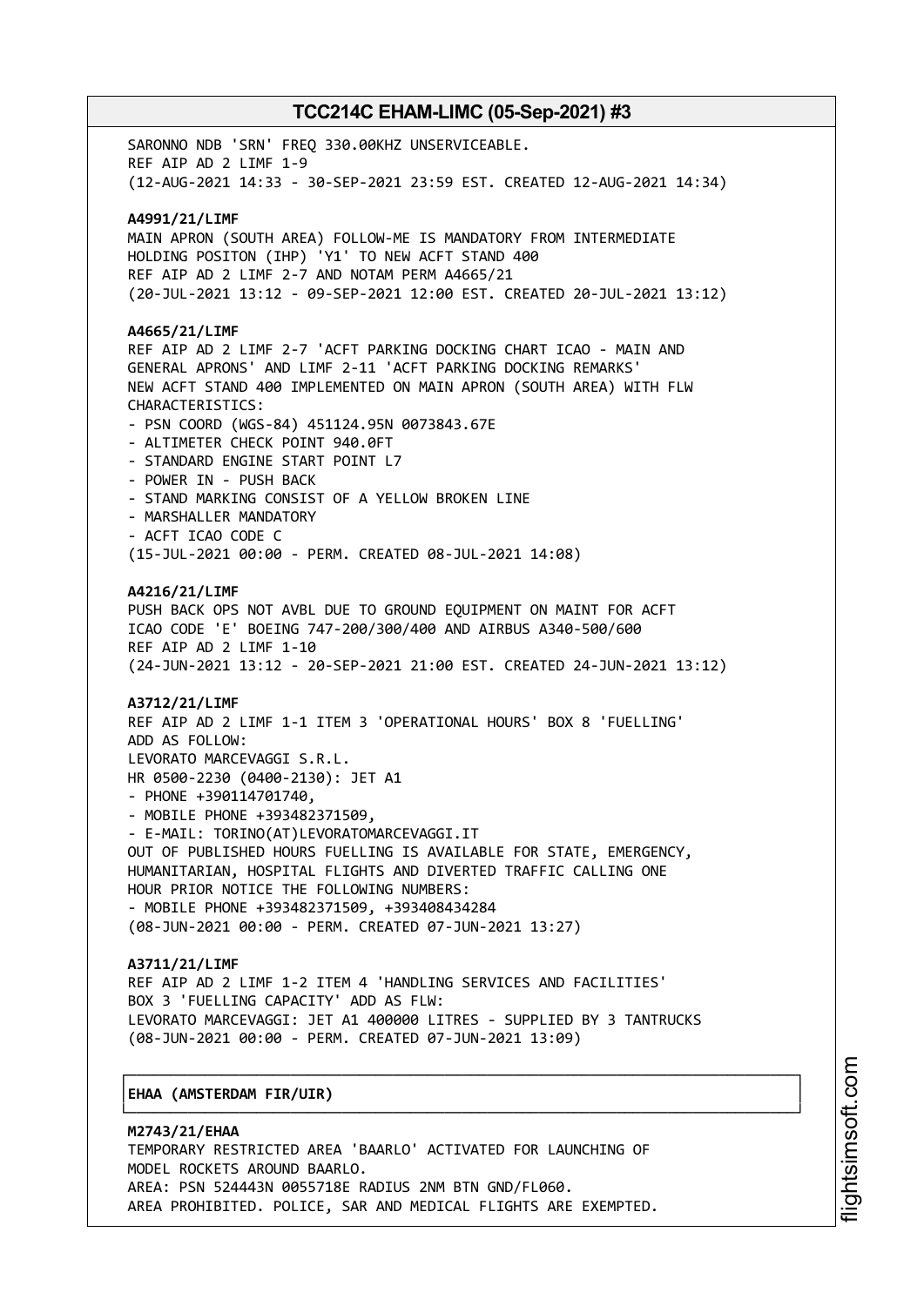SARONNO NDB 'SRN' FREQ 330.00KHZ UNSERVICEABLE.
REF AIP AD 2 LIMF 1-9
(12-AUG-2021 14:33 - 30-SEP-2021 23:59 EST. CREATED 12-AUG-2021 14:34)

**A4991/21/LIMF**
MAIN APRON (SOUTH AREA) FOLLOW-ME IS MANDATORY FROM INTERMEDIATE HOLDING POSITON (IHP) 'Y1' TO NEW ACFT STAND 400
REF AIP AD 2 LIMF 2-7 AND NOTAM PERM A4665/21
(20-JUL-2021 13:12 - 09-SEP-2021 12:00 EST. CREATED 20-JUL-2021 13:12)

**A4665/21/LIMF**
REF AIP AD 2 LIMF 2-7 'ACFT PARKING DOCKING CHART ICAO - MAIN AND GENERAL APRONS' AND LIMF 2-11 'ACFT PARKING DOCKING REMARKS'
NEW ACFT STAND 400 IMPLEMENTED ON MAIN APRON (SOUTH AREA) WITH FLW CHARACTERISTICS:
- PSN COORD (WGS-84) 451124.95N 0073843.67E
- ALTIMETER CHECK POINT 940.0FT
- STANDARD ENGINE START POINT L7
- POWER IN - PUSH BACK
- STAND MARKING CONSIST OF A YELLOW BROKEN LINE
- MARSHALLER MANDATORY
- ACFT ICAO CODE C
(15-JUL-2021 00:00 - PERM. CREATED 08-JUL-2021 14:08)

**A4216/21/LIMF**
PUSH BACK OPS NOT AVBL DUE TO GROUND EQUIPMENT ON MAINT FOR ACFT ICAO CODE 'E' BOEING 747-200/300/400 AND AIRBUS A340-500/600
REF AIP AD 2 LIMF 1-10
(24-JUN-2021 13:12 - 20-SEP-2021 21:00 EST. CREATED 24-JUN-2021 13:12)

**A3712/21/LIMF**
REF AIP AD 2 LIMF 1-1 ITEM 3 'OPERATIONAL HOURS' BOX 8 'FUELLING'
ADD AS FOLLOW:
LEVORATO MARCEVAGGI S.R.L.
HR 0500-2230 (0400-2130): JET A1
- PHONE +390114701740,
- MOBILE PHONE +393482371509,
- E-MAIL: TORINO(AT)LEVORATOMARCEVAGGI.IT
OUT OF PUBLISHED HOURS FUELLING IS AVAILABLE FOR STATE, EMERGENCY, HUMANITARIAN, HOSPITAL FLIGHTS AND DIVERTED TRAFFIC CALLING ONE HOUR PRIOR NOTICE THE FOLLOWING NUMBERS:
- MOBILE PHONE +393482371509, +393408434284
(08-JUN-2021 00:00 - PERM. CREATED 07-JUN-2021 13:27)

**A3711/21/LIMF**
REF AIP AD 2 LIMF 1-2 ITEM 4 'HANDLING SERVICES AND FACILITIES' BOX 3 'FUELLING CAPACITY' ADD AS FLW:
LEVORATO MARCEVAGGI: JET A1 400000 LITRES - SUPPLIED BY 3 TANTRUCKS
(08-JUN-2021 00:00 - PERM. CREATED 07-JUN-2021 13:09)

## EHAA (AMSTERDAM FIR/UIR)

**M2743/21/EHAA**
TEMPORARY RESTRICTED AREA 'BAARLO' ACTIVATED FOR LAUNCHING OF MODEL ROCKETS AROUND BAARLO.
AREA: PSN 524443N 0055718E RADIUS 2NM BTN GND/FL060.
AREA PROHIBITED. POLICE, SAR AND MEDICAL FLIGHTS ARE EXEMPTED.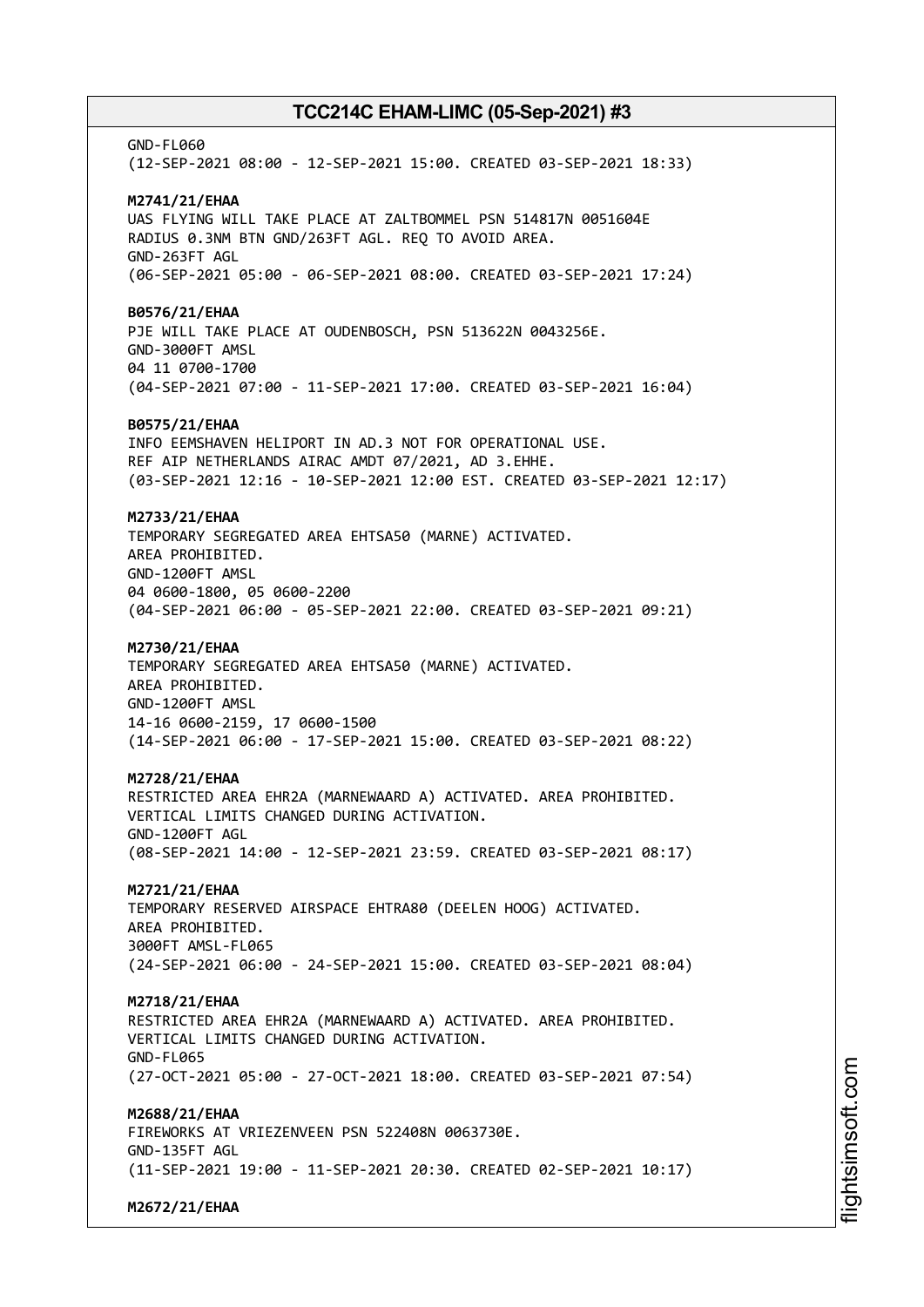GND-FL060
(12-SEP-2021 08:00 - 12-SEP-2021 15:00. CREATED 03-SEP-2021 18:33)

**M2741/21/EHAA**
UAS FLYING WILL TAKE PLACE AT ZALTBOMMEL PSN 514817N 0051604E
RADIUS 0.3NM BTN GND/263FT AGL. REQ TO AVOID AREA.
GND-263FT AGL
(06-SEP-2021 05:00 - 06-SEP-2021 08:00. CREATED 03-SEP-2021 17:24)

**B0576/21/EHAA**
PJE WILL TAKE PLACE AT OUDENBOSCH, PSN 513622N 0043256E.
GND-3000FT AMSL
04 11 0700-1700
(04-SEP-2021 07:00 - 11-SEP-2021 17:00. CREATED 03-SEP-2021 16:04)

**B0575/21/EHAA**
INFO EEMSHAVEN HELIPORT IN AD.3 NOT FOR OPERATIONAL USE.
REF AIP NETHERLANDS AIRAC AMDT 07/2021, AD 3.EHHE.
(03-SEP-2021 12:16 - 10-SEP-2021 12:00 EST. CREATED 03-SEP-2021 12:17)

**M2733/21/EHAA**
TEMPORARY SEGREGATED AREA EHTSA50 (MARNE) ACTIVATED.
AREA PROHIBITED.
GND-1200FT AMSL
04 0600-1800, 05 0600-2200
(04-SEP-2021 06:00 - 05-SEP-2021 22:00. CREATED 03-SEP-2021 09:21)

**M2730/21/EHAA**
TEMPORARY SEGREGATED AREA EHTSA50 (MARNE) ACTIVATED.
AREA PROHIBITED.
GND-1200FT AMSL
14-16 0600-2159, 17 0600-1500
(14-SEP-2021 06:00 - 17-SEP-2021 15:00. CREATED 03-SEP-2021 08:22)

**M2728/21/EHAA**
RESTRICTED AREA EHR2A (MARNEWAARD A) ACTIVATED. AREA PROHIBITED.
VERTICAL LIMITS CHANGED DURING ACTIVATION.
GND-1200FT AGL
(08-SEP-2021 14:00 - 12-SEP-2021 23:59. CREATED 03-SEP-2021 08:17)

**M2721/21/EHAA**
TEMPORARY RESERVED AIRSPACE EHTRA80 (DEELEN HOOG) ACTIVATED.
AREA PROHIBITED.
3000FT AMSL-FL065
(24-SEP-2021 06:00 - 24-SEP-2021 15:00. CREATED 03-SEP-2021 08:04)

**M2718/21/EHAA**
RESTRICTED AREA EHR2A (MARNEWAARD A) ACTIVATED. AREA PROHIBITED.
VERTICAL LIMITS CHANGED DURING ACTIVATION.
GND-FL065
(27-OCT-2021 05:00 - 27-OCT-2021 18:00. CREATED 03-SEP-2021 07:54)

**M2688/21/EHAA**
FIREWORKS AT VRIEZENVEEN PSN 522408N 0063730E.
GND-135FT AGL
(11-SEP-2021 19:00 - 11-SEP-2021 20:30. CREATED 02-SEP-2021 10:17)

**M2672/21/EHAA**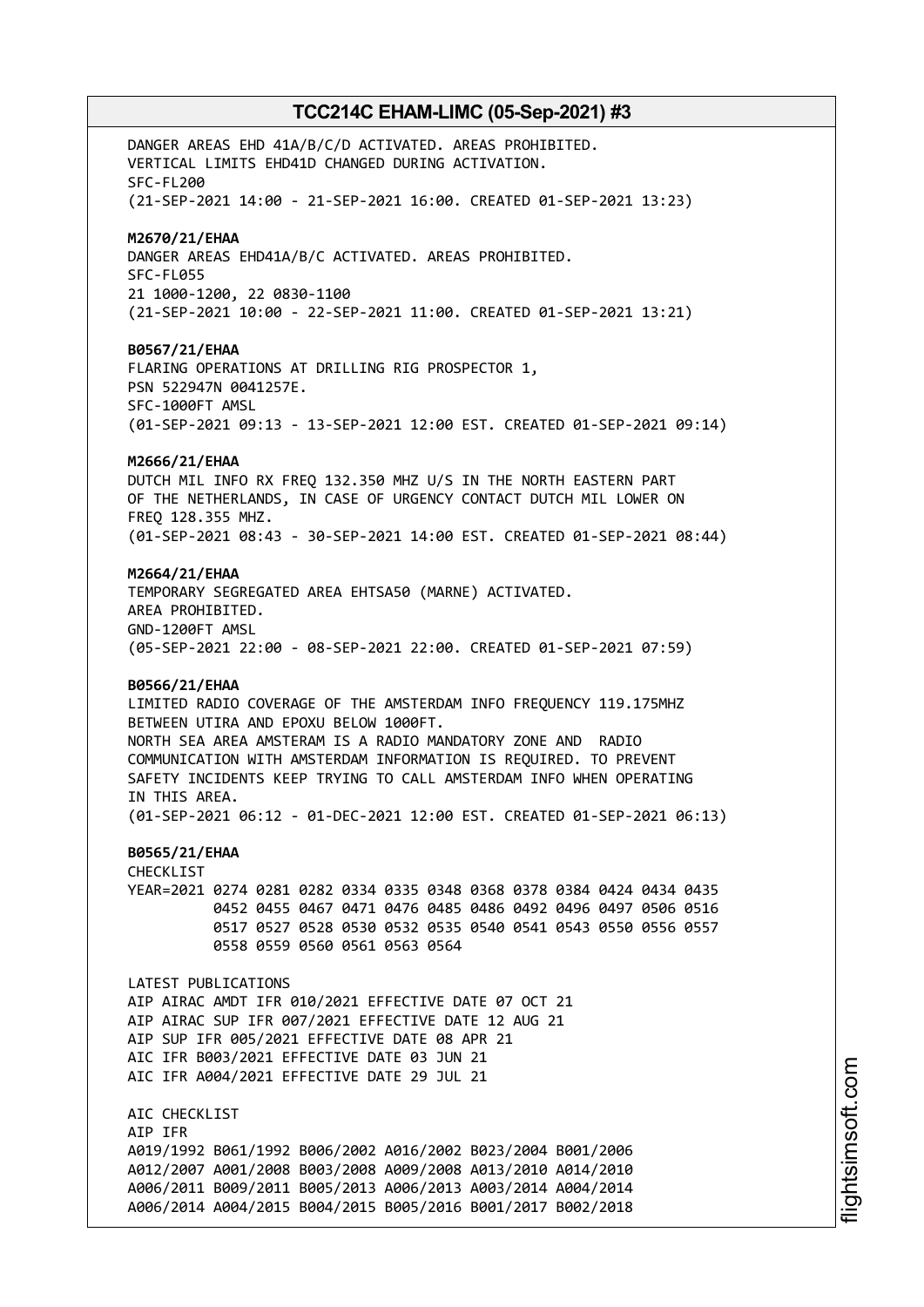DANGER AREAS EHD 41A/B/C/D ACTIVATED. AREAS PROHIBITED.
VERTICAL LIMITS EHD41D CHANGED DURING ACTIVATION.
SFC-FL200
(21-SEP-2021 14:00 - 21-SEP-2021 16:00. CREATED 01-SEP-2021 13:23)

**M2670/21/EHAA**
DANGER AREAS EHD41A/B/C ACTIVATED. AREAS PROHIBITED.
SFC-FL055
21 1000-1200, 22 0830-1100
(21-SEP-2021 10:00 - 22-SEP-2021 11:00. CREATED 01-SEP-2021 13:21)

**B0567/21/EHAA**
FLARING OPERATIONS AT DRILLING RIG PROSPECTOR 1,
PSN 522947N 0041257E.
SFC-1000FT AMSL
(01-SEP-2021 09:13 - 13-SEP-2021 12:00 EST. CREATED 01-SEP-2021 09:14)

**M2666/21/EHAA**
DUTCH MIL INFO RX FREQ 132.350 MHZ U/S IN THE NORTH EASTERN PART
OF THE NETHERLANDS, IN CASE OF URGENCY CONTACT DUTCH MIL LOWER ON
FREQ 128.355 MHZ.
(01-SEP-2021 08:43 - 30-SEP-2021 14:00 EST. CREATED 01-SEP-2021 08:44)

**M2664/21/EHAA**
TEMPORARY SEGREGATED AREA EHTSA50 (MARNE) ACTIVATED.
AREA PROHIBITED.
GND-1200FT AMSL
(05-SEP-2021 22:00 - 08-SEP-2021 22:00. CREATED 01-SEP-2021 07:59)

**B0566/21/EHAA**
LIMITED RADIO COVERAGE OF THE AMSTERDAM INFO FREQUENCY 119.175MHZ
BETWEEN UTIRA AND EPOXU BELOW 1000FT.
NORTH SEA AREA AMSTERAM IS A RADIO MANDATORY ZONE AND RADIO
COMMUNICATION WITH AMSTERDAM INFORMATION IS REQUIRED. TO PREVENT
SAFETY INCIDENTS KEEP TRYING TO CALL AMSTERDAM INFO WHEN OPERATING
IN THIS AREA.
(01-SEP-2021 06:12 - 01-DEC-2021 12:00 EST. CREATED 01-SEP-2021 06:13)

**B0565/21/EHAA**
CHECKLIST
YEAR=2021 0274 0281 0282 0334 0335 0348 0368 0378 0384 0424 0434 0435
0452 0455 0467 0471 0476 0485 0486 0492 0496 0497 0506 0516
0517 0527 0528 0530 0532 0535 0540 0541 0543 0550 0556 0557
0558 0559 0560 0561 0563 0564

LATEST PUBLICATIONS
AIP AIRAC AMDT IFR 010/2021 EFFECTIVE DATE 07 OCT 21
AIP AIRAC SUP IFR 007/2021 EFFECTIVE DATE 12 AUG 21
AIP SUP IFR 005/2021 EFFECTIVE DATE 08 APR 21
AIC IFR B003/2021 EFFECTIVE DATE 03 JUN 21
AIC IFR A004/2021 EFFECTIVE DATE 29 JUL 21

AIC CHECKLIST
AIP IFR
A019/1992 B061/1992 B006/2002 A016/2002 B023/2004 B001/2006
A012/2007 A001/2008 B003/2008 A009/2008 A013/2010 A014/2010
A006/2011 B009/2011 B005/2013 A006/2013 A003/2014 A004/2014
A006/2014 A004/2015 B004/2015 B005/2016 B001/2017 B002/2018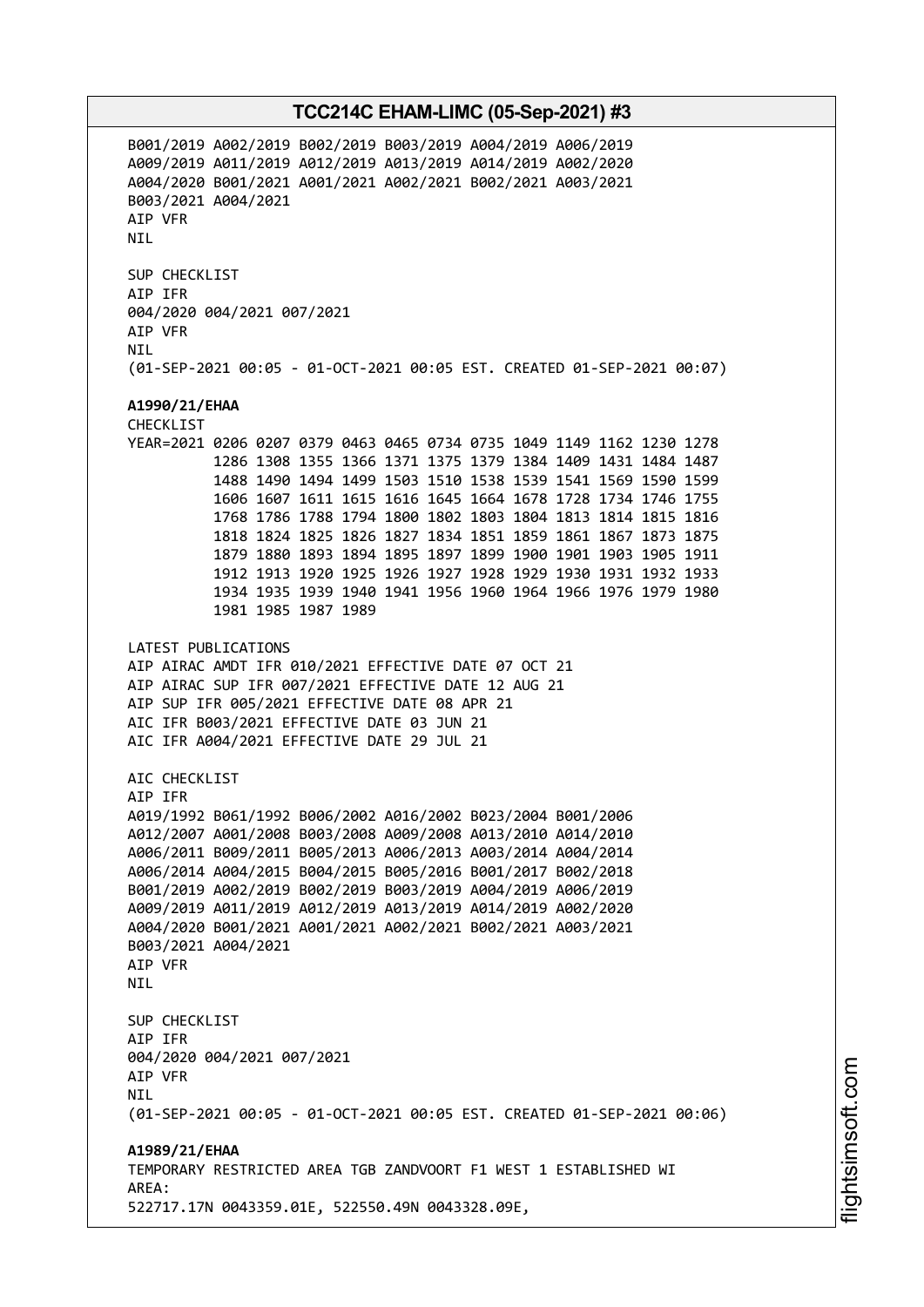B001/2019 A002/2019 B002/2019 B003/2019 A004/2019 A006/2019
A009/2019 A011/2019 A012/2019 A013/2019 A014/2019 A002/2020
A004/2020 B001/2021 A001/2021 A002/2021 B002/2021 A003/2021
B003/2021 A004/2021
AIP VFR
NIL

SUP CHECKLIST
AIP IFR
004/2020 004/2021 007/2021
AIP VFR
NIL
(01-SEP-2021 00:05 - 01-OCT-2021 00:05 EST. CREATED 01-SEP-2021 00:07)

**A1990/21/EHAA**
CHECKLIST
YEAR=2021 0206 0207 0379 0463 0465 0734 0735 1049 1149 1162 1230 1278
1286 1308 1355 1366 1371 1375 1379 1384 1409 1431 1484 1487
1488 1490 1494 1499 1503 1510 1538 1539 1541 1569 1590 1599
1606 1607 1611 1615 1616 1645 1664 1678 1728 1734 1746 1755
1768 1786 1788 1794 1800 1802 1803 1804 1813 1814 1815 1816
1818 1824 1825 1826 1827 1834 1851 1859 1861 1867 1873 1875
1879 1880 1893 1894 1895 1897 1899 1900 1901 1903 1905 1911
1912 1913 1920 1925 1926 1927 1928 1929 1930 1931 1932 1933
1934 1935 1939 1940 1941 1956 1960 1964 1966 1976 1979 1980
1981 1985 1987 1989

LATEST PUBLICATIONS
AIP AIRAC AMDT IFR 010/2021 EFFECTIVE DATE 07 OCT 21
AIP AIRAC SUP IFR 007/2021 EFFECTIVE DATE 12 AUG 21
AIP SUP IFR 005/2021 EFFECTIVE DATE 08 APR 21
AIC IFR B003/2021 EFFECTIVE DATE 03 JUN 21
AIC IFR A004/2021 EFFECTIVE DATE 29 JUL 21

AIC CHECKLIST
AIP IFR
A019/1992 B061/1992 B006/2002 A016/2002 B023/2004 B001/2006
A012/2007 A001/2008 B003/2008 A009/2008 A013/2010 A014/2010
A006/2011 B009/2011 B005/2013 A006/2013 A003/2014 A004/2014
A006/2014 A004/2015 B004/2015 B005/2016 B001/2017 B002/2018
B001/2019 A002/2019 B002/2019 B003/2019 A004/2019 A006/2019
A009/2019 A011/2019 A012/2019 A013/2019 A014/2019 A002/2020
A004/2020 B001/2021 A001/2021 A002/2021 B002/2021 A003/2021
B003/2021 A004/2021
AIP VFR
NIL

SUP CHECKLIST
AIP IFR
004/2020 004/2021 007/2021
AIP VFR
NIL
(01-SEP-2021 00:05 - 01-OCT-2021 00:05 EST. CREATED 01-SEP-2021 00:06)

**A1989/21/EHAA**
TEMPORARY RESTRICTED AREA TGB ZANDVOORT F1 WEST 1 ESTABLISHED WI
AREA:
522717.17N 0043359.01E, 522550.49N 0043328.09E,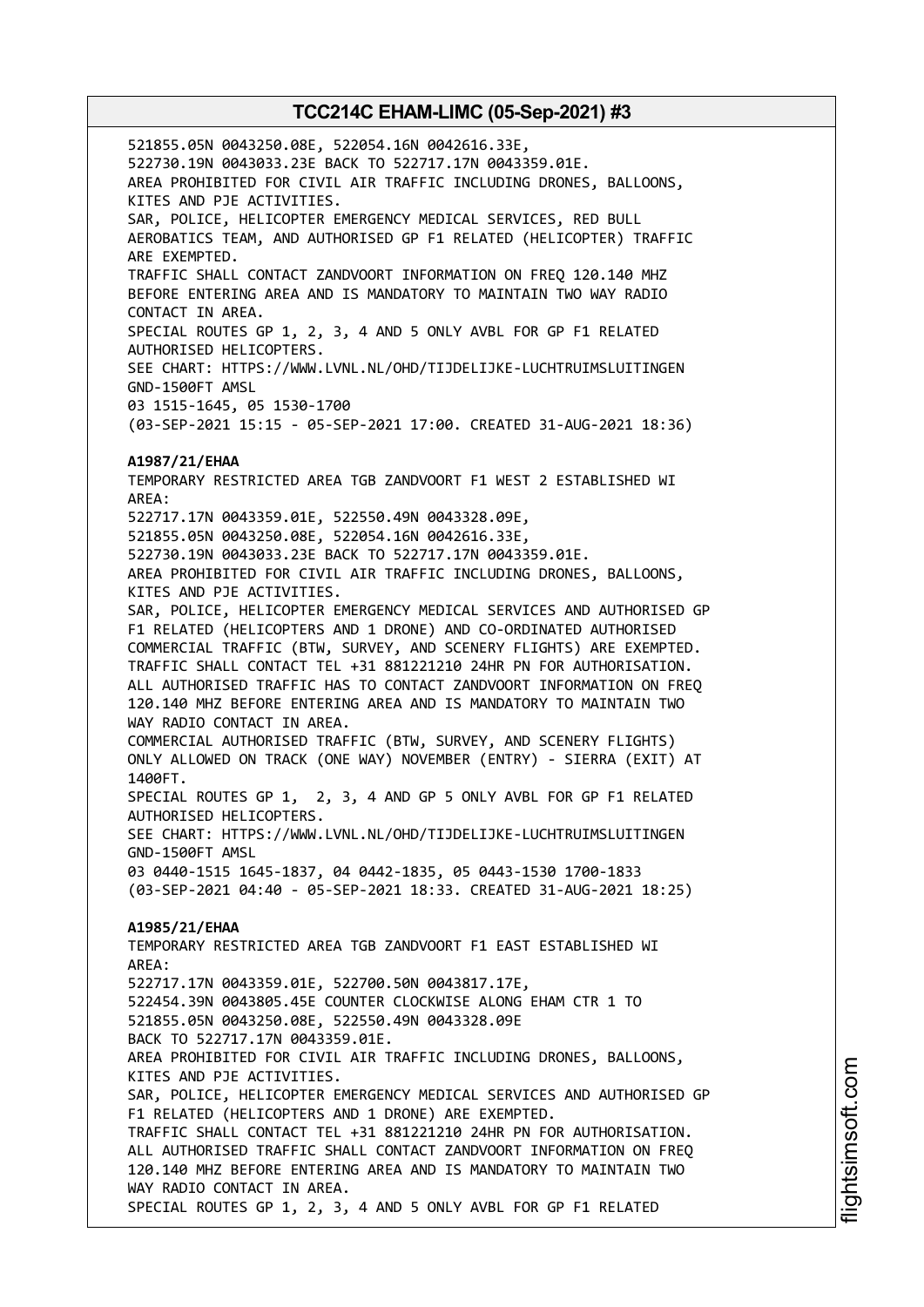521855.05N 0043250.08E, 522054.16N 0042616.33E,
522730.19N 0043033.23E BACK TO 522717.17N 0043359.01E.
AREA PROHIBITED FOR CIVIL AIR TRAFFIC INCLUDING DRONES, BALLOONS, KITES AND PJE ACTIVITIES.
SAR, POLICE, HELICOPTER EMERGENCY MEDICAL SERVICES, RED BULL AEROBATICS TEAM, AND AUTHORISED GP F1 RELATED (HELICOPTER) TRAFFIC ARE EXEMPTED.
TRAFFIC SHALL CONTACT ZANDVOORT INFORMATION ON FREQ 120.140 MHZ BEFORE ENTERING AREA AND IS MANDATORY TO MAINTAIN TWO WAY RADIO CONTACT IN AREA.
SPECIAL ROUTES GP 1, 2, 3, 4 AND 5 ONLY AVBL FOR GP F1 RELATED AUTHORISED HELICOPTERS.
SEE CHART: HTTPS://WWW.LVNL.NL/OHD/TIJDELIJKE-LUCHTRUIMSLUITINGEN
GND-1500FT AMSL
03 1515-1645, 05 1530-1700
(03-SEP-2021 15:15 - 05-SEP-2021 17:00. CREATED 31-AUG-2021 18:36)

**A1987/21/EHAA**

TEMPORARY RESTRICTED AREA TGB ZANDVOORT F1 WEST 2 ESTABLISHED WI AREA:
522717.17N 0043359.01E, 522550.49N 0043328.09E,
521855.05N 0043250.08E, 522054.16N 0042616.33E,
522730.19N 0043033.23E BACK TO 522717.17N 0043359.01E.
AREA PROHIBITED FOR CIVIL AIR TRAFFIC INCLUDING DRONES, BALLOONS, KITES AND PJE ACTIVITIES.
SAR, POLICE, HELICOPTER EMERGENCY MEDICAL SERVICES AND AUTHORISED GP F1 RELATED (HELICOPTERS AND 1 DRONE) AND CO-ORDINATED AUTHORISED COMMERCIAL TRAFFIC (BTW, SURVEY, AND SCENERY FLIGHTS) ARE EXEMPTED.
TRAFFIC SHALL CONTACT TEL +31 881221210 24HR PN FOR AUTHORISATION.
ALL AUTHORISED TRAFFIC HAS TO CONTACT ZANDVOORT INFORMATION ON FREQ 120.140 MHZ BEFORE ENTERING AREA AND IS MANDATORY TO MAINTAIN TWO WAY RADIO CONTACT IN AREA.
COMMERCIAL AUTHORISED TRAFFIC (BTW, SURVEY, AND SCENERY FLIGHTS) ONLY ALLOWED ON TRACK (ONE WAY) NOVEMBER (ENTRY) - SIERRA (EXIT) AT 1400FT.
SPECIAL ROUTES GP 1, 2, 3, 4 AND GP 5 ONLY AVBL FOR GP F1 RELATED AUTHORISED HELICOPTERS.
SEE CHART: HTTPS://WWW.LVNL.NL/OHD/TIJDELIJKE-LUCHTRUIMSLUITINGEN
GND-1500FT AMSL
03 0440-1515 1645-1837, 04 0442-1835, 05 0443-1530 1700-1833
(03-SEP-2021 04:40 - 05-SEP-2021 18:33. CREATED 31-AUG-2021 18:25)

**A1985/21/EHAA**

TEMPORARY RESTRICTED AREA TGB ZANDVOORT F1 EAST ESTABLISHED WI AREA:
522717.17N 0043359.01E, 522700.50N 0043817.17E,
522454.39N 0043805.45E COUNTER CLOCKWISE ALONG EHAM CTR 1 TO
521855.05N 0043250.08E, 522550.49N 0043328.09E
BACK TO 522717.17N 0043359.01E.
AREA PROHIBITED FOR CIVIL AIR TRAFFIC INCLUDING DRONES, BALLOONS, KITES AND PJE ACTIVITIES.
SAR, POLICE, HELICOPTER EMERGENCY MEDICAL SERVICES AND AUTHORISED GP F1 RELATED (HELICOPTERS AND 1 DRONE) ARE EXEMPTED.
TRAFFIC SHALL CONTACT TEL +31 881221210 24HR PN FOR AUTHORISATION.
ALL AUTHORISED TRAFFIC SHALL CONTACT ZANDVOORT INFORMATION ON FREQ 120.140 MHZ BEFORE ENTERING AREA AND IS MANDATORY TO MAINTAIN TWO WAY RADIO CONTACT IN AREA.
SPECIAL ROUTES GP 1, 2, 3, 4 AND 5 ONLY AVBL FOR GP F1 RELATED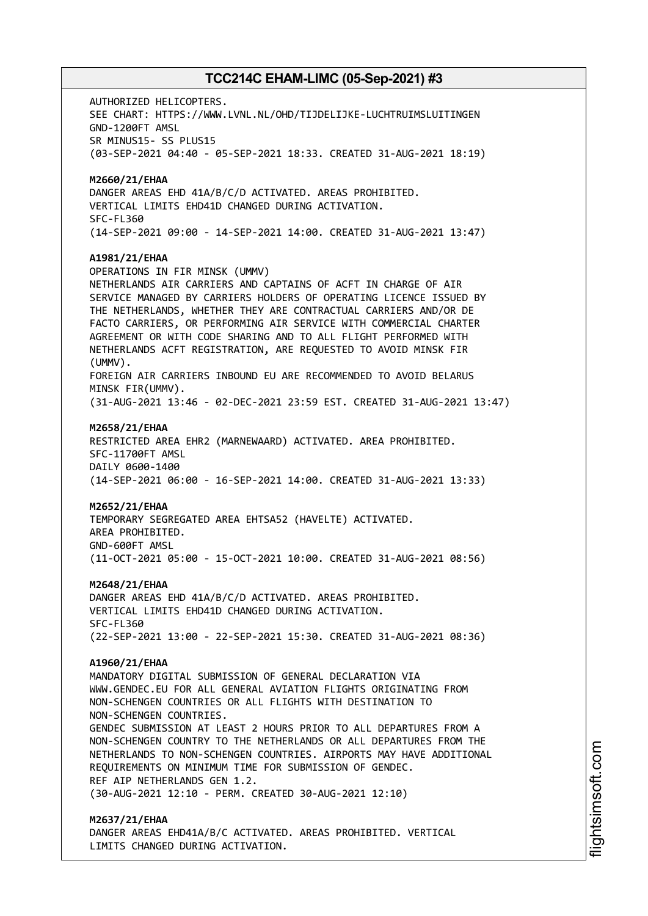AUTHORIZED HELICOPTERS.
SEE CHART: HTTPS://WWW.LVNL.NL/OHD/TIJDELIJKE-LUCHTRUIMSLUITINGEN
GND-1200FT AMSL
SR MINUS15- SS PLUS15
(03-SEP-2021 04:40 - 05-SEP-2021 18:33. CREATED 31-AUG-2021 18:19)

**M2660/21/EHAA**
DANGER AREAS EHD 41A/B/C/D ACTIVATED. AREAS PROHIBITED.
VERTICAL LIMITS EHD41D CHANGED DURING ACTIVATION.
SFC-FL360
(14-SEP-2021 09:00 - 14-SEP-2021 14:00. CREATED 31-AUG-2021 13:47)

**A1981/21/EHAA**
OPERATIONS IN FIR MINSK (UMMV)
NETHERLANDS AIR CARRIERS AND CAPTAINS OF ACFT IN CHARGE OF AIR SERVICE MANAGED BY CARRIERS HOLDERS OF OPERATING LICENCE ISSUED BY THE NETHERLANDS, WHETHER THEY ARE CONTRACTUAL CARRIERS AND/OR DE FACTO CARRIERS, OR PERFORMING AIR SERVICE WITH COMMERCIAL CHARTER AGREEMENT OR WITH CODE SHARING AND TO ALL FLIGHT PERFORMED WITH NETHERLANDS ACFT REGISTRATION, ARE REQUESTED TO AVOID MINSK FIR (UMMV).
FOREIGN AIR CARRIERS INBOUND EU ARE RECOMMENDED TO AVOID BELARUS MINSK FIR(UMMV).
(31-AUG-2021 13:46 - 02-DEC-2021 23:59 EST. CREATED 31-AUG-2021 13:47)

**M2658/21/EHAA**
RESTRICTED AREA EHR2 (MARNEWAARD) ACTIVATED. AREA PROHIBITED.
SFC-11700FT AMSL
DAILY 0600-1400
(14-SEP-2021 06:00 - 16-SEP-2021 14:00. CREATED 31-AUG-2021 13:33)

**M2652/21/EHAA**
TEMPORARY SEGREGATED AREA EHTSA52 (HAVELTE) ACTIVATED.
AREA PROHIBITED.
GND-600FT AMSL
(11-OCT-2021 05:00 - 15-OCT-2021 10:00. CREATED 31-AUG-2021 08:56)

**M2648/21/EHAA**
DANGER AREAS EHD 41A/B/C/D ACTIVATED. AREAS PROHIBITED.
VERTICAL LIMITS EHD41D CHANGED DURING ACTIVATION.
SFC-FL360
(22-SEP-2021 13:00 - 22-SEP-2021 15:30. CREATED 31-AUG-2021 08:36)

**A1960/21/EHAA**
MANDATORY DIGITAL SUBMISSION OF GENERAL DECLARATION VIA WWW.GENDEC.EU FOR ALL GENERAL AVIATION FLIGHTS ORIGINATING FROM NON-SCHENGEN COUNTRIES OR ALL FLIGHTS WITH DESTINATION TO NON-SCHENGEN COUNTRIES.
GENDEC SUBMISSION AT LEAST 2 HOURS PRIOR TO ALL DEPARTURES FROM A NON-SCHENGEN COUNTRY TO THE NETHERLANDS OR ALL DEPARTURES FROM THE NETHERLANDS TO NON-SCHENGEN COUNTRIES. AIRPORTS MAY HAVE ADDITIONAL REQUIREMENTS ON MINIMUM TIME FOR SUBMISSION OF GENDEC.
REF AIP NETHERLANDS GEN 1.2.
(30-AUG-2021 12:10 - PERM. CREATED 30-AUG-2021 12:10)

**M2637/21/EHAA**
DANGER AREAS EHD41A/B/C ACTIVATED. AREAS PROHIBITED. VERTICAL LIMITS CHANGED DURING ACTIVATION.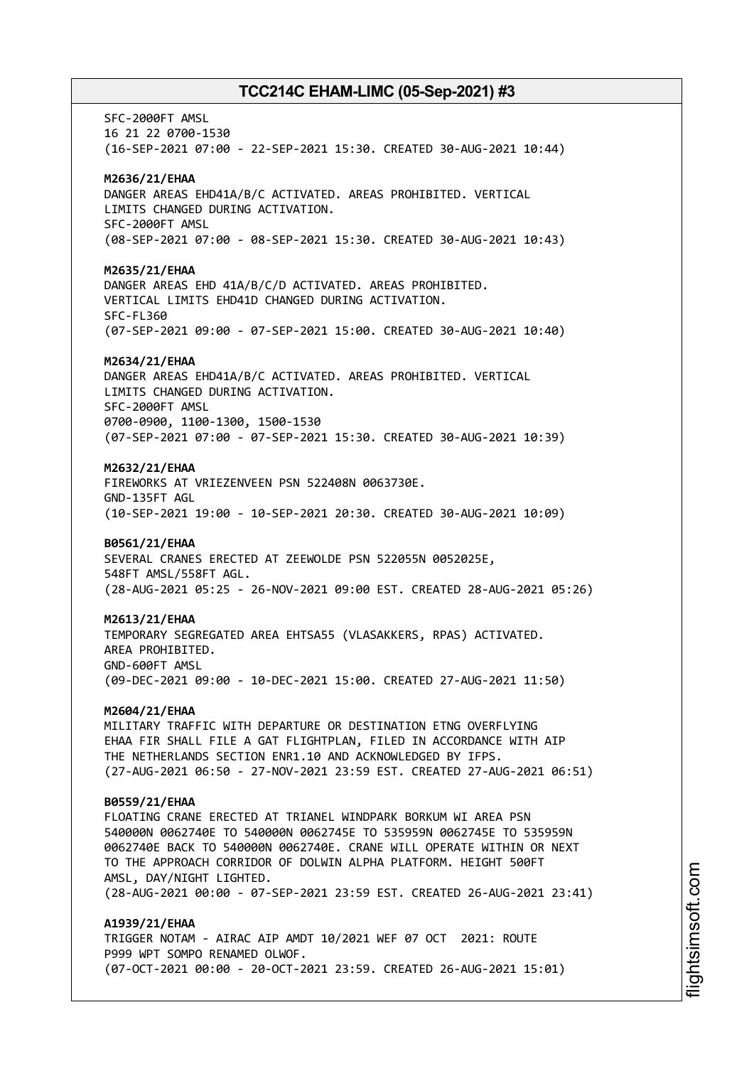SFC-2000FT AMSL
16 21 22 0700-1530
(16-SEP-2021 07:00 - 22-SEP-2021 15:30. CREATED 30-AUG-2021 10:44)

**M2636/21/EHAA**
DANGER AREAS EHD41A/B/C ACTIVATED. AREAS PROHIBITED. VERTICAL
LIMITS CHANGED DURING ACTIVATION.
SFC-2000FT AMSL
(08-SEP-2021 07:00 - 08-SEP-2021 15:30. CREATED 30-AUG-2021 10:43)

**M2635/21/EHAA**
DANGER AREAS EHD 41A/B/C/D ACTIVATED. AREAS PROHIBITED.
VERTICAL LIMITS EHD41D CHANGED DURING ACTIVATION.
SFC-FL360
(07-SEP-2021 09:00 - 07-SEP-2021 15:00. CREATED 30-AUG-2021 10:40)

**M2634/21/EHAA**
DANGER AREAS EHD41A/B/C ACTIVATED. AREAS PROHIBITED. VERTICAL
LIMITS CHANGED DURING ACTIVATION.
SFC-2000FT AMSL
0700-0900, 1100-1300, 1500-1530
(07-SEP-2021 07:00 - 07-SEP-2021 15:30. CREATED 30-AUG-2021 10:39)

**M2632/21/EHAA**
FIREWORKS AT VRIEZENVEEN PSN 522408N 0063730E.
GND-135FT AGL
(10-SEP-2021 19:00 - 10-SEP-2021 20:30. CREATED 30-AUG-2021 10:09)

**B0561/21/EHAA**
SEVERAL CRANES ERECTED AT ZEEWOLDE PSN 522055N 0052025E,
548FT AMSL/558FT AGL.
(28-AUG-2021 05:25 - 26-NOV-2021 09:00 EST. CREATED 28-AUG-2021 05:26)

**M2613/21/EHAA**
TEMPORARY SEGREGATED AREA EHTSA55 (VLASAKKERS, RPAS) ACTIVATED.
AREA PROHIBITED.
GND-600FT AMSL
(09-DEC-2021 09:00 - 10-DEC-2021 15:00. CREATED 27-AUG-2021 11:50)

**M2604/21/EHAA**
MILITARY TRAFFIC WITH DEPARTURE OR DESTINATION ETNG OVERFLYING
EHAA FIR SHALL FILE A GAT FLIGHTPLAN, FILED IN ACCORDANCE WITH AIP
THE NETHERLANDS SECTION ENR1.10 AND ACKNOWLEDGED BY IFPS.
(27-AUG-2021 06:50 - 27-NOV-2021 23:59 EST. CREATED 27-AUG-2021 06:51)

**B0559/21/EHAA**
FLOATING CRANE ERECTED AT TRIANEL WINDPARK BORKUM WI AREA PSN
540000N 0062740E TO 540000N 0062745E TO 535959N 0062745E TO 535959N
0062740E BACK TO 540000N 0062740E. CRANE WILL OPERATE WITHIN OR NEXT
TO THE APPROACH CORRIDOR OF DOLWIN ALPHA PLATFORM. HEIGHT 500FT
AMSL, DAY/NIGHT LIGHTED.
(28-AUG-2021 00:00 - 07-SEP-2021 23:59 EST. CREATED 26-AUG-2021 23:41)

**A1939/21/EHAA**
TRIGGER NOTAM - AIRAC AIP AMDT 10/2021 WEF 07 OCT 2021: ROUTE
P999 WPT SOMPO RENAMED OLWOF.
(07-OCT-2021 00:00 - 20-OCT-2021 23:59. CREATED 26-AUG-2021 15:01)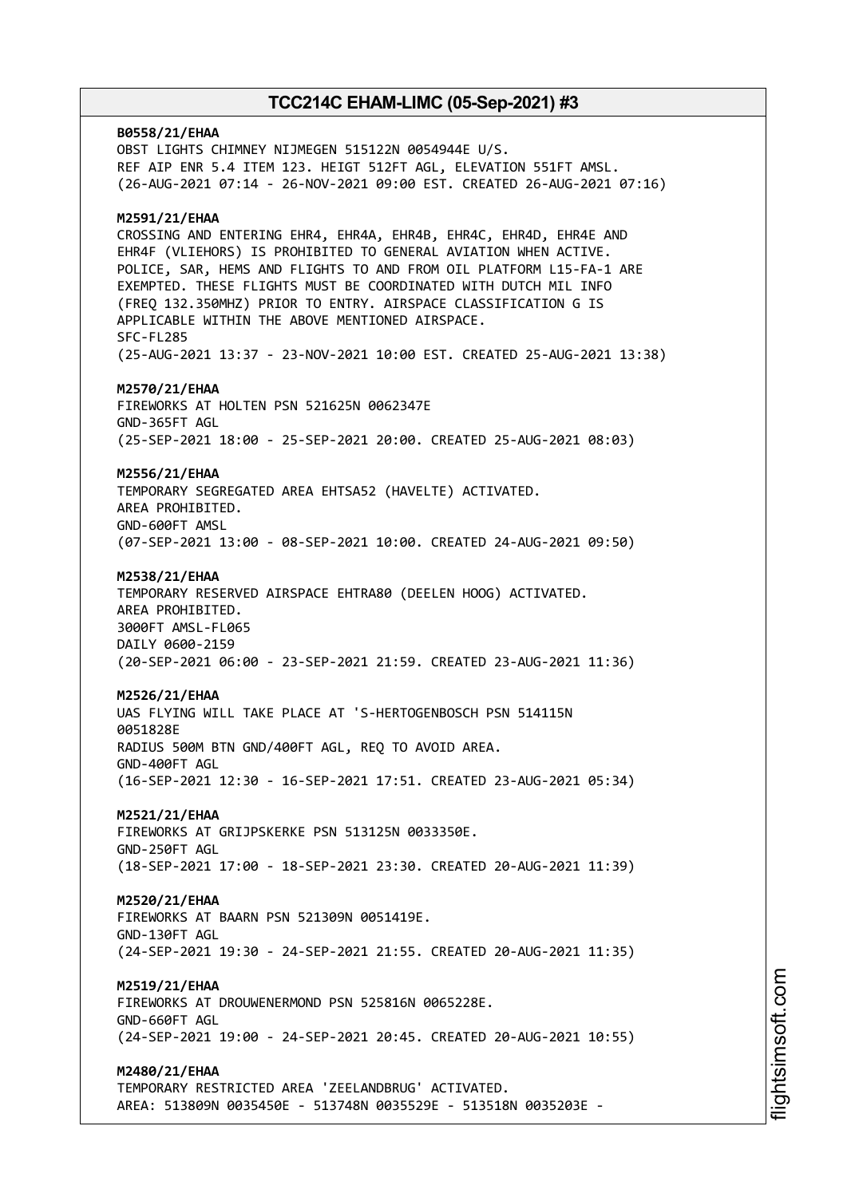**B0558/21/EHAA**
OBST LIGHTS CHIMNEY NIJMEGEN 515122N 0054944E U/S.
REF AIP ENR 5.4 ITEM 123. HEIGT 512FT AGL, ELEVATION 551FT AMSL.
(26-AUG-2021 07:14 - 26-NOV-2021 09:00 EST. CREATED 26-AUG-2021 07:16)

**M2591/21/EHAA**
CROSSING AND ENTERING EHR4, EHR4A, EHR4B, EHR4C, EHR4D, EHR4E AND
EHR4F (VLIEHORS) IS PROHIBITED TO GENERAL AVIATION WHEN ACTIVE.
POLICE, SAR, HEMS AND FLIGHTS TO AND FROM OIL PLATFORM L15-FA-1 ARE
EXEMPTED. THESE FLIGHTS MUST BE COORDINATED WITH DUTCH MIL INFO
(FREQ 132.350MHZ) PRIOR TO ENTRY. AIRSPACE CLASSIFICATION G IS
APPLICABLE WITHIN THE ABOVE MENTIONED AIRSPACE.
SFC-FL285
(25-AUG-2021 13:37 - 23-NOV-2021 10:00 EST. CREATED 25-AUG-2021 13:38)

**M2570/21/EHAA**
FIREWORKS AT HOLTEN PSN 521625N 0062347E
GND-365FT AGL
(25-SEP-2021 18:00 - 25-SEP-2021 20:00. CREATED 25-AUG-2021 08:03)

**M2556/21/EHAA**
TEMPORARY SEGREGATED AREA EHTSA52 (HAVELTE) ACTIVATED.
AREA PROHIBITED.
GND-600FT AMSL
(07-SEP-2021 13:00 - 08-SEP-2021 10:00. CREATED 24-AUG-2021 09:50)

**M2538/21/EHAA**
TEMPORARY RESERVED AIRSPACE EHTRA80 (DEELEN HOOG) ACTIVATED.
AREA PROHIBITED.
3000FT AMSL-FL065
DAILY 0600-2159
(20-SEP-2021 06:00 - 23-SEP-2021 21:59. CREATED 23-AUG-2021 11:36)

**M2526/21/EHAA**
UAS FLYING WILL TAKE PLACE AT 'S-HERTOGENBOSCH PSN 514115N
0051828E
RADIUS 500M BTN GND/400FT AGL, REQ TO AVOID AREA.
GND-400FT AGL
(16-SEP-2021 12:30 - 16-SEP-2021 17:51. CREATED 23-AUG-2021 05:34)

**M2521/21/EHAA**
FIREWORKS AT GRIJPSKERKE PSN 513125N 0033350E.
GND-250FT AGL
(18-SEP-2021 17:00 - 18-SEP-2021 23:30. CREATED 20-AUG-2021 11:39)

**M2520/21/EHAA**
FIREWORKS AT BAARN PSN 521309N 0051419E.
GND-130FT AGL
(24-SEP-2021 19:30 - 24-SEP-2021 21:55. CREATED 20-AUG-2021 11:35)

**M2519/21/EHAA**
FIREWORKS AT DROUWENERMOND PSN 525816N 0065228E.
GND-660FT AGL
(24-SEP-2021 19:00 - 24-SEP-2021 20:45. CREATED 20-AUG-2021 10:55)

**M2480/21/EHAA**
TEMPORARY RESTRICTED AREA 'ZEELANDBRUG' ACTIVATED.
AREA: 513809N 0035450E - 513748N 0035529E - 513518N 0035203E -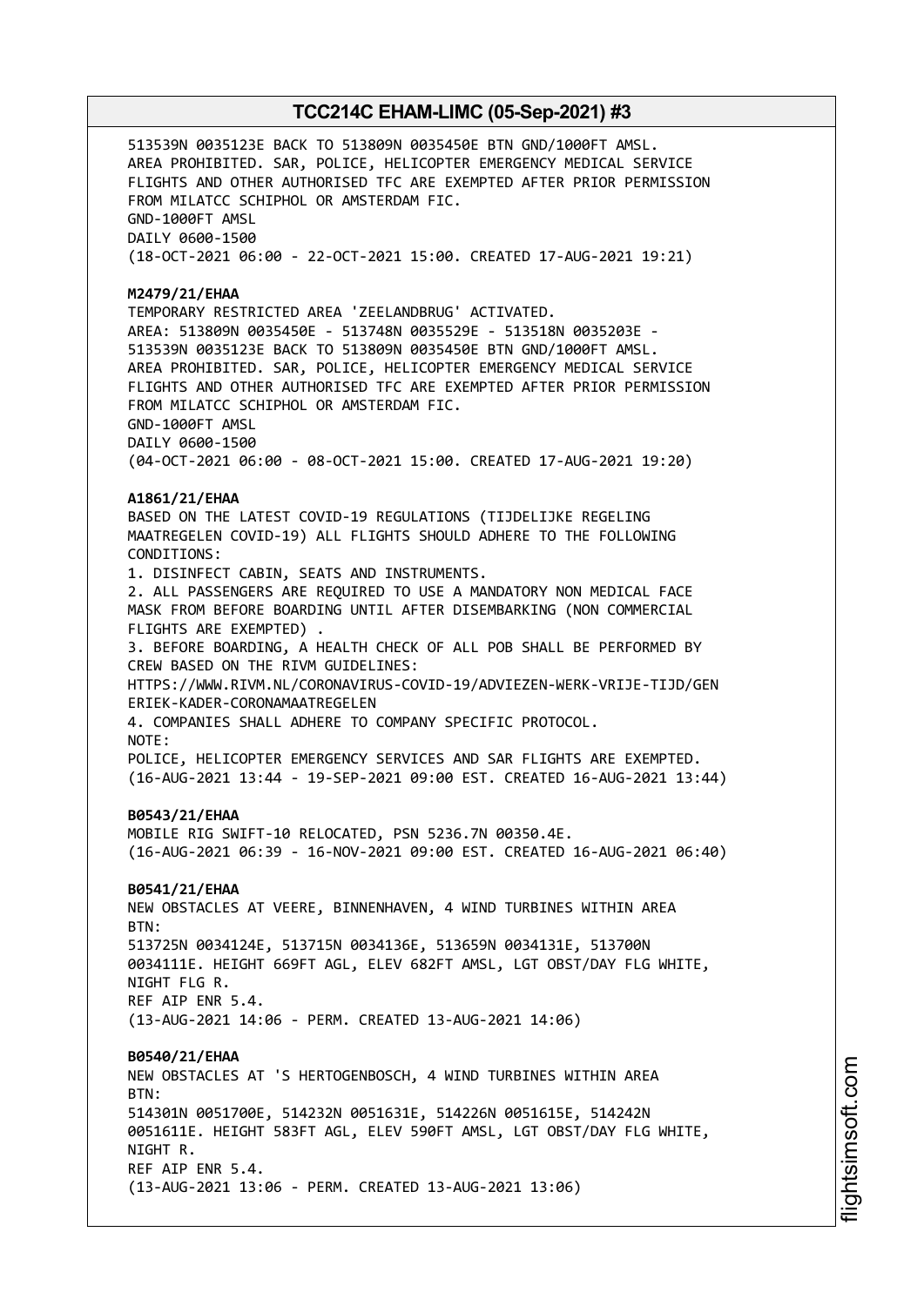513539N 0035123E BACK TO 513809N 0035450E BTN GND/1000FT AMSL.
AREA PROHIBITED. SAR, POLICE, HELICOPTER EMERGENCY MEDICAL SERVICE FLIGHTS AND OTHER AUTHORISED TFC ARE EXEMPTED AFTER PRIOR PERMISSION FROM MILATCC SCHIPHOL OR AMSTERDAM FIC.
GND-1000FT AMSL
DAILY 0600-1500
(18-OCT-2021 06:00 - 22-OCT-2021 15:00. CREATED 17-AUG-2021 19:21)

**M2479/21/EHAA**
TEMPORARY RESTRICTED AREA 'ZEELANDBRUG' ACTIVATED.
AREA: 513809N 0035450E - 513748N 0035529E - 513518N 0035203E - 513539N 0035123E BACK TO 513809N 0035450E BTN GND/1000FT AMSL.
AREA PROHIBITED. SAR, POLICE, HELICOPTER EMERGENCY MEDICAL SERVICE FLIGHTS AND OTHER AUTHORISED TFC ARE EXEMPTED AFTER PRIOR PERMISSION FROM MILATCC SCHIPHOL OR AMSTERDAM FIC.
GND-1000FT AMSL
DAILY 0600-1500
(04-OCT-2021 06:00 - 08-OCT-2021 15:00. CREATED 17-AUG-2021 19:20)

**A1861/21/EHAA**
BASED ON THE LATEST COVID-19 REGULATIONS (TIJDELIJKE REGELING MAATREGELEN COVID-19) ALL FLIGHTS SHOULD ADHERE TO THE FOLLOWING CONDITIONS:
1. DISINFECT CABIN, SEATS AND INSTRUMENTS.
2. ALL PASSENGERS ARE REQUIRED TO USE A MANDATORY NON MEDICAL FACE MASK FROM BEFORE BOARDING UNTIL AFTER DISEMBARKING (NON COMMERCIAL FLIGHTS ARE EXEMPTED) .
3. BEFORE BOARDING, A HEALTH CHECK OF ALL POB SHALL BE PERFORMED BY CREW BASED ON THE RIVM GUIDELINES:
HTTPS://WWW.RIVM.NL/CORONAVIRUS-COVID-19/ADVIEZEN-WERK-VRIJE-TIJD/GENERIEK-KADER-CORONAMAATREGELEN
4. COMPANIES SHALL ADHERE TO COMPANY SPECIFIC PROTOCOL.
NOTE:
POLICE, HELICOPTER EMERGENCY SERVICES AND SAR FLIGHTS ARE EXEMPTED.
(16-AUG-2021 13:44 - 19-SEP-2021 09:00 EST. CREATED 16-AUG-2021 13:44)

**B0543/21/EHAA**
MOBILE RIG SWIFT-10 RELOCATED, PSN 5236.7N 00350.4E.
(16-AUG-2021 06:39 - 16-NOV-2021 09:00 EST. CREATED 16-AUG-2021 06:40)

**B0541/21/EHAA**
NEW OBSTACLES AT VEERE, BINNENHAVEN, 4 WIND TURBINES WITHIN AREA BTN:
513725N 0034124E, 513715N 0034136E, 513659N 0034131E, 513700N 0034111E. HEIGHT 669FT AGL, ELEV 682FT AMSL, LGT OBST/DAY FLG WHITE, NIGHT FLG R.
REF AIP ENR 5.4.
(13-AUG-2021 14:06 - PERM. CREATED 13-AUG-2021 14:06)

**B0540/21/EHAA**
NEW OBSTACLES AT 'S HERTOGENBOSCH, 4 WIND TURBINES WITHIN AREA BTN:
514301N 0051700E, 514232N 0051631E, 514226N 0051615E, 514242N 0051611E. HEIGHT 583FT AGL, ELEV 590FT AMSL, LGT OBST/DAY FLG WHITE, NIGHT R.
REF AIP ENR 5.4.
(13-AUG-2021 13:06 - PERM. CREATED 13-AUG-2021 13:06)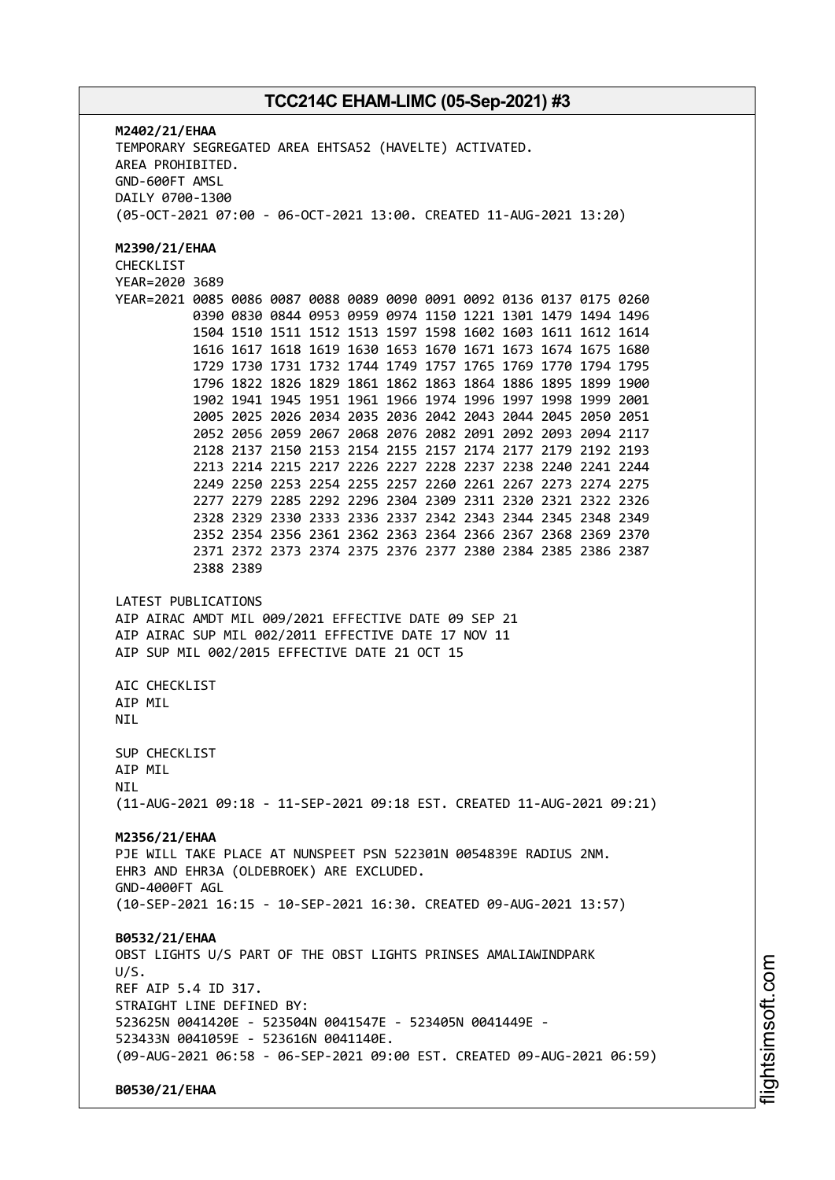**M2402/21/EHAA**
TEMPORARY SEGREGATED AREA EHTSA52 (HAVELTE) ACTIVATED.
AREA PROHIBITED.
GND-600FT AMSL
DAILY 0700-1300
(05-OCT-2021 07:00 - 06-OCT-2021 13:00. CREATED 11-AUG-2021 13:20)

**M2390/21/EHAA**
CHECKLIST
YEAR=2020 3689
YEAR=2021 0085 0086 0087 0088 0089 0090 0091 0092 0136 0137 0175 0260
0390 0830 0844 0953 0959 0974 1150 1221 1301 1479 1494 1496
1504 1510 1511 1512 1513 1597 1598 1602 1603 1611 1612 1614
1616 1617 1618 1619 1630 1653 1670 1671 1673 1674 1675 1680
1729 1730 1731 1732 1744 1749 1757 1765 1769 1770 1794 1795
1796 1822 1826 1829 1861 1862 1863 1864 1886 1895 1899 1900
1902 1941 1945 1951 1961 1966 1974 1996 1997 1998 1999 2001
2005 2025 2026 2034 2035 2036 2042 2043 2044 2045 2050 2051
2052 2056 2059 2067 2068 2076 2082 2091 2092 2093 2094 2117
2128 2137 2150 2153 2154 2155 2157 2174 2177 2179 2192 2193
2213 2214 2215 2217 2226 2227 2228 2237 2238 2240 2241 2244
2249 2250 2253 2254 2255 2257 2260 2261 2267 2273 2274 2275
2277 2279 2285 2292 2296 2304 2309 2311 2320 2321 2322 2326
2328 2329 2330 2333 2336 2337 2342 2343 2344 2345 2348 2349
2352 2354 2356 2361 2362 2363 2364 2366 2367 2368 2369 2370
2371 2372 2373 2374 2375 2376 2377 2380 2384 2385 2386 2387
2388 2389

LATEST PUBLICATIONS
AIP AIRAC AMDT MIL 009/2021 EFFECTIVE DATE 09 SEP 21
AIP AIRAC SUP MIL 002/2011 EFFECTIVE DATE 17 NOV 11
AIP SUP MIL 002/2015 EFFECTIVE DATE 21 OCT 15

AIC CHECKLIST
AIP MIL
NIL

SUP CHECKLIST
AIP MIL
NIL
(11-AUG-2021 09:18 - 11-SEP-2021 09:18 EST. CREATED 11-AUG-2021 09:21)

**M2356/21/EHAA**
PJE WILL TAKE PLACE AT NUNSPEET PSN 522301N 0054839E RADIUS 2NM.
EHR3 AND EHR3A (OLDEBROEK) ARE EXCLUDED.
GND-4000FT AGL
(10-SEP-2021 16:15 - 10-SEP-2021 16:30. CREATED 09-AUG-2021 13:57)

**B0532/21/EHAA**
OBST LIGHTS U/S PART OF THE OBST LIGHTS PRINSES AMALIAWINDPARK
U/S.
REF AIP 5.4 ID 317.
STRAIGHT LINE DEFINED BY:
523625N 0041420E - 523504N 0041547E - 523405N 0041449E -
523433N 0041059E - 523616N 0041140E.
(09-AUG-2021 06:58 - 06-SEP-2021 09:00 EST. CREATED 09-AUG-2021 06:59)

**B0530/21/EHAA**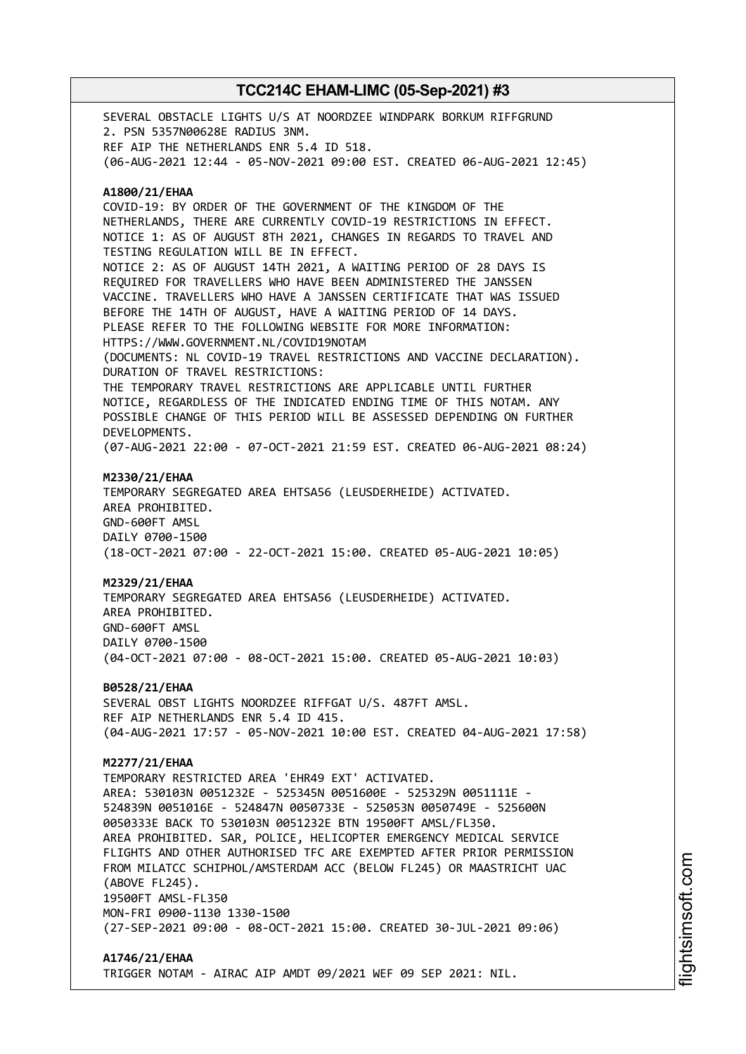SEVERAL OBSTACLE LIGHTS U/S AT NOORDZEE WINDPARK BORKUM RIFFGRUND 2. PSN 5357N00628E RADIUS 3NM.
REF AIP THE NETHERLANDS ENR 5.4 ID 518.
(06-AUG-2021 12:44 - 05-NOV-2021 09:00 EST. CREATED 06-AUG-2021 12:45)

**A1800/21/EHAA**
COVID-19: BY ORDER OF THE GOVERNMENT OF THE KINGDOM OF THE NETHERLANDS, THERE ARE CURRENTLY COVID-19 RESTRICTIONS IN EFFECT.
NOTICE 1: AS OF AUGUST 8TH 2021, CHANGES IN REGARDS TO TRAVEL AND TESTING REGULATION WILL BE IN EFFECT.
NOTICE 2: AS OF AUGUST 14TH 2021, A WAITING PERIOD OF 28 DAYS IS REQUIRED FOR TRAVELLERS WHO HAVE BEEN ADMINISTERED THE JANSSEN VACCINE. TRAVELLERS WHO HAVE A JANSSEN CERTIFICATE THAT WAS ISSUED BEFORE THE 14TH OF AUGUST, HAVE A WAITING PERIOD OF 14 DAYS.
PLEASE REFER TO THE FOLLOWING WEBSITE FOR MORE INFORMATION:
HTTPS://WWW.GOVERNMENT.NL/COVID19NOTAM
(DOCUMENTS: NL COVID-19 TRAVEL RESTRICTIONS AND VACCINE DECLARATION).
DURATION OF TRAVEL RESTRICTIONS:
THE TEMPORARY TRAVEL RESTRICTIONS ARE APPLICABLE UNTIL FURTHER NOTICE, REGARDLESS OF THE INDICATED ENDING TIME OF THIS NOTAM. ANY POSSIBLE CHANGE OF THIS PERIOD WILL BE ASSESSED DEPENDING ON FURTHER DEVELOPMENTS.
(07-AUG-2021 22:00 - 07-OCT-2021 21:59 EST. CREATED 06-AUG-2021 08:24)

**M2330/21/EHAA**
TEMPORARY SEGREGATED AREA EHTSA56 (LEUSDERHEIDE) ACTIVATED.
AREA PROHIBITED.
GND-600FT AMSL
DAILY 0700-1500
(18-OCT-2021 07:00 - 22-OCT-2021 15:00. CREATED 05-AUG-2021 10:05)

**M2329/21/EHAA**
TEMPORARY SEGREGATED AREA EHTSA56 (LEUSDERHEIDE) ACTIVATED.
AREA PROHIBITED.
GND-600FT AMSL
DAILY 0700-1500
(04-OCT-2021 07:00 - 08-OCT-2021 15:00. CREATED 05-AUG-2021 10:03)

**B0528/21/EHAA**
SEVERAL OBST LIGHTS NOORDZEE RIFFGAT U/S. 487FT AMSL.
REF AIP NETHERLANDS ENR 5.4 ID 415.
(04-AUG-2021 17:57 - 05-NOV-2021 10:00 EST. CREATED 04-AUG-2021 17:58)

**M2277/21/EHAA**
TEMPORARY RESTRICTED AREA 'EHR49 EXT' ACTIVATED.
AREA: 530103N 0051232E - 525345N 0051600E - 525329N 0051111E - 524839N 0051016E - 524847N 0050733E - 525053N 0050749E - 525600N 0050333E BACK TO 530103N 0051232E BTN 19500FT AMSL/FL350.
AREA PROHIBITED. SAR, POLICE, HELICOPTER EMERGENCY MEDICAL SERVICE FLIGHTS AND OTHER AUTHORISED TFC ARE EXEMPTED AFTER PRIOR PERMISSION FROM MILATCC SCHIPHOL/AMSTERDAM ACC (BELOW FL245) OR MAASTRICHT UAC (ABOVE FL245).
19500FT AMSL-FL350
MON-FRI 0900-1130 1330-1500
(27-SEP-2021 09:00 - 08-OCT-2021 15:00. CREATED 30-JUL-2021 09:06)

**A1746/21/EHAA**
TRIGGER NOTAM - AIRAC AIP AMDT 09/2021 WEF 09 SEP 2021: NIL.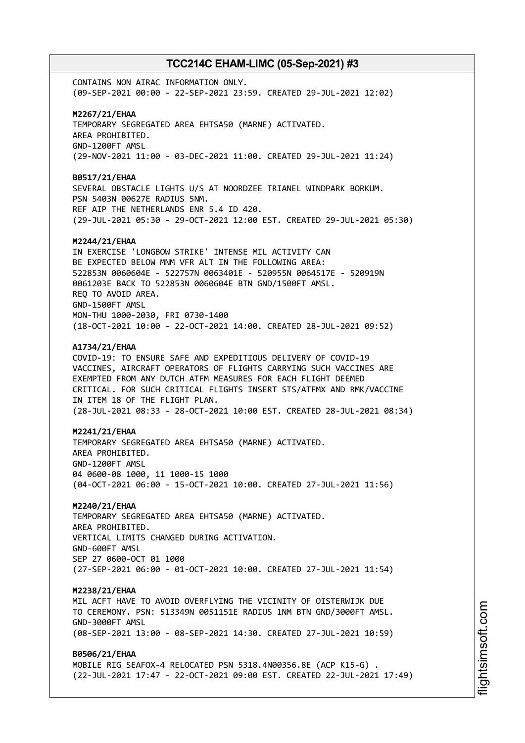CONTAINS NON AIRAC INFORMATION ONLY.
(09-SEP-2021 00:00 - 22-SEP-2021 23:59. CREATED 29-JUL-2021 12:02)

**M2267/21/EHAA**
TEMPORARY SEGREGATED AREA EHTSA50 (MARNE) ACTIVATED.
AREA PROHIBITED.
GND-1200FT AMSL
(29-NOV-2021 11:00 - 03-DEC-2021 11:00. CREATED 29-JUL-2021 11:24)

**B0517/21/EHAA**
SEVERAL OBSTACLE LIGHTS U/S AT NOORDZEE TRIANEL WINDPARK BORKUM.
PSN 5403N 00627E RADIUS 5NM.
REF AIP THE NETHERLANDS ENR 5.4 ID 420.
(29-JUL-2021 05:30 - 29-OCT-2021 12:00 EST. CREATED 29-JUL-2021 05:30)

**M2244/21/EHAA**
IN EXERCISE 'LONGBOW STRIKE' INTENSE MIL ACTIVITY CAN
BE EXPECTED BELOW MNM VFR ALT IN THE FOLLOWING AREA:
522853N 0060604E - 522757N 0063401E - 520955N 0064517E - 520919N
0061203E BACK TO 522853N 0060604E BTN GND/1500FT AMSL.
REQ TO AVOID AREA.
GND-1500FT AMSL
MON-THU 1000-2030, FRI 0730-1400
(18-OCT-2021 10:00 - 22-OCT-2021 14:00. CREATED 28-JUL-2021 09:52)

**A1734/21/EHAA**
COVID-19: TO ENSURE SAFE AND EXPEDITIOUS DELIVERY OF COVID-19
VACCINES, AIRCRAFT OPERATORS OF FLIGHTS CARRYING SUCH VACCINES ARE
EXEMPTED FROM ANY DUTCH ATFM MEASURES FOR EACH FLIGHT DEEMED
CRITICAL. FOR SUCH CRITICAL FLIGHTS INSERT STS/ATFMX AND RMK/VACCINE
IN ITEM 18 OF THE FLIGHT PLAN.
(28-JUL-2021 08:33 - 28-OCT-2021 10:00 EST. CREATED 28-JUL-2021 08:34)

**M2241/21/EHAA**
TEMPORARY SEGREGATED AREA EHTSA50 (MARNE) ACTIVATED.
AREA PROHIBITED.
GND-1200FT AMSL
04 0600-08 1000, 11 1000-15 1000
(04-OCT-2021 06:00 - 15-OCT-2021 10:00. CREATED 27-JUL-2021 11:56)

**M2240/21/EHAA**
TEMPORARY SEGREGATED AREA EHTSA50 (MARNE) ACTIVATED.
AREA PROHIBITED.
VERTICAL LIMITS CHANGED DURING ACTIVATION.
GND-600FT AMSL
SEP 27 0600-OCT 01 1000
(27-SEP-2021 06:00 - 01-OCT-2021 10:00. CREATED 27-JUL-2021 11:54)

**M2238/21/EHAA**
MIL ACFT HAVE TO AVOID OVERFLYING THE VICINITY OF OISTERWIJK DUE
TO CEREMONY. PSN: 513349N 0051151E RADIUS 1NM BTN GND/3000FT AMSL.
GND-3000FT AMSL
(08-SEP-2021 13:00 - 08-SEP-2021 14:30. CREATED 27-JUL-2021 10:59)

**B0506/21/EHAA**
MOBILE RIG SEAFOX-4 RELOCATED PSN 5318.4N00356.8E (ACP K15-G) .
(22-JUL-2021 17:47 - 22-OCT-2021 09:00 EST. CREATED 22-JUL-2021 17:49)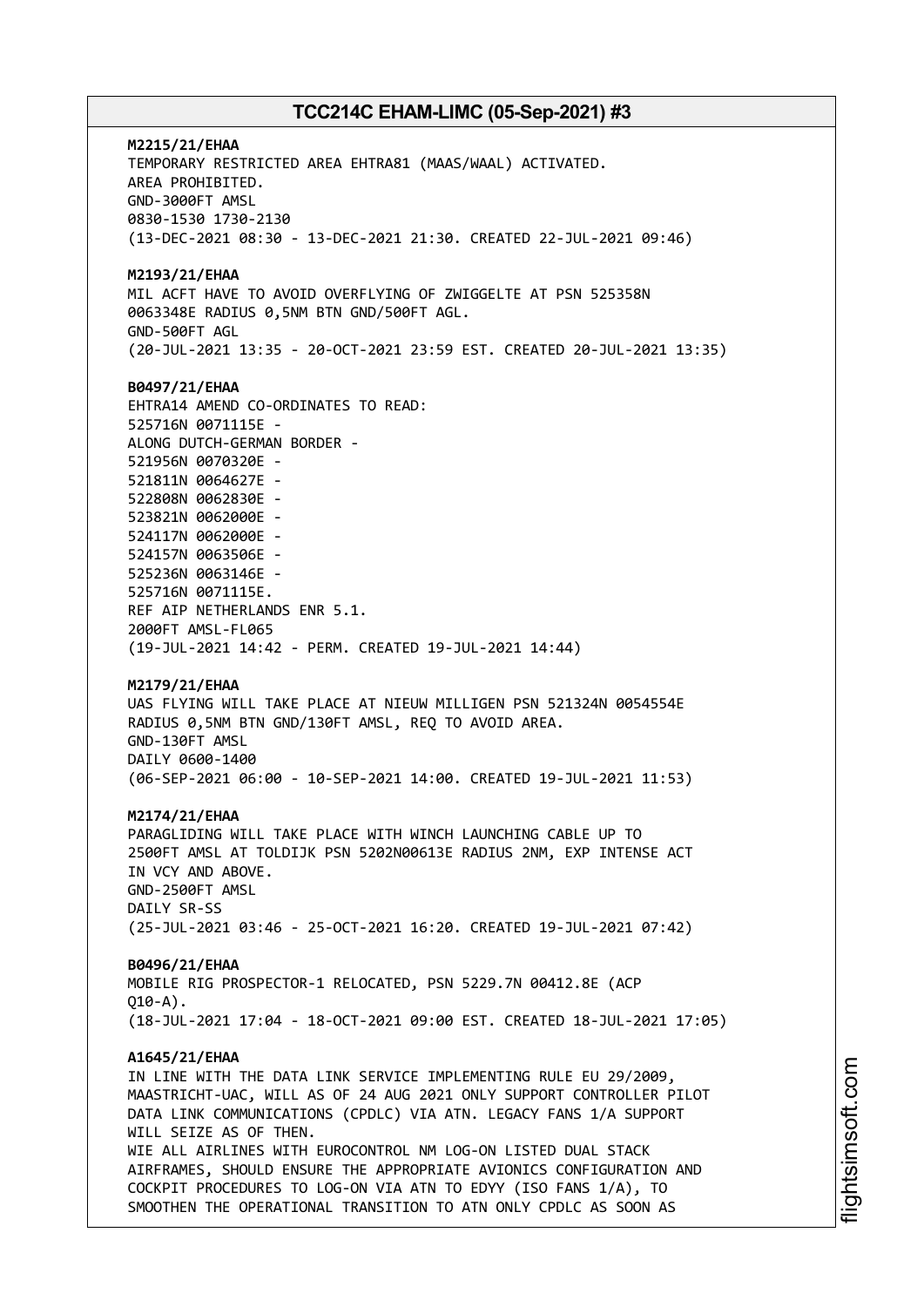**M2215/21/EHAA**
TEMPORARY RESTRICTED AREA EHTRA81 (MAAS/WAAL) ACTIVATED.
AREA PROHIBITED.
GND-3000FT AMSL
0830-1530 1730-2130
(13-DEC-2021 08:30 - 13-DEC-2021 21:30. CREATED 22-JUL-2021 09:46)

**M2193/21/EHAA**
MIL ACFT HAVE TO AVOID OVERFLYING OF ZWIGGELTE AT PSN 525358N
0063348E RADIUS 0,5NM BTN GND/500FT AGL.
GND-500FT AGL
(20-JUL-2021 13:35 - 20-OCT-2021 23:59 EST. CREATED 20-JUL-2021 13:35)

**B0497/21/EHAA**
EHTRA14 AMEND CO-ORDINATES TO READ:
525716N 0071115E -
ALONG DUTCH-GERMAN BORDER -
521956N 0070320E -
521811N 0064627E -
522808N 0062830E -
523821N 0062000E -
524117N 0062000E -
524157N 0063506E -
525236N 0063146E -
525716N 0071115E.
REF AIP NETHERLANDS ENR 5.1.
2000FT AMSL-FL065
(19-JUL-2021 14:42 - PERM. CREATED 19-JUL-2021 14:44)

**M2179/21/EHAA**
UAS FLYING WILL TAKE PLACE AT NIEUW MILLIGEN PSN 521324N 0054554E
RADIUS 0,5NM BTN GND/130FT AMSL, REQ TO AVOID AREA.
GND-130FT AMSL
DAILY 0600-1400
(06-SEP-2021 06:00 - 10-SEP-2021 14:00. CREATED 19-JUL-2021 11:53)

**M2174/21/EHAA**
PARAGLIDING WILL TAKE PLACE WITH WINCH LAUNCHING CABLE UP TO
2500FT AMSL AT TOLDIJK PSN 5202N00613E RADIUS 2NM, EXP INTENSE ACT
IN VCY AND ABOVE.
GND-2500FT AMSL
DAILY SR-SS
(25-JUL-2021 03:46 - 25-OCT-2021 16:20. CREATED 19-JUL-2021 07:42)

**B0496/21/EHAA**
MOBILE RIG PROSPECTOR-1 RELOCATED, PSN 5229.7N 00412.8E (ACP
Q10-A).
(18-JUL-2021 17:04 - 18-OCT-2021 09:00 EST. CREATED 18-JUL-2021 17:05)

**A1645/21/EHAA**
IN LINE WITH THE DATA LINK SERVICE IMPLEMENTING RULE EU 29/2009,
MAASTRICHT-UAC, WILL AS OF 24 AUG 2021 ONLY SUPPORT CONTROLLER PILOT
DATA LINK COMMUNICATIONS (CPDLC) VIA ATN. LEGACY FANS 1/A SUPPORT
WILL SEIZE AS OF THEN.
WIE ALL AIRLINES WITH EUROCONTROL NM LOG-ON LISTED DUAL STACK
AIRFRAMES, SHOULD ENSURE THE APPROPRIATE AVIONICS CONFIGURATION AND
COCKPIT PROCEDURES TO LOG-ON VIA ATN TO EDYY (ISO FANS 1/A), TO
SMOOTHEN THE OPERATIONAL TRANSITION TO ATN ONLY CPDLC AS SOON AS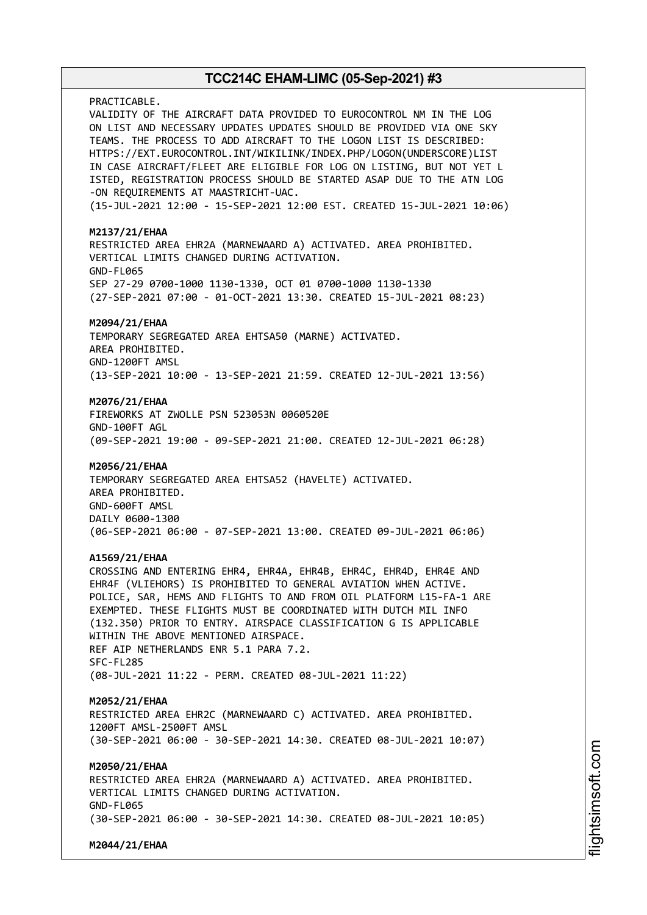PRACTICABLE.
VALIDITY OF THE AIRCRAFT DATA PROVIDED TO EUROCONTROL NM IN THE LOG ON LIST AND NECESSARY UPDATES UPDATES SHOULD BE PROVIDED VIA ONE SKY TEAMS. THE PROCESS TO ADD AIRCRAFT TO THE LOGON LIST IS DESCRIBED: HTTPS://EXT.EUROCONTROL.INT/WIKILINK/INDEX.PHP/LOGON(UNDERSCORE)LIST
IN CASE AIRCRAFT/FLEET ARE ELIGIBLE FOR LOG ON LISTING, BUT NOT YET L ISTED, REGISTRATION PROCESS SHOULD BE STARTED ASAP DUE TO THE ATN LOG -ON REQUIREMENTS AT MAASTRICHT-UAC.
(15-JUL-2021 12:00 - 15-SEP-2021 12:00 EST. CREATED 15-JUL-2021 10:06)

**M2137/21/EHAA**
RESTRICTED AREA EHR2A (MARNEWAARD A) ACTIVATED. AREA PROHIBITED.
VERTICAL LIMITS CHANGED DURING ACTIVATION.
GND-FL065
SEP 27-29 0700-1000 1130-1330, OCT 01 0700-1000 1130-1330
(27-SEP-2021 07:00 - 01-OCT-2021 13:30. CREATED 15-JUL-2021 08:23)

**M2094/21/EHAA**
TEMPORARY SEGREGATED AREA EHTSA50 (MARNE) ACTIVATED.
AREA PROHIBITED.
GND-1200FT AMSL
(13-SEP-2021 10:00 - 13-SEP-2021 21:59. CREATED 12-JUL-2021 13:56)

**M2076/21/EHAA**
FIREWORKS AT ZWOLLE PSN 523053N 0060520E
GND-100FT AGL
(09-SEP-2021 19:00 - 09-SEP-2021 21:00. CREATED 12-JUL-2021 06:28)

**M2056/21/EHAA**
TEMPORARY SEGREGATED AREA EHTSA52 (HAVELTE) ACTIVATED.
AREA PROHIBITED.
GND-600FT AMSL
DAILY 0600-1300
(06-SEP-2021 06:00 - 07-SEP-2021 13:00. CREATED 09-JUL-2021 06:06)

**A1569/21/EHAA**
CROSSING AND ENTERING EHR4, EHR4A, EHR4B, EHR4C, EHR4D, EHR4E AND EHR4F (VLIEHORS) IS PROHIBITED TO GENERAL AVIATION WHEN ACTIVE.
POLICE, SAR, HEMS AND FLIGHTS TO AND FROM OIL PLATFORM L15-FA-1 ARE EXEMPTED. THESE FLIGHTS MUST BE COORDINATED WITH DUTCH MIL INFO (132.350) PRIOR TO ENTRY. AIRSPACE CLASSIFICATION G IS APPLICABLE WITHIN THE ABOVE MENTIONED AIRSPACE.
REF AIP NETHERLANDS ENR 5.1 PARA 7.2.
SFC-FL285
(08-JUL-2021 11:22 - PERM. CREATED 08-JUL-2021 11:22)

**M2052/21/EHAA**
RESTRICTED AREA EHR2C (MARNEWAARD C) ACTIVATED. AREA PROHIBITED.
1200FT AMSL-2500FT AMSL
(30-SEP-2021 06:00 - 30-SEP-2021 14:30. CREATED 08-JUL-2021 10:07)

**M2050/21/EHAA**
RESTRICTED AREA EHR2A (MARNEWAARD A) ACTIVATED. AREA PROHIBITED.
VERTICAL LIMITS CHANGED DURING ACTIVATION.
GND-FL065
(30-SEP-2021 06:00 - 30-SEP-2021 14:30. CREATED 08-JUL-2021 10:05)

**M2044/21/EHAA**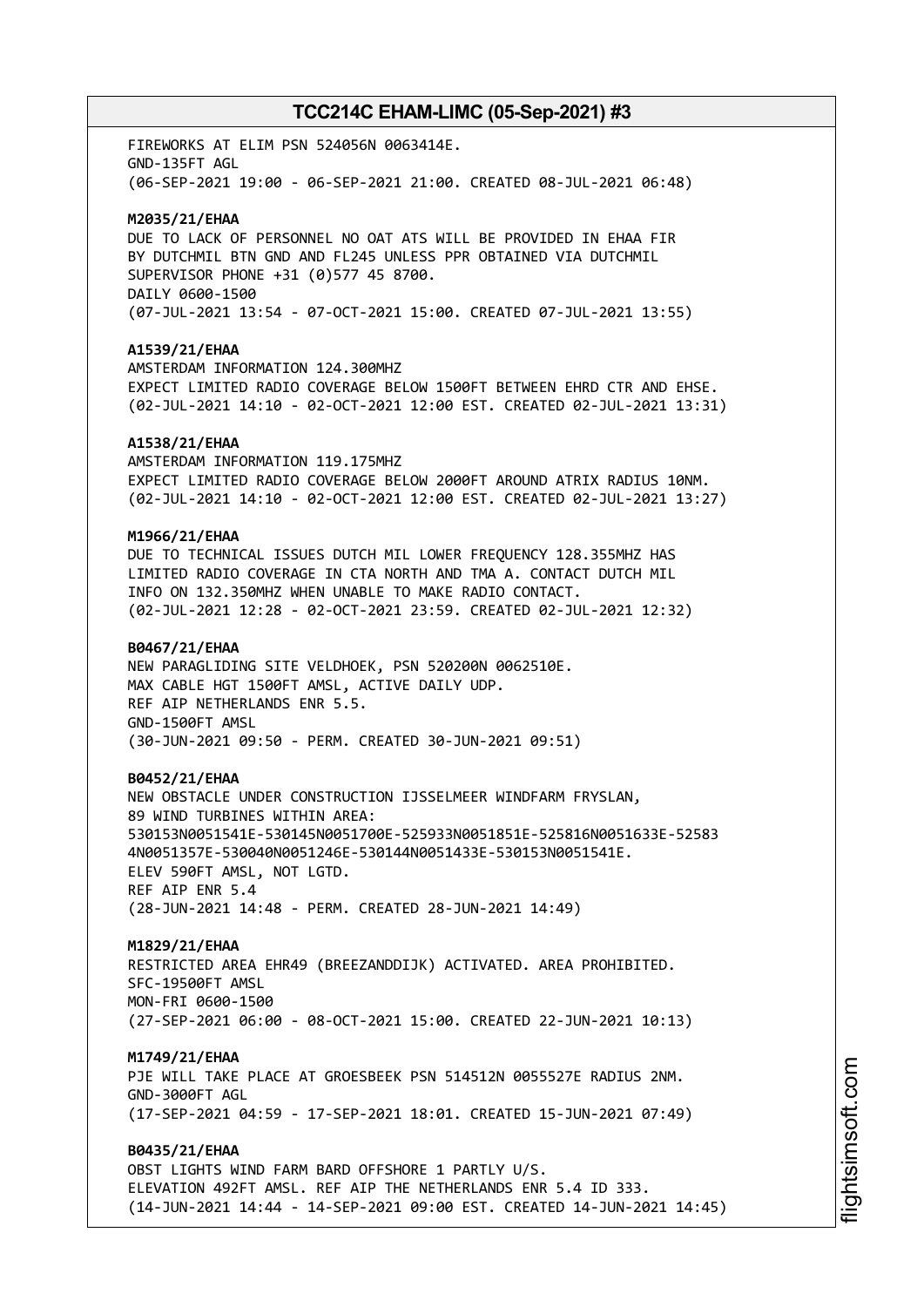FIREWORKS AT ELIM PSN 524056N 0063414E.
GND-135FT AGL
(06-SEP-2021 19:00 - 06-SEP-2021 21:00. CREATED 08-JUL-2021 06:48)

**M2035/21/EHAA**
DUE TO LACK OF PERSONNEL NO OAT ATS WILL BE PROVIDED IN EHAA FIR
BY DUTCHMIL BTN GND AND FL245 UNLESS PPR OBTAINED VIA DUTCHMIL
SUPERVISOR PHONE +31 (0)577 45 8700.
DAILY 0600-1500
(07-JUL-2021 13:54 - 07-OCT-2021 15:00. CREATED 07-JUL-2021 13:55)

**A1539/21/EHAA**
AMSTERDAM INFORMATION 124.300MHZ
EXPECT LIMITED RADIO COVERAGE BELOW 1500FT BETWEEN EHRD CTR AND EHSE.
(02-JUL-2021 14:10 - 02-OCT-2021 12:00 EST. CREATED 02-JUL-2021 13:31)

**A1538/21/EHAA**
AMSTERDAM INFORMATION 119.175MHZ
EXPECT LIMITED RADIO COVERAGE BELOW 2000FT AROUND ATRIX RADIUS 10NM.
(02-JUL-2021 14:10 - 02-OCT-2021 12:00 EST. CREATED 02-JUL-2021 13:27)

**M1966/21/EHAA**
DUE TO TECHNICAL ISSUES DUTCH MIL LOWER FREQUENCY 128.355MHZ HAS
LIMITED RADIO COVERAGE IN CTA NORTH AND TMA A. CONTACT DUTCH MIL
INFO ON 132.350MHZ WHEN UNABLE TO MAKE RADIO CONTACT.
(02-JUL-2021 12:28 - 02-OCT-2021 23:59. CREATED 02-JUL-2021 12:32)

**B0467/21/EHAA**
NEW PARAGLIDING SITE VELDHOEK, PSN 520200N 0062510E.
MAX CABLE HGT 1500FT AMSL, ACTIVE DAILY UDP.
REF AIP NETHERLANDS ENR 5.5.
GND-1500FT AMSL
(30-JUN-2021 09:50 - PERM. CREATED 30-JUN-2021 09:51)

**B0452/21/EHAA**
NEW OBSTACLE UNDER CONSTRUCTION IJSSELMEER WINDFARM FRYSLAN,
89 WIND TURBINES WITHIN AREA:
530153N0051541E-530145N0051700E-525933N0051851E-525816N0051633E-52583
4N0051357E-530040N0051246E-530144N0051433E-530153N0051541E.
ELEV 590FT AMSL, NOT LGTD.
REF AIP ENR 5.4
(28-JUN-2021 14:48 - PERM. CREATED 28-JUN-2021 14:49)

**M1829/21/EHAA**
RESTRICTED AREA EHR49 (BREEZANDDIJK) ACTIVATED. AREA PROHIBITED.
SFC-19500FT AMSL
MON-FRI 0600-1500
(27-SEP-2021 06:00 - 08-OCT-2021 15:00. CREATED 22-JUN-2021 10:13)

**M1749/21/EHAA**
PJE WILL TAKE PLACE AT GROESBEEK PSN 514512N 0055527E RADIUS 2NM.
GND-3000FT AGL
(17-SEP-2021 04:59 - 17-SEP-2021 18:01. CREATED 15-JUN-2021 07:49)

**B0435/21/EHAA**
OBST LIGHTS WIND FARM BARD OFFSHORE 1 PARTLY U/S.
ELEVATION 492FT AMSL. REF AIP THE NETHERLANDS ENR 5.4 ID 333.
(14-JUN-2021 14:44 - 14-SEP-2021 09:00 EST. CREATED 14-JUN-2021 14:45)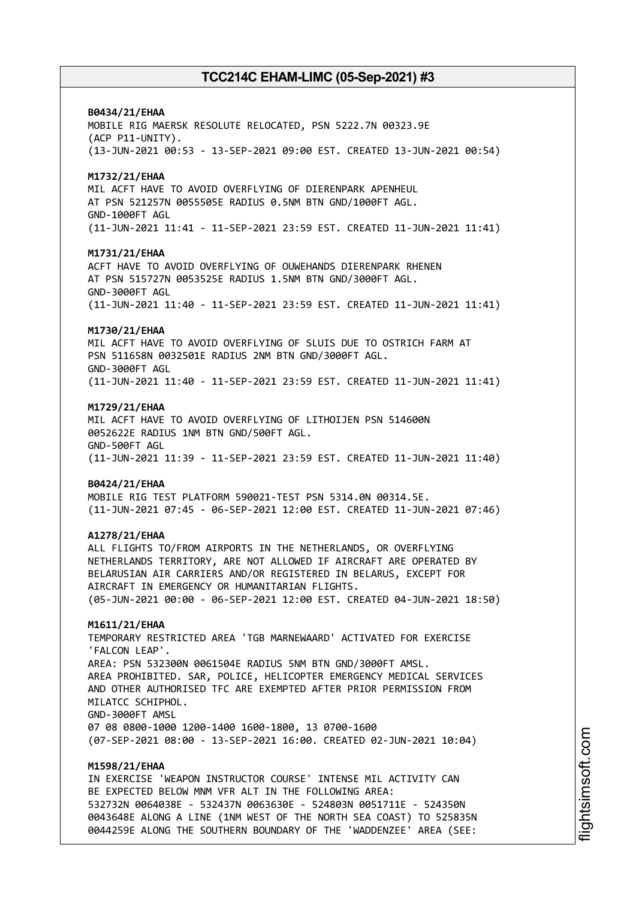**B0434/21/EHAA**
MOBILE RIG MAERSK RESOLUTE RELOCATED, PSN 5222.7N 00323.9E
(ACP P11-UNITY).
(13-JUN-2021 00:53 - 13-SEP-2021 09:00 EST. CREATED 13-JUN-2021 00:54)

**M1732/21/EHAA**
MIL ACFT HAVE TO AVOID OVERFLYING OF DIERENPARK APENHEUL
AT PSN 521257N 0055505E RADIUS 0.5NM BTN GND/1000FT AGL.
GND-1000FT AGL
(11-JUN-2021 11:41 - 11-SEP-2021 23:59 EST. CREATED 11-JUN-2021 11:41)

**M1731/21/EHAA**
ACFT HAVE TO AVOID OVERFLYING OF OUWEHANDS DIERENPARK RHENEN
AT PSN 515727N 0053525E RADIUS 1.5NM BTN GND/3000FT AGL.
GND-3000FT AGL
(11-JUN-2021 11:40 - 11-SEP-2021 23:59 EST. CREATED 11-JUN-2021 11:41)

**M1730/21/EHAA**
MIL ACFT HAVE TO AVOID OVERFLYING OF SLUIS DUE TO OSTRICH FARM AT
PSN 511658N 0032501E RADIUS 2NM BTN GND/3000FT AGL.
GND-3000FT AGL
(11-JUN-2021 11:40 - 11-SEP-2021 23:59 EST. CREATED 11-JUN-2021 11:41)

**M1729/21/EHAA**
MIL ACFT HAVE TO AVOID OVERFLYING OF LITHOIJEN PSN 514600N
0052622E RADIUS 1NM BTN GND/500FT AGL.
GND-500FT AGL
(11-JUN-2021 11:39 - 11-SEP-2021 23:59 EST. CREATED 11-JUN-2021 11:40)

**B0424/21/EHAA**
MOBILE RIG TEST PLATFORM 590021-TEST PSN 5314.0N 00314.5E.
(11-JUN-2021 07:45 - 06-SEP-2021 12:00 EST. CREATED 11-JUN-2021 07:46)

**A1278/21/EHAA**
ALL FLIGHTS TO/FROM AIRPORTS IN THE NETHERLANDS, OR OVERFLYING
NETHERLANDS TERRITORY, ARE NOT ALLOWED IF AIRCRAFT ARE OPERATED BY
BELARUSIAN AIR CARRIERS AND/OR REGISTERED IN BELARUS, EXCEPT FOR
AIRCRAFT IN EMERGENCY OR HUMANITARIAN FLIGHTS.
(05-JUN-2021 00:00 - 06-SEP-2021 12:00 EST. CREATED 04-JUN-2021 18:50)

**M1611/21/EHAA**
TEMPORARY RESTRICTED AREA 'TGB MARNEWAARD' ACTIVATED FOR EXERCISE
'FALCON LEAP'.
AREA: PSN 532300N 0061504E RADIUS 5NM BTN GND/3000FT AMSL.
AREA PROHIBITED. SAR, POLICE, HELICOPTER EMERGENCY MEDICAL SERVICES
AND OTHER AUTHORISED TFC ARE EXEMPTED AFTER PRIOR PERMISSION FROM
MILATCC SCHIPHOL.
GND-3000FT AMSL
07 08 0800-1000 1200-1400 1600-1800, 13 0700-1600
(07-SEP-2021 08:00 - 13-SEP-2021 16:00. CREATED 02-JUN-2021 10:04)

**M1598/21/EHAA**
IN EXERCISE 'WEAPON INSTRUCTOR COURSE' INTENSE MIL ACTIVITY CAN
BE EXPECTED BELOW MNM VFR ALT IN THE FOLLOWING AREA:
532732N 0064038E - 532437N 0063630E - 524803N 0051711E - 524350N
0043648E ALONG A LINE (1NM WEST OF THE NORTH SEA COAST) TO 525835N
0044259E ALONG THE SOUTHERN BOUNDARY OF THE 'WADDENZEE' AREA (SEE: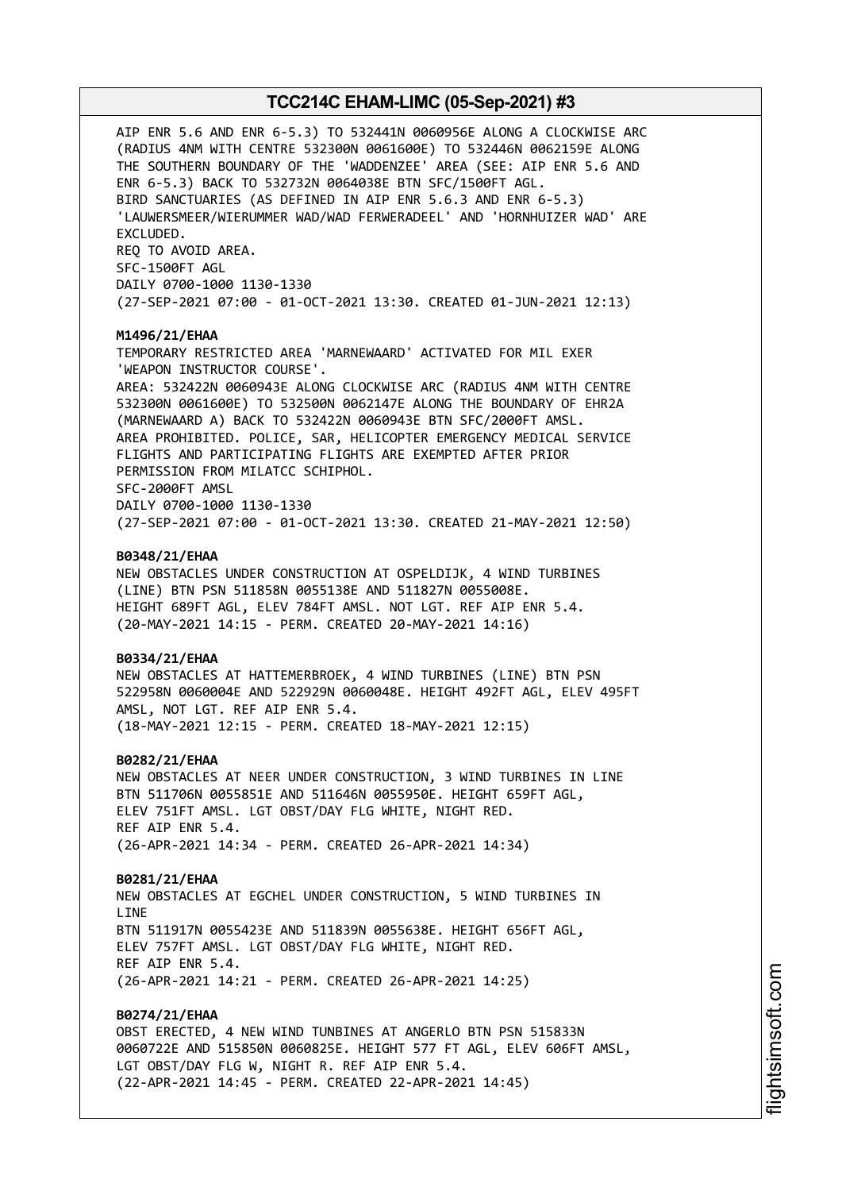AIP ENR 5.6 AND ENR 6-5.3) TO 532441N 0060956E ALONG A CLOCKWISE ARC (RADIUS 4NM WITH CENTRE 532300N 0061600E) TO 532446N 0062159E ALONG THE SOUTHERN BOUNDARY OF THE 'WADDENZEE' AREA (SEE: AIP ENR 5.6 AND ENR 6-5.3) BACK TO 532732N 0064038E BTN SFC/1500FT AGL.
BIRD SANCTUARIES (AS DEFINED IN AIP ENR 5.6.3 AND ENR 6-5.3) 'LAUWERSMEER/WIERUMMER WAD/WAD FERWERADEEL' AND 'HORNHUIZER WAD' ARE EXCLUDED.
REQ TO AVOID AREA.
SFC-1500FT AGL
DAILY 0700-1000 1130-1330
(27-SEP-2021 07:00 - 01-OCT-2021 13:30. CREATED 01-JUN-2021 12:13)

**M1496/21/EHAA**
TEMPORARY RESTRICTED AREA 'MARNEWAARD' ACTIVATED FOR MIL EXER 'WEAPON INSTRUCTOR COURSE'.
AREA: 532422N 0060943E ALONG CLOCKWISE ARC (RADIUS 4NM WITH CENTRE 532300N 0061600E) TO 532500N 0062147E ALONG THE BOUNDARY OF EHR2A (MARNEWAARD A) BACK TO 532422N 0060943E BTN SFC/2000FT AMSL.
AREA PROHIBITED. POLICE, SAR, HELICOPTER EMERGENCY MEDICAL SERVICE FLIGHTS AND PARTICIPATING FLIGHTS ARE EXEMPTED AFTER PRIOR PERMISSION FROM MILATCC SCHIPHOL.
SFC-2000FT AMSL
DAILY 0700-1000 1130-1330
(27-SEP-2021 07:00 - 01-OCT-2021 13:30. CREATED 21-MAY-2021 12:50)

**B0348/21/EHAA**
NEW OBSTACLES UNDER CONSTRUCTION AT OSPELDIJK, 4 WIND TURBINES (LINE) BTN PSN 511858N 0055138E AND 511827N 0055008E.
HEIGHT 689FT AGL, ELEV 784FT AMSL. NOT LGT. REF AIP ENR 5.4.
(20-MAY-2021 14:15 - PERM. CREATED 20-MAY-2021 14:16)

**B0334/21/EHAA**
NEW OBSTACLES AT HATTEMERBROEK, 4 WIND TURBINES (LINE) BTN PSN 522958N 0060004E AND 522929N 0060048E. HEIGHT 492FT AGL, ELEV 495FT AMSL, NOT LGT. REF AIP ENR 5.4.
(18-MAY-2021 12:15 - PERM. CREATED 18-MAY-2021 12:15)

**B0282/21/EHAA**
NEW OBSTACLES AT NEER UNDER CONSTRUCTION, 3 WIND TURBINES IN LINE BTN 511706N 0055851E AND 511646N 0055950E. HEIGHT 659FT AGL, ELEV 751FT AMSL. LGT OBST/DAY FLG WHITE, NIGHT RED.
REF AIP ENR 5.4.
(26-APR-2021 14:34 - PERM. CREATED 26-APR-2021 14:34)

**B0281/21/EHAA**
NEW OBSTACLES AT EGCHEL UNDER CONSTRUCTION, 5 WIND TURBINES IN LINE
BTN 511917N 0055423E AND 511839N 0055638E. HEIGHT 656FT AGL, ELEV 757FT AMSL. LGT OBST/DAY FLG WHITE, NIGHT RED.
REF AIP ENR 5.4.
(26-APR-2021 14:21 - PERM. CREATED 26-APR-2021 14:25)

**B0274/21/EHAA**
OBST ERECTED, 4 NEW WIND TUNBINES AT ANGERLO BTN PSN 515833N 0060722E AND 515850N 0060825E. HEIGHT 577 FT AGL, ELEV 606FT AMSL, LGT OBST/DAY FLG W, NIGHT R. REF AIP ENR 5.4.
(22-APR-2021 14:45 - PERM. CREATED 22-APR-2021 14:45)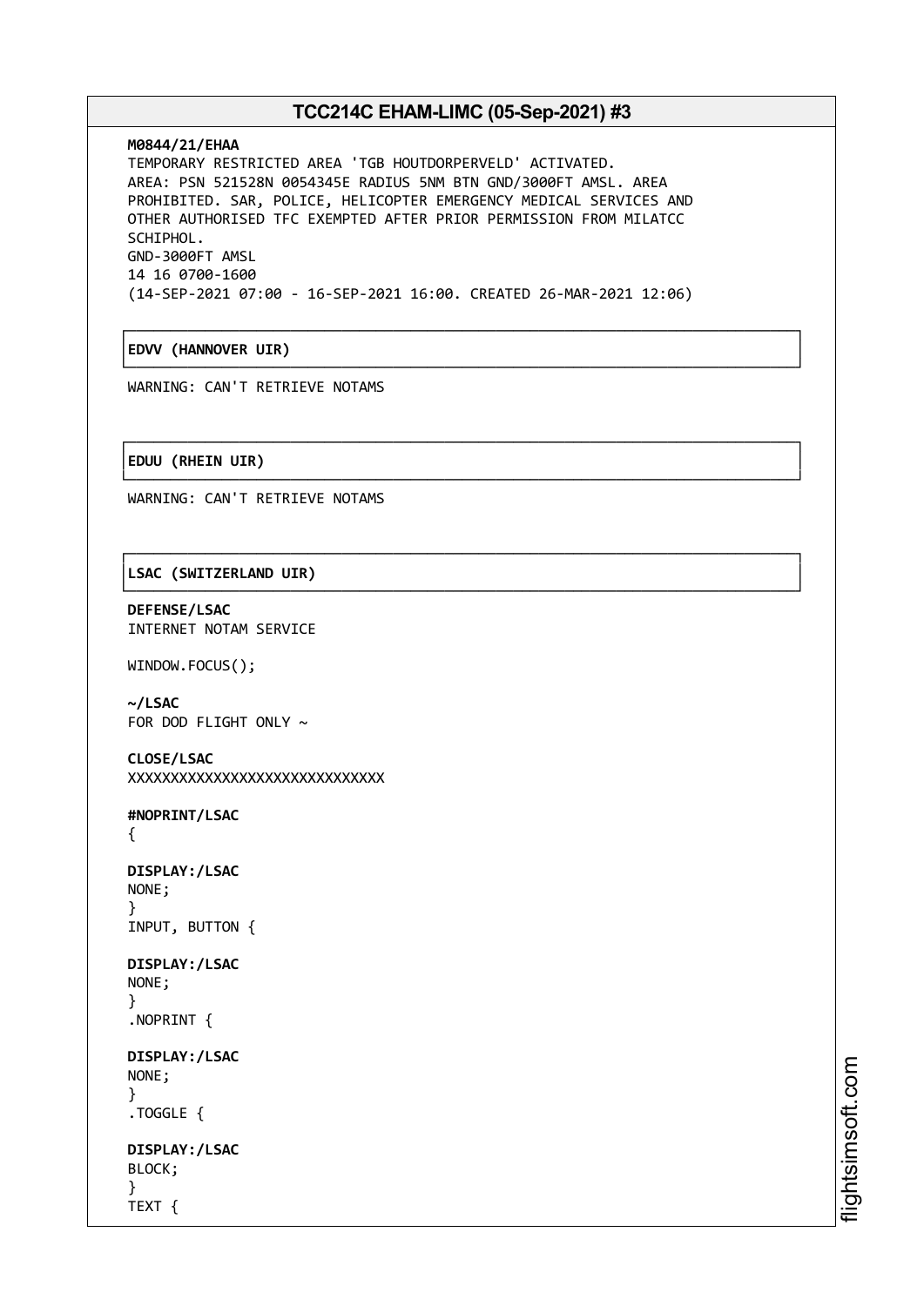**M0844/21/EHAA**
TEMPORARY RESTRICTED AREA 'TGB HOUTDORPERVELD' ACTIVATED.
AREA: PSN 521528N 0054345E RADIUS 5NM BTN GND/3000FT AMSL. AREA
PROHIBITED. SAR, POLICE, HELICOPTER EMERGENCY MEDICAL SERVICES AND
OTHER AUTHORISED TFC EXEMPTED AFTER PRIOR PERMISSION FROM MILATCC
SCHIPHOL.
GND-3000FT AMSL
14 16 0700-1600
(14-SEP-2021 07:00 - 16-SEP-2021 16:00. CREATED 26-MAR-2021 12:06)

**EDVV (HANNOVER UIR)**

WARNING: CAN'T RETRIEVE NOTAMS

**EDUU (RHEIN UIR)**

WARNING: CAN'T RETRIEVE NOTAMS

**LSAC (SWITZERLAND UIR)**

**DEFENSE/LSAC**
INTERNET NOTAM SERVICE

WINDOW.FOCUS();

**~/LSAC**
FOR DOD FLIGHT ONLY ~

**CLOSE/LSAC**
XXXXXXXXXXXXXXXXXXXXXXXXXXXXXX

**#NOPRINT/LSAC**
{

**DISPLAY:/LSAC**
NONE;
}
INPUT, BUTTON {

**DISPLAY:/LSAC**
NONE;
}
.NOPRINT {

**DISPLAY:/LSAC**
NONE;
}
.TOGGLE {

**DISPLAY:/LSAC**
BLOCK;
}
TEXT {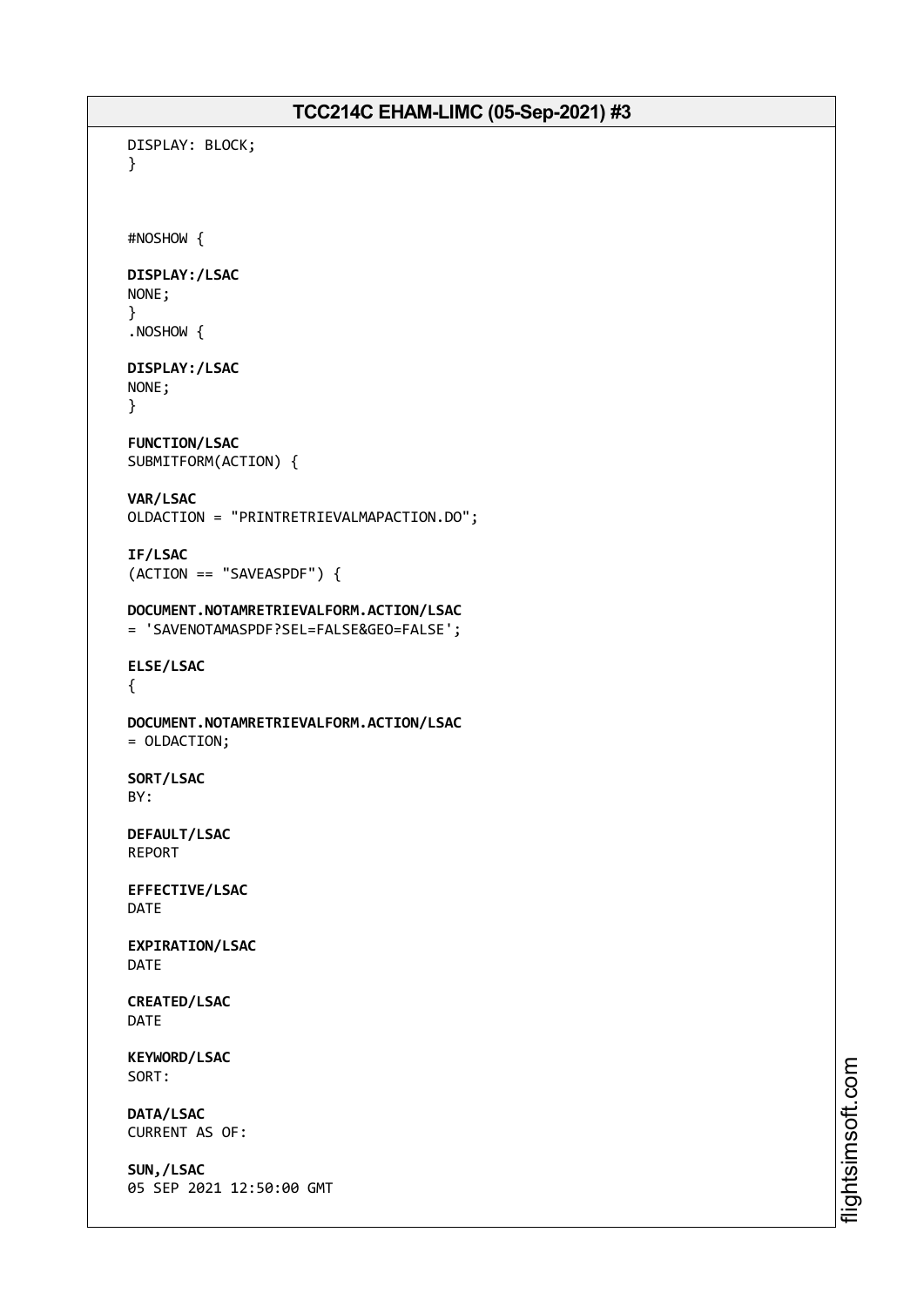DISPLAY: BLOCK;
}

#NOSHOW {

**DISPLAY:/LSAC**
NONE;
}
.NOSHOW {

**DISPLAY:/LSAC**
NONE;
}

**FUNCTION/LSAC**
SUBMITFORM(ACTION) {

**VAR/LSAC**
OLDACTION = "PRINTRETRIEVALMAPACTION.DO";

**IF/LSAC**
(ACTION == "SAVEASPDF") {

**DOCUMENT.NOTAMRETRIEVALFORM.ACTION/LSAC**
= 'SAVENOTAMASPDF?SEL=FALSE&GEO=FALSE';

**ELSE/LSAC**
{

**DOCUMENT.NOTAMRETRIEVALFORM.ACTION/LSAC**
= OLDACTION;

**SORT/LSAC**
BY:

**DEFAULT/LSAC**
REPORT

**EFFECTIVE/LSAC**
DATE

**EXPIRATION/LSAC**
DATE

**CREATED/LSAC**
DATE

**KEYWORD/LSAC**
SORT:

**DATA/LSAC**
CURRENT AS OF:

**SUN,/LSAC**
05 SEP 2021 12:50:00 GMT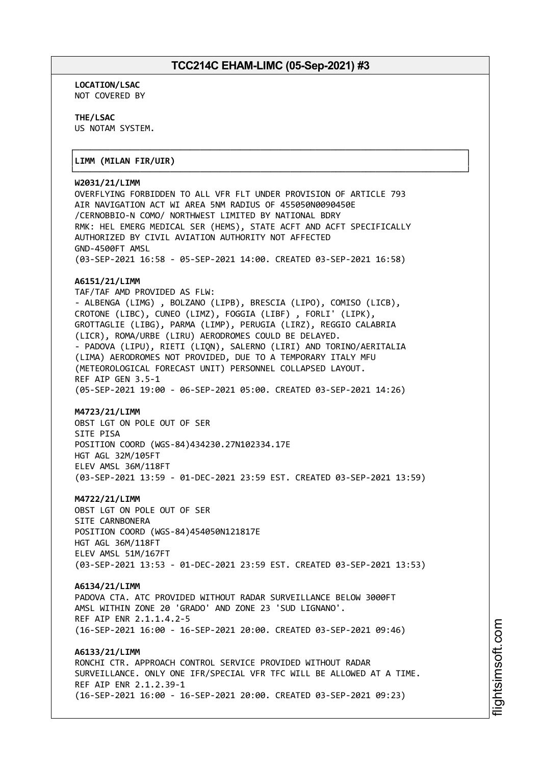**LOCATION/LSAC**
NOT COVERED BY

**THE/LSAC**
US NOTAM SYSTEM.

**LIMM (MILAN FIR/UIR)**

**W2031/21/LIMM**
OVERFLYING FORBIDDEN TO ALL VFR FLT UNDER PROVISION OF ARTICLE 793
AIR NAVIGATION ACT WI AREA 5NM RADIUS OF 455050N0090450E
/CERNOBBIO-N COMO/ NORTHWEST LIMITED BY NATIONAL BDRY
RMK: HEL EMERG MEDICAL SER (HEMS), STATE ACFT AND ACFT SPECIFICALLY
AUTHORIZED BY CIVIL AVIATION AUTHORITY NOT AFFECTED
GND-4500FT AMSL
(03-SEP-2021 16:58 - 05-SEP-2021 14:00. CREATED 03-SEP-2021 16:58)

**A6151/21/LIMM**
TAF/TAF AMD PROVIDED AS FLW:
- ALBENGA (LIMG) , BOLZANO (LIPB), BRESCIA (LIPO), COMISO (LICB),
CROTONE (LIBC), CUNEO (LIMZ), FOGGIA (LIBF) , FORLI' (LIPK),
GROTTAGLIE (LIBG), PARMA (LIMP), PERUGIA (LIRZ), REGGIO CALABRIA
(LICR), ROMA/URBE (LIRU) AERODROMES COULD BE DELAYED.
- PADOVA (LIPU), RIETI (LIQN), SALERNO (LIRI) AND TORINO/AERITALIA
(LIMA) AERODROMES NOT PROVIDED, DUE TO A TEMPORARY ITALY MFU
(METEOROLOGICAL FORECAST UNIT) PERSONNEL COLLAPSED LAYOUT.
REF AIP GEN 3.5-1
(05-SEP-2021 19:00 - 06-SEP-2021 05:00. CREATED 03-SEP-2021 14:26)

**M4723/21/LIMM**
OBST LGT ON POLE OUT OF SER
SITE PISA
POSITION COORD (WGS-84)434230.27N102334.17E
HGT AGL 32M/105FT
ELEV AMSL 36M/118FT
(03-SEP-2021 13:59 - 01-DEC-2021 23:59 EST. CREATED 03-SEP-2021 13:59)

**M4722/21/LIMM**
OBST LGT ON POLE OUT OF SER
SITE CARNBONERA
POSITION COORD (WGS-84)454050N121817E
HGT AGL 36M/118FT
ELEV AMSL 51M/167FT
(03-SEP-2021 13:53 - 01-DEC-2021 23:59 EST. CREATED 03-SEP-2021 13:53)

**A6134/21/LIMM**
PADOVA CTA. ATC PROVIDED WITHOUT RADAR SURVEILLANCE BELOW 3000FT
AMSL WITHIN ZONE 20 'GRADO' AND ZONE 23 'SUD LIGNANO'.
REF AIP ENR 2.1.1.4.2-5
(16-SEP-2021 16:00 - 16-SEP-2021 20:00. CREATED 03-SEP-2021 09:46)

**A6133/21/LIMM**
RONCHI CTR. APPROACH CONTROL SERVICE PROVIDED WITHOUT RADAR
SURVEILLANCE. ONLY ONE IFR/SPECIAL VFR TFC WILL BE ALLOWED AT A TIME.
REF AIP ENR 2.1.2.39-1
(16-SEP-2021 16:00 - 16-SEP-2021 20:00. CREATED 03-SEP-2021 09:23)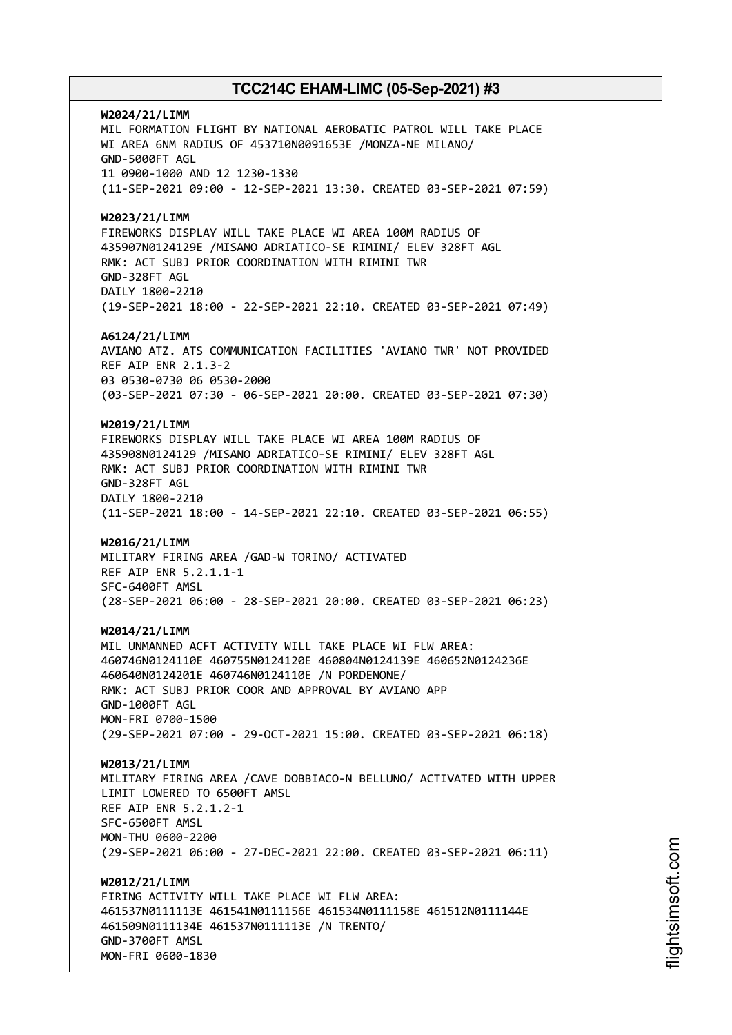**W2024/21/LIMM**
MIL FORMATION FLIGHT BY NATIONAL AEROBATIC PATROL WILL TAKE PLACE
WI AREA 6NM RADIUS OF 453710N0091653E /MONZA-NE MILANO/
GND-5000FT AGL
11 0900-1000 AND 12 1230-1330
(11-SEP-2021 09:00 - 12-SEP-2021 13:30. CREATED 03-SEP-2021 07:59)

**W2023/21/LIMM**
FIREWORKS DISPLAY WILL TAKE PLACE WI AREA 100M RADIUS OF
435907N0124129E /MISANO ADRIATICO-SE RIMINI/ ELEV 328FT AGL
RMK: ACT SUBJ PRIOR COORDINATION WITH RIMINI TWR
GND-328FT AGL
DAILY 1800-2210
(19-SEP-2021 18:00 - 22-SEP-2021 22:10. CREATED 03-SEP-2021 07:49)

**A6124/21/LIMM**
AVIANO ATZ. ATS COMMUNICATION FACILITIES 'AVIANO TWR' NOT PROVIDED
REF AIP ENR 2.1.3-2
03 0530-0730 06 0530-2000
(03-SEP-2021 07:30 - 06-SEP-2021 20:00. CREATED 03-SEP-2021 07:30)

**W2019/21/LIMM**
FIREWORKS DISPLAY WILL TAKE PLACE WI AREA 100M RADIUS OF
435908N0124129 /MISANO ADRIATICO-SE RIMINI/ ELEV 328FT AGL
RMK: ACT SUBJ PRIOR COORDINATION WITH RIMINI TWR
GND-328FT AGL
DAILY 1800-2210
(11-SEP-2021 18:00 - 14-SEP-2021 22:10. CREATED 03-SEP-2021 06:55)

**W2016/21/LIMM**
MILITARY FIRING AREA /GAD-W TORINO/ ACTIVATED
REF AIP ENR 5.2.1.1-1
SFC-6400FT AMSL
(28-SEP-2021 06:00 - 28-SEP-2021 20:00. CREATED 03-SEP-2021 06:23)

**W2014/21/LIMM**
MIL UNMANNED ACFT ACTIVITY WILL TAKE PLACE WI FLW AREA:
460746N0124110E 460755N0124120E 460804N0124139E 460652N0124236E
460640N0124201E 460746N0124110E /N PORDENONE/
RMK: ACT SUBJ PRIOR COOR AND APPROVAL BY AVIANO APP
GND-1000FT AGL
MON-FRI 0700-1500
(29-SEP-2021 07:00 - 29-OCT-2021 15:00. CREATED 03-SEP-2021 06:18)

**W2013/21/LIMM**
MILITARY FIRING AREA /CAVE DOBBIACO-N BELLUNO/ ACTIVATED WITH UPPER
LIMIT LOWERED TO 6500FT AMSL
REF AIP ENR 5.2.1.2-1
SFC-6500FT AMSL
MON-THU 0600-2200
(29-SEP-2021 06:00 - 27-DEC-2021 22:00. CREATED 03-SEP-2021 06:11)

**W2012/21/LIMM**
FIRING ACTIVITY WILL TAKE PLACE WI FLW AREA:
461537N0111113E 461541N0111156E 461534N0111158E 461512N0111144E
461509N0111134E 461537N0111113E /N TRENTO/
GND-3700FT AMSL
MON-FRI 0600-1830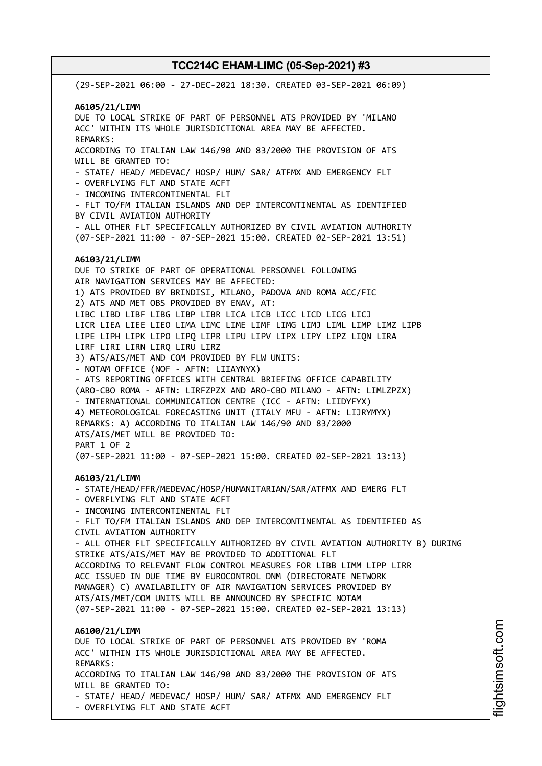(29-SEP-2021 06:00 - 27-DEC-2021 18:30. CREATED 03-SEP-2021 06:09)

**A6105/21/LIMM**
DUE TO LOCAL STRIKE OF PART OF PERSONNEL ATS PROVIDED BY 'MILANO ACC' WITHIN ITS WHOLE JURISDICTIONAL AREA MAY BE AFFECTED.
REMARKS:
ACCORDING TO ITALIAN LAW 146/90 AND 83/2000 THE PROVISION OF ATS WILL BE GRANTED TO:
- STATE/ HEAD/ MEDEVAC/ HOSP/ HUM/ SAR/ ATFMX AND EMERGENCY FLT
- OVERFLYING FLT AND STATE ACFT
- INCOMING INTERCONTINENTAL FLT
- FLT TO/FM ITALIAN ISLANDS AND DEP INTERCONTINENTAL AS IDENTIFIED BY CIVIL AVIATION AUTHORITY
- ALL OTHER FLT SPECIFICALLY AUTHORIZED BY CIVIL AVIATION AUTHORITY
(07-SEP-2021 11:00 - 07-SEP-2021 15:00. CREATED 02-SEP-2021 13:51)

**A6103/21/LIMM**
DUE TO STRIKE OF PART OF OPERATIONAL PERSONNEL FOLLOWING AIR NAVIGATION SERVICES MAY BE AFFECTED:
1) ATS PROVIDED BY BRINDISI, MILANO, PADOVA AND ROMA ACC/FIC
2) ATS AND MET OBS PROVIDED BY ENAV, AT:
LIBC LIBD LIBF LIBG LIBP LIBR LICA LICB LICC LICD LICG LICJ
LICR LIEA LIEE LIEO LIMA LIMC LIME LIMF LIMG LIMJ LIML LIMP LIMZ LIPB
LIPE LIPH LIPK LIPO LIPQ LIPR LIPU LIPV LIPX LIPY LIPZ LIQN LIRA
LIRF LIRI LIRN LIRQ LIRU LIRZ
3) ATS/AIS/MET AND COM PROVIDED BY FLW UNITS:
- NOTAM OFFICE (NOF - AFTN: LIIAYNYX)
- ATS REPORTING OFFICES WITH CENTRAL BRIEFING OFFICE CAPABILITY
(ARO-CBO ROMA - AFTN: LIRFZPZX AND ARO-CBO MILANO - AFTN: LIMLZPZX)
- INTERNATIONAL COMMUNICATION CENTRE (ICC - AFTN: LIIDYFYX)
4) METEOROLOGICAL FORECASTING UNIT (ITALY MFU - AFTN: LIJRYMYX)
REMARKS: A) ACCORDING TO ITALIAN LAW 146/90 AND 83/2000
ATS/AIS/MET WILL BE PROVIDED TO:
PART 1 OF 2
(07-SEP-2021 11:00 - 07-SEP-2021 15:00. CREATED 02-SEP-2021 13:13)

**A6103/21/LIMM**
- STATE/HEAD/FFR/MEDEVAC/HOSP/HUMANITARIAN/SAR/ATFMX AND EMERG FLT
- OVERFLYING FLT AND STATE ACFT
- INCOMING INTERCONTINENTAL FLT
- FLT TO/FM ITALIAN ISLANDS AND DEP INTERCONTINENTAL AS IDENTIFIED AS CIVIL AVIATION AUTHORITY
- ALL OTHER FLT SPECIFICALLY AUTHORIZED BY CIVIL AVIATION AUTHORITY B) DURING STRIKE ATS/AIS/MET MAY BE PROVIDED TO ADDITIONAL FLT ACCORDING TO RELEVANT FLOW CONTROL MEASURES FOR LIBB LIMM LIPP LIRR ACC ISSUED IN DUE TIME BY EUROCONTROL DNM (DIRECTORATE NETWORK MANAGER) C) AVAILABILITY OF AIR NAVIGATION SERVICES PROVIDED BY ATS/AIS/MET/COM UNITS WILL BE ANNOUNCED BY SPECIFIC NOTAM
(07-SEP-2021 11:00 - 07-SEP-2021 15:00. CREATED 02-SEP-2021 13:13)

**A6100/21/LIMM**
DUE TO LOCAL STRIKE OF PART OF PERSONNEL ATS PROVIDED BY 'ROMA ACC' WITHIN ITS WHOLE JURISDICTIONAL AREA MAY BE AFFECTED.
REMARKS:
ACCORDING TO ITALIAN LAW 146/90 AND 83/2000 THE PROVISION OF ATS WILL BE GRANTED TO:
- STATE/ HEAD/ MEDEVAC/ HOSP/ HUM/ SAR/ ATFMX AND EMERGENCY FLT
- OVERFLYING FLT AND STATE ACFT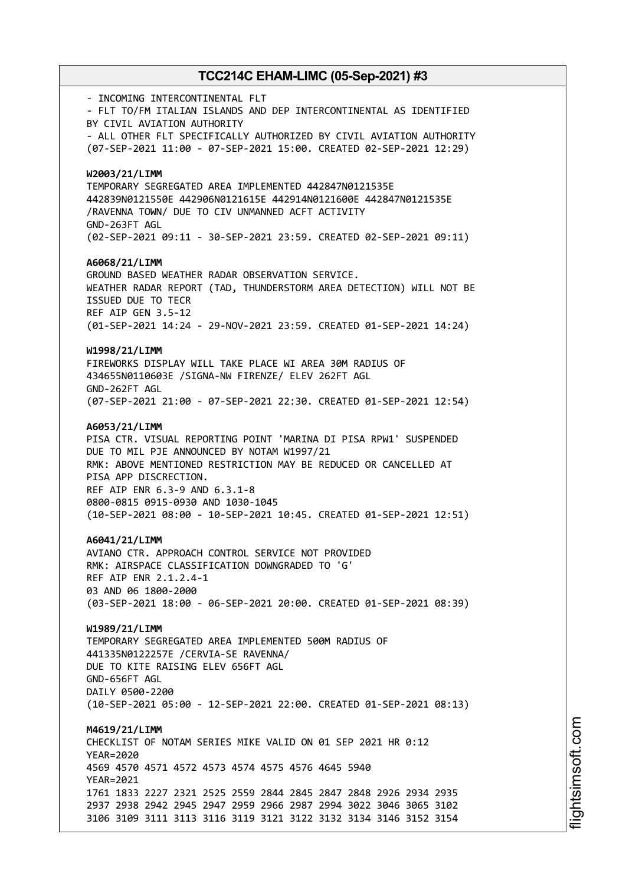- INCOMING INTERCONTINENTAL FLT
- FLT TO/FM ITALIAN ISLANDS AND DEP INTERCONTINENTAL AS IDENTIFIED BY CIVIL AVIATION AUTHORITY
- ALL OTHER FLT SPECIFICALLY AUTHORIZED BY CIVIL AVIATION AUTHORITY
(07-SEP-2021 11:00 - 07-SEP-2021 15:00. CREATED 02-SEP-2021 12:29)

**W2003/21/LIMM**
TEMPORARY SEGREGATED AREA IMPLEMENTED 442847N0121535E 442839N0121550E 442906N0121615E 442914N0121600E 442847N0121535E /RAVENNA TOWN/ DUE TO CIV UNMANNED ACFT ACTIVITY
GND-263FT AGL
(02-SEP-2021 09:11 - 30-SEP-2021 23:59. CREATED 02-SEP-2021 09:11)

**A6068/21/LIMM**
GROUND BASED WEATHER RADAR OBSERVATION SERVICE.
WEATHER RADAR REPORT (TAD, THUNDERSTORM AREA DETECTION) WILL NOT BE ISSUED DUE TO TECR
REF AIP GEN 3.5-12
(01-SEP-2021 14:24 - 29-NOV-2021 23:59. CREATED 01-SEP-2021 14:24)

**W1998/21/LIMM**
FIREWORKS DISPLAY WILL TAKE PLACE WI AREA 30M RADIUS OF 434655N0110603E /SIGNA-NW FIRENZE/ ELEV 262FT AGL
GND-262FT AGL
(07-SEP-2021 21:00 - 07-SEP-2021 22:30. CREATED 01-SEP-2021 12:54)

**A6053/21/LIMM**
PISA CTR. VISUAL REPORTING POINT 'MARINA DI PISA RPW1' SUSPENDED DUE TO MIL PJE ANNOUNCED BY NOTAM W1997/21
RMK: ABOVE MENTIONED RESTRICTION MAY BE REDUCED OR CANCELLED AT PISA APP DISCRECTION.
REF AIP ENR 6.3-9 AND 6.3.1-8
0800-0815 0915-0930 AND 1030-1045
(10-SEP-2021 08:00 - 10-SEP-2021 10:45. CREATED 01-SEP-2021 12:51)

**A6041/21/LIMM**
AVIANO CTR. APPROACH CONTROL SERVICE NOT PROVIDED
RMK: AIRSPACE CLASSIFICATION DOWNGRADED TO 'G'
REF AIP ENR 2.1.2.4-1
03 AND 06 1800-2000
(03-SEP-2021 18:00 - 06-SEP-2021 20:00. CREATED 01-SEP-2021 08:39)

**W1989/21/LIMM**
TEMPORARY SEGREGATED AREA IMPLEMENTED 500M RADIUS OF 441335N0122257E /CERVIA-SE RAVENNA/
DUE TO KITE RAISING ELEV 656FT AGL
GND-656FT AGL
DAILY 0500-2200
(10-SEP-2021 05:00 - 12-SEP-2021 22:00. CREATED 01-SEP-2021 08:13)

**M4619/21/LIMM**
CHECKLIST OF NOTAM SERIES MIKE VALID ON 01 SEP 2021 HR 0:12
YEAR=2020
4569 4570 4571 4572 4573 4574 4575 4576 4645 5940
YEAR=2021
1761 1833 2227 2321 2525 2559 2844 2845 2847 2848 2926 2934 2935 2937 2938 2942 2945 2947 2959 2966 2987 2994 3022 3046 3065 3102 3106 3109 3111 3113 3116 3119 3121 3122 3132 3134 3146 3152 3154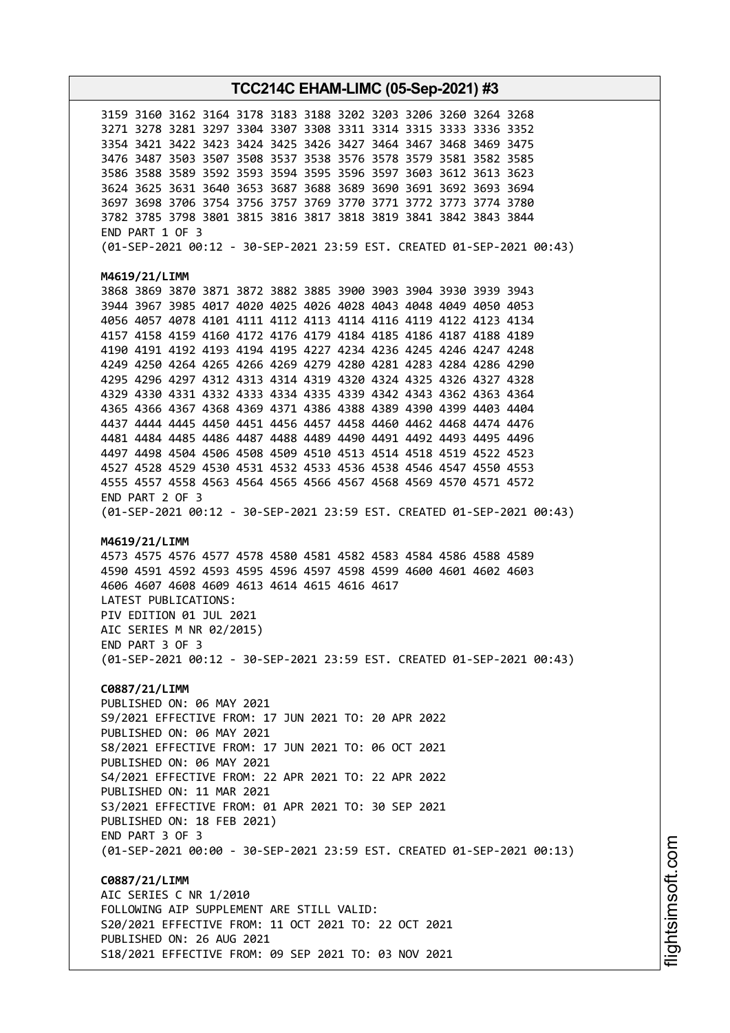3159 3160 3162 3164 3178 3183 3188 3202 3203 3206 3260 3264 3268
3271 3278 3281 3297 3304 3307 3308 3311 3314 3315 3333 3336 3352
3354 3421 3422 3423 3424 3425 3426 3427 3464 3467 3468 3469 3475
3476 3487 3503 3507 3508 3537 3538 3576 3578 3579 3581 3582 3585
3586 3588 3589 3592 3593 3594 3595 3596 3597 3603 3612 3613 3623
3624 3625 3631 3640 3653 3687 3688 3689 3690 3691 3692 3693 3694
3697 3698 3706 3754 3756 3757 3769 3770 3771 3772 3773 3774 3780
3782 3785 3798 3801 3815 3816 3817 3818 3819 3841 3842 3843 3844
END PART 1 OF 3
(01-SEP-2021 00:12 - 30-SEP-2021 23:59 EST. CREATED 01-SEP-2021 00:43)

**M4619/21/LIMM**
3868 3869 3870 3871 3872 3882 3885 3900 3903 3904 3930 3939 3943
3944 3967 3985 4017 4020 4025 4026 4028 4043 4048 4049 4050 4053
4056 4057 4078 4101 4111 4112 4113 4114 4116 4119 4122 4123 4134
4157 4158 4159 4160 4172 4176 4179 4184 4185 4186 4187 4188 4189
4190 4191 4192 4193 4194 4195 4227 4234 4236 4245 4246 4247 4248
4249 4250 4264 4265 4266 4269 4279 4280 4281 4283 4284 4286 4290
4295 4296 4297 4312 4313 4314 4319 4320 4324 4325 4326 4327 4328
4329 4330 4331 4332 4333 4334 4335 4339 4342 4343 4362 4363 4364
4365 4366 4367 4368 4369 4371 4386 4388 4389 4390 4399 4403 4404
4437 4444 4445 4450 4451 4456 4457 4458 4460 4462 4468 4474 4476
4481 4484 4485 4486 4487 4488 4489 4490 4491 4492 4493 4495 4496
4497 4498 4504 4506 4508 4509 4510 4513 4514 4518 4519 4522 4523
4527 4528 4529 4530 4531 4532 4533 4536 4538 4546 4547 4550 4553
4555 4557 4558 4563 4564 4565 4566 4567 4568 4569 4570 4571 4572
END PART 2 OF 3
(01-SEP-2021 00:12 - 30-SEP-2021 23:59 EST. CREATED 01-SEP-2021 00:43)

**M4619/21/LIMM**
4573 4575 4576 4577 4578 4580 4581 4582 4583 4584 4586 4588 4589
4590 4591 4592 4593 4595 4596 4597 4598 4599 4600 4601 4602 4603
4606 4607 4608 4609 4613 4614 4615 4616 4617
LATEST PUBLICATIONS:
PIV EDITION 01 JUL 2021
AIC SERIES M NR 02/2015)
END PART 3 OF 3
(01-SEP-2021 00:12 - 30-SEP-2021 23:59 EST. CREATED 01-SEP-2021 00:43)

**C0887/21/LIMM**
PUBLISHED ON: 06 MAY 2021
S9/2021 EFFECTIVE FROM: 17 JUN 2021 TO: 20 APR 2022
PUBLISHED ON: 06 MAY 2021
S8/2021 EFFECTIVE FROM: 17 JUN 2021 TO: 06 OCT 2021
PUBLISHED ON: 06 MAY 2021
S4/2021 EFFECTIVE FROM: 22 APR 2021 TO: 22 APR 2022
PUBLISHED ON: 11 MAR 2021
S3/2021 EFFECTIVE FROM: 01 APR 2021 TO: 30 SEP 2021
PUBLISHED ON: 18 FEB 2021)
END PART 3 OF 3
(01-SEP-2021 00:00 - 30-SEP-2021 23:59 EST. CREATED 01-SEP-2021 00:13)

**C0887/21/LIMM**
AIC SERIES C NR 1/2010
FOLLOWING AIP SUPPLEMENT ARE STILL VALID:
S20/2021 EFFECTIVE FROM: 11 OCT 2021 TO: 22 OCT 2021
PUBLISHED ON: 26 AUG 2021
S18/2021 EFFECTIVE FROM: 09 SEP 2021 TO: 03 NOV 2021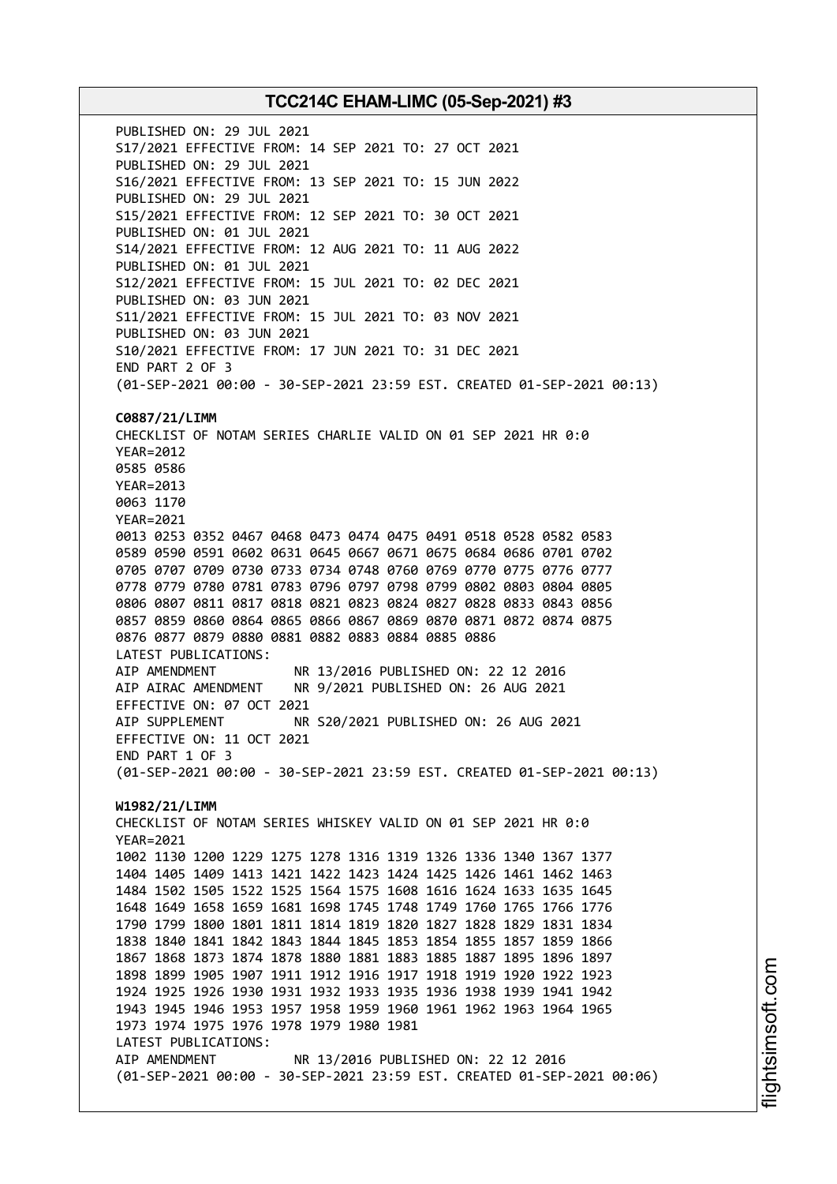PUBLISHED ON: 29 JUL 2021
S17/2021 EFFECTIVE FROM: 14 SEP 2021 TO: 27 OCT 2021
PUBLISHED ON: 29 JUL 2021
S16/2021 EFFECTIVE FROM: 13 SEP 2021 TO: 15 JUN 2022
PUBLISHED ON: 29 JUL 2021
S15/2021 EFFECTIVE FROM: 12 SEP 2021 TO: 30 OCT 2021
PUBLISHED ON: 01 JUL 2021
S14/2021 EFFECTIVE FROM: 12 AUG 2021 TO: 11 AUG 2022
PUBLISHED ON: 01 JUL 2021
S12/2021 EFFECTIVE FROM: 15 JUL 2021 TO: 02 DEC 2021
PUBLISHED ON: 03 JUN 2021
S11/2021 EFFECTIVE FROM: 15 JUL 2021 TO: 03 NOV 2021
PUBLISHED ON: 03 JUN 2021
S10/2021 EFFECTIVE FROM: 17 JUN 2021 TO: 31 DEC 2021
END PART 2 OF 3
(01-SEP-2021 00:00 - 30-SEP-2021 23:59 EST. CREATED 01-SEP-2021 00:13)

**C0887/21/LIMM**
CHECKLIST OF NOTAM SERIES CHARLIE VALID ON 01 SEP 2021 HR 0:0
YEAR=2012
0585 0586
YEAR=2013
0063 1170
YEAR=2021
0013 0253 0352 0467 0468 0473 0474 0475 0491 0518 0528 0582 0583
0589 0590 0591 0602 0631 0645 0667 0671 0675 0684 0686 0701 0702
0705 0707 0709 0730 0733 0734 0748 0760 0769 0770 0775 0776 0777
0778 0779 0780 0781 0783 0796 0797 0798 0799 0802 0803 0804 0805
0806 0807 0811 0817 0818 0821 0823 0824 0827 0828 0833 0843 0856
0857 0859 0860 0864 0865 0866 0867 0869 0870 0871 0872 0874 0875
0876 0877 0879 0880 0881 0882 0883 0884 0885 0886
LATEST PUBLICATIONS:
AIP AMENDMENT NR 13/2016 PUBLISHED ON: 22 12 2016
AIP AIRAC AMENDMENT NR 9/2021 PUBLISHED ON: 26 AUG 2021
EFFECTIVE ON: 07 OCT 2021
AIP SUPPLEMENT NR S20/2021 PUBLISHED ON: 26 AUG 2021
EFFECTIVE ON: 11 OCT 2021
END PART 1 OF 3
(01-SEP-2021 00:00 - 30-SEP-2021 23:59 EST. CREATED 01-SEP-2021 00:13)

**W1982/21/LIMM**
CHECKLIST OF NOTAM SERIES WHISKEY VALID ON 01 SEP 2021 HR 0:0
YEAR=2021
1002 1130 1200 1229 1275 1278 1316 1319 1326 1336 1340 1367 1377
1404 1405 1409 1413 1421 1422 1423 1424 1425 1426 1461 1462 1463
1484 1502 1505 1522 1525 1564 1575 1608 1616 1624 1633 1635 1645
1648 1649 1658 1659 1681 1698 1745 1748 1749 1760 1765 1766 1776
1790 1799 1800 1801 1811 1814 1819 1820 1827 1828 1829 1831 1834
1838 1840 1841 1842 1843 1844 1845 1853 1854 1855 1857 1859 1866
1867 1868 1873 1874 1878 1880 1881 1883 1885 1887 1895 1896 1897
1898 1899 1905 1907 1911 1912 1916 1917 1918 1919 1920 1922 1923
1924 1925 1926 1930 1931 1932 1933 1935 1936 1938 1939 1941 1942
1943 1945 1946 1953 1957 1958 1959 1960 1961 1962 1963 1964 1965
1973 1974 1975 1976 1978 1979 1980 1981
LATEST PUBLICATIONS:
AIP AMENDMENT NR 13/2016 PUBLISHED ON: 22 12 2016
(01-SEP-2021 00:00 - 30-SEP-2021 23:59 EST. CREATED 01-SEP-2021 00:06)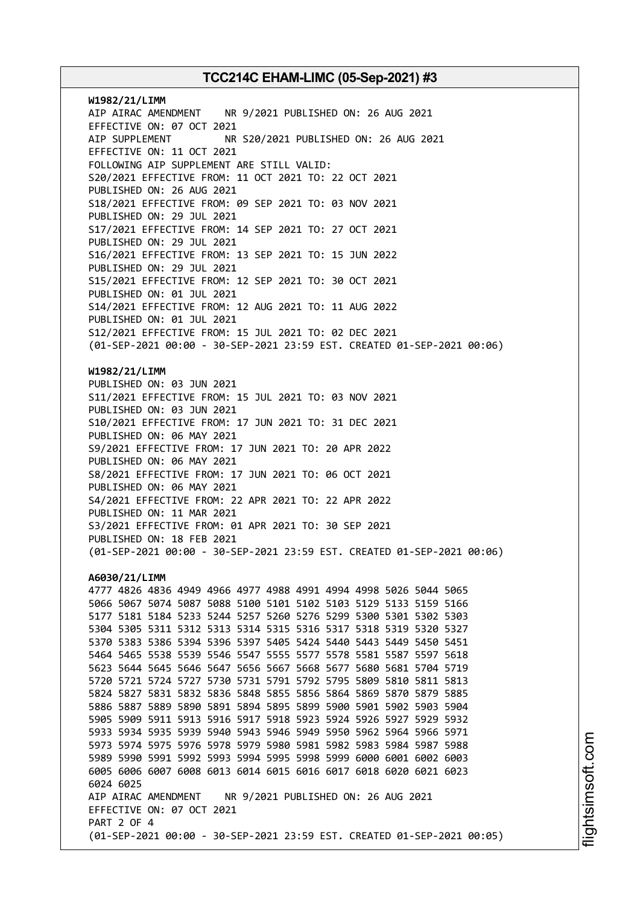**W1982/21/LIMM**
AIP AIRAC AMENDMENT NR 9/2021 PUBLISHED ON: 26 AUG 2021
EFFECTIVE ON: 07 OCT 2021
AIP SUPPLEMENT NR S20/2021 PUBLISHED ON: 26 AUG 2021
EFFECTIVE ON: 11 OCT 2021
FOLLOWING AIP SUPPLEMENT ARE STILL VALID:
S20/2021 EFFECTIVE FROM: 11 OCT 2021 TO: 22 OCT 2021
PUBLISHED ON: 26 AUG 2021
S18/2021 EFFECTIVE FROM: 09 SEP 2021 TO: 03 NOV 2021
PUBLISHED ON: 29 JUL 2021
S17/2021 EFFECTIVE FROM: 14 SEP 2021 TO: 27 OCT 2021
PUBLISHED ON: 29 JUL 2021
S16/2021 EFFECTIVE FROM: 13 SEP 2021 TO: 15 JUN 2022
PUBLISHED ON: 29 JUL 2021
S15/2021 EFFECTIVE FROM: 12 SEP 2021 TO: 30 OCT 2021
PUBLISHED ON: 01 JUL 2021
S14/2021 EFFECTIVE FROM: 12 AUG 2021 TO: 11 AUG 2022
PUBLISHED ON: 01 JUL 2021
S12/2021 EFFECTIVE FROM: 15 JUL 2021 TO: 02 DEC 2021
(01-SEP-2021 00:00 - 30-SEP-2021 23:59 EST. CREATED 01-SEP-2021 00:06)

**W1982/21/LIMM**
PUBLISHED ON: 03 JUN 2021
S11/2021 EFFECTIVE FROM: 15 JUL 2021 TO: 03 NOV 2021
PUBLISHED ON: 03 JUN 2021
S10/2021 EFFECTIVE FROM: 17 JUN 2021 TO: 31 DEC 2021
PUBLISHED ON: 06 MAY 2021
S9/2021 EFFECTIVE FROM: 17 JUN 2021 TO: 20 APR 2022
PUBLISHED ON: 06 MAY 2021
S8/2021 EFFECTIVE FROM: 17 JUN 2021 TO: 06 OCT 2021
PUBLISHED ON: 06 MAY 2021
S4/2021 EFFECTIVE FROM: 22 APR 2021 TO: 22 APR 2022
PUBLISHED ON: 11 MAR 2021
S3/2021 EFFECTIVE FROM: 01 APR 2021 TO: 30 SEP 2021
PUBLISHED ON: 18 FEB 2021
(01-SEP-2021 00:00 - 30-SEP-2021 23:59 EST. CREATED 01-SEP-2021 00:06)

**A6030/21/LIMM**
4777 4826 4836 4949 4966 4977 4988 4991 4994 4998 5026 5044 5065
5066 5067 5074 5087 5088 5100 5101 5102 5103 5129 5133 5159 5166
5177 5181 5184 5233 5244 5257 5260 5276 5299 5300 5301 5302 5303
5304 5305 5311 5312 5313 5314 5315 5316 5317 5318 5319 5320 5327
5370 5383 5386 5394 5396 5397 5405 5424 5440 5443 5449 5450 5451
5464 5465 5538 5539 5546 5547 5555 5577 5578 5581 5587 5597 5618
5623 5644 5645 5646 5647 5656 5667 5668 5677 5680 5681 5704 5719
5720 5721 5724 5727 5730 5731 5791 5792 5795 5809 5810 5811 5813
5824 5827 5831 5832 5836 5848 5855 5856 5864 5869 5870 5879 5885
5886 5887 5889 5890 5891 5894 5895 5899 5900 5901 5902 5903 5904
5905 5909 5911 5913 5916 5917 5918 5923 5924 5926 5927 5929 5932
5933 5934 5935 5939 5940 5943 5946 5949 5950 5962 5964 5966 5971
5973 5974 5975 5976 5978 5979 5980 5981 5982 5983 5984 5987 5988
5989 5990 5991 5992 5993 5994 5995 5998 5999 6000 6001 6002 6003
6005 6006 6007 6008 6013 6014 6015 6016 6017 6018 6020 6021 6023
6024 6025
AIP AIRAC AMENDMENT NR 9/2021 PUBLISHED ON: 26 AUG 2021
EFFECTIVE ON: 07 OCT 2021
PART 2 OF 4
(01-SEP-2021 00:00 - 30-SEP-2021 23:59 EST. CREATED 01-SEP-2021 00:05)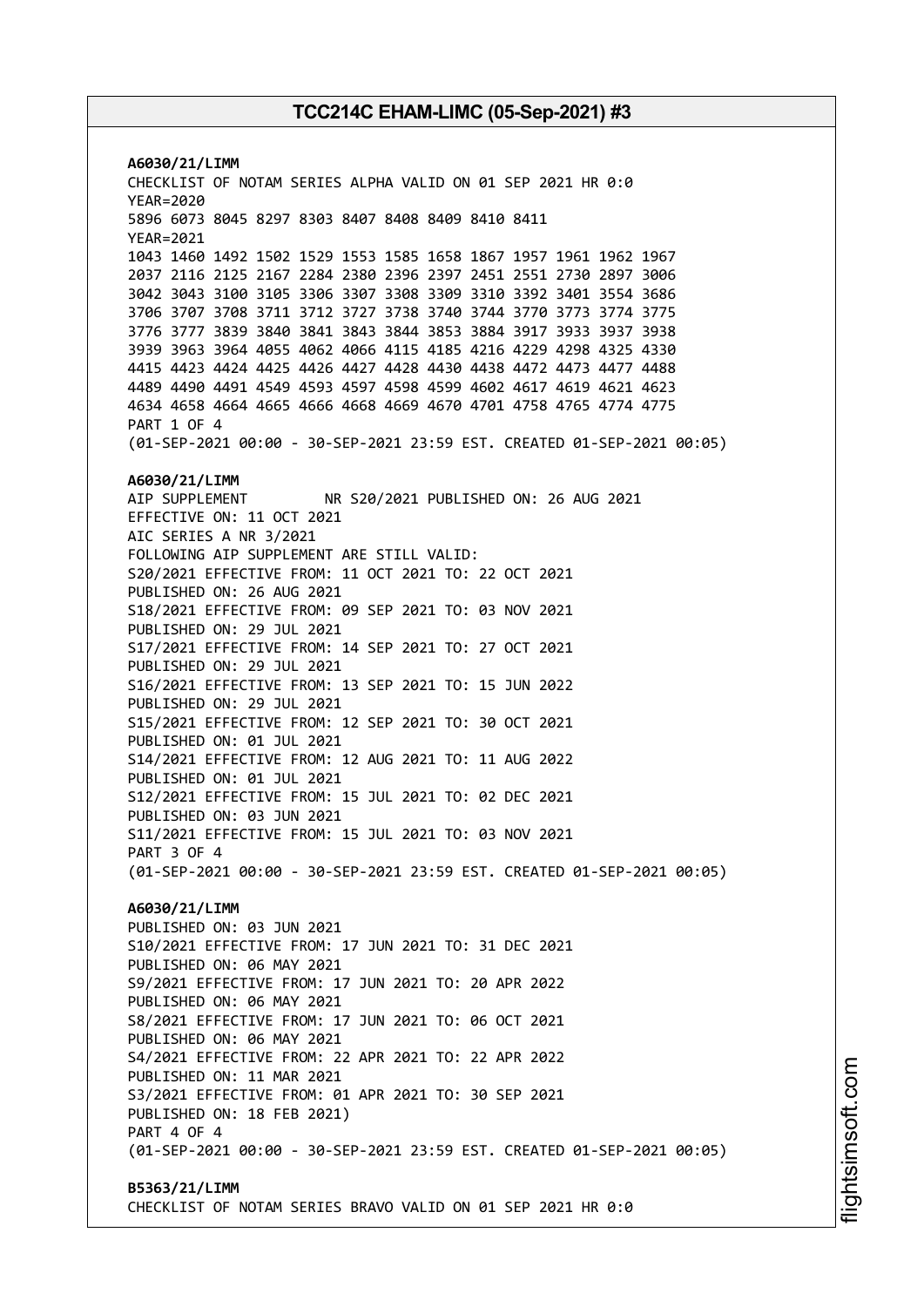**A6030/21/LIMM**
CHECKLIST OF NOTAM SERIES ALPHA VALID ON 01 SEP 2021 HR 0:0
YEAR=2020
5896 6073 8045 8297 8303 8407 8408 8409 8410 8411
YEAR=2021
1043 1460 1492 1502 1529 1553 1585 1658 1867 1957 1961 1962 1967
2037 2116 2125 2167 2284 2380 2396 2397 2451 2551 2730 2897 3006
3042 3043 3100 3105 3306 3307 3308 3309 3310 3392 3401 3554 3686
3706 3707 3708 3711 3712 3727 3738 3740 3744 3770 3773 3774 3775
3776 3777 3839 3840 3841 3843 3844 3853 3884 3917 3933 3937 3938
3939 3963 3964 4055 4062 4066 4115 4185 4216 4229 4298 4325 4330
4415 4423 4424 4425 4426 4427 4428 4430 4438 4472 4473 4477 4488
4489 4490 4491 4549 4593 4597 4598 4599 4602 4617 4619 4621 4623
4634 4658 4664 4665 4666 4668 4669 4670 4701 4758 4765 4774 4775
PART 1 OF 4
(01-SEP-2021 00:00 - 30-SEP-2021 23:59 EST. CREATED 01-SEP-2021 00:05)

**A6030/21/LIMM**
AIP SUPPLEMENT NR S20/2021 PUBLISHED ON: 26 AUG 2021
EFFECTIVE ON: 11 OCT 2021
AIC SERIES A NR 3/2021
FOLLOWING AIP SUPPLEMENT ARE STILL VALID:
S20/2021 EFFECTIVE FROM: 11 OCT 2021 TO: 22 OCT 2021
PUBLISHED ON: 26 AUG 2021
S18/2021 EFFECTIVE FROM: 09 SEP 2021 TO: 03 NOV 2021
PUBLISHED ON: 29 JUL 2021
S17/2021 EFFECTIVE FROM: 14 SEP 2021 TO: 27 OCT 2021
PUBLISHED ON: 29 JUL 2021
S16/2021 EFFECTIVE FROM: 13 SEP 2021 TO: 15 JUN 2022
PUBLISHED ON: 29 JUL 2021
S15/2021 EFFECTIVE FROM: 12 SEP 2021 TO: 30 OCT 2021
PUBLISHED ON: 01 JUL 2021
S14/2021 EFFECTIVE FROM: 12 AUG 2021 TO: 11 AUG 2022
PUBLISHED ON: 01 JUL 2021
S12/2021 EFFECTIVE FROM: 15 JUL 2021 TO: 02 DEC 2021
PUBLISHED ON: 03 JUN 2021
S11/2021 EFFECTIVE FROM: 15 JUL 2021 TO: 03 NOV 2021
PART 3 OF 4
(01-SEP-2021 00:00 - 30-SEP-2021 23:59 EST. CREATED 01-SEP-2021 00:05)

**A6030/21/LIMM**
PUBLISHED ON: 03 JUN 2021
S10/2021 EFFECTIVE FROM: 17 JUN 2021 TO: 31 DEC 2021
PUBLISHED ON: 06 MAY 2021
S9/2021 EFFECTIVE FROM: 17 JUN 2021 TO: 20 APR 2022
PUBLISHED ON: 06 MAY 2021
S8/2021 EFFECTIVE FROM: 17 JUN 2021 TO: 06 OCT 2021
PUBLISHED ON: 06 MAY 2021
S4/2021 EFFECTIVE FROM: 22 APR 2021 TO: 22 APR 2022
PUBLISHED ON: 11 MAR 2021
S3/2021 EFFECTIVE FROM: 01 APR 2021 TO: 30 SEP 2021
PUBLISHED ON: 18 FEB 2021)
PART 4 OF 4
(01-SEP-2021 00:00 - 30-SEP-2021 23:59 EST. CREATED 01-SEP-2021 00:05)

**B5363/21/LIMM**
CHECKLIST OF NOTAM SERIES BRAVO VALID ON 01 SEP 2021 HR 0:0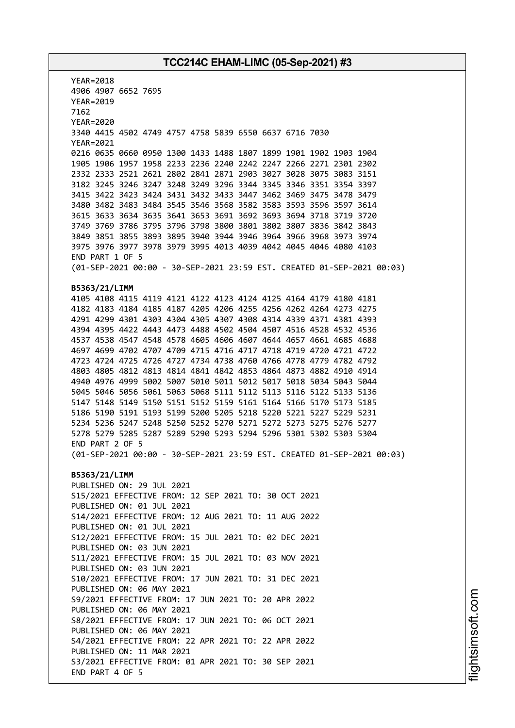YEAR=2018
4906 4907 6652 7695
YEAR=2019
7162
YEAR=2020
3340 4415 4502 4749 4757 4758 5839 6550 6637 6716 7030
YEAR=2021
0216 0635 0660 0950 1300 1433 1488 1807 1899 1901 1902 1903 1904
1905 1906 1957 1958 2233 2236 2240 2242 2247 2266 2271 2301 2302
2332 2333 2521 2621 2802 2841 2871 2903 3027 3028 3075 3083 3151
3182 3245 3246 3247 3248 3249 3296 3344 3345 3346 3351 3354 3397
3415 3422 3423 3424 3431 3432 3433 3447 3462 3469 3475 3478 3479
3480 3482 3483 3484 3545 3546 3568 3582 3583 3593 3596 3597 3614
3615 3633 3634 3635 3641 3653 3691 3692 3693 3694 3718 3719 3720
3749 3769 3786 3795 3796 3798 3800 3801 3802 3807 3836 3842 3843
3849 3851 3855 3893 3895 3940 3944 3946 3964 3966 3968 3973 3974
3975 3976 3977 3978 3979 3995 4013 4039 4042 4045 4046 4080 4103
END PART 1 OF 5
(01-SEP-2021 00:00 - 30-SEP-2021 23:59 EST. CREATED 01-SEP-2021 00:03)

**B5363/21/LIMM**
4105 4108 4115 4119 4121 4122 4123 4124 4125 4164 4179 4180 4181
4182 4183 4184 4185 4187 4205 4206 4255 4256 4262 4264 4273 4275
4291 4299 4301 4303 4304 4305 4307 4308 4314 4339 4371 4381 4393
4394 4395 4422 4443 4473 4488 4502 4504 4507 4516 4528 4532 4536
4537 4538 4547 4548 4578 4605 4606 4607 4644 4657 4661 4685 4688
4697 4699 4702 4707 4709 4715 4716 4717 4718 4719 4720 4721 4722
4723 4724 4725 4726 4727 4734 4738 4760 4766 4778 4779 4782 4792
4803 4805 4812 4813 4814 4841 4842 4853 4864 4873 4882 4910 4914
4940 4976 4999 5002 5007 5010 5011 5012 5017 5018 5034 5043 5044
5045 5046 5056 5061 5063 5068 5111 5112 5113 5116 5122 5133 5136
5147 5148 5149 5150 5151 5152 5159 5161 5164 5166 5170 5173 5185
5186 5190 5191 5193 5199 5200 5205 5218 5220 5221 5227 5229 5231
5234 5236 5247 5248 5250 5252 5270 5271 5272 5273 5275 5276 5277
5278 5279 5285 5287 5289 5290 5293 5294 5296 5301 5302 5303 5304
END PART 2 OF 5
(01-SEP-2021 00:00 - 30-SEP-2021 23:59 EST. CREATED 01-SEP-2021 00:03)

**B5363/21/LIMM**
PUBLISHED ON: 29 JUL 2021
S15/2021 EFFECTIVE FROM: 12 SEP 2021 TO: 30 OCT 2021
PUBLISHED ON: 01 JUL 2021
S14/2021 EFFECTIVE FROM: 12 AUG 2021 TO: 11 AUG 2022
PUBLISHED ON: 01 JUL 2021
S12/2021 EFFECTIVE FROM: 15 JUL 2021 TO: 02 DEC 2021
PUBLISHED ON: 03 JUN 2021
S11/2021 EFFECTIVE FROM: 15 JUL 2021 TO: 03 NOV 2021
PUBLISHED ON: 03 JUN 2021
S10/2021 EFFECTIVE FROM: 17 JUN 2021 TO: 31 DEC 2021
PUBLISHED ON: 06 MAY 2021
S9/2021 EFFECTIVE FROM: 17 JUN 2021 TO: 20 APR 2022
PUBLISHED ON: 06 MAY 2021
S8/2021 EFFECTIVE FROM: 17 JUN 2021 TO: 06 OCT 2021
PUBLISHED ON: 06 MAY 2021
S4/2021 EFFECTIVE FROM: 22 APR 2021 TO: 22 APR 2022
PUBLISHED ON: 11 MAR 2021
S3/2021 EFFECTIVE FROM: 01 APR 2021 TO: 30 SEP 2021
END PART 4 OF 5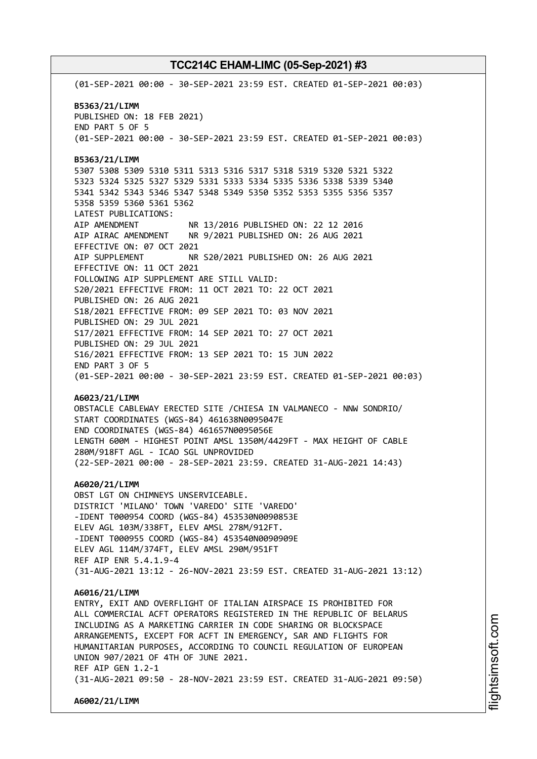(01-SEP-2021 00:00 - 30-SEP-2021 23:59 EST. CREATED 01-SEP-2021 00:03)

**B5363/21/LIMM**
PUBLISHED ON: 18 FEB 2021)
END PART 5 OF 5
(01-SEP-2021 00:00 - 30-SEP-2021 23:59 EST. CREATED 01-SEP-2021 00:03)

**B5363/21/LIMM**
5307 5308 5309 5310 5311 5313 5316 5317 5318 5319 5320 5321 5322
5323 5324 5325 5327 5329 5331 5333 5334 5335 5336 5338 5339 5340
5341 5342 5343 5346 5347 5348 5349 5350 5352 5353 5355 5356 5357
5358 5359 5360 5361 5362
LATEST PUBLICATIONS:
AIP AMENDMENT NR 13/2016 PUBLISHED ON: 22 12 2016
AIP AIRAC AMENDMENT NR 9/2021 PUBLISHED ON: 26 AUG 2021
EFFECTIVE ON: 07 OCT 2021
AIP SUPPLEMENT NR S20/2021 PUBLISHED ON: 26 AUG 2021
EFFECTIVE ON: 11 OCT 2021
FOLLOWING AIP SUPPLEMENT ARE STILL VALID:
S20/2021 EFFECTIVE FROM: 11 OCT 2021 TO: 22 OCT 2021
PUBLISHED ON: 26 AUG 2021
S18/2021 EFFECTIVE FROM: 09 SEP 2021 TO: 03 NOV 2021
PUBLISHED ON: 29 JUL 2021
S17/2021 EFFECTIVE FROM: 14 SEP 2021 TO: 27 OCT 2021
PUBLISHED ON: 29 JUL 2021
S16/2021 EFFECTIVE FROM: 13 SEP 2021 TO: 15 JUN 2022
END PART 3 OF 5
(01-SEP-2021 00:00 - 30-SEP-2021 23:59 EST. CREATED 01-SEP-2021 00:03)

**A6023/21/LIMM**
OBSTACLE CABLEWAY ERECTED SITE /CHIESA IN VALMANECO - NNW SONDRIO/
START COORDINATES (WGS-84) 461638N0095047E
END COORDINATES (WGS-84) 461657N0095056E
LENGTH 600M - HIGHEST POINT AMSL 1350M/4429FT - MAX HEIGHT OF CABLE
280M/918FT AGL - ICAO SGL UNPROVIDED
(22-SEP-2021 00:00 - 28-SEP-2021 23:59. CREATED 31-AUG-2021 14:43)

**A6020/21/LIMM**
OBST LGT ON CHIMNEYS UNSERVICEABLE.
DISTRICT 'MILANO' TOWN 'VAREDO' SITE 'VAREDO'
-IDENT T000954 COORD (WGS-84) 453530N0090853E
ELEV AGL 103M/338FT, ELEV AMSL 278M/912FT.
-IDENT T000955 COORD (WGS-84) 453540N0090909E
ELEV AGL 114M/374FT, ELEV AMSL 290M/951FT
REF AIP ENR 5.4.1.9-4
(31-AUG-2021 13:12 - 26-NOV-2021 23:59 EST. CREATED 31-AUG-2021 13:12)

**A6016/21/LIMM**
ENTRY, EXIT AND OVERFLIGHT OF ITALIAN AIRSPACE IS PROHIBITED FOR
ALL COMMERCIAL ACFT OPERATORS REGISTERED IN THE REPUBLIC OF BELARUS
INCLUDING AS A MARKETING CARRIER IN CODE SHARING OR BLOCKSPACE
ARRANGEMENTS, EXCEPT FOR ACFT IN EMERGENCY, SAR AND FLIGHTS FOR
HUMANITARIAN PURPOSES, ACCORDING TO COUNCIL REGULATION OF EUROPEAN
UNION 907/2021 OF 4TH OF JUNE 2021.
REF AIP GEN 1.2-1
(31-AUG-2021 09:50 - 28-NOV-2021 23:59 EST. CREATED 31-AUG-2021 09:50)

**A6002/21/LIMM**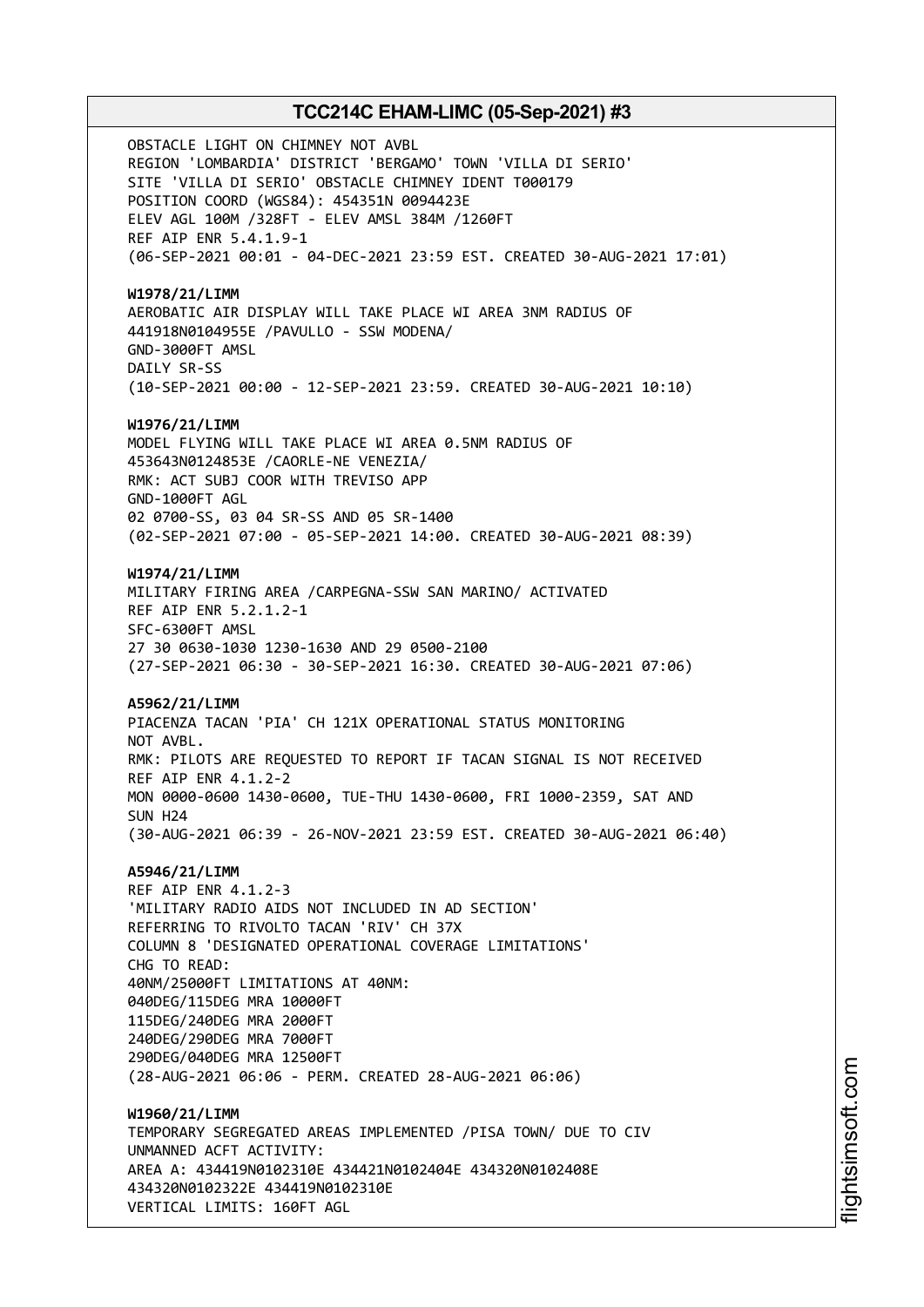OBSTACLE LIGHT ON CHIMNEY NOT AVBL
REGION 'LOMBARDIA' DISTRICT 'BERGAMO' TOWN 'VILLA DI SERIO'
SITE 'VILLA DI SERIO' OBSTACLE CHIMNEY IDENT T000179
POSITION COORD (WGS84): 454351N 0094423E
ELEV AGL 100M /328FT - ELEV AMSL 384M /1260FT
REF AIP ENR 5.4.1.9-1
(06-SEP-2021 00:01 - 04-DEC-2021 23:59 EST. CREATED 30-AUG-2021 17:01)

**W1978/21/LIMM**
AEROBATIC AIR DISPLAY WILL TAKE PLACE WI AREA 3NM RADIUS OF
441918N0104955E /PAVULLO - SSW MODENA/
GND-3000FT AMSL
DAILY SR-SS
(10-SEP-2021 00:00 - 12-SEP-2021 23:59. CREATED 30-AUG-2021 10:10)

**W1976/21/LIMM**
MODEL FLYING WILL TAKE PLACE WI AREA 0.5NM RADIUS OF
453643N0124853E /CAORLE-NE VENEZIA/
RMK: ACT SUBJ COOR WITH TREVISO APP
GND-1000FT AGL
02 0700-SS, 03 04 SR-SS AND 05 SR-1400
(02-SEP-2021 07:00 - 05-SEP-2021 14:00. CREATED 30-AUG-2021 08:39)

**W1974/21/LIMM**
MILITARY FIRING AREA /CARPEGNA-SSW SAN MARINO/ ACTIVATED
REF AIP ENR 5.2.1.2-1
SFC-6300FT AMSL
27 30 0630-1030 1230-1630 AND 29 0500-2100
(27-SEP-2021 06:30 - 30-SEP-2021 16:30. CREATED 30-AUG-2021 07:06)

**A5962/21/LIMM**
PIACENZA TACAN 'PIA' CH 121X OPERATIONAL STATUS MONITORING
NOT AVBL.
RMK: PILOTS ARE REQUESTED TO REPORT IF TACAN SIGNAL IS NOT RECEIVED
REF AIP ENR 4.1.2-2
MON 0000-0600 1430-0600, TUE-THU 1430-0600, FRI 1000-2359, SAT AND
SUN H24
(30-AUG-2021 06:39 - 26-NOV-2021 23:59 EST. CREATED 30-AUG-2021 06:40)

**A5946/21/LIMM**
REF AIP ENR 4.1.2-3
'MILITARY RADIO AIDS NOT INCLUDED IN AD SECTION'
REFERRING TO RIVOLTO TACAN 'RIV' CH 37X
COLUMN 8 'DESIGNATED OPERATIONAL COVERAGE LIMITATIONS'
CHG TO READ:
40NM/25000FT LIMITATIONS AT 40NM:
040DEG/115DEG MRA 10000FT
115DEG/240DEG MRA 2000FT
240DEG/290DEG MRA 7000FT
290DEG/040DEG MRA 12500FT
(28-AUG-2021 06:06 - PERM. CREATED 28-AUG-2021 06:06)

**W1960/21/LIMM**
TEMPORARY SEGREGATED AREAS IMPLEMENTED /PISA TOWN/ DUE TO CIV
UNMANNED ACFT ACTIVITY:
AREA A: 434419N0102310E 434421N0102404E 434320N0102408E
434320N0102322E 434419N0102310E
VERTICAL LIMITS: 160FT AGL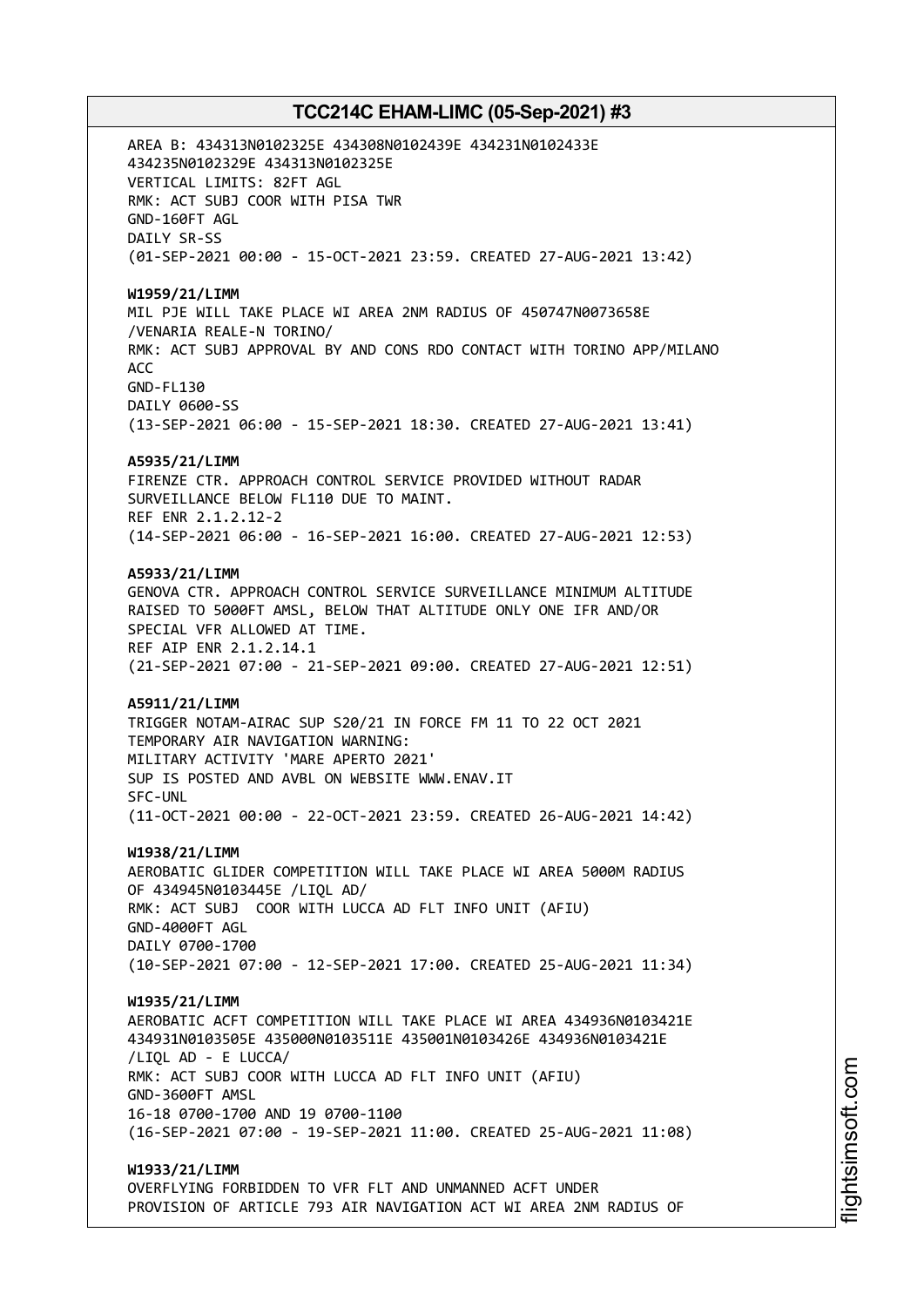AREA B: 434313N0102325E 434308N0102439E 434231N0102433E
434235N0102329E 434313N0102325E
VERTICAL LIMITS: 82FT AGL
RMK: ACT SUBJ COOR WITH PISA TWR
GND-160FT AGL
DAILY SR-SS
(01-SEP-2021 00:00 - 15-OCT-2021 23:59. CREATED 27-AUG-2021 13:42)

**W1959/21/LIMM**
MIL PJE WILL TAKE PLACE WI AREA 2NM RADIUS OF 450747N0073658E
/VENARIA REALE-N TORINO/
RMK: ACT SUBJ APPROVAL BY AND CONS RDO CONTACT WITH TORINO APP/MILANO
ACC
GND-FL130
DAILY 0600-SS
(13-SEP-2021 06:00 - 15-SEP-2021 18:30. CREATED 27-AUG-2021 13:41)

**A5935/21/LIMM**
FIRENZE CTR. APPROACH CONTROL SERVICE PROVIDED WITHOUT RADAR
SURVEILLANCE BELOW FL110 DUE TO MAINT.
REF ENR 2.1.2.12-2
(14-SEP-2021 06:00 - 16-SEP-2021 16:00. CREATED 27-AUG-2021 12:53)

**A5933/21/LIMM**
GENOVA CTR. APPROACH CONTROL SERVICE SURVEILLANCE MINIMUM ALTITUDE
RAISED TO 5000FT AMSL, BELOW THAT ALTITUDE ONLY ONE IFR AND/OR
SPECIAL VFR ALLOWED AT TIME.
REF AIP ENR 2.1.2.14.1
(21-SEP-2021 07:00 - 21-SEP-2021 09:00. CREATED 27-AUG-2021 12:51)

**A5911/21/LIMM**
TRIGGER NOTAM-AIRAC SUP S20/21 IN FORCE FM 11 TO 22 OCT 2021
TEMPORARY AIR NAVIGATION WARNING:
MILITARY ACTIVITY 'MARE APERTO 2021'
SUP IS POSTED AND AVBL ON WEBSITE WWW.ENAV.IT
SFC-UNL
(11-OCT-2021 00:00 - 22-OCT-2021 23:59. CREATED 26-AUG-2021 14:42)

**W1938/21/LIMM**
AEROBATIC GLIDER COMPETITION WILL TAKE PLACE WI AREA 5000M RADIUS
OF 434945N0103445E /LIQL AD/
RMK: ACT SUBJ COOR WITH LUCCA AD FLT INFO UNIT (AFIU)
GND-4000FT AGL
DAILY 0700-1700
(10-SEP-2021 07:00 - 12-SEP-2021 17:00. CREATED 25-AUG-2021 11:34)

**W1935/21/LIMM**
AEROBATIC ACFT COMPETITION WILL TAKE PLACE WI AREA 434936N0103421E
434931N0103505E 435000N0103511E 435001N0103426E 434936N0103421E
/LIQL AD - E LUCCA/
RMK: ACT SUBJ COOR WITH LUCCA AD FLT INFO UNIT (AFIU)
GND-3600FT AMSL
16-18 0700-1700 AND 19 0700-1100
(16-SEP-2021 07:00 - 19-SEP-2021 11:00. CREATED 25-AUG-2021 11:08)

**W1933/21/LIMM**
OVERFLYING FORBIDDEN TO VFR FLT AND UNMANNED ACFT UNDER
PROVISION OF ARTICLE 793 AIR NAVIGATION ACT WI AREA 2NM RADIUS OF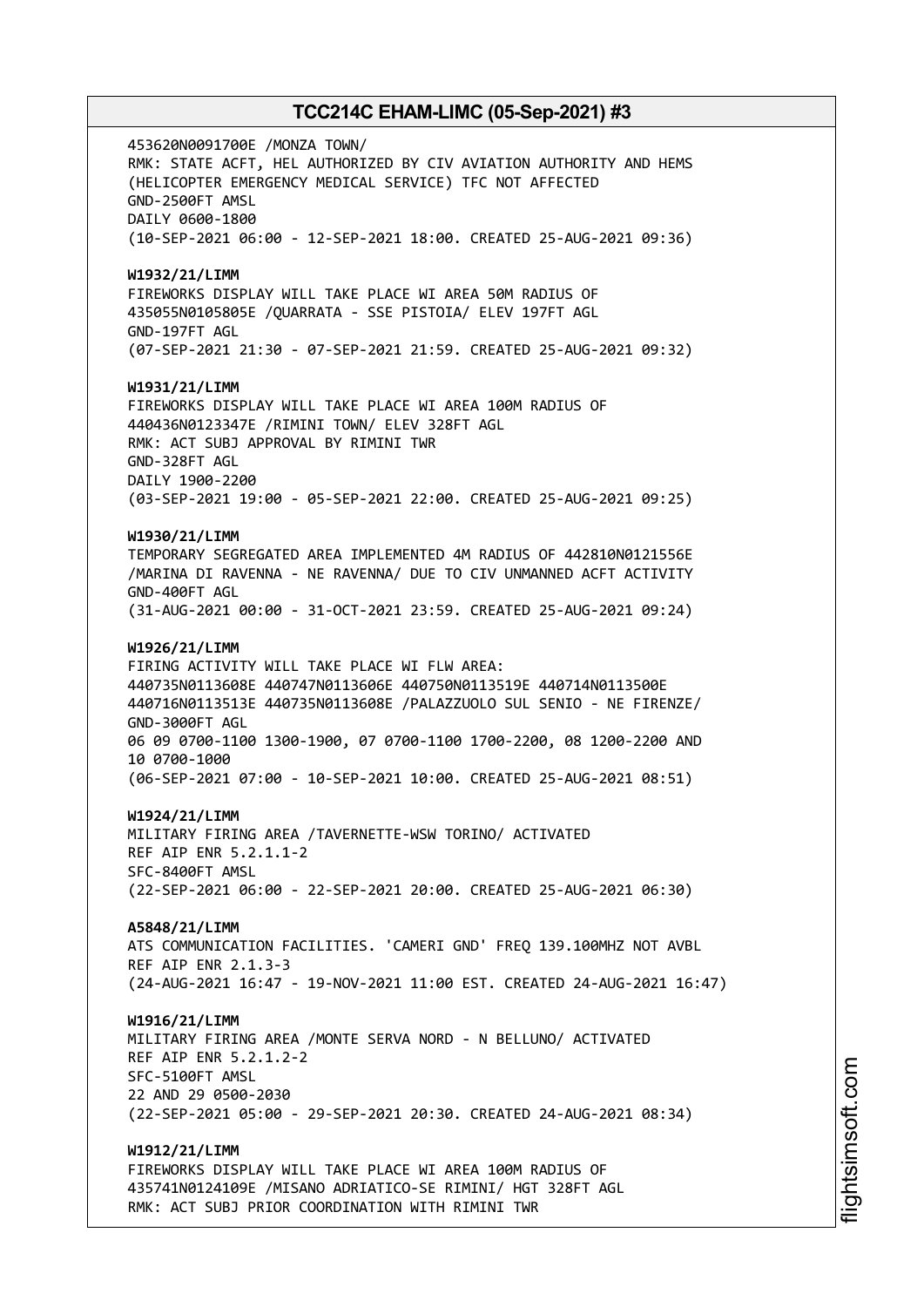453620N0091700E /MONZA TOWN/
RMK: STATE ACFT, HEL AUTHORIZED BY CIV AVIATION AUTHORITY AND HEMS (HELICOPTER EMERGENCY MEDICAL SERVICE) TFC NOT AFFECTED
GND-2500FT AMSL
DAILY 0600-1800
(10-SEP-2021 06:00 - 12-SEP-2021 18:00. CREATED 25-AUG-2021 09:36)

**W1932/21/LIMM**
FIREWORKS DISPLAY WILL TAKE PLACE WI AREA 50M RADIUS OF 435055N0105805E /QUARRATA - SSE PISTOIA/ ELEV 197FT AGL
GND-197FT AGL
(07-SEP-2021 21:30 - 07-SEP-2021 21:59. CREATED 25-AUG-2021 09:32)

**W1931/21/LIMM**
FIREWORKS DISPLAY WILL TAKE PLACE WI AREA 100M RADIUS OF 440436N0123347E /RIMINI TOWN/ ELEV 328FT AGL
RMK: ACT SUBJ APPROVAL BY RIMINI TWR
GND-328FT AGL
DAILY 1900-2200
(03-SEP-2021 19:00 - 05-SEP-2021 22:00. CREATED 25-AUG-2021 09:25)

**W1930/21/LIMM**
TEMPORARY SEGREGATED AREA IMPLEMENTED 4M RADIUS OF 442810N0121556E /MARINA DI RAVENNA - NE RAVENNA/ DUE TO CIV UNMANNED ACFT ACTIVITY
GND-400FT AGL
(31-AUG-2021 00:00 - 31-OCT-2021 23:59. CREATED 25-AUG-2021 09:24)

**W1926/21/LIMM**
FIRING ACTIVITY WILL TAKE PLACE WI FLW AREA:
440735N0113608E 440747N0113606E 440750N0113519E 440714N0113500E 440716N0113513E 440735N0113608E /PALAZZUOLO SUL SENIO - NE FIRENZE/
GND-3000FT AGL
06 09 0700-1100 1300-1900, 07 0700-1100 1700-2200, 08 1200-2200 AND 10 0700-1000
(06-SEP-2021 07:00 - 10-SEP-2021 10:00. CREATED 25-AUG-2021 08:51)

**W1924/21/LIMM**
MILITARY FIRING AREA /TAVERNETTE-WSW TORINO/ ACTIVATED
REF AIP ENR 5.2.1.1-2
SFC-8400FT AMSL
(22-SEP-2021 06:00 - 22-SEP-2021 20:00. CREATED 25-AUG-2021 06:30)

**A5848/21/LIMM**
ATS COMMUNICATION FACILITIES. 'CAMERI GND' FREQ 139.100MHZ NOT AVBL
REF AIP ENR 2.1.3-3
(24-AUG-2021 16:47 - 19-NOV-2021 11:00 EST. CREATED 24-AUG-2021 16:47)

**W1916/21/LIMM**
MILITARY FIRING AREA /MONTE SERVA NORD - N BELLUNO/ ACTIVATED
REF AIP ENR 5.2.1.2-2
SFC-5100FT AMSL
22 AND 29 0500-2030
(22-SEP-2021 05:00 - 29-SEP-2021 20:30. CREATED 24-AUG-2021 08:34)

**W1912/21/LIMM**
FIREWORKS DISPLAY WILL TAKE PLACE WI AREA 100M RADIUS OF 435741N0124109E /MISANO ADRIATICO-SE RIMINI/ HGT 328FT AGL
RMK: ACT SUBJ PRIOR COORDINATION WITH RIMINI TWR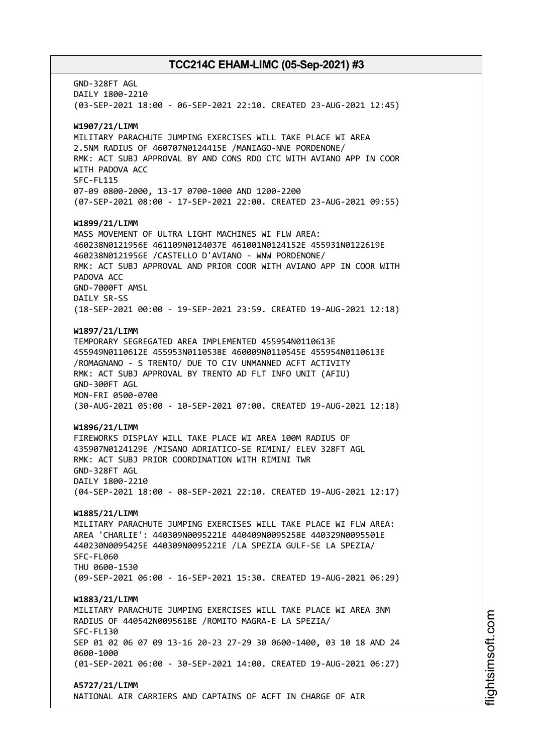GND-328FT AGL
DAILY 1800-2210
(03-SEP-2021 18:00 - 06-SEP-2021 22:10. CREATED 23-AUG-2021 12:45)

**W1907/21/LIMM**
MILITARY PARACHUTE JUMPING EXERCISES WILL TAKE PLACE WI AREA
2.5NM RADIUS OF 460707N0124415E /MANIAGO-NNE PORDENONE/
RMK: ACT SUBJ APPROVAL BY AND CONS RDO CTC WITH AVIANO APP IN COOR
WITH PADOVA ACC
SFC-FL115
07-09 0800-2000, 13-17 0700-1000 AND 1200-2200
(07-SEP-2021 08:00 - 17-SEP-2021 22:00. CREATED 23-AUG-2021 09:55)

**W1899/21/LIMM**
MASS MOVEMENT OF ULTRA LIGHT MACHINES WI FLW AREA:
460238N0121956E 461109N0124037E 461001N0124152E 455931N0122619E
460238N0121956E /CASTELLO D'AVIANO - WNW PORDENONE/
RMK: ACT SUBJ APPROVAL AND PRIOR COOR WITH AVIANO APP IN COOR WITH
PADOVA ACC
GND-7000FT AMSL
DAILY SR-SS
(18-SEP-2021 00:00 - 19-SEP-2021 23:59. CREATED 19-AUG-2021 12:18)

**W1897/21/LIMM**
TEMPORARY SEGREGATED AREA IMPLEMENTED 455954N0110613E
455949N0110612E 455953N0110538E 460009N0110545E 455954N0110613E
/ROMAGNANO - S TRENTO/ DUE TO CIV UNMANNED ACFT ACTIVITY
RMK: ACT SUBJ APPROVAL BY TRENTO AD FLT INFO UNIT (AFIU)
GND-300FT AGL
MON-FRI 0500-0700
(30-AUG-2021 05:00 - 10-SEP-2021 07:00. CREATED 19-AUG-2021 12:18)

**W1896/21/LIMM**
FIREWORKS DISPLAY WILL TAKE PLACE WI AREA 100M RADIUS OF
435907N0124129E /MISANO ADRIATICO-SE RIMINI/ ELEV 328FT AGL
RMK: ACT SUBJ PRIOR COORDINATION WITH RIMINI TWR
GND-328FT AGL
DAILY 1800-2210
(04-SEP-2021 18:00 - 08-SEP-2021 22:10. CREATED 19-AUG-2021 12:17)

**W1885/21/LIMM**
MILITARY PARACHUTE JUMPING EXERCISES WILL TAKE PLACE WI FLW AREA:
AREA 'CHARLIE': 440309N0095221E 440409N0095258E 440329N0095501E
440230N0095425E 440309N0095221E /LA SPEZIA GULF-SE LA SPEZIA/
SFC-FL060
THU 0600-1530
(09-SEP-2021 06:00 - 16-SEP-2021 15:30. CREATED 19-AUG-2021 06:29)

**W1883/21/LIMM**
MILITARY PARACHUTE JUMPING EXERCISES WILL TAKE PLACE WI AREA 3NM
RADIUS OF 440542N0095618E /ROMITO MAGRA-E LA SPEZIA/
SFC-FL130
SEP 01 02 06 07 09 13-16 20-23 27-29 30 0600-1400, 03 10 18 AND 24
0600-1000
(01-SEP-2021 06:00 - 30-SEP-2021 14:00. CREATED 19-AUG-2021 06:27)

**A5727/21/LIMM**
NATIONAL AIR CARRIERS AND CAPTAINS OF ACFT IN CHARGE OF AIR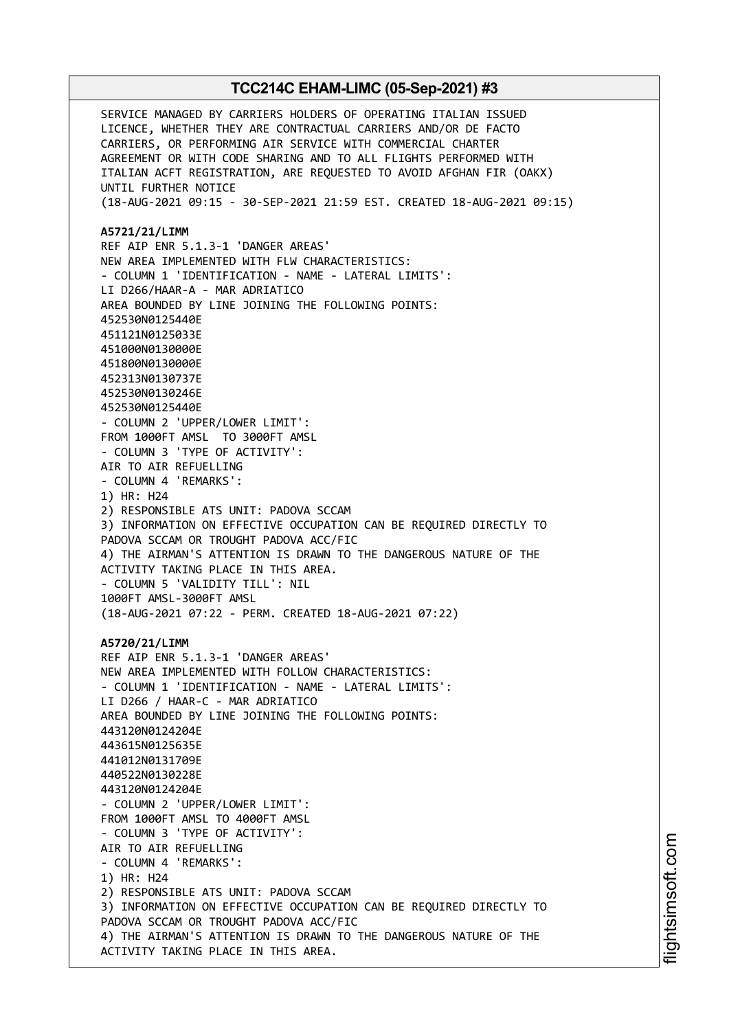SERVICE MANAGED BY CARRIERS HOLDERS OF OPERATING ITALIAN ISSUED LICENCE, WHETHER THEY ARE CONTRACTUAL CARRIERS AND/OR DE FACTO CARRIERS, OR PERFORMING AIR SERVICE WITH COMMERCIAL CHARTER AGREEMENT OR WITH CODE SHARING AND TO ALL FLIGHTS PERFORMED WITH ITALIAN ACFT REGISTRATION, ARE REQUESTED TO AVOID AFGHAN FIR (OAKX) UNTIL FURTHER NOTICE
(18-AUG-2021 09:15 - 30-SEP-2021 21:59 EST. CREATED 18-AUG-2021 09:15)

**A5721/21/LIMM**
REF AIP ENR 5.1.3-1 'DANGER AREAS'
NEW AREA IMPLEMENTED WITH FLW CHARACTERISTICS:
- COLUMN 1 'IDENTIFICATION - NAME - LATERAL LIMITS':
LI D266/HAAR-A - MAR ADRIATICO
AREA BOUNDED BY LINE JOINING THE FOLLOWING POINTS:
452530N0125440E
451121N0125033E
451000N0130000E
451800N0130000E
452313N0130737E
452530N0130246E
452530N0125440E
- COLUMN 2 'UPPER/LOWER LIMIT':
FROM 1000FT AMSL TO 3000FT AMSL
- COLUMN 3 'TYPE OF ACTIVITY':
AIR TO AIR REFUELLING
- COLUMN 4 'REMARKS':
1) HR: H24
2) RESPONSIBLE ATS UNIT: PADOVA SCCAM
3) INFORMATION ON EFFECTIVE OCCUPATION CAN BE REQUIRED DIRECTLY TO PADOVA SCCAM OR TROUGHT PADOVA ACC/FIC
4) THE AIRMAN'S ATTENTION IS DRAWN TO THE DANGEROUS NATURE OF THE ACTIVITY TAKING PLACE IN THIS AREA.
- COLUMN 5 'VALIDITY TILL': NIL
1000FT AMSL-3000FT AMSL
(18-AUG-2021 07:22 - PERM. CREATED 18-AUG-2021 07:22)

**A5720/21/LIMM**
REF AIP ENR 5.1.3-1 'DANGER AREAS'
NEW AREA IMPLEMENTED WITH FOLLOW CHARACTERISTICS:
- COLUMN 1 'IDENTIFICATION - NAME - LATERAL LIMITS':
LI D266 / HAAR-C - MAR ADRIATICO
AREA BOUNDED BY LINE JOINING THE FOLLOWING POINTS:
443120N0124204E
443615N0125635E
441012N0131709E
440522N0130228E
443120N0124204E
- COLUMN 2 'UPPER/LOWER LIMIT':
FROM 1000FT AMSL TO 4000FT AMSL
- COLUMN 3 'TYPE OF ACTIVITY':
AIR TO AIR REFUELLING
- COLUMN 4 'REMARKS':
1) HR: H24
2) RESPONSIBLE ATS UNIT: PADOVA SCCAM
3) INFORMATION ON EFFECTIVE OCCUPATION CAN BE REQUIRED DIRECTLY TO PADOVA SCCAM OR TROUGHT PADOVA ACC/FIC
4) THE AIRMAN'S ATTENTION IS DRAWN TO THE DANGEROUS NATURE OF THE ACTIVITY TAKING PLACE IN THIS AREA.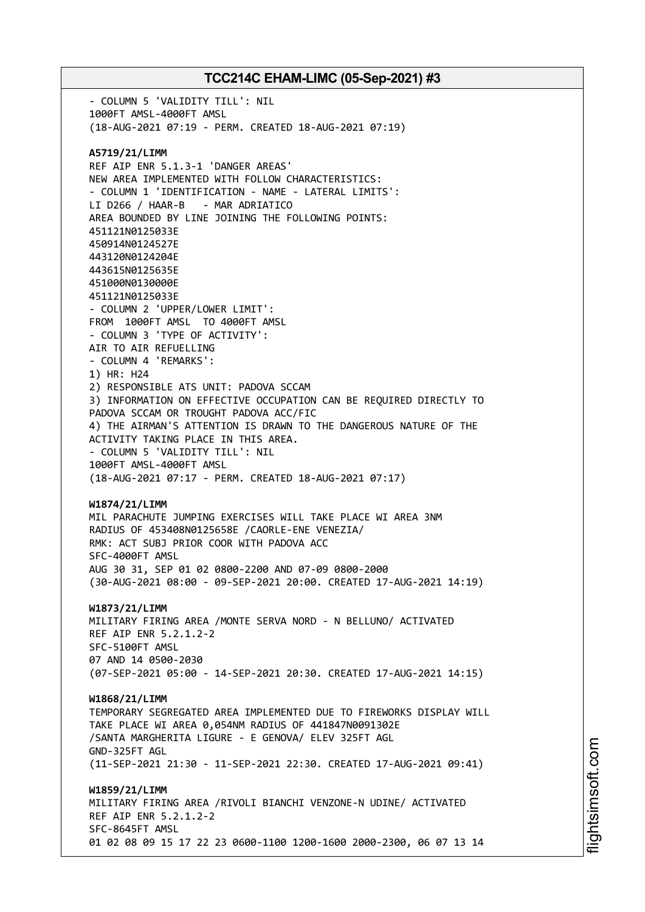- COLUMN 5 'VALIDITY TILL': NIL
1000FT AMSL-4000FT AMSL
(18-AUG-2021 07:19 - PERM. CREATED 18-AUG-2021 07:19)

**A5719/21/LIMM**
REF AIP ENR 5.1.3-1 'DANGER AREAS'
NEW AREA IMPLEMENTED WITH FOLLOW CHARACTERISTICS:
- COLUMN 1 'IDENTIFICATION - NAME - LATERAL LIMITS':
LI D266 / HAAR-B - MAR ADRIATICO
AREA BOUNDED BY LINE JOINING THE FOLLOWING POINTS:
451121N0125033E
450914N0124527E
443120N0124204E
443615N0125635E
451000N0130000E
451121N0125033E
- COLUMN 2 'UPPER/LOWER LIMIT':
FROM 1000FT AMSL TO 4000FT AMSL
- COLUMN 3 'TYPE OF ACTIVITY':
AIR TO AIR REFUELLING
- COLUMN 4 'REMARKS':
1) HR: H24
2) RESPONSIBLE ATS UNIT: PADOVA SCCAM
3) INFORMATION ON EFFECTIVE OCCUPATION CAN BE REQUIRED DIRECTLY TO PADOVA SCCAM OR TROUGHT PADOVA ACC/FIC
4) THE AIRMAN'S ATTENTION IS DRAWN TO THE DANGEROUS NATURE OF THE ACTIVITY TAKING PLACE IN THIS AREA.
- COLUMN 5 'VALIDITY TILL': NIL
1000FT AMSL-4000FT AMSL
(18-AUG-2021 07:17 - PERM. CREATED 18-AUG-2021 07:17)

**W1874/21/LIMM**
MIL PARACHUTE JUMPING EXERCISES WILL TAKE PLACE WI AREA 3NM RADIUS OF 453408N0125658E /CAORLE-ENE VENEZIA/
RMK: ACT SUBJ PRIOR COOR WITH PADOVA ACC
SFC-4000FT AMSL
AUG 30 31, SEP 01 02 0800-2200 AND 07-09 0800-2000
(30-AUG-2021 08:00 - 09-SEP-2021 20:00. CREATED 17-AUG-2021 14:19)

**W1873/21/LIMM**
MILITARY FIRING AREA /MONTE SERVA NORD - N BELLUNO/ ACTIVATED
REF AIP ENR 5.2.1.2-2
SFC-5100FT AMSL
07 AND 14 0500-2030
(07-SEP-2021 05:00 - 14-SEP-2021 20:30. CREATED 17-AUG-2021 14:15)

**W1868/21/LIMM**
TEMPORARY SEGREGATED AREA IMPLEMENTED DUE TO FIREWORKS DISPLAY WILL TAKE PLACE WI AREA 0,054NM RADIUS OF 441847N0091302E /SANTA MARGHERITA LIGURE - E GENOVA/ ELEV 325FT AGL
GND-325FT AGL
(11-SEP-2021 21:30 - 11-SEP-2021 22:30. CREATED 17-AUG-2021 09:41)

**W1859/21/LIMM**
MILITARY FIRING AREA /RIVOLI BIANCHI VENZONE-N UDINE/ ACTIVATED
REF AIP ENR 5.2.1.2-2
SFC-8645FT AMSL
01 02 08 09 15 17 22 23 0600-1100 1200-1600 2000-2300, 06 07 13 14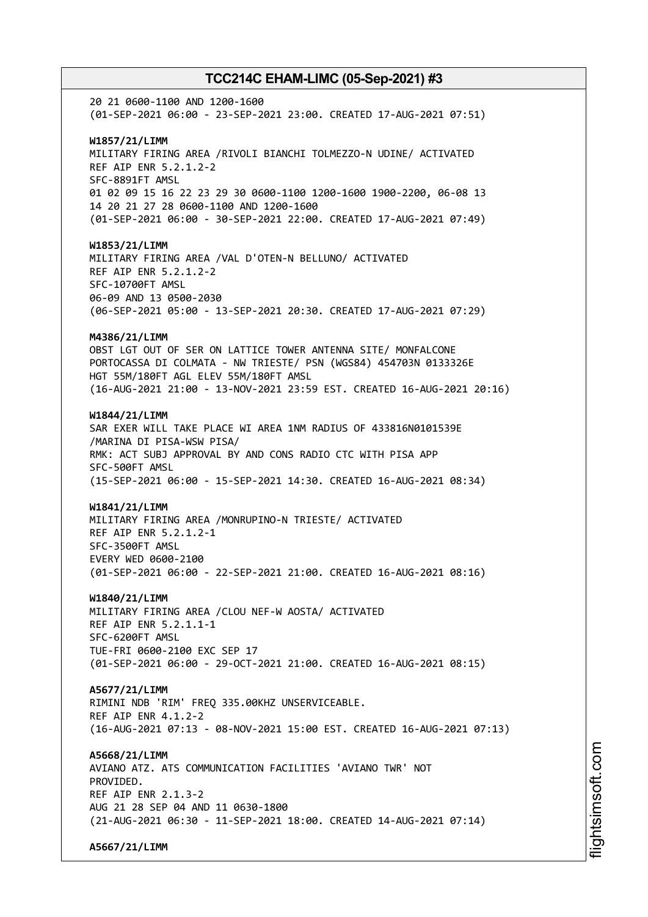20 21 0600-1100 AND 1200-1600
(01-SEP-2021 06:00 - 23-SEP-2021 23:00. CREATED 17-AUG-2021 07:51)

**W1857/21/LIMM**
MILITARY FIRING AREA /RIVOLI BIANCHI TOLMEZZO-N UDINE/ ACTIVATED
REF AIP ENR 5.2.1.2-2
SFC-8891FT AMSL
01 02 09 15 16 22 23 29 30 0600-1100 1200-1600 1900-2200, 06-08 13
14 20 21 27 28 0600-1100 AND 1200-1600
(01-SEP-2021 06:00 - 30-SEP-2021 22:00. CREATED 17-AUG-2021 07:49)

**W1853/21/LIMM**
MILITARY FIRING AREA /VAL D'OTEN-N BELLUNO/ ACTIVATED
REF AIP ENR 5.2.1.2-2
SFC-10700FT AMSL
06-09 AND 13 0500-2030
(06-SEP-2021 05:00 - 13-SEP-2021 20:30. CREATED 17-AUG-2021 07:29)

**M4386/21/LIMM**
OBST LGT OUT OF SER ON LATTICE TOWER ANTENNA SITE/ MONFALCONE
PORTOCASSA DI COLMATA - NW TRIESTE/ PSN (WGS84) 454703N 0133326E
HGT 55M/180FT AGL ELEV 55M/180FT AMSL
(16-AUG-2021 21:00 - 13-NOV-2021 23:59 EST. CREATED 16-AUG-2021 20:16)

**W1844/21/LIMM**
SAR EXER WILL TAKE PLACE WI AREA 1NM RADIUS OF 433816N0101539E
/MARINA DI PISA-WSW PISA/
RMK: ACT SUBJ APPROVAL BY AND CONS RADIO CTC WITH PISA APP
SFC-500FT AMSL
(15-SEP-2021 06:00 - 15-SEP-2021 14:30. CREATED 16-AUG-2021 08:34)

**W1841/21/LIMM**
MILITARY FIRING AREA /MONRUPINO-N TRIESTE/ ACTIVATED
REF AIP ENR 5.2.1.2-1
SFC-3500FT AMSL
EVERY WED 0600-2100
(01-SEP-2021 06:00 - 22-SEP-2021 21:00. CREATED 16-AUG-2021 08:16)

**W1840/21/LIMM**
MILITARY FIRING AREA /CLOU NEF-W AOSTA/ ACTIVATED
REF AIP ENR 5.2.1.1-1
SFC-6200FT AMSL
TUE-FRI 0600-2100 EXC SEP 17
(01-SEP-2021 06:00 - 29-OCT-2021 21:00. CREATED 16-AUG-2021 08:15)

**A5677/21/LIMM**
RIMINI NDB 'RIM' FREQ 335.00KHZ UNSERVICEABLE.
REF AIP ENR 4.1.2-2
(16-AUG-2021 07:13 - 08-NOV-2021 15:00 EST. CREATED 16-AUG-2021 07:13)

**A5668/21/LIMM**
AVIANO ATZ. ATS COMMUNICATION FACILITIES 'AVIANO TWR' NOT
PROVIDED.
REF AIP ENR 2.1.3-2
AUG 21 28 SEP 04 AND 11 0630-1800
(21-AUG-2021 06:30 - 11-SEP-2021 18:00. CREATED 14-AUG-2021 07:14)

**A5667/21/LIMM**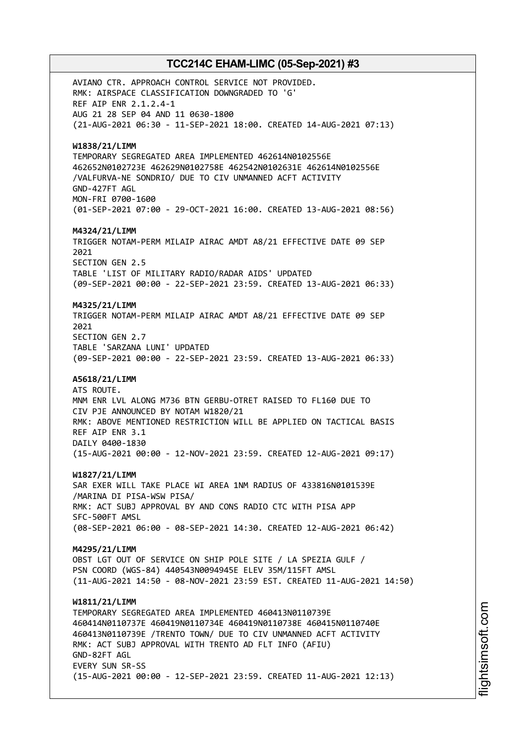AVIANO CTR. APPROACH CONTROL SERVICE NOT PROVIDED.
RMK: AIRSPACE CLASSIFICATION DOWNGRADED TO 'G'
REF AIP ENR 2.1.2.4-1
AUG 21 28 SEP 04 AND 11 0630-1800
(21-AUG-2021 06:30 - 11-SEP-2021 18:00. CREATED 14-AUG-2021 07:13)

**W1838/21/LIMM**
TEMPORARY SEGREGATED AREA IMPLEMENTED 462614N0102556E
462652N0102723E 462629N0102758E 462542N0102631E 462614N0102556E
/VALFURVA-NE SONDRIO/ DUE TO CIV UNMANNED ACFT ACTIVITY
GND-427FT AGL
MON-FRI 0700-1600
(01-SEP-2021 07:00 - 29-OCT-2021 16:00. CREATED 13-AUG-2021 08:56)

**M4324/21/LIMM**
TRIGGER NOTAM-PERM MILAIP AIRAC AMDT A8/21 EFFECTIVE DATE 09 SEP
2021
SECTION GEN 2.5
TABLE 'LIST OF MILITARY RADIO/RADAR AIDS' UPDATED
(09-SEP-2021 00:00 - 22-SEP-2021 23:59. CREATED 13-AUG-2021 06:33)

**M4325/21/LIMM**
TRIGGER NOTAM-PERM MILAIP AIRAC AMDT A8/21 EFFECTIVE DATE 09 SEP
2021
SECTION GEN 2.7
TABLE 'SARZANA LUNI' UPDATED
(09-SEP-2021 00:00 - 22-SEP-2021 23:59. CREATED 13-AUG-2021 06:33)

**A5618/21/LIMM**
ATS ROUTE.
MNM ENR LVL ALONG M736 BTN GERBU-OTRET RAISED TO FL160 DUE TO
CIV PJE ANNOUNCED BY NOTAM W1820/21
RMK: ABOVE MENTIONED RESTRICTION WILL BE APPLIED ON TACTICAL BASIS
REF AIP ENR 3.1
DAILY 0400-1830
(15-AUG-2021 00:00 - 12-NOV-2021 23:59. CREATED 12-AUG-2021 09:17)

**W1827/21/LIMM**
SAR EXER WILL TAKE PLACE WI AREA 1NM RADIUS OF 433816N0101539E
/MARINA DI PISA-WSW PISA/
RMK: ACT SUBJ APPROVAL BY AND CONS RADIO CTC WITH PISA APP
SFC-500FT AMSL
(08-SEP-2021 06:00 - 08-SEP-2021 14:30. CREATED 12-AUG-2021 06:42)

**M4295/21/LIMM**
OBST LGT OUT OF SERVICE ON SHIP POLE SITE / LA SPEZIA GULF /
PSN COORD (WGS-84) 440543N0094945E ELEV 35M/115FT AMSL
(11-AUG-2021 14:50 - 08-NOV-2021 23:59 EST. CREATED 11-AUG-2021 14:50)

**W1811/21/LIMM**
TEMPORARY SEGREGATED AREA IMPLEMENTED 460413N0110739E
460414N0110737E 460419N0110734E 460419N0110738E 460415N0110740E
460413N0110739E /TRENTO TOWN/ DUE TO CIV UNMANNED ACFT ACTIVITY
RMK: ACT SUBJ APPROVAL WITH TRENTO AD FLT INFO (AFIU)
GND-82FT AGL
EVERY SUN SR-SS
(15-AUG-2021 00:00 - 12-SEP-2021 23:59. CREATED 11-AUG-2021 12:13)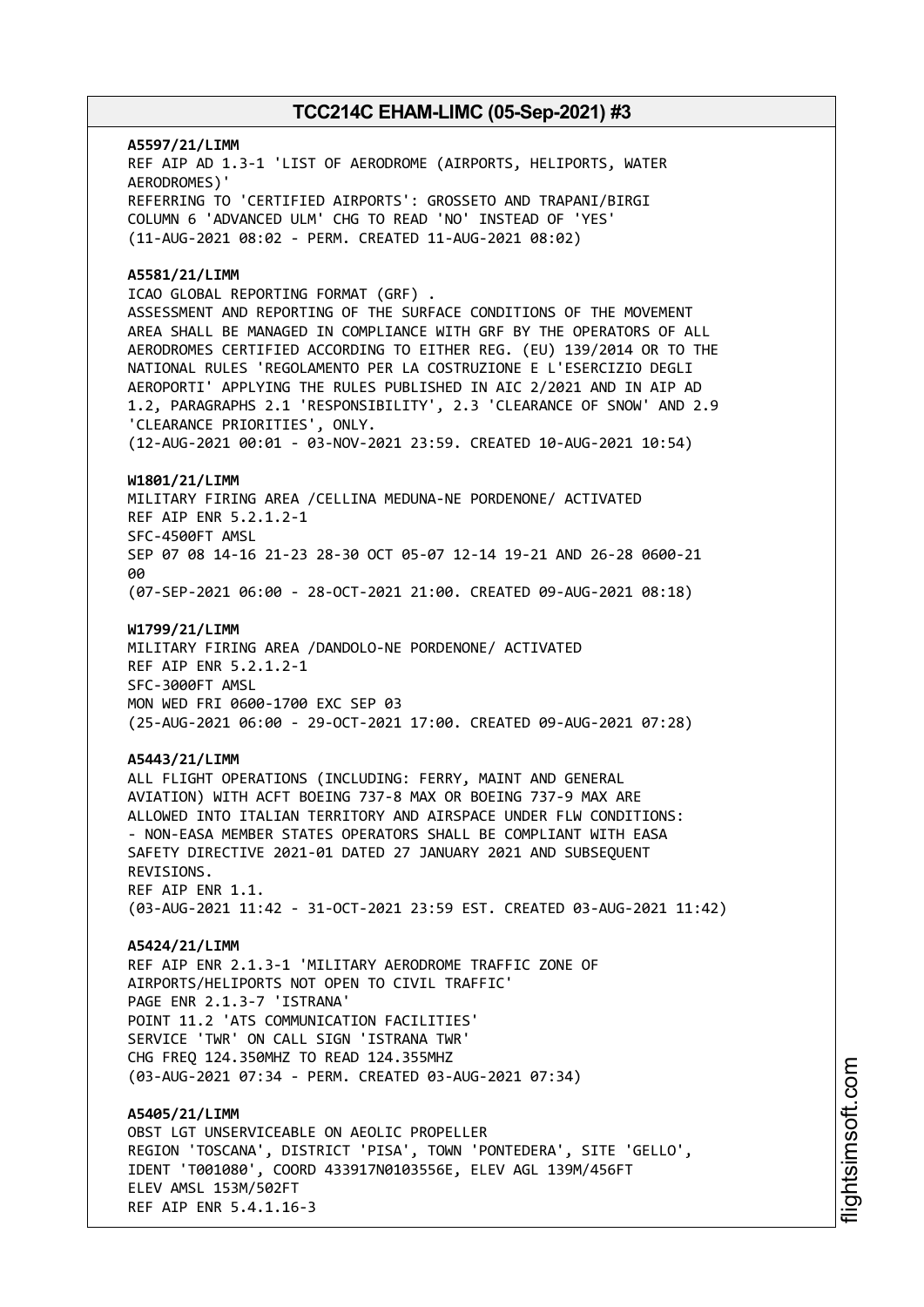**A5597/21/LIMM**
REF AIP AD 1.3-1 'LIST OF AERODROME (AIRPORTS, HELIPORTS, WATER AERODROMES)'
REFERRING TO 'CERTIFIED AIRPORTS': GROSSETO AND TRAPANI/BIRGI
COLUMN 6 'ADVANCED ULM' CHG TO READ 'NO' INSTEAD OF 'YES'
(11-AUG-2021 08:02 - PERM. CREATED 11-AUG-2021 08:02)

**A5581/21/LIMM**
ICAO GLOBAL REPORTING FORMAT (GRF) .
ASSESSMENT AND REPORTING OF THE SURFACE CONDITIONS OF THE MOVEMENT AREA SHALL BE MANAGED IN COMPLIANCE WITH GRF BY THE OPERATORS OF ALL AERODROMES CERTIFIED ACCORDING TO EITHER REG. (EU) 139/2014 OR TO THE NATIONAL RULES 'REGOLAMENTO PER LA COSTRUZIONE E L'ESERCIZIO DEGLI AEROPORTI' APPLYING THE RULES PUBLISHED IN AIC 2/2021 AND IN AIP AD 1.2, PARAGRAPHS 2.1 'RESPONSIBILITY', 2.3 'CLEARANCE OF SNOW' AND 2.9 'CLEARANCE PRIORITIES', ONLY.
(12-AUG-2021 00:01 - 03-NOV-2021 23:59. CREATED 10-AUG-2021 10:54)

**W1801/21/LIMM**
MILITARY FIRING AREA /CELLINA MEDUNA-NE PORDENONE/ ACTIVATED
REF AIP ENR 5.2.1.2-1
SFC-4500FT AMSL
SEP 07 08 14-16 21-23 28-30 OCT 05-07 12-14 19-21 AND 26-28 0600-21 00
(07-SEP-2021 06:00 - 28-OCT-2021 21:00. CREATED 09-AUG-2021 08:18)

**W1799/21/LIMM**
MILITARY FIRING AREA /DANDOLO-NE PORDENONE/ ACTIVATED
REF AIP ENR 5.2.1.2-1
SFC-3000FT AMSL
MON WED FRI 0600-1700 EXC SEP 03
(25-AUG-2021 06:00 - 29-OCT-2021 17:00. CREATED 09-AUG-2021 07:28)

**A5443/21/LIMM**
ALL FLIGHT OPERATIONS (INCLUDING: FERRY, MAINT AND GENERAL AVIATION) WITH ACFT BOEING 737-8 MAX OR BOEING 737-9 MAX ARE ALLOWED INTO ITALIAN TERRITORY AND AIRSPACE UNDER FLW CONDITIONS:
- NON-EASA MEMBER STATES OPERATORS SHALL BE COMPLIANT WITH EASA SAFETY DIRECTIVE 2021-01 DATED 27 JANUARY 2021 AND SUBSEQUENT REVISIONS.
REF AIP ENR 1.1.
(03-AUG-2021 11:42 - 31-OCT-2021 23:59 EST. CREATED 03-AUG-2021 11:42)

**A5424/21/LIMM**
REF AIP ENR 2.1.3-1 'MILITARY AERODROME TRAFFIC ZONE OF AIRPORTS/HELIPORTS NOT OPEN TO CIVIL TRAFFIC'
PAGE ENR 2.1.3-7 'ISTRANA'
POINT 11.2 'ATS COMMUNICATION FACILITIES'
SERVICE 'TWR' ON CALL SIGN 'ISTRANA TWR'
CHG FREQ 124.350MHZ TO READ 124.355MHZ
(03-AUG-2021 07:34 - PERM. CREATED 03-AUG-2021 07:34)

**A5405/21/LIMM**
OBST LGT UNSERVICEABLE ON AEOLIC PROPELLER
REGION 'TOSCANA', DISTRICT 'PISA', TOWN 'PONTEDERA', SITE 'GELLO', IDENT 'T001080', COORD 433917N0103556E, ELEV AGL 139M/456FT
ELEV AMSL 153M/502FT
REF AIP ENR 5.4.1.16-3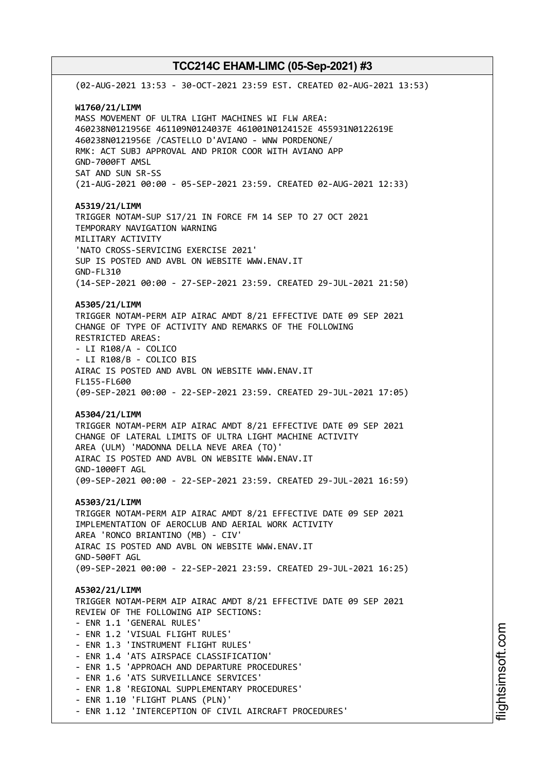(02-AUG-2021 13:53 - 30-OCT-2021 23:59 EST. CREATED 02-AUG-2021 13:53)

**W1760/21/LIMM**
MASS MOVEMENT OF ULTRA LIGHT MACHINES WI FLW AREA:
460238N0121956E 461109N0124037E 461001N0124152E 455931N0122619E
460238N0121956E /CASTELLO D'AVIANO - WNW PORDENONE/
RMK: ACT SUBJ APPROVAL AND PRIOR COOR WITH AVIANO APP
GND-7000FT AMSL
SAT AND SUN SR-SS
(21-AUG-2021 00:00 - 05-SEP-2021 23:59. CREATED 02-AUG-2021 12:33)

**A5319/21/LIMM**
TRIGGER NOTAM-SUP S17/21 IN FORCE FM 14 SEP TO 27 OCT 2021
TEMPORARY NAVIGATION WARNING
MILITARY ACTIVITY
'NATO CROSS-SERVICING EXERCISE 2021'
SUP IS POSTED AND AVBL ON WEBSITE WWW.ENAV.IT
GND-FL310
(14-SEP-2021 00:00 - 27-SEP-2021 23:59. CREATED 29-JUL-2021 21:50)

**A5305/21/LIMM**
TRIGGER NOTAM-PERM AIP AIRAC AMDT 8/21 EFFECTIVE DATE 09 SEP 2021
CHANGE OF TYPE OF ACTIVITY AND REMARKS OF THE FOLLOWING
RESTRICTED AREAS:
- LI R108/A - COLICO
- LI R108/B - COLICO BIS
AIRAC IS POSTED AND AVBL ON WEBSITE WWW.ENAV.IT
FL155-FL600
(09-SEP-2021 00:00 - 22-SEP-2021 23:59. CREATED 29-JUL-2021 17:05)

**A5304/21/LIMM**
TRIGGER NOTAM-PERM AIP AIRAC AMDT 8/21 EFFECTIVE DATE 09 SEP 2021
CHANGE OF LATERAL LIMITS OF ULTRA LIGHT MACHINE ACTIVITY
AREA (ULM) 'MADONNA DELLA NEVE AREA (TO)'
AIRAC IS POSTED AND AVBL ON WEBSITE WWW.ENAV.IT
GND-1000FT AGL
(09-SEP-2021 00:00 - 22-SEP-2021 23:59. CREATED 29-JUL-2021 16:59)

**A5303/21/LIMM**
TRIGGER NOTAM-PERM AIP AIRAC AMDT 8/21 EFFECTIVE DATE 09 SEP 2021
IMPLEMENTATION OF AEROCLUB AND AERIAL WORK ACTIVITY
AREA 'RONCO BRIANTINO (MB) - CIV'
AIRAC IS POSTED AND AVBL ON WEBSITE WWW.ENAV.IT
GND-500FT AGL
(09-SEP-2021 00:00 - 22-SEP-2021 23:59. CREATED 29-JUL-2021 16:25)

**A5302/21/LIMM**
TRIGGER NOTAM-PERM AIP AIRAC AMDT 8/21 EFFECTIVE DATE 09 SEP 2021
REVIEW OF THE FOLLOWING AIP SECTIONS:
- ENR 1.1 'GENERAL RULES'
- ENR 1.2 'VISUAL FLIGHT RULES'
- ENR 1.3 'INSTRUMENT FLIGHT RULES'
- ENR 1.4 'ATS AIRSPACE CLASSIFICATION'
- ENR 1.5 'APPROACH AND DEPARTURE PROCEDURES'
- ENR 1.6 'ATS SURVEILLANCE SERVICES'
- ENR 1.8 'REGIONAL SUPPLEMENTARY PROCEDURES'
- ENR 1.10 'FLIGHT PLANS (PLN)'
- ENR 1.12 'INTERCEPTION OF CIVIL AIRCRAFT PROCEDURES'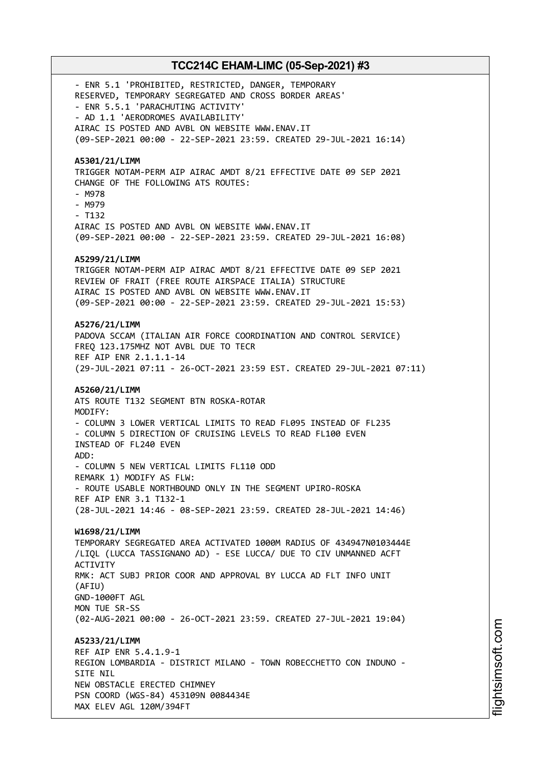- ENR 5.1 'PROHIBITED, RESTRICTED, DANGER, TEMPORARY RESERVED, TEMPORARY SEGREGATED AND CROSS BORDER AREAS'
- ENR 5.5.1 'PARACHUTING ACTIVITY'
- AD 1.1 'AERODROMES AVAILABILITY'
AIRAC IS POSTED AND AVBL ON WEBSITE WWW.ENAV.IT
(09-SEP-2021 00:00 - 22-SEP-2021 23:59. CREATED 29-JUL-2021 16:14)

**A5301/21/LIMM**
TRIGGER NOTAM-PERM AIP AIRAC AMDT 8/21 EFFECTIVE DATE 09 SEP 2021
CHANGE OF THE FOLLOWING ATS ROUTES:
- M978
- M979
- T132
AIRAC IS POSTED AND AVBL ON WEBSITE WWW.ENAV.IT
(09-SEP-2021 00:00 - 22-SEP-2021 23:59. CREATED 29-JUL-2021 16:08)

**A5299/21/LIMM**
TRIGGER NOTAM-PERM AIP AIRAC AMDT 8/21 EFFECTIVE DATE 09 SEP 2021
REVIEW OF FRAIT (FREE ROUTE AIRSPACE ITALIA) STRUCTURE
AIRAC IS POSTED AND AVBL ON WEBSITE WWW.ENAV.IT
(09-SEP-2021 00:00 - 22-SEP-2021 23:59. CREATED 29-JUL-2021 15:53)

**A5276/21/LIMM**
PADOVA SCCAM (ITALIAN AIR FORCE COORDINATION AND CONTROL SERVICE)
FREQ 123.175MHZ NOT AVBL DUE TO TECR
REF AIP ENR 2.1.1.1-14
(29-JUL-2021 07:11 - 26-OCT-2021 23:59 EST. CREATED 29-JUL-2021 07:11)

**A5260/21/LIMM**
ATS ROUTE T132 SEGMENT BTN ROSKA-ROTAR
MODIFY:
- COLUMN 3 LOWER VERTICAL LIMITS TO READ FL095 INSTEAD OF FL235
- COLUMN 5 DIRECTION OF CRUISING LEVELS TO READ FL100 EVEN INSTEAD OF FL240 EVEN
ADD:
- COLUMN 5 NEW VERTICAL LIMITS FL110 ODD
REMARK 1) MODIFY AS FLW:
- ROUTE USABLE NORTHBOUND ONLY IN THE SEGMENT UPIRO-ROSKA
REF AIP ENR 3.1 T132-1
(28-JUL-2021 14:46 - 08-SEP-2021 23:59. CREATED 28-JUL-2021 14:46)

**W1698/21/LIMM**
TEMPORARY SEGREGATED AREA ACTIVATED 1000M RADIUS OF 434947N0103444E /LIQL (LUCCA TASSIGNANO AD) - ESE LUCCA/ DUE TO CIV UNMANNED ACFT ACTIVITY
RMK: ACT SUBJ PRIOR COOR AND APPROVAL BY LUCCA AD FLT INFO UNIT (AFIU)
GND-1000FT AGL
MON TUE SR-SS
(02-AUG-2021 00:00 - 26-OCT-2021 23:59. CREATED 27-JUL-2021 19:04)

**A5233/21/LIMM**
REF AIP ENR 5.4.1.9-1
REGION LOMBARDIA - DISTRICT MILANO - TOWN ROBECCHETTO CON INDUNO - SITE NIL
NEW OBSTACLE ERECTED CHIMNEY
PSN COORD (WGS-84) 453109N 0084434E
MAX ELEV AGL 120M/394FT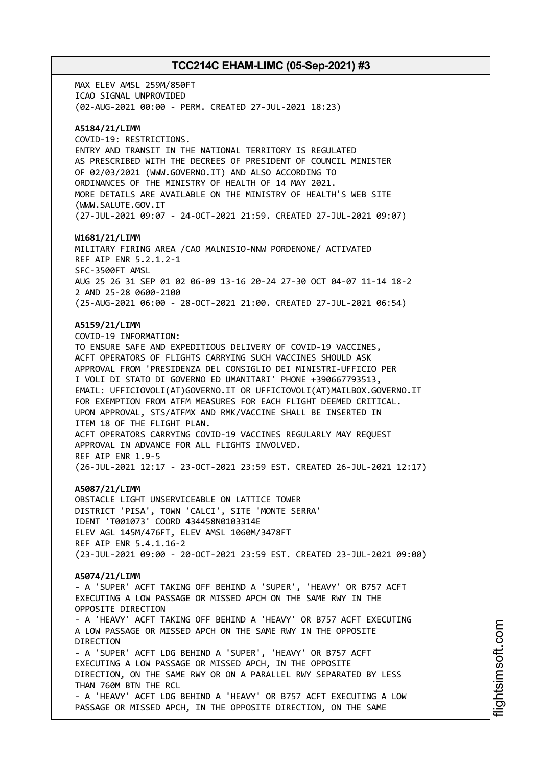MAX ELEV AMSL 259M/850FT
ICAO SIGNAL UNPROVIDED
(02-AUG-2021 00:00 - PERM. CREATED 27-JUL-2021 18:23)

**A5184/21/LIMM**
COVID-19: RESTRICTIONS.
ENTRY AND TRANSIT IN THE NATIONAL TERRITORY IS REGULATED
AS PRESCRIBED WITH THE DECREES OF PRESIDENT OF COUNCIL MINISTER
OF 02/03/2021 (WWW.GOVERNO.IT) AND ALSO ACCORDING TO
ORDINANCES OF THE MINISTRY OF HEALTH OF 14 MAY 2021.
MORE DETAILS ARE AVAILABLE ON THE MINISTRY OF HEALTH'S WEB SITE
(WWW.SALUTE.GOV.IT
(27-JUL-2021 09:07 - 24-OCT-2021 21:59. CREATED 27-JUL-2021 09:07)

**W1681/21/LIMM**
MILITARY FIRING AREA /CAO MALNISIO-NNW PORDENONE/ ACTIVATED
REF AIP ENR 5.2.1.2-1
SFC-3500FT AMSL
AUG 25 26 31 SEP 01 02 06-09 13-16 20-24 27-30 OCT 04-07 11-14 18-2
2 AND 25-28 0600-2100
(25-AUG-2021 06:00 - 28-OCT-2021 21:00. CREATED 27-JUL-2021 06:54)

**A5159/21/LIMM**
COVID-19 INFORMATION:
TO ENSURE SAFE AND EXPEDITIOUS DELIVERY OF COVID-19 VACCINES,
ACFT OPERATORS OF FLIGHTS CARRYING SUCH VACCINES SHOULD ASK
APPROVAL FROM 'PRESIDENZA DEL CONSIGLIO DEI MINISTRI-UFFICIO PER
I VOLI DI STATO DI GOVERNO ED UMANITARI' PHONE +390667793513,
EMAIL: UFFICIOVOLI(AT)GOVERNO.IT OR UFFICIOVOLI(AT)MAILBOX.GOVERNO.IT
FOR EXEMPTION FROM ATFM MEASURES FOR EACH FLIGHT DEEMED CRITICAL.
UPON APPROVAL, STS/ATFMX AND RMK/VACCINE SHALL BE INSERTED IN
ITEM 18 OF THE FLIGHT PLAN.
ACFT OPERATORS CARRYING COVID-19 VACCINES REGULARLY MAY REQUEST
APPROVAL IN ADVANCE FOR ALL FLIGHTS INVOLVED.
REF AIP ENR 1.9-5
(26-JUL-2021 12:17 - 23-OCT-2021 23:59 EST. CREATED 26-JUL-2021 12:17)

**A5087/21/LIMM**
OBSTACLE LIGHT UNSERVICEABLE ON LATTICE TOWER
DISTRICT 'PISA', TOWN 'CALCI', SITE 'MONTE SERRA'
IDENT 'T001073' COORD 434458N0103314E
ELEV AGL 145M/476FT, ELEV AMSL 1060M/3478FT
REF AIP ENR 5.4.1.16-2
(23-JUL-2021 09:00 - 20-OCT-2021 23:59 EST. CREATED 23-JUL-2021 09:00)

**A5074/21/LIMM**
- A 'SUPER' ACFT TAKING OFF BEHIND A 'SUPER', 'HEAVY' OR B757 ACFT
EXECUTING A LOW PASSAGE OR MISSED APCH ON THE SAME RWY IN THE
OPPOSITE DIRECTION
- A 'HEAVY' ACFT TAKING OFF BEHIND A 'HEAVY' OR B757 ACFT EXECUTING
A LOW PASSAGE OR MISSED APCH ON THE SAME RWY IN THE OPPOSITE
DIRECTION
- A 'SUPER' ACFT LDG BEHIND A 'SUPER', 'HEAVY' OR B757 ACFT
EXECUTING A LOW PASSAGE OR MISSED APCH, IN THE OPPOSITE
DIRECTION, ON THE SAME RWY OR ON A PARALLEL RWY SEPARATED BY LESS
THAN 760M BTN THE RCL
- A 'HEAVY' ACFT LDG BEHIND A 'HEAVY' OR B757 ACFT EXECUTING A LOW
PASSAGE OR MISSED APCH, IN THE OPPOSITE DIRECTION, ON THE SAME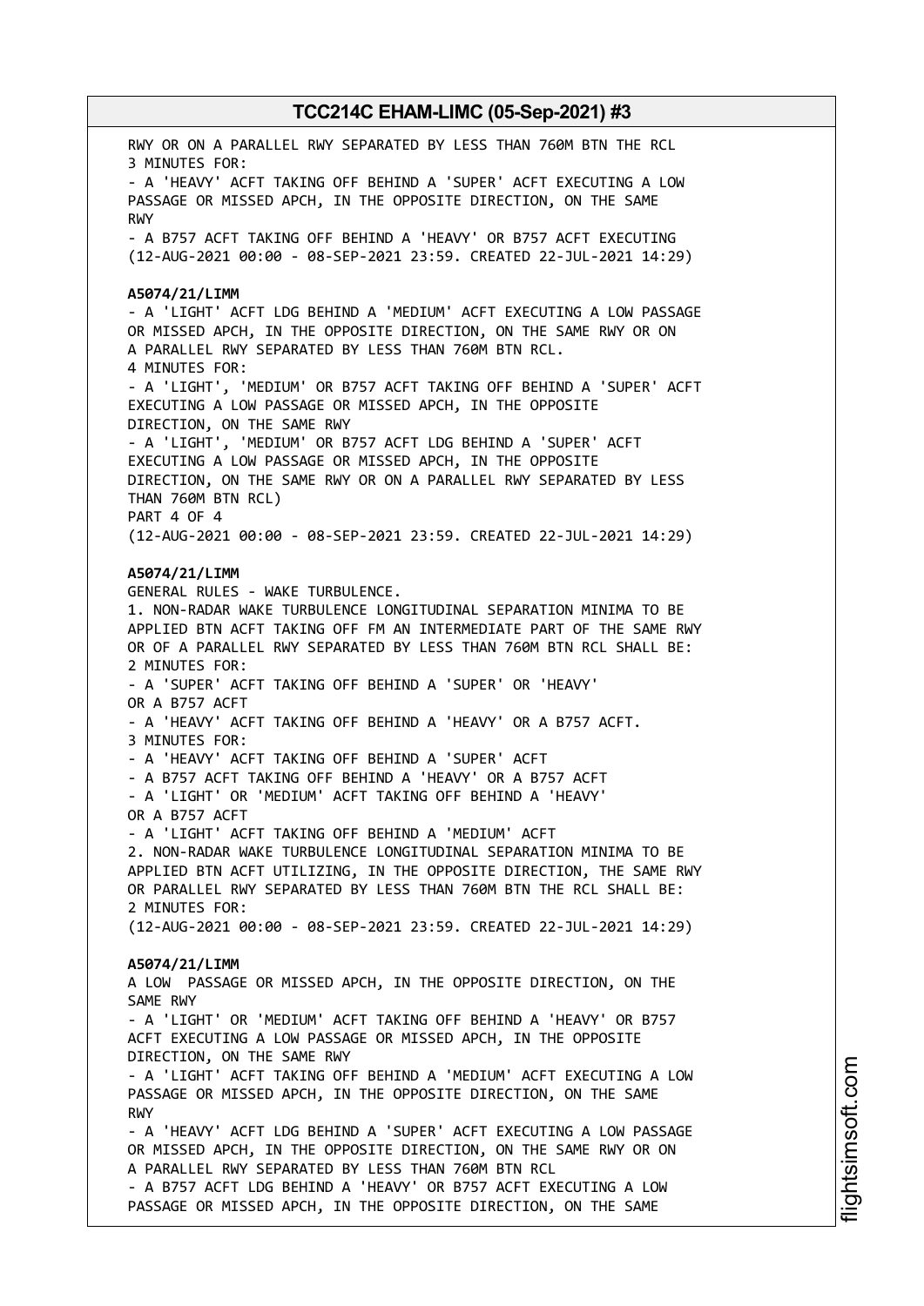RWY OR ON A PARALLEL RWY SEPARATED BY LESS THAN 760M BTN THE RCL
3 MINUTES FOR:
- A 'HEAVY' ACFT TAKING OFF BEHIND A 'SUPER' ACFT EXECUTING A LOW PASSAGE OR MISSED APCH, IN THE OPPOSITE DIRECTION, ON THE SAME RWY
- A B757 ACFT TAKING OFF BEHIND A 'HEAVY' OR B757 ACFT EXECUTING
(12-AUG-2021 00:00 - 08-SEP-2021 23:59. CREATED 22-JUL-2021 14:29)

**A5074/21/LIMM**
- A 'LIGHT' ACFT LDG BEHIND A 'MEDIUM' ACFT EXECUTING A LOW PASSAGE OR MISSED APCH, IN THE OPPOSITE DIRECTION, ON THE SAME RWY OR ON A PARALLEL RWY SEPARATED BY LESS THAN 760M BTN RCL.
4 MINUTES FOR:
- A 'LIGHT', 'MEDIUM' OR B757 ACFT TAKING OFF BEHIND A 'SUPER' ACFT EXECUTING A LOW PASSAGE OR MISSED APCH, IN THE OPPOSITE DIRECTION, ON THE SAME RWY
- A 'LIGHT', 'MEDIUM' OR B757 ACFT LDG BEHIND A 'SUPER' ACFT EXECUTING A LOW PASSAGE OR MISSED APCH, IN THE OPPOSITE DIRECTION, ON THE SAME RWY OR ON A PARALLEL RWY SEPARATED BY LESS THAN 760M BTN RCL)
PART 4 OF 4
(12-AUG-2021 00:00 - 08-SEP-2021 23:59. CREATED 22-JUL-2021 14:29)

**A5074/21/LIMM**
GENERAL RULES - WAKE TURBULENCE.
1. NON-RADAR WAKE TURBULENCE LONGITUDINAL SEPARATION MINIMA TO BE APPLIED BTN ACFT TAKING OFF FM AN INTERMEDIATE PART OF THE SAME RWY OR OF A PARALLEL RWY SEPARATED BY LESS THAN 760M BTN RCL SHALL BE:
2 MINUTES FOR:
- A 'SUPER' ACFT TAKING OFF BEHIND A 'SUPER' OR 'HEAVY' OR A B757 ACFT
- A 'HEAVY' ACFT TAKING OFF BEHIND A 'HEAVY' OR A B757 ACFT.
3 MINUTES FOR:
- A 'HEAVY' ACFT TAKING OFF BEHIND A 'SUPER' ACFT
- A B757 ACFT TAKING OFF BEHIND A 'HEAVY' OR A B757 ACFT
- A 'LIGHT' OR 'MEDIUM' ACFT TAKING OFF BEHIND A 'HEAVY' OR A B757 ACFT
- A 'LIGHT' ACFT TAKING OFF BEHIND A 'MEDIUM' ACFT
2. NON-RADAR WAKE TURBULENCE LONGITUDINAL SEPARATION MINIMA TO BE APPLIED BTN ACFT UTILIZING, IN THE OPPOSITE DIRECTION, THE SAME RWY OR PARALLEL RWY SEPARATED BY LESS THAN 760M BTN THE RCL SHALL BE:
2 MINUTES FOR:
(12-AUG-2021 00:00 - 08-SEP-2021 23:59. CREATED 22-JUL-2021 14:29)

**A5074/21/LIMM**
A LOW PASSAGE OR MISSED APCH, IN THE OPPOSITE DIRECTION, ON THE SAME RWY
- A 'LIGHT' OR 'MEDIUM' ACFT TAKING OFF BEHIND A 'HEAVY' OR B757 ACFT EXECUTING A LOW PASSAGE OR MISSED APCH, IN THE OPPOSITE DIRECTION, ON THE SAME RWY
- A 'LIGHT' ACFT TAKING OFF BEHIND A 'MEDIUM' ACFT EXECUTING A LOW PASSAGE OR MISSED APCH, IN THE OPPOSITE DIRECTION, ON THE SAME RWY
- A 'HEAVY' ACFT LDG BEHIND A 'SUPER' ACFT EXECUTING A LOW PASSAGE OR MISSED APCH, IN THE OPPOSITE DIRECTION, ON THE SAME RWY OR ON A PARALLEL RWY SEPARATED BY LESS THAN 760M BTN RCL
- A B757 ACFT LDG BEHIND A 'HEAVY' OR B757 ACFT EXECUTING A LOW PASSAGE OR MISSED APCH, IN THE OPPOSITE DIRECTION, ON THE SAME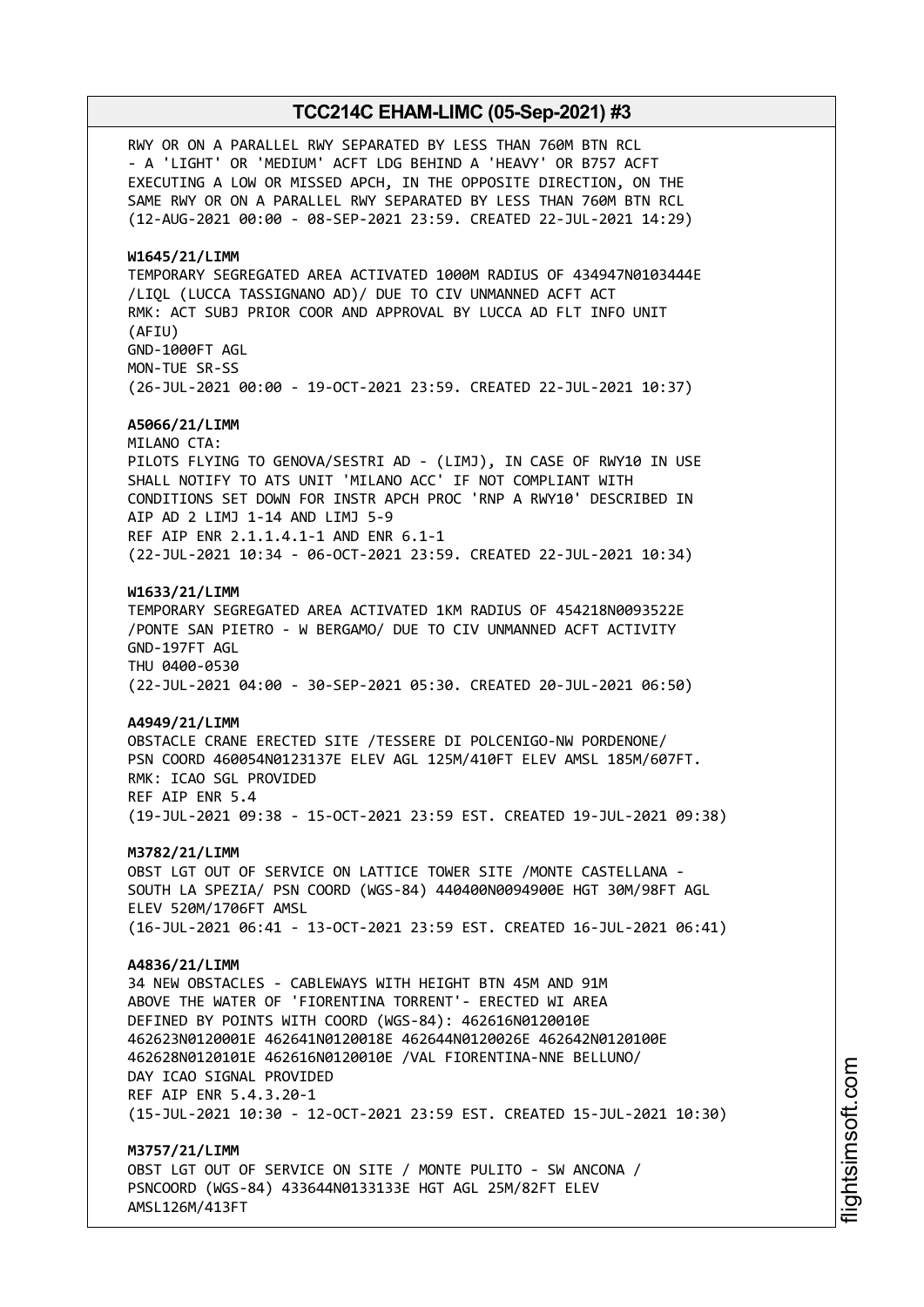RWY OR ON A PARALLEL RWY SEPARATED BY LESS THAN 760M BTN RCL
- A 'LIGHT' OR 'MEDIUM' ACFT LDG BEHIND A 'HEAVY' OR B757 ACFT
EXECUTING A LOW OR MISSED APCH, IN THE OPPOSITE DIRECTION, ON THE
SAME RWY OR ON A PARALLEL RWY SEPARATED BY LESS THAN 760M BTN RCL
(12-AUG-2021 00:00 - 08-SEP-2021 23:59. CREATED 22-JUL-2021 14:29)

**W1645/21/LIMM**
TEMPORARY SEGREGATED AREA ACTIVATED 1000M RADIUS OF 434947N0103444E
/LIQL (LUCCA TASSIGNANO AD)/ DUE TO CIV UNMANNED ACFT ACT
RMK: ACT SUBJ PRIOR COOR AND APPROVAL BY LUCCA AD FLT INFO UNIT
(AFIU)
GND-1000FT AGL
MON-TUE SR-SS
(26-JUL-2021 00:00 - 19-OCT-2021 23:59. CREATED 22-JUL-2021 10:37)

**A5066/21/LIMM**
MILANO CTA:
PILOTS FLYING TO GENOVA/SESTRI AD - (LIMJ), IN CASE OF RWY10 IN USE
SHALL NOTIFY TO ATS UNIT 'MILANO ACC' IF NOT COMPLIANT WITH
CONDITIONS SET DOWN FOR INSTR APCH PROC 'RNP A RWY10' DESCRIBED IN
AIP AD 2 LIMJ 1-14 AND LIMJ 5-9
REF AIP ENR 2.1.1.4.1-1 AND ENR 6.1-1
(22-JUL-2021 10:34 - 06-OCT-2021 23:59. CREATED 22-JUL-2021 10:34)

**W1633/21/LIMM**
TEMPORARY SEGREGATED AREA ACTIVATED 1KM RADIUS OF 454218N0093522E
/PONTE SAN PIETRO - W BERGAMO/ DUE TO CIV UNMANNED ACFT ACTIVITY
GND-197FT AGL
THU 0400-0530
(22-JUL-2021 04:00 - 30-SEP-2021 05:30. CREATED 20-JUL-2021 06:50)

**A4949/21/LIMM**
OBSTACLE CRANE ERECTED SITE /TESSERE DI POLCENIGO-NW PORDENONE/
PSN COORD 460054N0123137E ELEV AGL 125M/410FT ELEV AMSL 185M/607FT.
RMK: ICAO SGL PROVIDED
REF AIP ENR 5.4
(19-JUL-2021 09:38 - 15-OCT-2021 23:59 EST. CREATED 19-JUL-2021 09:38)

**M3782/21/LIMM**
OBST LGT OUT OF SERVICE ON LATTICE TOWER SITE /MONTE CASTELLANA -
SOUTH LA SPEZIA/ PSN COORD (WGS-84) 440400N0094900E HGT 30M/98FT AGL
ELEV 520M/1706FT AMSL
(16-JUL-2021 06:41 - 13-OCT-2021 23:59 EST. CREATED 16-JUL-2021 06:41)

**A4836/21/LIMM**
34 NEW OBSTACLES - CABLEWAYS WITH HEIGHT BTN 45M AND 91M
ABOVE THE WATER OF 'FIORENTINA TORRENT'- ERECTED WI AREA
DEFINED BY POINTS WITH COORD (WGS-84): 462616N0120010E
462623N0120001E 462641N0120018E 462644N0120026E 462642N0120100E
462628N0120101E 462616N0120010E /VAL FIORENTINA-NNE BELLUNO/
DAY ICAO SIGNAL PROVIDED
REF AIP ENR 5.4.3.20-1
(15-JUL-2021 10:30 - 12-OCT-2021 23:59 EST. CREATED 15-JUL-2021 10:30)

**M3757/21/LIMM**
OBST LGT OUT OF SERVICE ON SITE / MONTE PULITO - SW ANCONA /
PSNCOORD (WGS-84) 433644N0133133E HGT AGL 25M/82FT ELEV
AMSL126M/413FT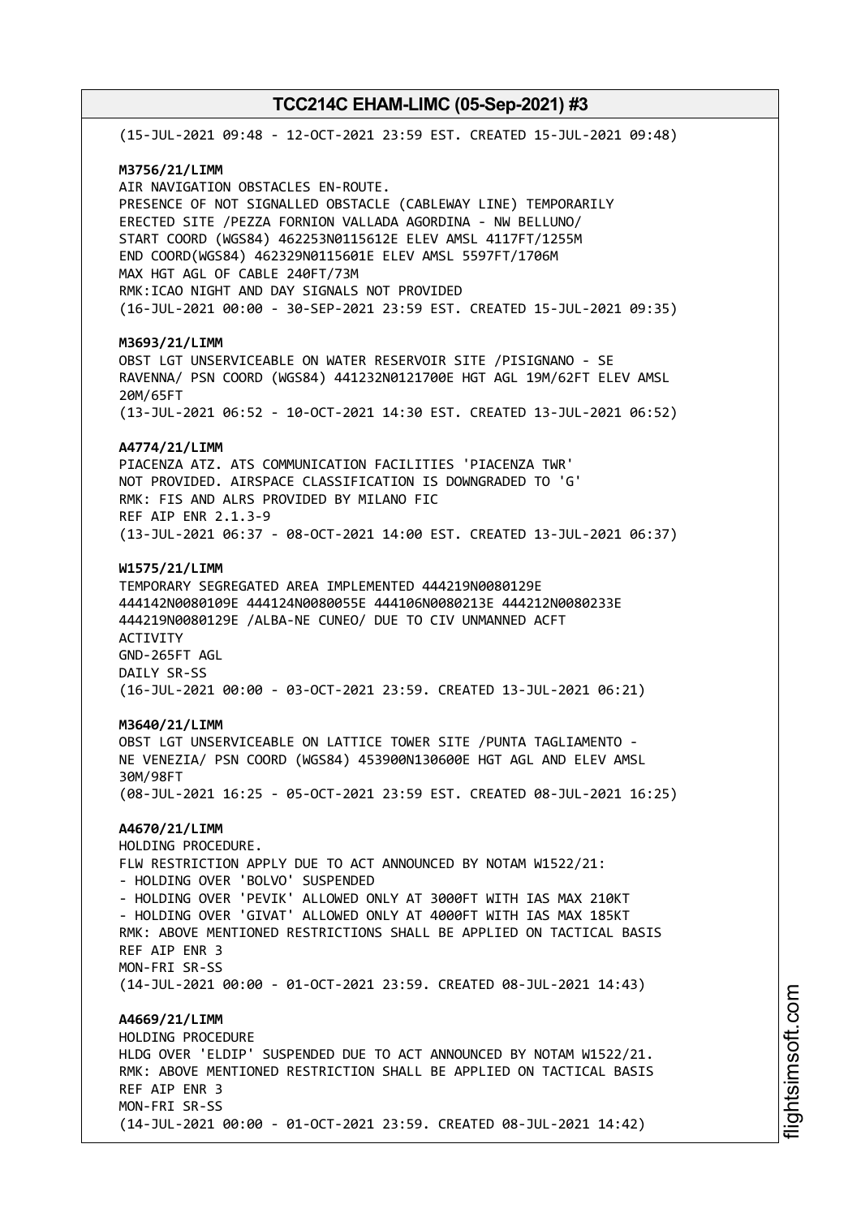(15-JUL-2021 09:48 - 12-OCT-2021 23:59 EST. CREATED 15-JUL-2021 09:48)

**M3756/21/LIMM**
AIR NAVIGATION OBSTACLES EN-ROUTE.
PRESENCE OF NOT SIGNALLED OBSTACLE (CABLEWAY LINE) TEMPORARILY
ERECTED SITE /PEZZA FORNION VALLADA AGORDINA - NW BELLUNO/
START COORD (WGS84) 462253N0115612E ELEV AMSL 4117FT/1255M
END COORD(WGS84) 462329N0115601E ELEV AMSL 5597FT/1706M
MAX HGT AGL OF CABLE 240FT/73M
RMK:ICAO NIGHT AND DAY SIGNALS NOT PROVIDED
(16-JUL-2021 00:00 - 30-SEP-2021 23:59 EST. CREATED 15-JUL-2021 09:35)

**M3693/21/LIMM**
OBST LGT UNSERVICEABLE ON WATER RESERVOIR SITE /PISIGNANO - SE
RAVENNA/ PSN COORD (WGS84) 441232N0121700E HGT AGL 19M/62FT ELEV AMSL
20M/65FT
(13-JUL-2021 06:52 - 10-OCT-2021 14:30 EST. CREATED 13-JUL-2021 06:52)

**A4774/21/LIMM**
PIACENZA ATZ. ATS COMMUNICATION FACILITIES 'PIACENZA TWR'
NOT PROVIDED. AIRSPACE CLASSIFICATION IS DOWNGRADED TO 'G'
RMK: FIS AND ALRS PROVIDED BY MILANO FIC
REF AIP ENR 2.1.3-9
(13-JUL-2021 06:37 - 08-OCT-2021 14:00 EST. CREATED 13-JUL-2021 06:37)

**W1575/21/LIMM**
TEMPORARY SEGREGATED AREA IMPLEMENTED 444219N0080129E
444142N0080109E 444124N0080055E 444106N0080213E 444212N0080233E
444219N0080129E /ALBA-NE CUNEO/ DUE TO CIV UNMANNED ACFT
ACTIVITY
GND-265FT AGL
DAILY SR-SS
(16-JUL-2021 00:00 - 03-OCT-2021 23:59. CREATED 13-JUL-2021 06:21)

**M3640/21/LIMM**
OBST LGT UNSERVICEABLE ON LATTICE TOWER SITE /PUNTA TAGLIAMENTO -
NE VENEZIA/ PSN COORD (WGS84) 453900N130600E HGT AGL AND ELEV AMSL
30M/98FT
(08-JUL-2021 16:25 - 05-OCT-2021 23:59 EST. CREATED 08-JUL-2021 16:25)

**A4670/21/LIMM**
HOLDING PROCEDURE.
FLW RESTRICTION APPLY DUE TO ACT ANNOUNCED BY NOTAM W1522/21:
- HOLDING OVER 'BOLVO' SUSPENDED
- HOLDING OVER 'PEVIK' ALLOWED ONLY AT 3000FT WITH IAS MAX 210KT
- HOLDING OVER 'GIVAT' ALLOWED ONLY AT 4000FT WITH IAS MAX 185KT
RMK: ABOVE MENTIONED RESTRICTIONS SHALL BE APPLIED ON TACTICAL BASIS
REF AIP ENR 3
MON-FRI SR-SS
(14-JUL-2021 00:00 - 01-OCT-2021 23:59. CREATED 08-JUL-2021 14:43)

**A4669/21/LIMM**
HOLDING PROCEDURE
HLDG OVER 'ELDIP' SUSPENDED DUE TO ACT ANNOUNCED BY NOTAM W1522/21.
RMK: ABOVE MENTIONED RESTRICTION SHALL BE APPLIED ON TACTICAL BASIS
REF AIP ENR 3
MON-FRI SR-SS
(14-JUL-2021 00:00 - 01-OCT-2021 23:59. CREATED 08-JUL-2021 14:42)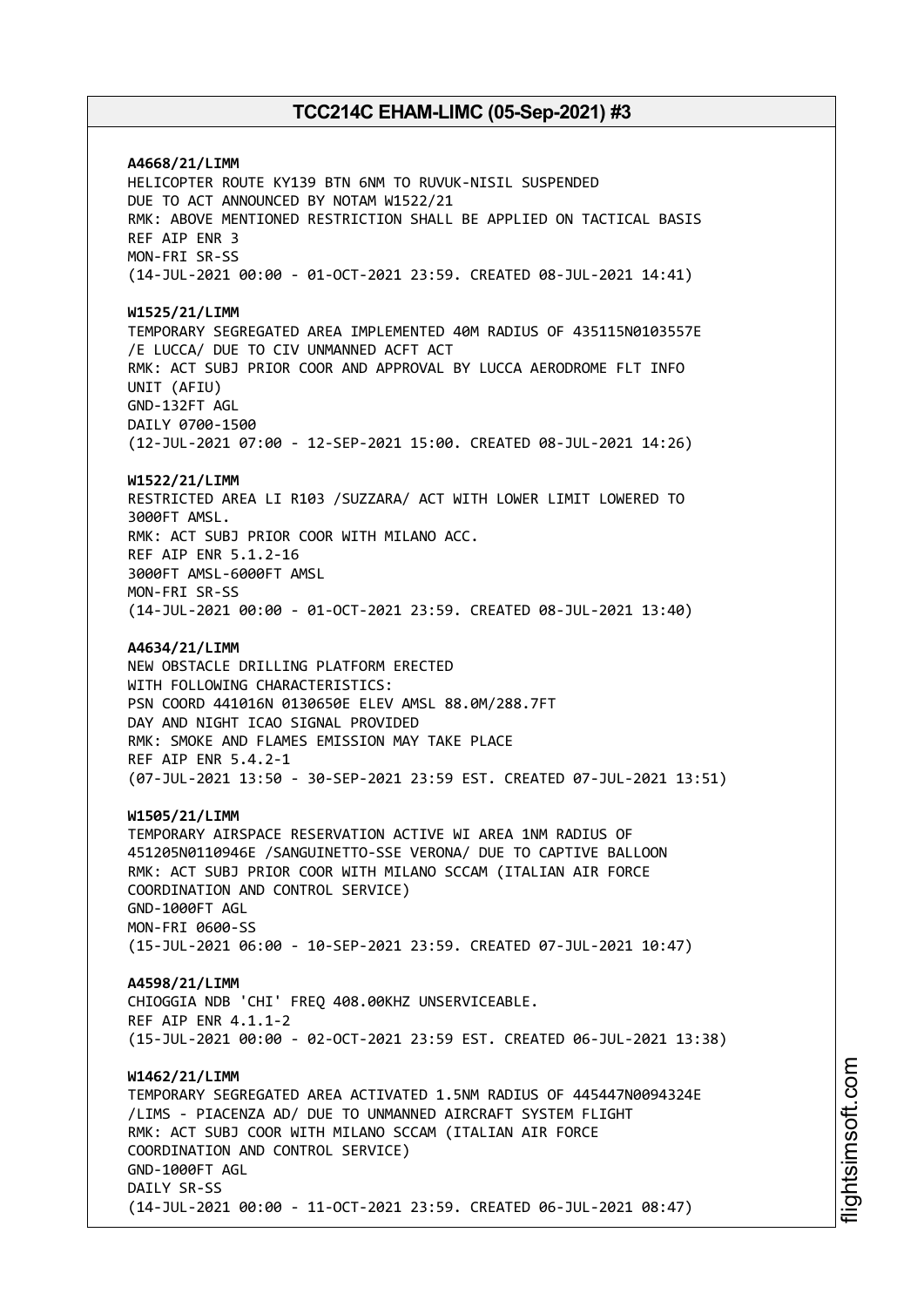**A4668/21/LIMM**
HELICOPTER ROUTE KY139 BTN 6NM TO RUVUK-NISIL SUSPENDED
DUE TO ACT ANNOUNCED BY NOTAM W1522/21
RMK: ABOVE MENTIONED RESTRICTION SHALL BE APPLIED ON TACTICAL BASIS
REF AIP ENR 3
MON-FRI SR-SS
(14-JUL-2021 00:00 - 01-OCT-2021 23:59. CREATED 08-JUL-2021 14:41)

**W1525/21/LIMM**
TEMPORARY SEGREGATED AREA IMPLEMENTED 40M RADIUS OF 435115N0103557E
/E LUCCA/ DUE TO CIV UNMANNED ACFT ACT
RMK: ACT SUBJ PRIOR COOR AND APPROVAL BY LUCCA AERODROME FLT INFO
UNIT (AFIU)
GND-132FT AGL
DAILY 0700-1500
(12-JUL-2021 07:00 - 12-SEP-2021 15:00. CREATED 08-JUL-2021 14:26)

**W1522/21/LIMM**
RESTRICTED AREA LI R103 /SUZZARA/ ACT WITH LOWER LIMIT LOWERED TO
3000FT AMSL.
RMK: ACT SUBJ PRIOR COOR WITH MILANO ACC.
REF AIP ENR 5.1.2-16
3000FT AMSL-6000FT AMSL
MON-FRI SR-SS
(14-JUL-2021 00:00 - 01-OCT-2021 23:59. CREATED 08-JUL-2021 13:40)

**A4634/21/LIMM**
NEW OBSTACLE DRILLING PLATFORM ERECTED
WITH FOLLOWING CHARACTERISTICS:
PSN COORD 441016N 0130650E ELEV AMSL 88.0M/288.7FT
DAY AND NIGHT ICAO SIGNAL PROVIDED
RMK: SMOKE AND FLAMES EMISSION MAY TAKE PLACE
REF AIP ENR 5.4.2-1
(07-JUL-2021 13:50 - 30-SEP-2021 23:59 EST. CREATED 07-JUL-2021 13:51)

**W1505/21/LIMM**
TEMPORARY AIRSPACE RESERVATION ACTIVE WI AREA 1NM RADIUS OF
451205N0110946E /SANGUINETTO-SSE VERONA/ DUE TO CAPTIVE BALLOON
RMK: ACT SUBJ PRIOR COOR WITH MILANO SCCAM (ITALIAN AIR FORCE
COORDINATION AND CONTROL SERVICE)
GND-1000FT AGL
MON-FRI 0600-SS
(15-JUL-2021 06:00 - 10-SEP-2021 23:59. CREATED 07-JUL-2021 10:47)

**A4598/21/LIMM**
CHIOGGIA NDB 'CHI' FREQ 408.00KHZ UNSERVICEABLE.
REF AIP ENR 4.1.1-2
(15-JUL-2021 00:00 - 02-OCT-2021 23:59 EST. CREATED 06-JUL-2021 13:38)

**W1462/21/LIMM**
TEMPORARY SEGREGATED AREA ACTIVATED 1.5NM RADIUS OF 445447N0094324E
/LIMS - PIACENZA AD/ DUE TO UNMANNED AIRCRAFT SYSTEM FLIGHT
RMK: ACT SUBJ COOR WITH MILANO SCCAM (ITALIAN AIR FORCE
COORDINATION AND CONTROL SERVICE)
GND-1000FT AGL
DAILY SR-SS
(14-JUL-2021 00:00 - 11-OCT-2021 23:59. CREATED 06-JUL-2021 08:47)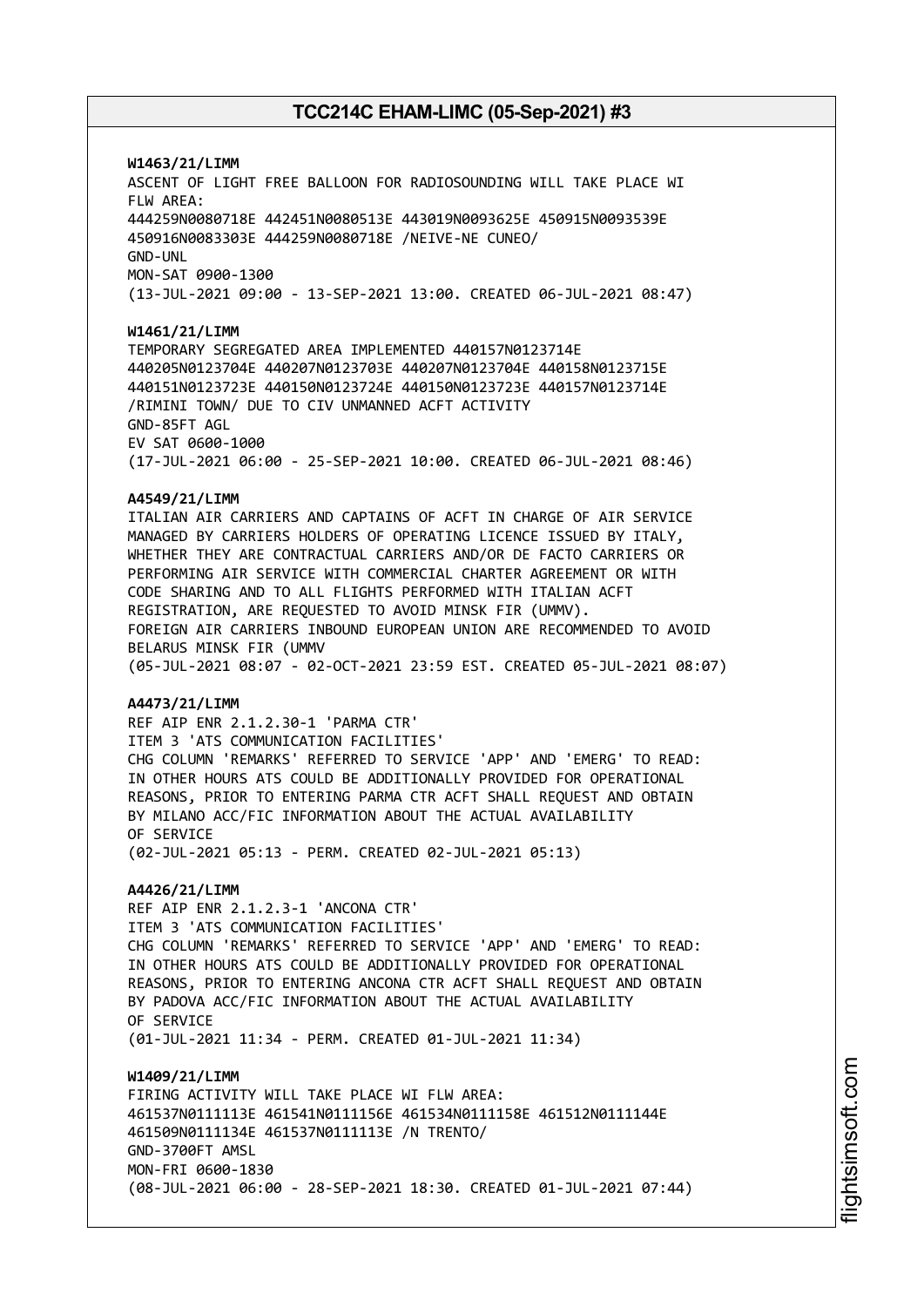**W1463/21/LIMM**
ASCENT OF LIGHT FREE BALLOON FOR RADIOSOUNDING WILL TAKE PLACE WI FLW AREA:
444259N0080718E 442451N0080513E 443019N0093625E 450915N0093539E 450916N0083303E 444259N0080718E /NEIVE-NE CUNEO/
GND-UNL
MON-SAT 0900-1300
(13-JUL-2021 09:00 - 13-SEP-2021 13:00. CREATED 06-JUL-2021 08:47)

**W1461/21/LIMM**
TEMPORARY SEGREGATED AREA IMPLEMENTED 440157N0123714E 440205N0123704E 440207N0123703E 440207N0123704E 440158N0123715E 440151N0123723E 440150N0123724E 440150N0123723E 440157N0123714E /RIMINI TOWN/ DUE TO CIV UNMANNED ACFT ACTIVITY
GND-85FT AGL
EV SAT 0600-1000
(17-JUL-2021 06:00 - 25-SEP-2021 10:00. CREATED 06-JUL-2021 08:46)

**A4549/21/LIMM**
ITALIAN AIR CARRIERS AND CAPTAINS OF ACFT IN CHARGE OF AIR SERVICE MANAGED BY CARRIERS HOLDERS OF OPERATING LICENCE ISSUED BY ITALY, WHETHER THEY ARE CONTRACTUAL CARRIERS AND/OR DE FACTO CARRIERS OR PERFORMING AIR SERVICE WITH COMMERCIAL CHARTER AGREEMENT OR WITH CODE SHARING AND TO ALL FLIGHTS PERFORMED WITH ITALIAN ACFT REGISTRATION, ARE REQUESTED TO AVOID MINSK FIR (UMMV).
FOREIGN AIR CARRIERS INBOUND EUROPEAN UNION ARE RECOMMENDED TO AVOID BELARUS MINSK FIR (UMMV
(05-JUL-2021 08:07 - 02-OCT-2021 23:59 EST. CREATED 05-JUL-2021 08:07)

**A4473/21/LIMM**
REF AIP ENR 2.1.2.30-1 'PARMA CTR'
ITEM 3 'ATS COMMUNICATION FACILITIES'
CHG COLUMN 'REMARKS' REFERRED TO SERVICE 'APP' AND 'EMERG' TO READ:
IN OTHER HOURS ATS COULD BE ADDITIONALLY PROVIDED FOR OPERATIONAL REASONS, PRIOR TO ENTERING PARMA CTR ACFT SHALL REQUEST AND OBTAIN BY MILANO ACC/FIC INFORMATION ABOUT THE ACTUAL AVAILABILITY OF SERVICE
(02-JUL-2021 05:13 - PERM. CREATED 02-JUL-2021 05:13)

**A4426/21/LIMM**
REF AIP ENR 2.1.2.3-1 'ANCONA CTR'
ITEM 3 'ATS COMMUNICATION FACILITIES'
CHG COLUMN 'REMARKS' REFERRED TO SERVICE 'APP' AND 'EMERG' TO READ:
IN OTHER HOURS ATS COULD BE ADDITIONALLY PROVIDED FOR OPERATIONAL REASONS, PRIOR TO ENTERING ANCONA CTR ACFT SHALL REQUEST AND OBTAIN BY PADOVA ACC/FIC INFORMATION ABOUT THE ACTUAL AVAILABILITY OF SERVICE
(01-JUL-2021 11:34 - PERM. CREATED 01-JUL-2021 11:34)

**W1409/21/LIMM**
FIRING ACTIVITY WILL TAKE PLACE WI FLW AREA:
461537N0111113E 461541N0111156E 461534N0111158E 461512N0111144E 461509N0111134E 461537N0111113E /N TRENTO/
GND-3700FT AMSL
MON-FRI 0600-1830
(08-JUL-2021 06:00 - 28-SEP-2021 18:30. CREATED 01-JUL-2021 07:44)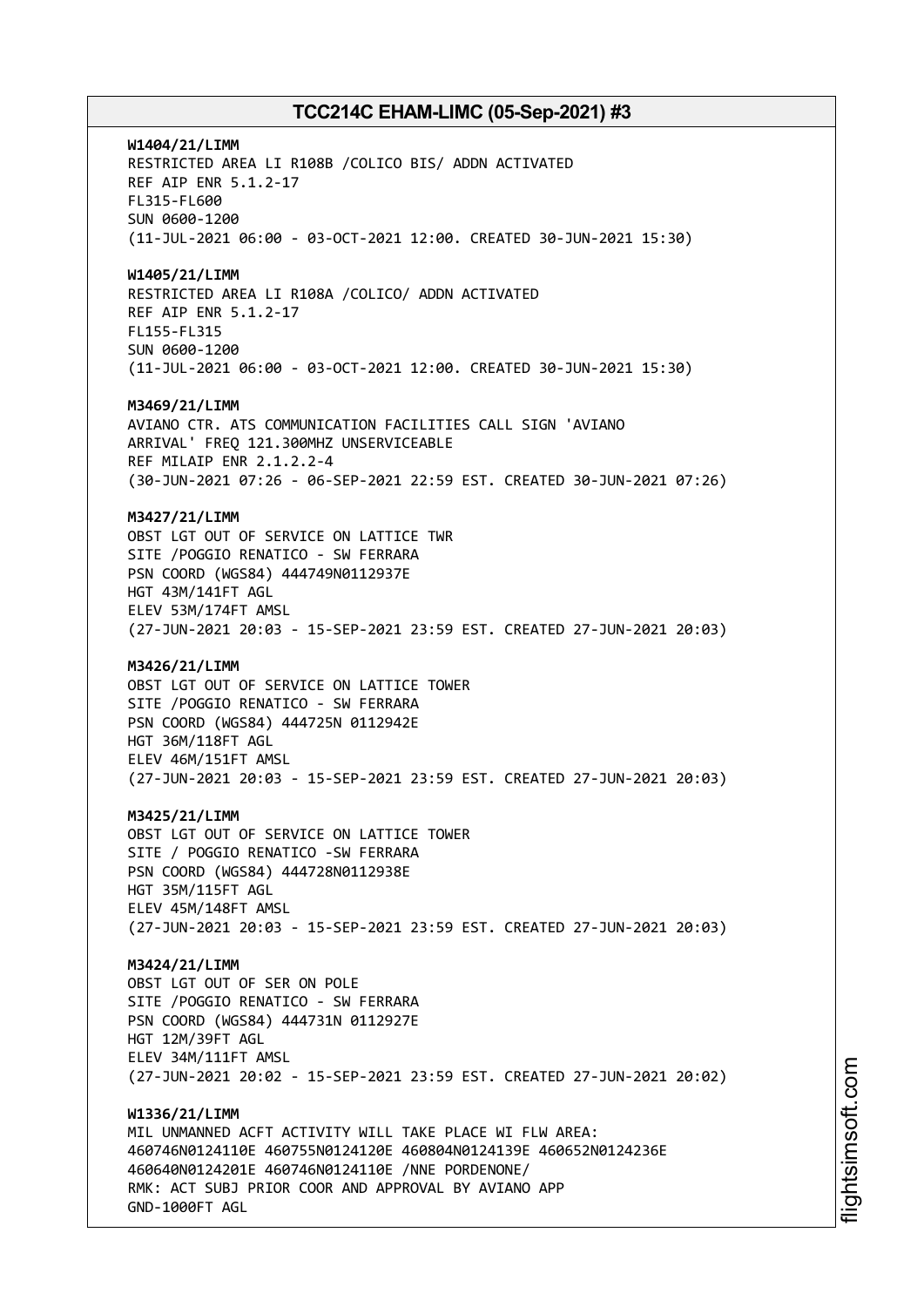**W1404/21/LIMM**
RESTRICTED AREA LI R108B /COLICO BIS/ ADDN ACTIVATED
REF AIP ENR 5.1.2-17
FL315-FL600
SUN 0600-1200
(11-JUL-2021 06:00 - 03-OCT-2021 12:00. CREATED 30-JUN-2021 15:30)

**W1405/21/LIMM**
RESTRICTED AREA LI R108A /COLICO/ ADDN ACTIVATED
REF AIP ENR 5.1.2-17
FL155-FL315
SUN 0600-1200
(11-JUL-2021 06:00 - 03-OCT-2021 12:00. CREATED 30-JUN-2021 15:30)

**M3469/21/LIMM**
AVIANO CTR. ATS COMMUNICATION FACILITIES CALL SIGN 'AVIANO
ARRIVAL' FREQ 121.300MHZ UNSERVICEABLE
REF MILAIP ENR 2.1.2.2-4
(30-JUN-2021 07:26 - 06-SEP-2021 22:59 EST. CREATED 30-JUN-2021 07:26)

**M3427/21/LIMM**
OBST LGT OUT OF SERVICE ON LATTICE TWR
SITE /POGGIO RENATICO - SW FERRARA
PSN COORD (WGS84) 444749N0112937E
HGT 43M/141FT AGL
ELEV 53M/174FT AMSL
(27-JUN-2021 20:03 - 15-SEP-2021 23:59 EST. CREATED 27-JUN-2021 20:03)

**M3426/21/LIMM**
OBST LGT OUT OF SERVICE ON LATTICE TOWER
SITE /POGGIO RENATICO - SW FERRARA
PSN COORD (WGS84) 444725N 0112942E
HGT 36M/118FT AGL
ELEV 46M/151FT AMSL
(27-JUN-2021 20:03 - 15-SEP-2021 23:59 EST. CREATED 27-JUN-2021 20:03)

**M3425/21/LIMM**
OBST LGT OUT OF SERVICE ON LATTICE TOWER
SITE / POGGIO RENATICO -SW FERRARA
PSN COORD (WGS84) 444728N0112938E
HGT 35M/115FT AGL
ELEV 45M/148FT AMSL
(27-JUN-2021 20:03 - 15-SEP-2021 23:59 EST. CREATED 27-JUN-2021 20:03)

**M3424/21/LIMM**
OBST LGT OUT OF SER ON POLE
SITE /POGGIO RENATICO - SW FERRARA
PSN COORD (WGS84) 444731N 0112927E
HGT 12M/39FT AGL
ELEV 34M/111FT AMSL
(27-JUN-2021 20:02 - 15-SEP-2021 23:59 EST. CREATED 27-JUN-2021 20:02)

**W1336/21/LIMM**
MIL UNMANNED ACFT ACTIVITY WILL TAKE PLACE WI FLW AREA:
460746N0124110E 460755N0124120E 460804N0124139E 460652N0124236E
460640N0124201E 460746N0124110E /NNE PORDENONE/
RMK: ACT SUBJ PRIOR COOR AND APPROVAL BY AVIANO APP
GND-1000FT AGL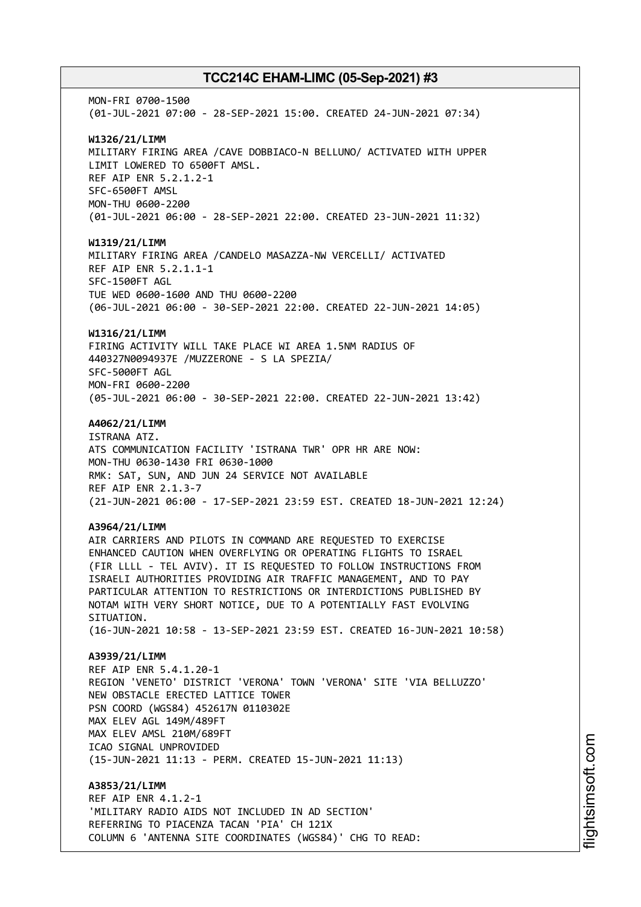MON-FRI 0700-1500
(01-JUL-2021 07:00 - 28-SEP-2021 15:00. CREATED 24-JUN-2021 07:34)

**W1326/21/LIMM**
MILITARY FIRING AREA /CAVE DOBBIACO-N BELLUNO/ ACTIVATED WITH UPPER LIMIT LOWERED TO 6500FT AMSL.
REF AIP ENR 5.2.1.2-1
SFC-6500FT AMSL
MON-THU 0600-2200
(01-JUL-2021 06:00 - 28-SEP-2021 22:00. CREATED 23-JUN-2021 11:32)

**W1319/21/LIMM**
MILITARY FIRING AREA /CANDELO MASAZZA-NW VERCELLI/ ACTIVATED
REF AIP ENR 5.2.1.1-1
SFC-1500FT AGL
TUE WED 0600-1600 AND THU 0600-2200
(06-JUL-2021 06:00 - 30-SEP-2021 22:00. CREATED 22-JUN-2021 14:05)

**W1316/21/LIMM**
FIRING ACTIVITY WILL TAKE PLACE WI AREA 1.5NM RADIUS OF 440327N0094937E /MUZZERONE - S LA SPEZIA/
SFC-5000FT AGL
MON-FRI 0600-2200
(05-JUL-2021 06:00 - 30-SEP-2021 22:00. CREATED 22-JUN-2021 13:42)

**A4062/21/LIMM**
ISTRANA ATZ.
ATS COMMUNICATION FACILITY 'ISTRANA TWR' OPR HR ARE NOW:
MON-THU 0630-1430 FRI 0630-1000
RMK: SAT, SUN, AND JUN 24 SERVICE NOT AVAILABLE
REF AIP ENR 2.1.3-7
(21-JUN-2021 06:00 - 17-SEP-2021 23:59 EST. CREATED 18-JUN-2021 12:24)

**A3964/21/LIMM**
AIR CARRIERS AND PILOTS IN COMMAND ARE REQUESTED TO EXERCISE ENHANCED CAUTION WHEN OVERFLYING OR OPERATING FLIGHTS TO ISRAEL (FIR LLLL - TEL AVIV). IT IS REQUESTED TO FOLLOW INSTRUCTIONS FROM ISRAELI AUTHORITIES PROVIDING AIR TRAFFIC MANAGEMENT, AND TO PAY PARTICULAR ATTENTION TO RESTRICTIONS OR INTERDICTIONS PUBLISHED BY NOTAM WITH VERY SHORT NOTICE, DUE TO A POTENTIALLY FAST EVOLVING SITUATION.
(16-JUN-2021 10:58 - 13-SEP-2021 23:59 EST. CREATED 16-JUN-2021 10:58)

**A3939/21/LIMM**
REF AIP ENR 5.4.1.20-1
REGION 'VENETO' DISTRICT 'VERONA' TOWN 'VERONA' SITE 'VIA BELLUZZO'
NEW OBSTACLE ERECTED LATTICE TOWER
PSN COORD (WGS84) 452617N 0110302E
MAX ELEV AGL 149M/489FT
MAX ELEV AMSL 210M/689FT
ICAO SIGNAL UNPROVIDED
(15-JUN-2021 11:13 - PERM. CREATED 15-JUN-2021 11:13)

**A3853/21/LIMM**
REF AIP ENR 4.1.2-1
'MILITARY RADIO AIDS NOT INCLUDED IN AD SECTION'
REFERRING TO PIACENZA TACAN 'PIA' CH 121X
COLUMN 6 'ANTENNA SITE COORDINATES (WGS84)' CHG TO READ: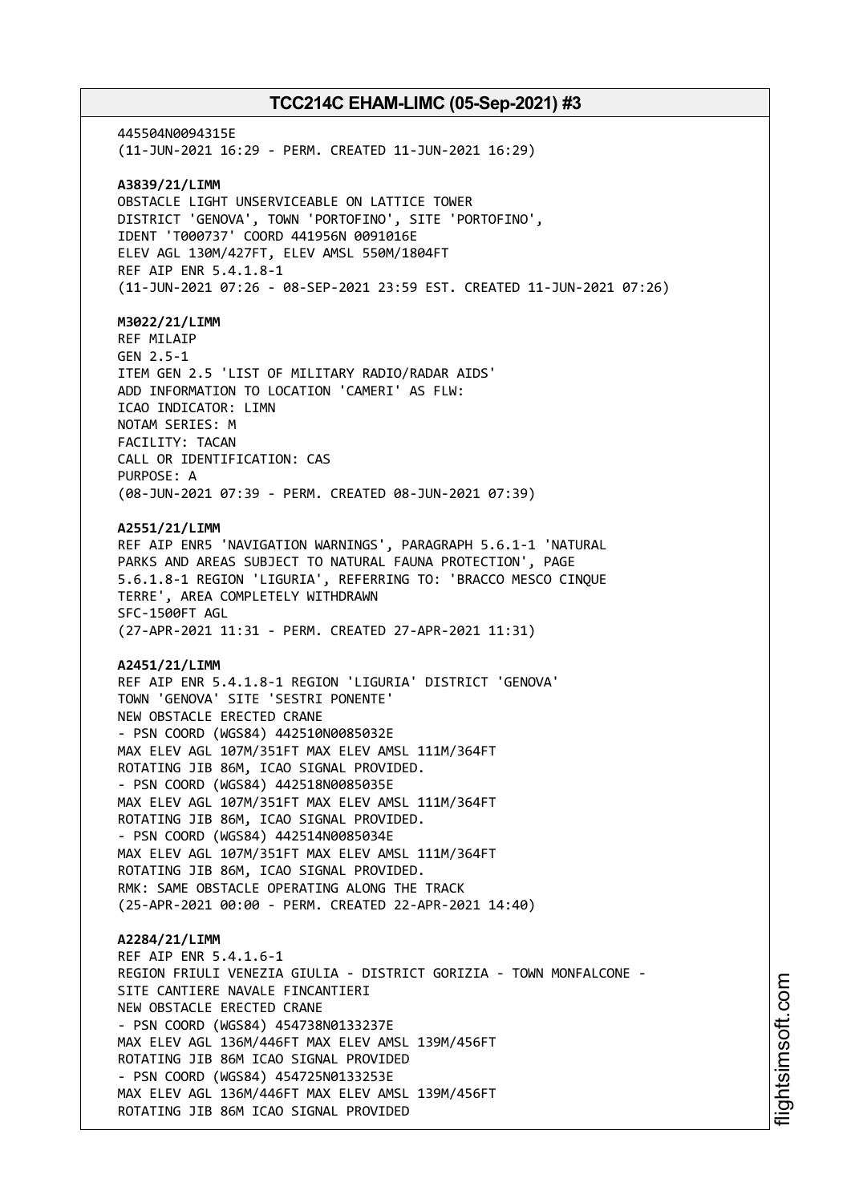445504N0094315E
(11-JUN-2021 16:29 - PERM. CREATED 11-JUN-2021 16:29)

**A3839/21/LIMM**
OBSTACLE LIGHT UNSERVICEABLE ON LATTICE TOWER
DISTRICT 'GENOVA', TOWN 'PORTOFINO', SITE 'PORTOFINO',
IDENT 'T000737' COORD 441956N 0091016E
ELEV AGL 130M/427FT, ELEV AMSL 550M/1804FT
REF AIP ENR 5.4.1.8-1
(11-JUN-2021 07:26 - 08-SEP-2021 23:59 EST. CREATED 11-JUN-2021 07:26)

**M3022/21/LIMM**
REF MILAIP
GEN 2.5-1
ITEM GEN 2.5 'LIST OF MILITARY RADIO/RADAR AIDS'
ADD INFORMATION TO LOCATION 'CAMERI' AS FLW:
ICAO INDICATOR: LIMN
NOTAM SERIES: M
FACILITY: TACAN
CALL OR IDENTIFICATION: CAS
PURPOSE: A
(08-JUN-2021 07:39 - PERM. CREATED 08-JUN-2021 07:39)

**A2551/21/LIMM**
REF AIP ENR5 'NAVIGATION WARNINGS', PARAGRAPH 5.6.1-1 'NATURAL PARKS AND AREAS SUBJECT TO NATURAL FAUNA PROTECTION', PAGE 5.6.1.8-1 REGION 'LIGURIA', REFERRING TO: 'BRACCO MESCO CINQUE TERRE', AREA COMPLETELY WITHDRAWN
SFC-1500FT AGL
(27-APR-2021 11:31 - PERM. CREATED 27-APR-2021 11:31)

**A2451/21/LIMM**
REF AIP ENR 5.4.1.8-1 REGION 'LIGURIA' DISTRICT 'GENOVA'
TOWN 'GENOVA' SITE 'SESTRI PONENTE'
NEW OBSTACLE ERECTED CRANE
- PSN COORD (WGS84) 442510N0085032E
MAX ELEV AGL 107M/351FT MAX ELEV AMSL 111M/364FT
ROTATING JIB 86M, ICAO SIGNAL PROVIDED.
- PSN COORD (WGS84) 442518N0085035E
MAX ELEV AGL 107M/351FT MAX ELEV AMSL 111M/364FT
ROTATING JIB 86M, ICAO SIGNAL PROVIDED.
- PSN COORD (WGS84) 442514N0085034E
MAX ELEV AGL 107M/351FT MAX ELEV AMSL 111M/364FT
ROTATING JIB 86M, ICAO SIGNAL PROVIDED.
RMK: SAME OBSTACLE OPERATING ALONG THE TRACK
(25-APR-2021 00:00 - PERM. CREATED 22-APR-2021 14:40)

**A2284/21/LIMM**
REF AIP ENR 5.4.1.6-1
REGION FRIULI VENEZIA GIULIA - DISTRICT GORIZIA - TOWN MONFALCONE - SITE CANTIERE NAVALE FINCANTIERI
NEW OBSTACLE ERECTED CRANE
- PSN COORD (WGS84) 454738N0133237E
MAX ELEV AGL 136M/446FT MAX ELEV AMSL 139M/456FT
ROTATING JIB 86M ICAO SIGNAL PROVIDED
- PSN COORD (WGS84) 454725N0133253E
MAX ELEV AGL 136M/446FT MAX ELEV AMSL 139M/456FT
ROTATING JIB 86M ICAO SIGNAL PROVIDED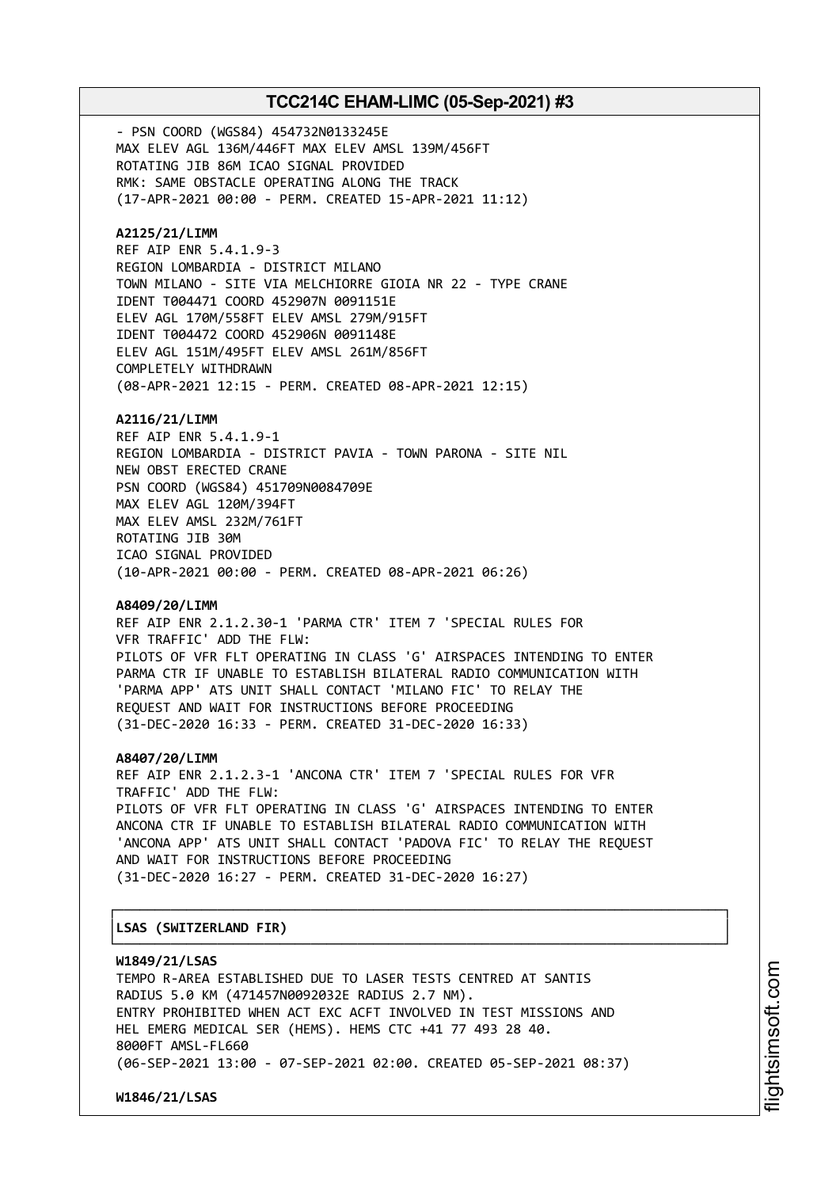- PSN COORD (WGS84) 454732N0133245E
MAX ELEV AGL 136M/446FT MAX ELEV AMSL 139M/456FT
ROTATING JIB 86M ICAO SIGNAL PROVIDED
RMK: SAME OBSTACLE OPERATING ALONG THE TRACK
(17-APR-2021 00:00 - PERM. CREATED 15-APR-2021 11:12)

**A2125/21/LIMM**
REF AIP ENR 5.4.1.9-3
REGION LOMBARDIA - DISTRICT MILANO
TOWN MILANO - SITE VIA MELCHIORRE GIOIA NR 22 - TYPE CRANE
IDENT T004471 COORD 452907N 0091151E
ELEV AGL 170M/558FT ELEV AMSL 279M/915FT
IDENT T004472 COORD 452906N 0091148E
ELEV AGL 151M/495FT ELEV AMSL 261M/856FT
COMPLETELY WITHDRAWN
(08-APR-2021 12:15 - PERM. CREATED 08-APR-2021 12:15)

**A2116/21/LIMM**
REF AIP ENR 5.4.1.9-1
REGION LOMBARDIA - DISTRICT PAVIA - TOWN PARONA - SITE NIL
NEW OBST ERECTED CRANE
PSN COORD (WGS84) 451709N0084709E
MAX ELEV AGL 120M/394FT
MAX ELEV AMSL 232M/761FT
ROTATING JIB 30M
ICAO SIGNAL PROVIDED
(10-APR-2021 00:00 - PERM. CREATED 08-APR-2021 06:26)

**A8409/20/LIMM**
REF AIP ENR 2.1.2.30-1 'PARMA CTR' ITEM 7 'SPECIAL RULES FOR VFR TRAFFIC' ADD THE FLW:
PILOTS OF VFR FLT OPERATING IN CLASS 'G' AIRSPACES INTENDING TO ENTER PARMA CTR IF UNABLE TO ESTABLISH BILATERAL RADIO COMMUNICATION WITH 'PARMA APP' ATS UNIT SHALL CONTACT 'MILANO FIC' TO RELAY THE REQUEST AND WAIT FOR INSTRUCTIONS BEFORE PROCEEDING
(31-DEC-2020 16:33 - PERM. CREATED 31-DEC-2020 16:33)

**A8407/20/LIMM**
REF AIP ENR 2.1.2.3-1 'ANCONA CTR' ITEM 7 'SPECIAL RULES FOR VFR TRAFFIC' ADD THE FLW:
PILOTS OF VFR FLT OPERATING IN CLASS 'G' AIRSPACES INTENDING TO ENTER ANCONA CTR IF UNABLE TO ESTABLISH BILATERAL RADIO COMMUNICATION WITH 'ANCONA APP' ATS UNIT SHALL CONTACT 'PADOVA FIC' TO RELAY THE REQUEST AND WAIT FOR INSTRUCTIONS BEFORE PROCEEDING
(31-DEC-2020 16:27 - PERM. CREATED 31-DEC-2020 16:27)

## LSAS (SWITZERLAND FIR)

**W1849/21/LSAS**
TEMPO R-AREA ESTABLISHED DUE TO LASER TESTS CENTRED AT SANTIS RADIUS 5.0 KM (471457N0092032E RADIUS 2.7 NM).
ENTRY PROHIBITED WHEN ACT EXC ACFT INVOLVED IN TEST MISSIONS AND HEL EMERG MEDICAL SER (HEMS). HEMS CTC +41 77 493 28 40.
8000FT AMSL-FL660
(06-SEP-2021 13:00 - 07-SEP-2021 02:00. CREATED 05-SEP-2021 08:37)

**W1846/21/LSAS**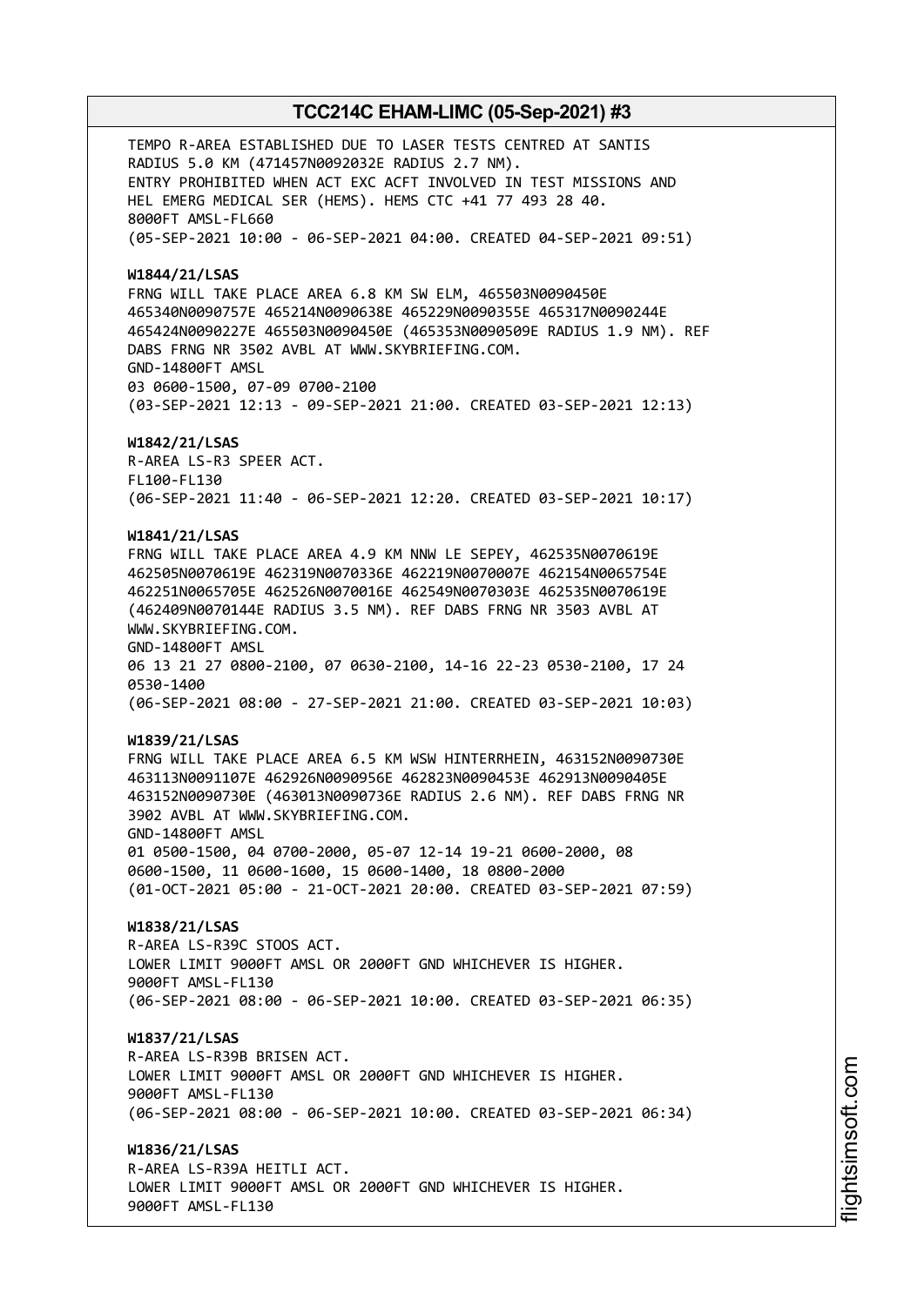TEMPO R-AREA ESTABLISHED DUE TO LASER TESTS CENTRED AT SANTIS RADIUS 5.0 KM (471457N0092032E RADIUS 2.7 NM).
ENTRY PROHIBITED WHEN ACT EXC ACFT INVOLVED IN TEST MISSIONS AND HEL EMERG MEDICAL SER (HEMS). HEMS CTC +41 77 493 28 40.
8000FT AMSL-FL660
(05-SEP-2021 10:00 - 06-SEP-2021 04:00. CREATED 04-SEP-2021 09:51)

**W1844/21/LSAS**
FRNG WILL TAKE PLACE AREA 6.8 KM SW ELM, 465503N0090450E 465340N0090757E 465214N0090638E 465229N0090355E 465317N0090244E 465424N0090227E 465503N0090450E (465353N0090509E RADIUS 1.9 NM). REF DABS FRNG NR 3502 AVBL AT WWW.SKYBRIEFING.COM.
GND-14800FT AMSL
03 0600-1500, 07-09 0700-2100
(03-SEP-2021 12:13 - 09-SEP-2021 21:00. CREATED 03-SEP-2021 12:13)

**W1842/21/LSAS**
R-AREA LS-R3 SPEER ACT.
FL100-FL130
(06-SEP-2021 11:40 - 06-SEP-2021 12:20. CREATED 03-SEP-2021 10:17)

**W1841/21/LSAS**
FRNG WILL TAKE PLACE AREA 4.9 KM NNW LE SEPEY, 462535N0070619E 462505N0070619E 462319N0070336E 462219N0070007E 462154N0065754E 462251N0065705E 462526N0070016E 462549N0070303E 462535N0070619E (462409N0070144E RADIUS 3.5 NM). REF DABS FRNG NR 3503 AVBL AT WWW.SKYBRIEFING.COM.
GND-14800FT AMSL
06 13 21 27 0800-2100, 07 0630-2100, 14-16 22-23 0530-2100, 17 24 0530-1400
(06-SEP-2021 08:00 - 27-SEP-2021 21:00. CREATED 03-SEP-2021 10:03)

**W1839/21/LSAS**
FRNG WILL TAKE PLACE AREA 6.5 KM WSW HINTERRHEIN, 463152N0090730E 463113N0091107E 462926N0090956E 462823N0090453E 462913N0090405E 463152N0090730E (463013N0090736E RADIUS 2.6 NM). REF DABS FRNG NR 3902 AVBL AT WWW.SKYBRIEFING.COM.
GND-14800FT AMSL
01 0500-1500, 04 0700-2000, 05-07 12-14 19-21 0600-2000, 08 0600-1500, 11 0600-1600, 15 0600-1400, 18 0800-2000
(01-OCT-2021 05:00 - 21-OCT-2021 20:00. CREATED 03-SEP-2021 07:59)

**W1838/21/LSAS**
R-AREA LS-R39C STOOS ACT.
LOWER LIMIT 9000FT AMSL OR 2000FT GND WHICHEVER IS HIGHER.
9000FT AMSL-FL130
(06-SEP-2021 08:00 - 06-SEP-2021 10:00. CREATED 03-SEP-2021 06:35)

**W1837/21/LSAS**
R-AREA LS-R39B BRISEN ACT.
LOWER LIMIT 9000FT AMSL OR 2000FT GND WHICHEVER IS HIGHER.
9000FT AMSL-FL130
(06-SEP-2021 08:00 - 06-SEP-2021 10:00. CREATED 03-SEP-2021 06:34)

**W1836/21/LSAS**
R-AREA LS-R39A HEITLI ACT.
LOWER LIMIT 9000FT AMSL OR 2000FT GND WHICHEVER IS HIGHER.
9000FT AMSL-FL130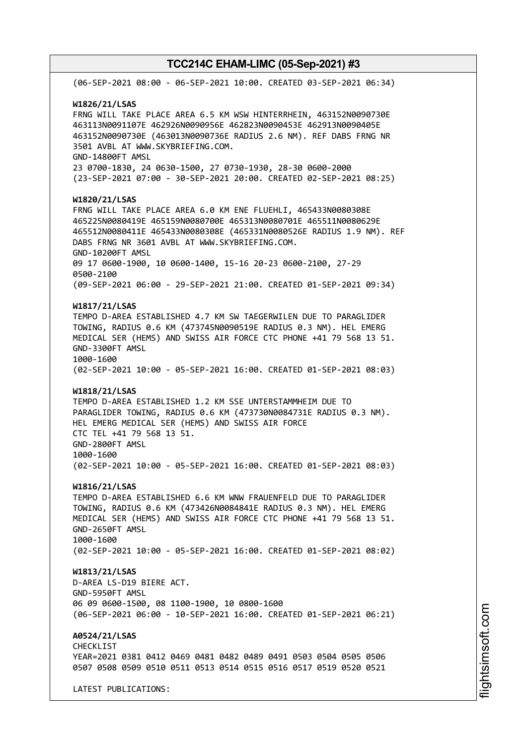(06-SEP-2021 08:00 - 06-SEP-2021 10:00. CREATED 03-SEP-2021 06:34)

**W1826/21/LSAS**
FRNG WILL TAKE PLACE AREA 6.5 KM WSW HINTERRHEIN, 463152N0090730E 463113N0091107E 462926N0090956E 462823N0090453E 462913N0090405E 463152N0090730E (463013N0090736E RADIUS 2.6 NM). REF DABS FRNG NR 3501 AVBL AT WWW.SKYBRIEFING.COM.
GND-14800FT AMSL
23 0700-1830, 24 0630-1500, 27 0730-1930, 28-30 0600-2000
(23-SEP-2021 07:00 - 30-SEP-2021 20:00. CREATED 02-SEP-2021 08:25)

**W1820/21/LSAS**
FRNG WILL TAKE PLACE AREA 6.0 KM ENE FLUEHLI, 465433N0080308E 465225N0080419E 465159N0080700E 465313N0080701E 465511N0080629E 465512N0080411E 465433N0080308E (465331N0080526E RADIUS 1.9 NM). REF DABS FRNG NR 3601 AVBL AT WWW.SKYBRIEFING.COM.
GND-10200FT AMSL
09 17 0600-1900, 10 0600-1400, 15-16 20-23 0600-2100, 27-29 0500-2100
(09-SEP-2021 06:00 - 29-SEP-2021 21:00. CREATED 01-SEP-2021 09:34)

**W1817/21/LSAS**
TEMPO D-AREA ESTABLISHED 4.7 KM SW TAEGERWILEN DUE TO PARAGLIDER TOWING, RADIUS 0.6 KM (473745N0090519E RADIUS 0.3 NM). HEL EMERG MEDICAL SER (HEMS) AND SWISS AIR FORCE CTC PHONE +41 79 568 13 51.
GND-3300FT AMSL
1000-1600
(02-SEP-2021 10:00 - 05-SEP-2021 16:00. CREATED 01-SEP-2021 08:03)

**W1818/21/LSAS**
TEMPO D-AREA ESTABLISHED 1.2 KM SSE UNTERSTAMMHEIM DUE TO PARAGLIDER TOWING, RADIUS 0.6 KM (473730N0084731E RADIUS 0.3 NM). HEL EMERG MEDICAL SER (HEMS) AND SWISS AIR FORCE CTC TEL +41 79 568 13 51.
GND-2800FT AMSL
1000-1600
(02-SEP-2021 10:00 - 05-SEP-2021 16:00. CREATED 01-SEP-2021 08:03)

**W1816/21/LSAS**
TEMPO D-AREA ESTABLISHED 6.6 KM WNW FRAUENFELD DUE TO PARAGLIDER TOWING, RADIUS 0.6 KM (473426N0084841E RADIUS 0.3 NM). HEL EMERG MEDICAL SER (HEMS) AND SWISS AIR FORCE CTC PHONE +41 79 568 13 51.
GND-2650FT AMSL
1000-1600
(02-SEP-2021 10:00 - 05-SEP-2021 16:00. CREATED 01-SEP-2021 08:02)

**W1813/21/LSAS**
D-AREA LS-D19 BIERE ACT.
GND-5950FT AMSL
06 09 0600-1500, 08 1100-1900, 10 0800-1600
(06-SEP-2021 06:00 - 10-SEP-2021 16:00. CREATED 01-SEP-2021 06:21)

**A0524/21/LSAS**
CHECKLIST
YEAR=2021 0381 0412 0469 0481 0482 0489 0491 0503 0504 0505 0506 0507 0508 0509 0510 0511 0513 0514 0515 0516 0517 0519 0520 0521

LATEST PUBLICATIONS: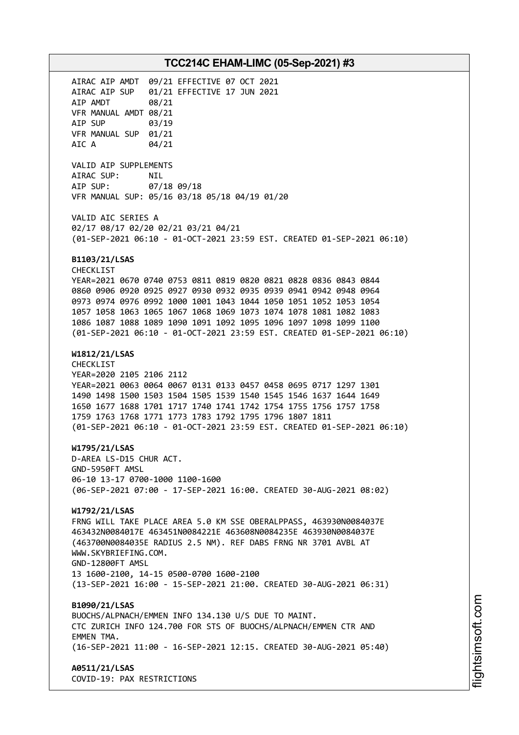AIRAC AIP AMDT 09/21 EFFECTIVE 07 OCT 2021
AIRAC AIP SUP 01/21 EFFECTIVE 17 JUN 2021
AIP AMDT 08/21
VFR MANUAL AMDT 08/21
AIP SUP 03/19
VFR MANUAL SUP 01/21
AIC A 04/21

VALID AIP SUPPLEMENTS
AIRAC SUP: NIL
AIP SUP: 07/18 09/18
VFR MANUAL SUP: 05/16 03/18 05/18 04/19 01/20

VALID AIC SERIES A
02/17 08/17 02/20 02/21 03/21 04/21
(01-SEP-2021 06:10 - 01-OCT-2021 23:59 EST. CREATED 01-SEP-2021 06:10)

**B1103/21/LSAS**
CHECKLIST
YEAR=2021 0670 0740 0753 0811 0819 0820 0821 0828 0836 0843 0844
0860 0906 0920 0925 0927 0930 0932 0935 0939 0941 0942 0948 0964
0973 0974 0976 0992 1000 1001 1043 1044 1050 1051 1052 1053 1054
1057 1058 1063 1065 1067 1068 1069 1073 1074 1078 1081 1082 1083
1086 1087 1088 1089 1090 1091 1092 1095 1096 1097 1098 1099 1100
(01-SEP-2021 06:10 - 01-OCT-2021 23:59 EST. CREATED 01-SEP-2021 06:10)

**W1812/21/LSAS**
CHECKLIST
YEAR=2020 2105 2106 2112
YEAR=2021 0063 0064 0067 0131 0133 0457 0458 0695 0717 1297 1301
1490 1498 1500 1503 1504 1505 1539 1540 1545 1546 1637 1644 1649
1650 1677 1688 1701 1717 1740 1741 1742 1754 1755 1756 1757 1758
1759 1763 1768 1771 1773 1783 1792 1795 1796 1807 1811
(01-SEP-2021 06:10 - 01-OCT-2021 23:59 EST. CREATED 01-SEP-2021 06:10)

**W1795/21/LSAS**
D-AREA LS-D15 CHUR ACT.
GND-5950FT AMSL
06-10 13-17 0700-1000 1100-1600
(06-SEP-2021 07:00 - 17-SEP-2021 16:00. CREATED 30-AUG-2021 08:02)

**W1792/21/LSAS**
FRNG WILL TAKE PLACE AREA 5.0 KM SSE OBERALPPASS, 463930N0084037E
463432N0084017E 463451N0084221E 463608N0084235E 463930N0084037E
(463700N0084035E RADIUS 2.5 NM). REF DABS FRNG NR 3701 AVBL AT
WWW.SKYBRIEFING.COM.
GND-12800FT AMSL
13 1600-2100, 14-15 0500-0700 1600-2100
(13-SEP-2021 16:00 - 15-SEP-2021 21:00. CREATED 30-AUG-2021 06:31)

**B1090/21/LSAS**
BUOCHS/ALPNACH/EMMEN INFO 134.130 U/S DUE TO MAINT.
CTC ZURICH INFO 124.700 FOR STS OF BUOCHS/ALPNACH/EMMEN CTR AND
EMMEN TMA.
(16-SEP-2021 11:00 - 16-SEP-2021 12:15. CREATED 30-AUG-2021 05:40)

**A0511/21/LSAS**
COVID-19: PAX RESTRICTIONS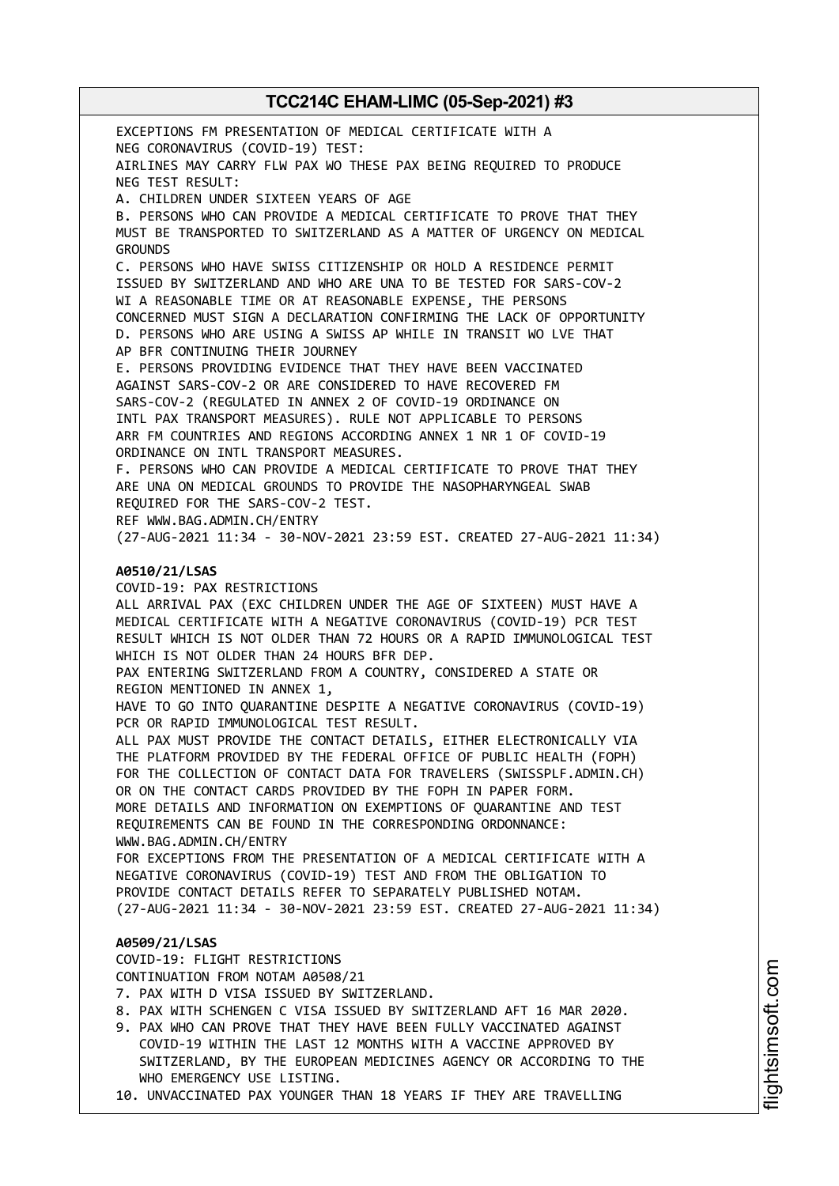EXCEPTIONS FM PRESENTATION OF MEDICAL CERTIFICATE WITH A
NEG CORONAVIRUS (COVID-19) TEST:
AIRLINES MAY CARRY FLW PAX WO THESE PAX BEING REQUIRED TO PRODUCE
NEG TEST RESULT:
A. CHILDREN UNDER SIXTEEN YEARS OF AGE
B. PERSONS WHO CAN PROVIDE A MEDICAL CERTIFICATE TO PROVE THAT THEY
MUST BE TRANSPORTED TO SWITZERLAND AS A MATTER OF URGENCY ON MEDICAL
GROUNDS
C. PERSONS WHO HAVE SWISS CITIZENSHIP OR HOLD A RESIDENCE PERMIT
ISSUED BY SWITZERLAND AND WHO ARE UNA TO BE TESTED FOR SARS-COV-2
WI A REASONABLE TIME OR AT REASONABLE EXPENSE, THE PERSONS
CONCERNED MUST SIGN A DECLARATION CONFIRMING THE LACK OF OPPORTUNITY
D. PERSONS WHO ARE USING A SWISS AP WHILE IN TRANSIT WO LVE THAT
AP BFR CONTINUING THEIR JOURNEY
E. PERSONS PROVIDING EVIDENCE THAT THEY HAVE BEEN VACCINATED
AGAINST SARS-COV-2 OR ARE CONSIDERED TO HAVE RECOVERED FM
SARS-COV-2 (REGULATED IN ANNEX 2 OF COVID-19 ORDINANCE ON
INTL PAX TRANSPORT MEASURES). RULE NOT APPLICABLE TO PERSONS
ARR FM COUNTRIES AND REGIONS ACCORDING ANNEX 1 NR 1 OF COVID-19
ORDINANCE ON INTL TRANSPORT MEASURES.
F. PERSONS WHO CAN PROVIDE A MEDICAL CERTIFICATE TO PROVE THAT THEY
ARE UNA ON MEDICAL GROUNDS TO PROVIDE THE NASOPHARYNGEAL SWAB
REQUIRED FOR THE SARS-COV-2 TEST.
REF WWW.BAG.ADMIN.CH/ENTRY
(27-AUG-2021 11:34 - 30-NOV-2021 23:59 EST. CREATED 27-AUG-2021 11:34)

**A0510/21/LSAS**
COVID-19: PAX RESTRICTIONS
ALL ARRIVAL PAX (EXC CHILDREN UNDER THE AGE OF SIXTEEN) MUST HAVE A
MEDICAL CERTIFICATE WITH A NEGATIVE CORONAVIRUS (COVID-19) PCR TEST
RESULT WHICH IS NOT OLDER THAN 72 HOURS OR A RAPID IMMUNOLOGICAL TEST
WHICH IS NOT OLDER THAN 24 HOURS BFR DEP.
PAX ENTERING SWITZERLAND FROM A COUNTRY, CONSIDERED A STATE OR
REGION MENTIONED IN ANNEX 1,
HAVE TO GO INTO QUARANTINE DESPITE A NEGATIVE CORONAVIRUS (COVID-19)
PCR OR RAPID IMMUNOLOGICAL TEST RESULT.
ALL PAX MUST PROVIDE THE CONTACT DETAILS, EITHER ELECTRONICALLY VIA
THE PLATFORM PROVIDED BY THE FEDERAL OFFICE OF PUBLIC HEALTH (FOPH)
FOR THE COLLECTION OF CONTACT DATA FOR TRAVELERS (SWISSPLF.ADMIN.CH)
OR ON THE CONTACT CARDS PROVIDED BY THE FOPH IN PAPER FORM.
MORE DETAILS AND INFORMATION ON EXEMPTIONS OF QUARANTINE AND TEST
REQUIREMENTS CAN BE FOUND IN THE CORRESPONDING ORDONNANCE:
WWW.BAG.ADMIN.CH/ENTRY
FOR EXCEPTIONS FROM THE PRESENTATION OF A MEDICAL CERTIFICATE WITH A
NEGATIVE CORONAVIRUS (COVID-19) TEST AND FROM THE OBLIGATION TO
PROVIDE CONTACT DETAILS REFER TO SEPARATELY PUBLISHED NOTAM.
(27-AUG-2021 11:34 - 30-NOV-2021 23:59 EST. CREATED 27-AUG-2021 11:34)

**A0509/21/LSAS**
COVID-19: FLIGHT RESTRICTIONS
CONTINUATION FROM NOTAM A0508/21
7. PAX WITH D VISA ISSUED BY SWITZERLAND.
8. PAX WITH SCHENGEN C VISA ISSUED BY SWITZERLAND AFT 16 MAR 2020.
9. PAX WHO CAN PROVE THAT THEY HAVE BEEN FULLY VACCINATED AGAINST
COVID-19 WITHIN THE LAST 12 MONTHS WITH A VACCINE APPROVED BY
SWITZERLAND, BY THE EUROPEAN MEDICINES AGENCY OR ACCORDING TO THE
WHO EMERGENCY USE LISTING.
10. UNVACCINATED PAX YOUNGER THAN 18 YEARS IF THEY ARE TRAVELLING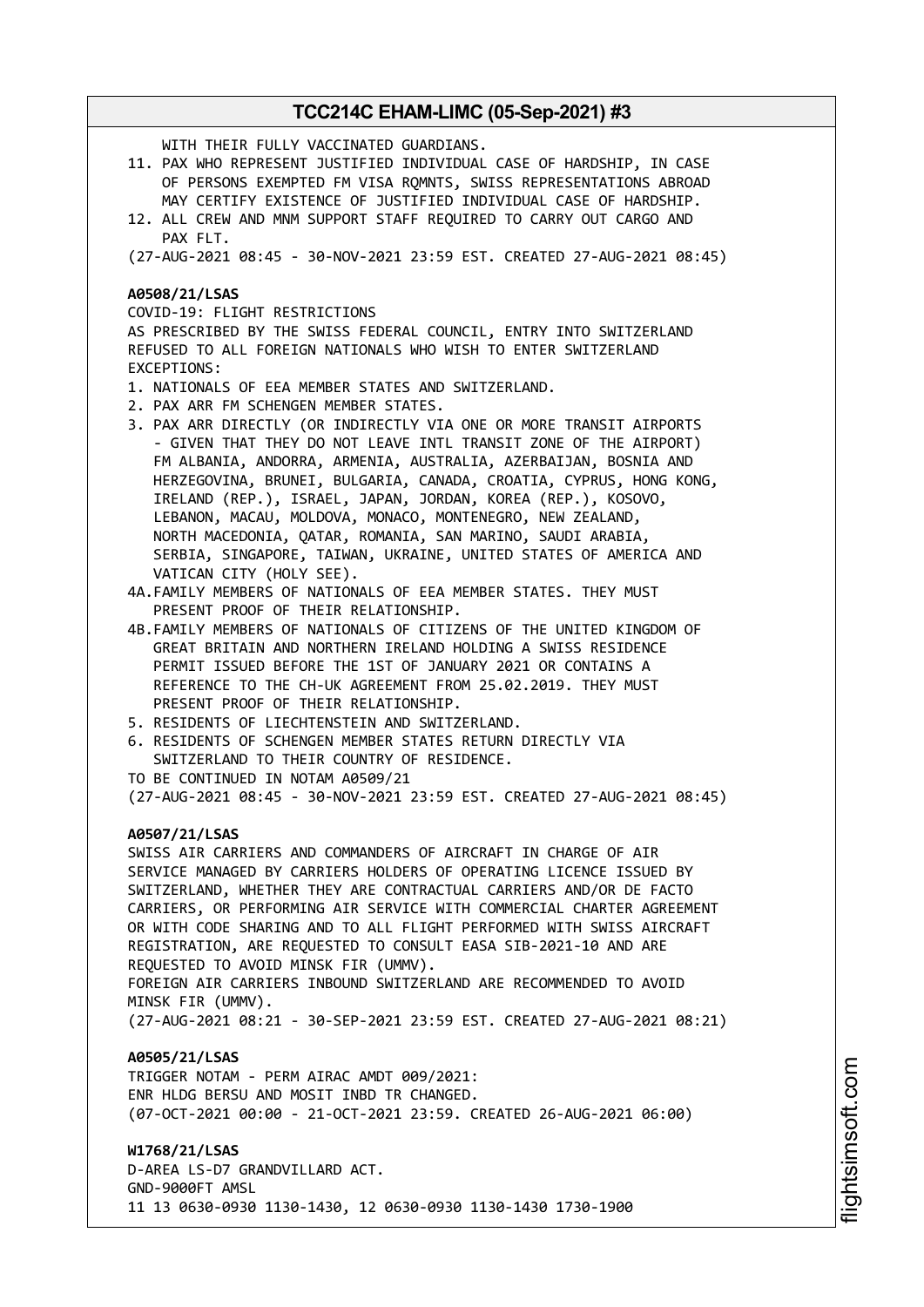WITH THEIR FULLY VACCINATED GUARDIANS.

11. PAX WHO REPRESENT JUSTIFIED INDIVIDUAL CASE OF HARDSHIP, IN CASE OF PERSONS EXEMPTED FM VISA RQMNTS, SWISS REPRESENTATIONS ABROAD MAY CERTIFY EXISTENCE OF JUSTIFIED INDIVIDUAL CASE OF HARDSHIP.
12. ALL CREW AND MNM SUPPORT STAFF REQUIRED TO CARRY OUT CARGO AND PAX FLT.

(27-AUG-2021 08:45 - 30-NOV-2021 23:59 EST. CREATED 27-AUG-2021 08:45)

**A0508/21/LSAS**

COVID-19: FLIGHT RESTRICTIONS
AS PRESCRIBED BY THE SWISS FEDERAL COUNCIL, ENTRY INTO SWITZERLAND REFUSED TO ALL FOREIGN NATIONALS WHO WISH TO ENTER SWITZERLAND
EXCEPTIONS:

1. NATIONALS OF EEA MEMBER STATES AND SWITZERLAND.
2. PAX ARR FM SCHENGEN MEMBER STATES.
3. PAX ARR DIRECTLY (OR INDIRECTLY VIA ONE OR MORE TRANSIT AIRPORTS - GIVEN THAT THEY DO NOT LEAVE INTL TRANSIT ZONE OF THE AIRPORT) FM ALBANIA, ANDORRA, ARMENIA, AUSTRALIA, AZERBAIJAN, BOSNIA AND HERZEGOVINA, BRUNEI, BULGARIA, CANADA, CROATIA, CYPRUS, HONG KONG, IRELAND (REP.), ISRAEL, JAPAN, JORDAN, KOREA (REP.), KOSOVO, LEBANON, MACAU, MOLDOVA, MONACO, MONTENEGRO, NEW ZEALAND, NORTH MACEDONIA, QATAR, ROMANIA, SAN MARINO, SAUDI ARABIA, SERBIA, SINGAPORE, TAIWAN, UKRAINE, UNITED STATES OF AMERICA AND VATICAN CITY (HOLY SEE).

4A.FAMILY MEMBERS OF NATIONALS OF EEA MEMBER STATES. THEY MUST PRESENT PROOF OF THEIR RELATIONSHIP.
4B.FAMILY MEMBERS OF NATIONALS OF CITIZENS OF THE UNITED KINGDOM OF GREAT BRITAIN AND NORTHERN IRELAND HOLDING A SWISS RESIDENCE PERMIT ISSUED BEFORE THE 1ST OF JANUARY 2021 OR CONTAINS A REFERENCE TO THE CH-UK AGREEMENT FROM 25.02.2019. THEY MUST PRESENT PROOF OF THEIR RELATIONSHIP.

5. RESIDENTS OF LIECHTENSTEIN AND SWITZERLAND.
6. RESIDENTS OF SCHENGEN MEMBER STATES RETURN DIRECTLY VIA SWITZERLAND TO THEIR COUNTRY OF RESIDENCE.

TO BE CONTINUED IN NOTAM A0509/21
(27-AUG-2021 08:45 - 30-NOV-2021 23:59 EST. CREATED 27-AUG-2021 08:45)

**A0507/21/LSAS**

SWISS AIR CARRIERS AND COMMANDERS OF AIRCRAFT IN CHARGE OF AIR SERVICE MANAGED BY CARRIERS HOLDERS OF OPERATING LICENCE ISSUED BY SWITZERLAND, WHETHER THEY ARE CONTRACTUAL CARRIERS AND/OR DE FACTO CARRIERS, OR PERFORMING AIR SERVICE WITH COMMERCIAL CHARTER AGREEMENT OR WITH CODE SHARING AND TO ALL FLIGHT PERFORMED WITH SWISS AIRCRAFT REGISTRATION, ARE REQUESTED TO CONSULT EASA SIB-2021-10 AND ARE REQUESTED TO AVOID MINSK FIR (UMMV).
FOREIGN AIR CARRIERS INBOUND SWITZERLAND ARE RECOMMENDED TO AVOID MINSK FIR (UMMV).
(27-AUG-2021 08:21 - 30-SEP-2021 23:59 EST. CREATED 27-AUG-2021 08:21)

**A0505/21/LSAS**

TRIGGER NOTAM - PERM AIRAC AMDT 009/2021:
ENR HLDG BERSU AND MOSIT INBD TR CHANGED.
(07-OCT-2021 00:00 - 21-OCT-2021 23:59. CREATED 26-AUG-2021 06:00)

**W1768/21/LSAS**

D-AREA LS-D7 GRANDVILLARD ACT.
GND-9000FT AMSL
11 13 0630-0930 1130-1430, 12 0630-0930 1130-1430 1730-1900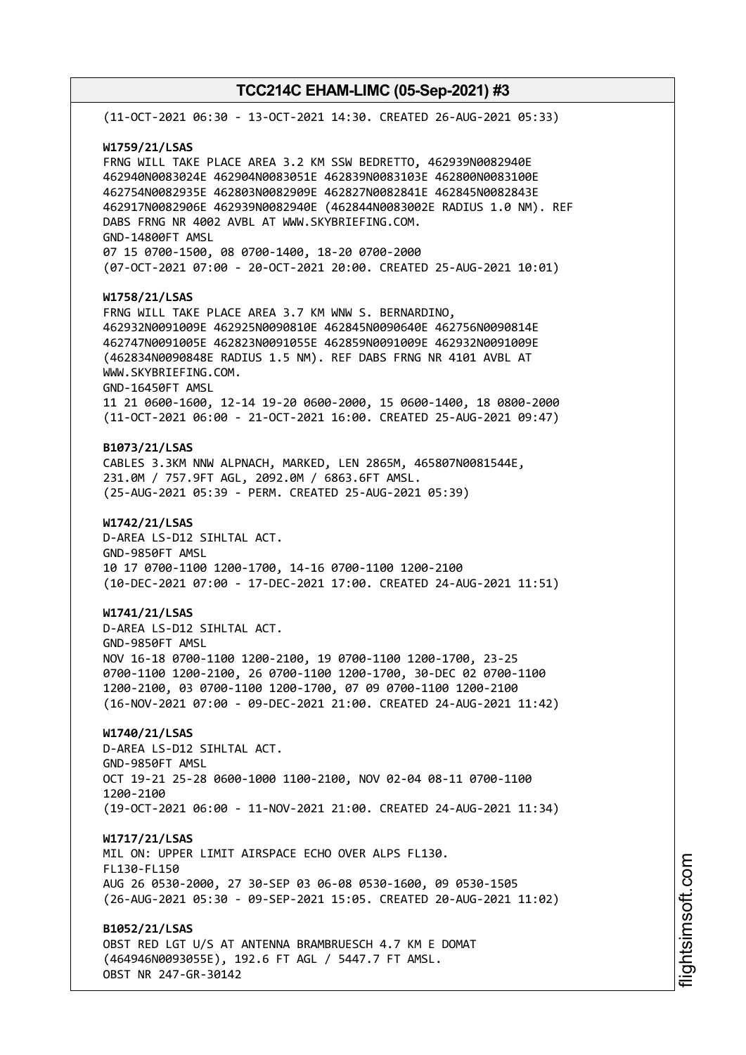(11-OCT-2021 06:30 - 13-OCT-2021 14:30. CREATED 26-AUG-2021 05:33)

**W1759/21/LSAS**
FRNG WILL TAKE PLACE AREA 3.2 KM SSW BEDRETTO, 462939N0082940E 462940N0083024E 462904N0083051E 462839N0083103E 462800N0083100E 462754N0082935E 462803N0082909E 462827N0082841E 462845N0082843E 462917N0082906E 462939N0082940E (462844N0083002E RADIUS 1.0 NM). REF DABS FRNG NR 4002 AVBL AT WWW.SKYBRIEFING.COM.
GND-14800FT AMSL
07 15 0700-1500, 08 0700-1400, 18-20 0700-2000
(07-OCT-2021 07:00 - 20-OCT-2021 20:00. CREATED 25-AUG-2021 10:01)

**W1758/21/LSAS**
FRNG WILL TAKE PLACE AREA 3.7 KM WNW S. BERNARDINO, 462932N0091009E 462925N0090810E 462845N0090640E 462756N0090814E 462747N0091005E 462823N0091055E 462859N0091009E 462932N0091009E (462834N0090848E RADIUS 1.5 NM). REF DABS FRNG NR 4101 AVBL AT WWW.SKYBRIEFING.COM.
GND-16450FT AMSL
11 21 0600-1600, 12-14 19-20 0600-2000, 15 0600-1400, 18 0800-2000
(11-OCT-2021 06:00 - 21-OCT-2021 16:00. CREATED 25-AUG-2021 09:47)

**B1073/21/LSAS**
CABLES 3.3KM NNW ALPNACH, MARKED, LEN 2865M, 465807N0081544E, 231.0M / 757.9FT AGL, 2092.0M / 6863.6FT AMSL.
(25-AUG-2021 05:39 - PERM. CREATED 25-AUG-2021 05:39)

**W1742/21/LSAS**
D-AREA LS-D12 SIHLTAL ACT.
GND-9850FT AMSL
10 17 0700-1100 1200-1700, 14-16 0700-1100 1200-2100
(10-DEC-2021 07:00 - 17-DEC-2021 17:00. CREATED 24-AUG-2021 11:51)

**W1741/21/LSAS**
D-AREA LS-D12 SIHLTAL ACT.
GND-9850FT AMSL
NOV 16-18 0700-1100 1200-2100, 19 0700-1100 1200-1700, 23-25 0700-1100 1200-2100, 26 0700-1100 1200-1700, 30-DEC 02 0700-1100 1200-2100, 03 0700-1100 1200-1700, 07 09 0700-1100 1200-2100
(16-NOV-2021 07:00 - 09-DEC-2021 21:00. CREATED 24-AUG-2021 11:42)

**W1740/21/LSAS**
D-AREA LS-D12 SIHLTAL ACT.
GND-9850FT AMSL
OCT 19-21 25-28 0600-1000 1100-2100, NOV 02-04 08-11 0700-1100 1200-2100
(19-OCT-2021 06:00 - 11-NOV-2021 21:00. CREATED 24-AUG-2021 11:34)

**W1717/21/LSAS**
MIL ON: UPPER LIMIT AIRSPACE ECHO OVER ALPS FL130.
FL130-FL150
AUG 26 0530-2000, 27 30-SEP 03 06-08 0530-1600, 09 0530-1505
(26-AUG-2021 05:30 - 09-SEP-2021 15:05. CREATED 20-AUG-2021 11:02)

**B1052/21/LSAS**
OBST RED LGT U/S AT ANTENNA BRAMBRUESCH 4.7 KM E DOMAT (464946N0093055E), 192.6 FT AGL / 5447.7 FT AMSL.
OBST NR 247-GR-30142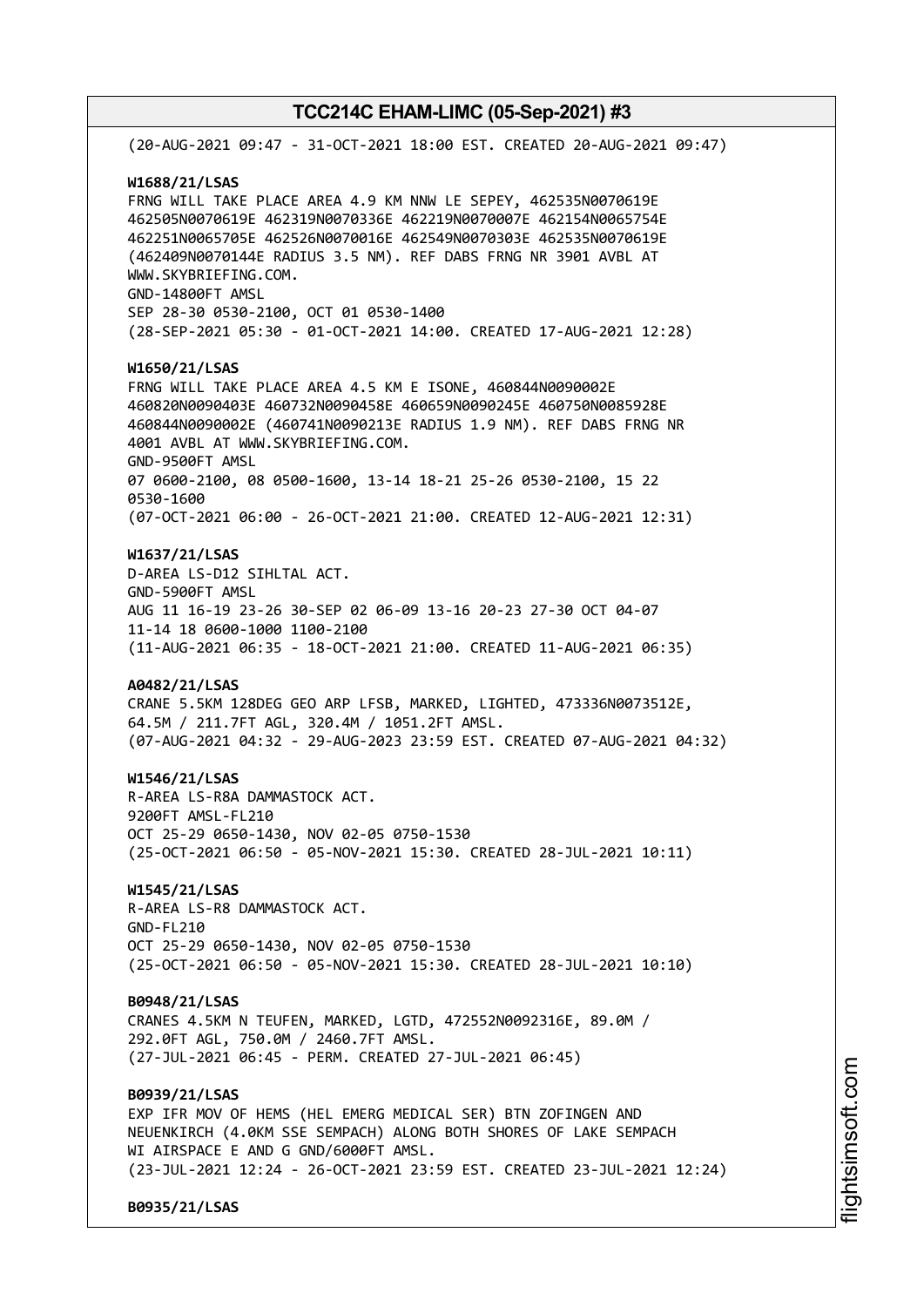(20-AUG-2021 09:47 - 31-OCT-2021 18:00 EST. CREATED 20-AUG-2021 09:47)

**W1688/21/LSAS**
FRNG WILL TAKE PLACE AREA 4.9 KM NNW LE SEPEY, 462535N0070619E 462505N0070619E 462319N0070336E 462219N0070007E 462154N0065754E 462251N0065705E 462526N0070016E 462549N0070303E 462535N0070619E (462409N0070144E RADIUS 3.5 NM). REF DABS FRNG NR 3901 AVBL AT WWW.SKYBRIEFING.COM.
GND-14800FT AMSL
SEP 28-30 0530-2100, OCT 01 0530-1400
(28-SEP-2021 05:30 - 01-OCT-2021 14:00. CREATED 17-AUG-2021 12:28)

**W1650/21/LSAS**
FRNG WILL TAKE PLACE AREA 4.5 KM E ISONE, 460844N0090002E 460820N0090403E 460732N0090458E 460659N0090245E 460750N0085928E 460844N0090002E (460741N0090213E RADIUS 1.9 NM). REF DABS FRNG NR 4001 AVBL AT WWW.SKYBRIEFING.COM.
GND-9500FT AMSL
07 0600-2100, 08 0500-1600, 13-14 18-21 25-26 0530-2100, 15 22 0530-1600
(07-OCT-2021 06:00 - 26-OCT-2021 21:00. CREATED 12-AUG-2021 12:31)

**W1637/21/LSAS**
D-AREA LS-D12 SIHLTAL ACT.
GND-5900FT AMSL
AUG 11 16-19 23-26 30-SEP 02 06-09 13-16 20-23 27-30 OCT 04-07 11-14 18 0600-1000 1100-2100
(11-AUG-2021 06:35 - 18-OCT-2021 21:00. CREATED 11-AUG-2021 06:35)

**A0482/21/LSAS**
CRANE 5.5KM 128DEG GEO ARP LFSB, MARKED, LIGHTED, 473336N0073512E, 64.5M / 211.7FT AGL, 320.4M / 1051.2FT AMSL.
(07-AUG-2021 04:32 - 29-AUG-2023 23:59 EST. CREATED 07-AUG-2021 04:32)

**W1546/21/LSAS**
R-AREA LS-R8A DAMMASTOCK ACT.
9200FT AMSL-FL210
OCT 25-29 0650-1430, NOV 02-05 0750-1530
(25-OCT-2021 06:50 - 05-NOV-2021 15:30. CREATED 28-JUL-2021 10:11)

**W1545/21/LSAS**
R-AREA LS-R8 DAMMASTOCK ACT.
GND-FL210
OCT 25-29 0650-1430, NOV 02-05 0750-1530
(25-OCT-2021 06:50 - 05-NOV-2021 15:30. CREATED 28-JUL-2021 10:10)

**B0948/21/LSAS**
CRANES 4.5KM N TEUFEN, MARKED, LGTD, 472552N0092316E, 89.0M / 292.0FT AGL, 750.0M / 2460.7FT AMSL.
(27-JUL-2021 06:45 - PERM. CREATED 27-JUL-2021 06:45)

**B0939/21/LSAS**
EXP IFR MOV OF HEMS (HEL EMERG MEDICAL SER) BTN ZOFINGEN AND NEUENKIRCH (4.0KM SSE SEMPACH) ALONG BOTH SHORES OF LAKE SEMPACH WI AIRSPACE E AND G GND/6000FT AMSL.
(23-JUL-2021 12:24 - 26-OCT-2021 23:59 EST. CREATED 23-JUL-2021 12:24)

**B0935/21/LSAS**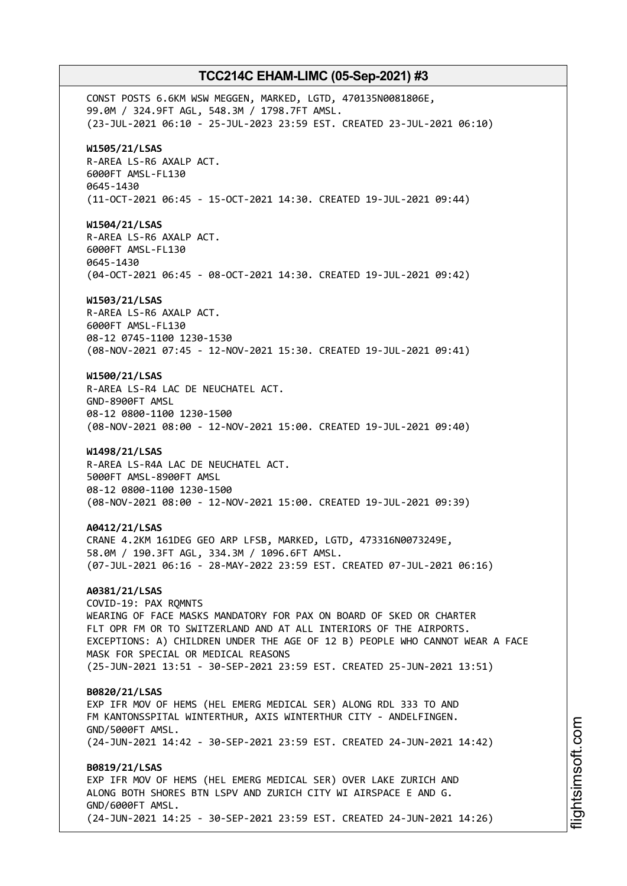CONST POSTS 6.6KM WSW MEGGEN, MARKED, LGTD, 470135N0081806E,
99.0M / 324.9FT AGL, 548.3M / 1798.7FT AMSL.
(23-JUL-2021 06:10 - 25-JUL-2023 23:59 EST. CREATED 23-JUL-2021 06:10)

**W1505/21/LSAS**
R-AREA LS-R6 AXALP ACT.
6000FT AMSL-FL130
0645-1430
(11-OCT-2021 06:45 - 15-OCT-2021 14:30. CREATED 19-JUL-2021 09:44)

**W1504/21/LSAS**
R-AREA LS-R6 AXALP ACT.
6000FT AMSL-FL130
0645-1430
(04-OCT-2021 06:45 - 08-OCT-2021 14:30. CREATED 19-JUL-2021 09:42)

**W1503/21/LSAS**
R-AREA LS-R6 AXALP ACT.
6000FT AMSL-FL130
08-12 0745-1100 1230-1530
(08-NOV-2021 07:45 - 12-NOV-2021 15:30. CREATED 19-JUL-2021 09:41)

**W1500/21/LSAS**
R-AREA LS-R4 LAC DE NEUCHATEL ACT.
GND-8900FT AMSL
08-12 0800-1100 1230-1500
(08-NOV-2021 08:00 - 12-NOV-2021 15:00. CREATED 19-JUL-2021 09:40)

**W1498/21/LSAS**
R-AREA LS-R4A LAC DE NEUCHATEL ACT.
5000FT AMSL-8900FT AMSL
08-12 0800-1100 1230-1500
(08-NOV-2021 08:00 - 12-NOV-2021 15:00. CREATED 19-JUL-2021 09:39)

**A0412/21/LSAS**
CRANE 4.2KM 161DEG GEO ARP LFSB, MARKED, LGTD, 473316N0073249E,
58.0M / 190.3FT AGL, 334.3M / 1096.6FT AMSL.
(07-JUL-2021 06:16 - 28-MAY-2022 23:59 EST. CREATED 07-JUL-2021 06:16)

**A0381/21/LSAS**
COVID-19: PAX RQMNTS
WEARING OF FACE MASKS MANDATORY FOR PAX ON BOARD OF SKED OR CHARTER
FLT OPR FM OR TO SWITZERLAND AND AT ALL INTERIORS OF THE AIRPORTS.
EXCEPTIONS: A) CHILDREN UNDER THE AGE OF 12 B) PEOPLE WHO CANNOT WEAR A FACE
MASK FOR SPECIAL OR MEDICAL REASONS
(25-JUN-2021 13:51 - 30-SEP-2021 23:59 EST. CREATED 25-JUN-2021 13:51)

**B0820/21/LSAS**
EXP IFR MOV OF HEMS (HEL EMERG MEDICAL SER) ALONG RDL 333 TO AND
FM KANTONSSPITAL WINTERTHUR, AXIS WINTERTHUR CITY - ANDELFINGEN.
GND/5000FT AMSL.
(24-JUN-2021 14:42 - 30-SEP-2021 23:59 EST. CREATED 24-JUN-2021 14:42)

**B0819/21/LSAS**
EXP IFR MOV OF HEMS (HEL EMERG MEDICAL SER) OVER LAKE ZURICH AND
ALONG BOTH SHORES BTN LSPV AND ZURICH CITY WI AIRSPACE E AND G.
GND/6000FT AMSL.
(24-JUN-2021 14:25 - 30-SEP-2021 23:59 EST. CREATED 24-JUN-2021 14:26)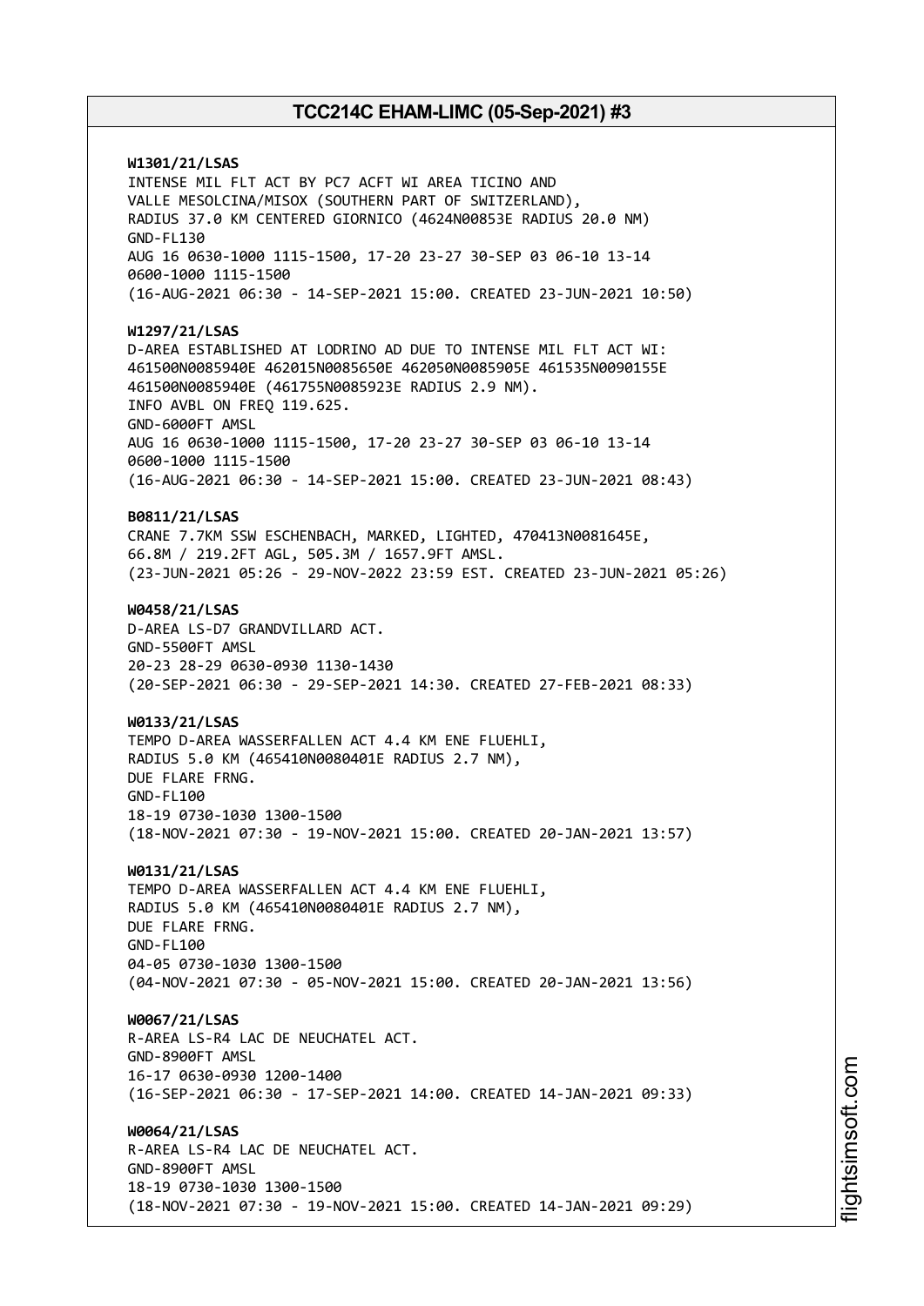**W1301/21/LSAS**
INTENSE MIL FLT ACT BY PC7 ACFT WI AREA TICINO AND
VALLE MESOLCINA/MISOX (SOUTHERN PART OF SWITZERLAND),
RADIUS 37.0 KM CENTERED GIORNICO (4624N00853E RADIUS 20.0 NM)
GND-FL130
AUG 16 0630-1000 1115-1500, 17-20 23-27 30-SEP 03 06-10 13-14
0600-1000 1115-1500
(16-AUG-2021 06:30 - 14-SEP-2021 15:00. CREATED 23-JUN-2021 10:50)

**W1297/21/LSAS**
D-AREA ESTABLISHED AT LODRINO AD DUE TO INTENSE MIL FLT ACT WI:
461500N0085940E 462015N0085650E 462050N0085905E 461535N0090155E
461500N0085940E (461755N0085923E RADIUS 2.9 NM).
INFO AVBL ON FREQ 119.625.
GND-6000FT AMSL
AUG 16 0630-1000 1115-1500, 17-20 23-27 30-SEP 03 06-10 13-14
0600-1000 1115-1500
(16-AUG-2021 06:30 - 14-SEP-2021 15:00. CREATED 23-JUN-2021 08:43)

**B0811/21/LSAS**
CRANE 7.7KM SSW ESCHENBACH, MARKED, LIGHTED, 470413N0081645E,
66.8M / 219.2FT AGL, 505.3M / 1657.9FT AMSL.
(23-JUN-2021 05:26 - 29-NOV-2022 23:59 EST. CREATED 23-JUN-2021 05:26)

**W0458/21/LSAS**
D-AREA LS-D7 GRANDVILLARD ACT.
GND-5500FT AMSL
20-23 28-29 0630-0930 1130-1430
(20-SEP-2021 06:30 - 29-SEP-2021 14:30. CREATED 27-FEB-2021 08:33)

**W0133/21/LSAS**
TEMPO D-AREA WASSERFALLEN ACT 4.4 KM ENE FLUEHLI,
RADIUS 5.0 KM (465410N0080401E RADIUS 2.7 NM),
DUE FLARE FRNG.
GND-FL100
18-19 0730-1030 1300-1500
(18-NOV-2021 07:30 - 19-NOV-2021 15:00. CREATED 20-JAN-2021 13:57)

**W0131/21/LSAS**
TEMPO D-AREA WASSERFALLEN ACT 4.4 KM ENE FLUEHLI,
RADIUS 5.0 KM (465410N0080401E RADIUS 2.7 NM),
DUE FLARE FRNG.
GND-FL100
04-05 0730-1030 1300-1500
(04-NOV-2021 07:30 - 05-NOV-2021 15:00. CREATED 20-JAN-2021 13:56)

**W0067/21/LSAS**
R-AREA LS-R4 LAC DE NEUCHATEL ACT.
GND-8900FT AMSL
16-17 0630-0930 1200-1400
(16-SEP-2021 06:30 - 17-SEP-2021 14:00. CREATED 14-JAN-2021 09:33)

**W0064/21/LSAS**
R-AREA LS-R4 LAC DE NEUCHATEL ACT.
GND-8900FT AMSL
18-19 0730-1030 1300-1500
(18-NOV-2021 07:30 - 19-NOV-2021 15:00. CREATED 14-JAN-2021 09:29)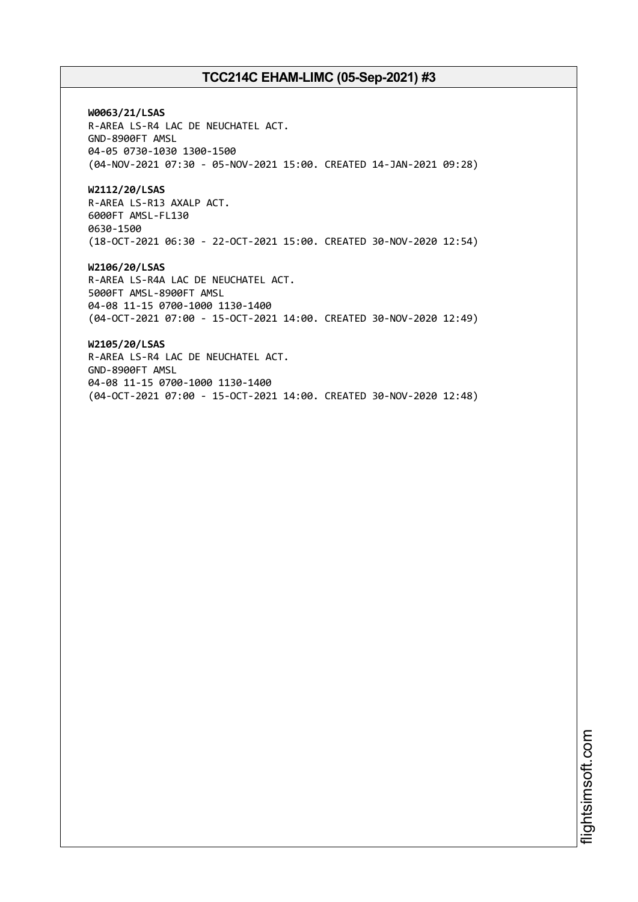**W0063/21/LSAS**
R-AREA LS-R4 LAC DE NEUCHATEL ACT.
GND-8900FT AMSL
04-05 0730-1030 1300-1500
(04-NOV-2021 07:30 - 05-NOV-2021 15:00. CREATED 14-JAN-2021 09:28)

**W2112/20/LSAS**
R-AREA LS-R13 AXALP ACT.
6000FT AMSL-FL130
0630-1500
(18-OCT-2021 06:30 - 22-OCT-2021 15:00. CREATED 30-NOV-2020 12:54)

**W2106/20/LSAS**
R-AREA LS-R4A LAC DE NEUCHATEL ACT.
5000FT AMSL-8900FT AMSL
04-08 11-15 0700-1000 1130-1400
(04-OCT-2021 07:00 - 15-OCT-2021 14:00. CREATED 30-NOV-2020 12:49)

**W2105/20/LSAS**
R-AREA LS-R4 LAC DE NEUCHATEL ACT.
GND-8900FT AMSL
04-08 11-15 0700-1000 1130-1400
(04-OCT-2021 07:00 - 15-OCT-2021 14:00. CREATED 30-NOV-2020 12:48)